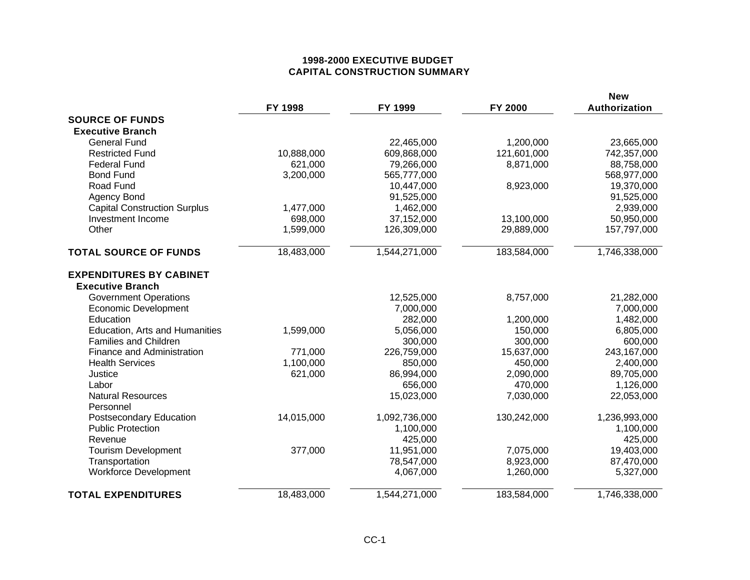# 1998-2000 EXECUTIVE BUDGET
## CAPITAL CONSTRUCTION SUMMARY

| | FY 1998 | FY 1999 | FY 2000 | New Authorization |
|---|---|---|---|---|
| **SOURCE OF FUNDS** | | | | |
| **Executive Branch** | | | | |
| General Fund | | 22,465,000 | 1,200,000 | 23,665,000 |
| Restricted Fund | 10,888,000 | 609,868,000 | 121,601,000 | 742,357,000 |
| Federal Fund | 621,000 | 79,266,000 | 8,871,000 | 88,758,000 |
| Bond Fund | 3,200,000 | 565,777,000 | | 568,977,000 |
| Road Fund | | 10,447,000 | 8,923,000 | 19,370,000 |
| Agency Bond | | 91,525,000 | | 91,525,000 |
| Capital Construction Surplus | 1,477,000 | 1,462,000 | | 2,939,000 |
| Investment Income | 698,000 | 37,152,000 | 13,100,000 | 50,950,000 |
| Other | 1,599,000 | 126,309,000 | 29,889,000 | 157,797,000 |
| **TOTAL SOURCE OF FUNDS** | 18,483,000 | 1,544,271,000 | 183,584,000 | 1,746,338,000 |
| **EXPENDITURES BY CABINET** | | | | |
| **Executive Branch** | | | | |
| Government Operations | | 12,525,000 | 8,757,000 | 21,282,000 |
| Economic Development | | 7,000,000 | | 7,000,000 |
| Education | | 282,000 | 1,200,000 | 1,482,000 |
| Education, Arts and Humanities | 1,599,000 | 5,056,000 | 150,000 | 6,805,000 |
| Families and Children | | 300,000 | 300,000 | 600,000 |
| Finance and Administration | 771,000 | 226,759,000 | 15,637,000 | 243,167,000 |
| Health Services | 1,100,000 | 850,000 | 450,000 | 2,400,000 |
| Justice | 621,000 | 86,994,000 | 2,090,000 | 89,705,000 |
| Labor | | 656,000 | 470,000 | 1,126,000 |
| Natural Resources | | 15,023,000 | 7,030,000 | 22,053,000 |
| Personnel | | | | |
| Postsecondary Education | 14,015,000 | 1,092,736,000 | 130,242,000 | 1,236,993,000 |
| Public Protection | | 1,100,000 | | 1,100,000 |
| Revenue | | 425,000 | | 425,000 |
| Tourism Development | 377,000 | 11,951,000 | 7,075,000 | 19,403,000 |
| Transportation | | 78,547,000 | 8,923,000 | 87,470,000 |
| Workforce Development | | 4,067,000 | 1,260,000 | 5,327,000 |
| **TOTAL EXPENDITURES** | 18,483,000 | 1,544,271,000 | 183,584,000 | 1,746,338,000 |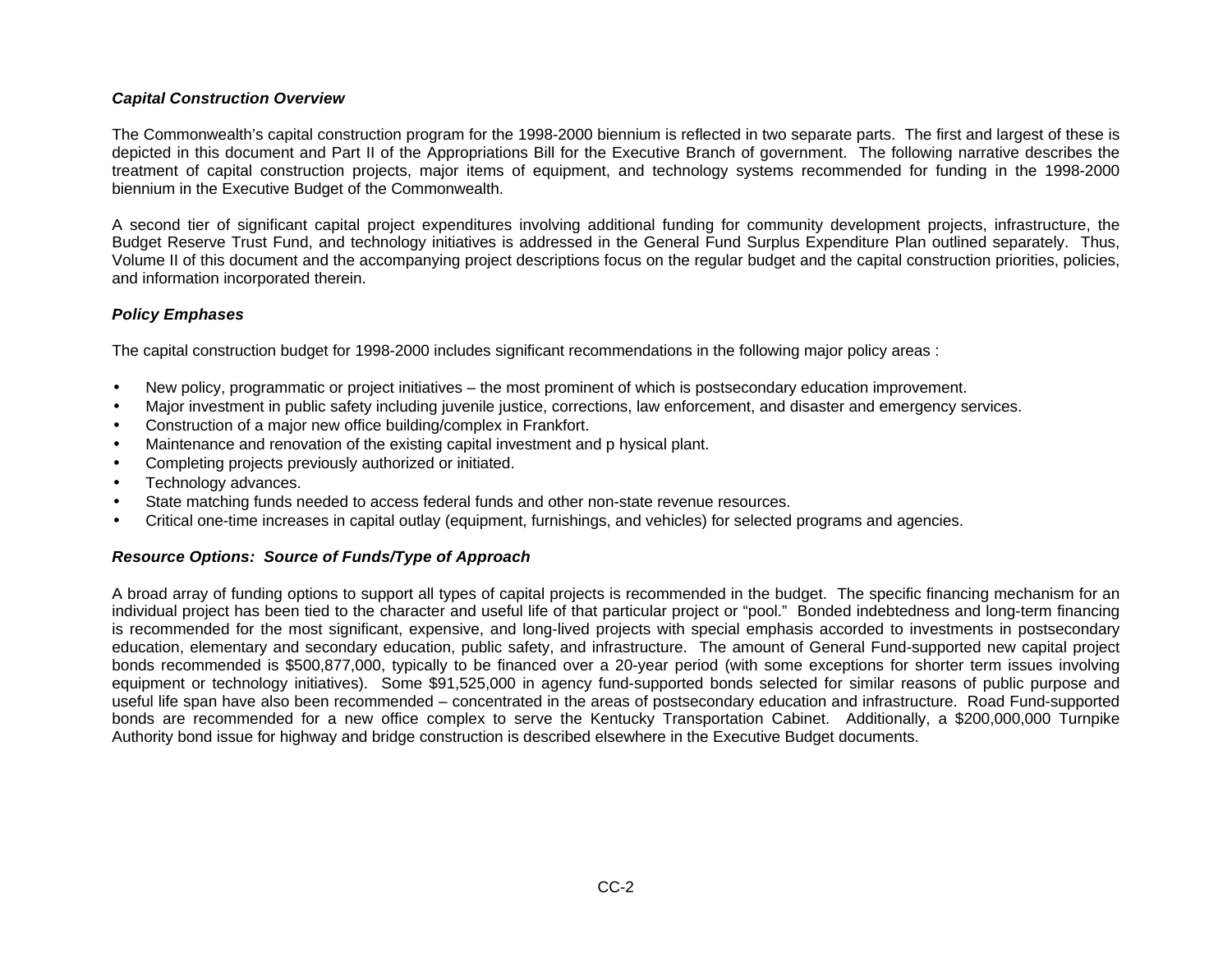### *Capital Construction Overview*

The Commonwealth's capital construction program for the 1998-2000 biennium is reflected in two separate parts. The first and largest of these is depicted in this document and Part II of the Appropriations Bill for the Executive Branch of government. The following narrative describes the treatment of capital construction projects, major items of equipment, and technology systems recommended for funding in the 1998-2000 biennium in the Executive Budget of the Commonwealth.

A second tier of significant capital project expenditures involving additional funding for community development projects, infrastructure, the Budget Reserve Trust Fund, and technology initiatives is addressed in the General Fund Surplus Expenditure Plan outlined separately. Thus, Volume II of this document and the accompanying project descriptions focus on the regular budget and the capital construction priorities, policies, and information incorporated therein.

### *Policy Emphases*

The capital construction budget for 1998-2000 includes significant recommendations in the following major policy areas :

- New policy, programmatic or project initiatives – the most prominent of which is postsecondary education improvement.
- Major investment in public safety including juvenile justice, corrections, law enforcement, and disaster and emergency services.
- Construction of a major new office building/complex in Frankfort.
- Maintenance and renovation of the existing capital investment and p hysical plant.
- Completing projects previously authorized or initiated.
- Technology advances.
- State matching funds needed to access federal funds and other non-state revenue resources.
- Critical one-time increases in capital outlay (equipment, furnishings, and vehicles) for selected programs and agencies.

### *Resource Options: Source of Funds/Type of Approach*

A broad array of funding options to support all types of capital projects is recommended in the budget. The specific financing mechanism for an individual project has been tied to the character and useful life of that particular project or "pool." Bonded indebtedness and long-term financing is recommended for the most significant, expensive, and long-lived projects with special emphasis accorded to investments in postsecondary education, elementary and secondary education, public safety, and infrastructure. The amount of General Fund-supported new capital project bonds recommended is $500,877,000, typically to be financed over a 20-year period (with some exceptions for shorter term issues involving equipment or technology initiatives). Some $91,525,000 in agency fund-supported bonds selected for similar reasons of public purpose and useful life span have also been recommended – concentrated in the areas of postsecondary education and infrastructure. Road Fund-supported bonds are recommended for a new office complex to serve the Kentucky Transportation Cabinet. Additionally, a $200,000,000 Turnpike Authority bond issue for highway and bridge construction is described elsewhere in the Executive Budget documents.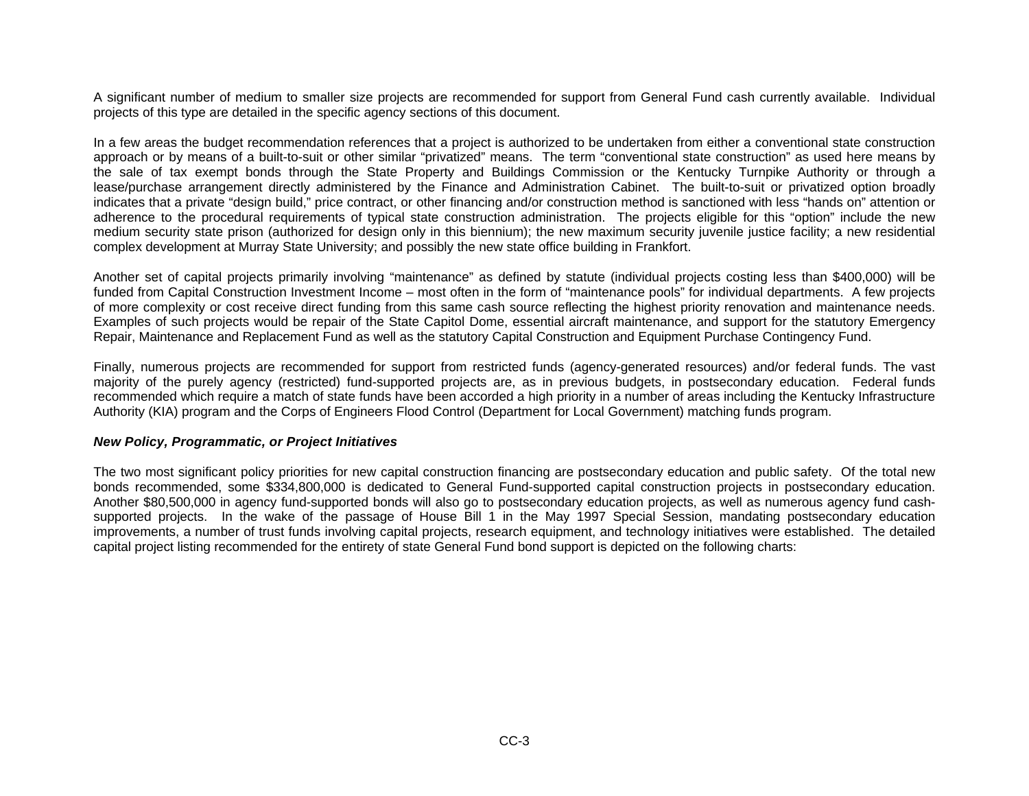A significant number of medium to smaller size projects are recommended for support from General Fund cash currently available. Individual projects of this type are detailed in the specific agency sections of this document.

In a few areas the budget recommendation references that a project is authorized to be undertaken from either a conventional state construction approach or by means of a built-to-suit or other similar "privatized" means. The term "conventional state construction" as used here means by the sale of tax exempt bonds through the State Property and Buildings Commission or the Kentucky Turnpike Authority or through a lease/purchase arrangement directly administered by the Finance and Administration Cabinet. The built-to-suit or privatized option broadly indicates that a private "design build," price contract, or other financing and/or construction method is sanctioned with less "hands on" attention or adherence to the procedural requirements of typical state construction administration. The projects eligible for this "option" include the new medium security state prison (authorized for design only in this biennium); the new maximum security juvenile justice facility; a new residential complex development at Murray State University; and possibly the new state office building in Frankfort.

Another set of capital projects primarily involving "maintenance" as defined by statute (individual projects costing less than $400,000) will be funded from Capital Construction Investment Income – most often in the form of "maintenance pools" for individual departments. A few projects of more complexity or cost receive direct funding from this same cash source reflecting the highest priority renovation and maintenance needs. Examples of such projects would be repair of the State Capitol Dome, essential aircraft maintenance, and support for the statutory Emergency Repair, Maintenance and Replacement Fund as well as the statutory Capital Construction and Equipment Purchase Contingency Fund.

Finally, numerous projects are recommended for support from restricted funds (agency-generated resources) and/or federal funds. The vast majority of the purely agency (restricted) fund-supported projects are, as in previous budgets, in postsecondary education. Federal funds recommended which require a match of state funds have been accorded a high priority in a number of areas including the Kentucky Infrastructure Authority (KIA) program and the Corps of Engineers Flood Control (Department for Local Government) matching funds program.

***New Policy, Programmatic, or Project Initiatives***

The two most significant policy priorities for new capital construction financing are postsecondary education and public safety. Of the total new bonds recommended, some $334,800,000 is dedicated to General Fund-supported capital construction projects in postsecondary education. Another $80,500,000 in agency fund-supported bonds will also go to postsecondary education projects, as well as numerous agency fund cash-supported projects. In the wake of the passage of House Bill 1 in the May 1997 Special Session, mandating postsecondary education improvements, a number of trust funds involving capital projects, research equipment, and technology initiatives were established. The detailed capital project listing recommended for the entirety of state General Fund bond support is depicted on the following charts: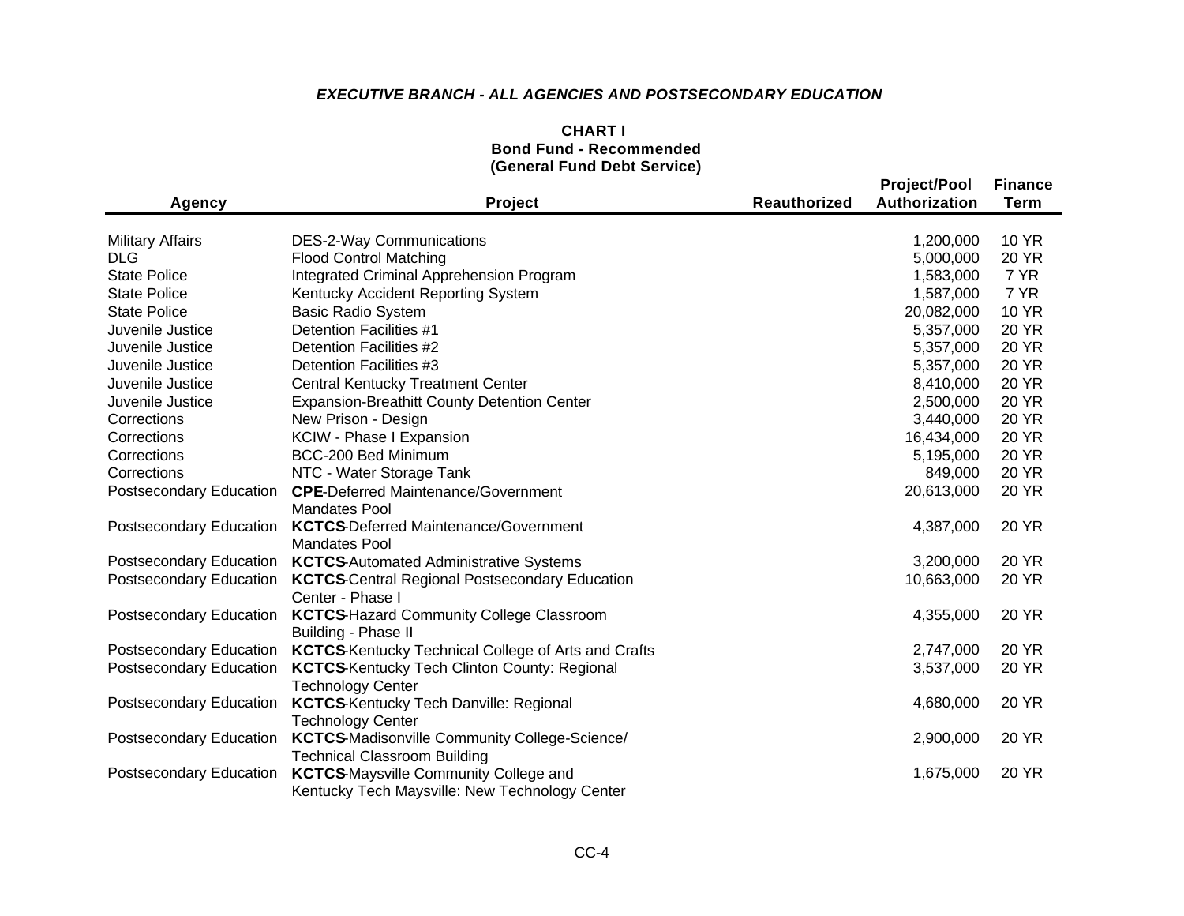### *EXECUTIVE BRANCH - ALL AGENCIES AND POSTSECONDARY EDUCATION*

**CHART I**
**Bond Fund - Recommended**
**(General Fund Debt Service)**

| Agency | Project | Reauthorized | Project/Pool Authorization | Finance Term |
|---|---|---|---|---|
| Military Affairs | DES-2-Way Communications | | 1,200,000 | 10 YR |
| DLG | Flood Control Matching | | 5,000,000 | 20 YR |
| State Police | Integrated Criminal Apprehension Program | | 1,583,000 | 7 YR |
| State Police | Kentucky Accident Reporting System | | 1,587,000 | 7 YR |
| State Police | Basic Radio System | | 20,082,000 | 10 YR |
| Juvenile Justice | Detention Facilities #1 | | 5,357,000 | 20 YR |
| Juvenile Justice | Detention Facilities #2 | | 5,357,000 | 20 YR |
| Juvenile Justice | Detention Facilities #3 | | 5,357,000 | 20 YR |
| Juvenile Justice | Central Kentucky Treatment Center | | 8,410,000 | 20 YR |
| Juvenile Justice | Expansion-Breathitt County Detention Center | | 2,500,000 | 20 YR |
| Corrections | New Prison - Design | | 3,440,000 | 20 YR |
| Corrections | KCIW - Phase I Expansion | | 16,434,000 | 20 YR |
| Corrections | BCC-200 Bed Minimum | | 5,195,000 | 20 YR |
| Corrections | NTC - Water Storage Tank | | 849,000 | 20 YR |
| Postsecondary Education | **CPE**-Deferred Maintenance/Government Mandates Pool | | 20,613,000 | 20 YR |
| Postsecondary Education | **KCTCS**-Deferred Maintenance/Government Mandates Pool | | 4,387,000 | 20 YR |
| Postsecondary Education | **KCTCS**-Automated Administrative Systems | | 3,200,000 | 20 YR |
| Postsecondary Education | **KCTCS**-Central Regional Postsecondary Education Center - Phase I | | 10,663,000 | 20 YR |
| Postsecondary Education | **KCTCS**-Hazard Community College Classroom Building - Phase II | | 4,355,000 | 20 YR |
| Postsecondary Education | **KCTCS**-Kentucky Technical College of Arts and Crafts | | 2,747,000 | 20 YR |
| Postsecondary Education | **KCTCS**-Kentucky Tech Clinton County: Regional Technology Center | | 3,537,000 | 20 YR |
| Postsecondary Education | **KCTCS**-Kentucky Tech Danville: Regional Technology Center | | 4,680,000 | 20 YR |
| Postsecondary Education | **KCTCS**-Madisonville Community College-Science/ Technical Classroom Building | | 2,900,000 | 20 YR |
| Postsecondary Education | **KCTCS**-Maysville Community College and Kentucky Tech Maysville: New Technology Center | | 1,675,000 | 20 YR |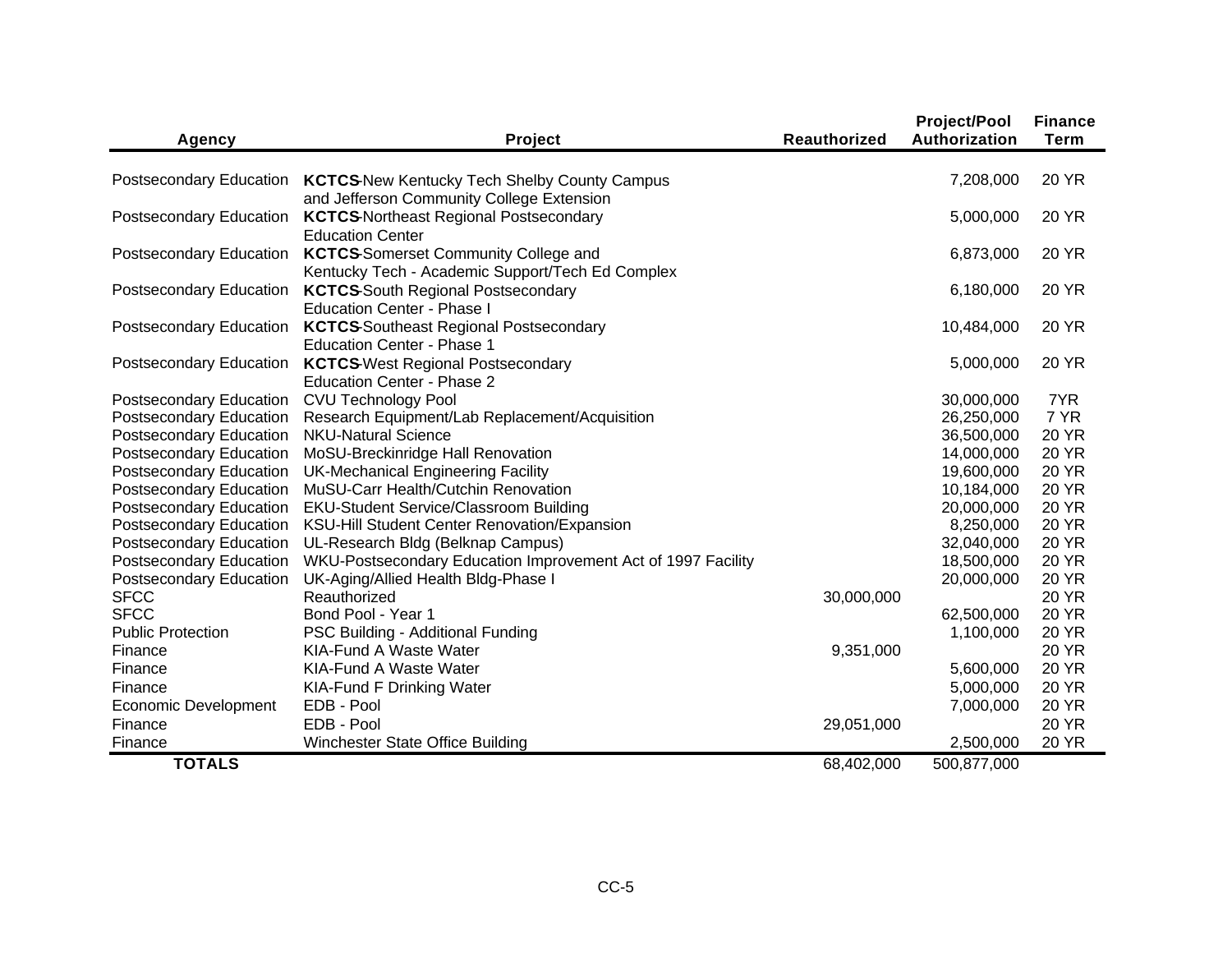| Agency | Project | Reauthorized | Project/Pool Authorization | Finance Term |
|---|---|---|---|---|
| Postsecondary Education | **KCTCS**-New Kentucky Tech Shelby County Campus and Jefferson Community College Extension | | 7,208,000 | 20 YR |
| Postsecondary Education | **KCTCS**-Northeast Regional Postsecondary Education Center | | 5,000,000 | 20 YR |
| Postsecondary Education | **KCTCS**-Somerset Community College and Kentucky Tech - Academic Support/Tech Ed Complex | | 6,873,000 | 20 YR |
| Postsecondary Education | **KCTCS**-South Regional Postsecondary Education Center - Phase I | | 6,180,000 | 20 YR |
| Postsecondary Education | **KCTCS**-Southeast Regional Postsecondary Education Center - Phase 1 | | 10,484,000 | 20 YR |
| Postsecondary Education | **KCTCS**-West Regional Postsecondary Education Center - Phase 2 | | 5,000,000 | 20 YR |
| Postsecondary Education | CVU Technology Pool | | 30,000,000 | 7YR |
| Postsecondary Education | Research Equipment/Lab Replacement/Acquisition | | 26,250,000 | 7 YR |
| Postsecondary Education | NKU-Natural Science | | 36,500,000 | 20 YR |
| Postsecondary Education | MoSU-Breckinridge Hall Renovation | | 14,000,000 | 20 YR |
| Postsecondary Education | UK-Mechanical Engineering Facility | | 19,600,000 | 20 YR |
| Postsecondary Education | MuSU-Carr Health/Cutchin Renovation | | 10,184,000 | 20 YR |
| Postsecondary Education | EKU-Student Service/Classroom Building | | 20,000,000 | 20 YR |
| Postsecondary Education | KSU-Hill Student Center Renovation/Expansion | | 8,250,000 | 20 YR |
| Postsecondary Education | UL-Research Bldg (Belknap Campus) | | 32,040,000 | 20 YR |
| Postsecondary Education | WKU-Postsecondary Education Improvement Act of 1997 Facility | | 18,500,000 | 20 YR |
| Postsecondary Education | UK-Aging/Allied Health Bldg-Phase I | | 20,000,000 | 20 YR |
| SFCC | Reauthorized | 30,000,000 | | 20 YR |
| SFCC | Bond Pool - Year 1 | | 62,500,000 | 20 YR |
| Public Protection | PSC Building - Additional Funding | | 1,100,000 | 20 YR |
| Finance | KIA-Fund A Waste Water | 9,351,000 | | 20 YR |
| Finance | KIA-Fund A Waste Water | | 5,600,000 | 20 YR |
| Finance | KIA-Fund F Drinking Water | | 5,000,000 | 20 YR |
| Economic Development | EDB - Pool | | 7,000,000 | 20 YR |
| Finance | EDB - Pool | 29,051,000 | | 20 YR |
| Finance | Winchester State Office Building | | 2,500,000 | 20 YR |
| **TOTALS** | | 68,402,000 | 500,877,000 | |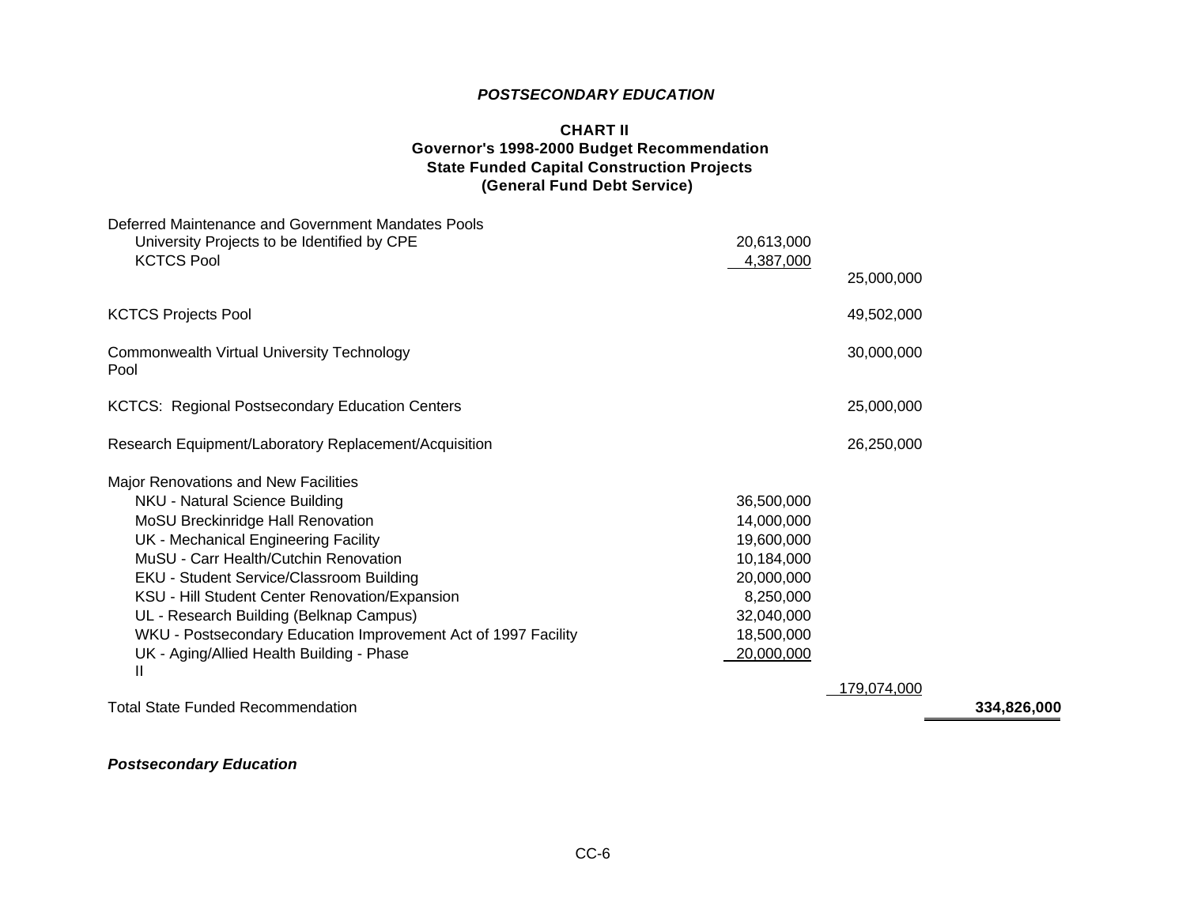***POSTSECONDARY EDUCATION***

**CHART II**
**Governor's 1998-2000 Budget Recommendation**
**State Funded Capital Construction Projects**
**(General Fund Debt Service)**

| | | | |
|---|---|---|---|
| Deferred Maintenance and Government Mandates Pools | | | |
| University Projects to be Identified by CPE | 20,613,000 | | |
| KCTCS Pool | 4,387,000 | | |
| | | 25,000,000 | |
| KCTCS Projects Pool | | 49,502,000 | |
| Commonwealth Virtual University Technology Pool | | 30,000,000 | |
| KCTCS: Regional Postsecondary Education Centers | | 25,000,000 | |
| Research Equipment/Laboratory Replacement/Acquisition | | 26,250,000 | |
| Major Renovations and New Facilities | | | |
| NKU - Natural Science Building | 36,500,000 | | |
| MoSU Breckinridge Hall Renovation | 14,000,000 | | |
| UK - Mechanical Engineering Facility | 19,600,000 | | |
| MuSU - Carr Health/Cutchin Renovation | 10,184,000 | | |
| EKU - Student Service/Classroom Building | 20,000,000 | | |
| KSU - Hill Student Center Renovation/Expansion | 8,250,000 | | |
| UL - Research Building (Belknap Campus) | 32,040,000 | | |
| WKU - Postsecondary Education Improvement Act of 1997 Facility | 18,500,000 | | |
| UK - Aging/Allied Health Building - Phase II | 20,000,000 | | |
| | | 179,074,000 | |
| Total State Funded Recommendation | | | **334,826,000** |

***Postsecondary Education***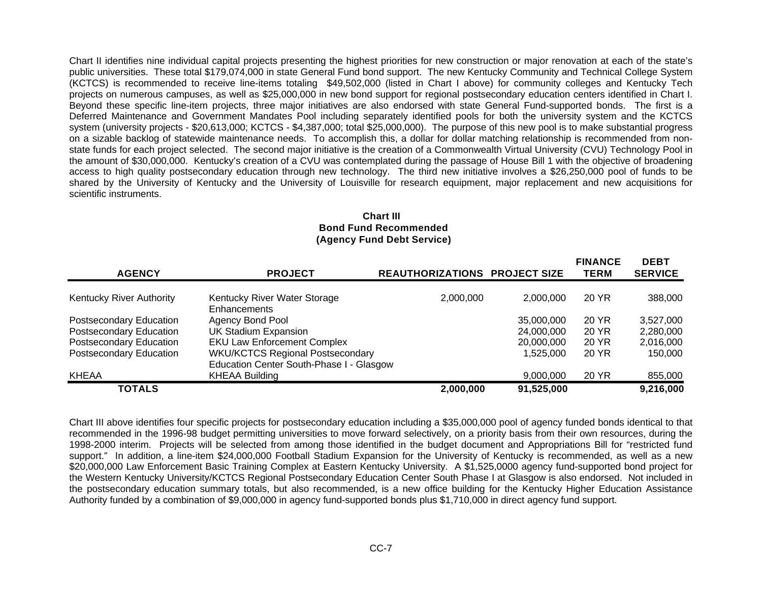Chart II identifies nine individual capital projects presenting the highest priorities for new construction or major renovation at each of the state's public universities. These total $179,074,000 in state General Fund bond support. The new Kentucky Community and Technical College System (KCTCS) is recommended to receive line-items totaling $49,502,000 (listed in Chart I above) for community colleges and Kentucky Tech projects on numerous campuses, as well as $25,000,000 in new bond support for regional postsecondary education centers identified in Chart I. Beyond these specific line-item projects, three major initiatives are also endorsed with state General Fund-supported bonds. The first is a Deferred Maintenance and Government Mandates Pool including separately identified pools for both the university system and the KCTCS system (university projects - $20,613,000; KCTCS - $4,387,000; total $25,000,000). The purpose of this new pool is to make substantial progress on a sizable backlog of statewide maintenance needs. To accomplish this, a dollar for dollar matching relationship is recommended from non-state funds for each project selected. The second major initiative is the creation of a Commonwealth Virtual University (CVU) Technology Pool in the amount of $30,000,000. Kentucky's creation of a CVU was contemplated during the passage of House Bill 1 with the objective of broadening access to high quality postsecondary education through new technology. The third new initiative involves a $26,250,000 pool of funds to be shared by the University of Kentucky and the University of Louisville for research equipment, major replacement and new acquisitions for scientific instruments.

**Chart III**
**Bond Fund Recommended**
**(Agency Fund Debt Service)**

| AGENCY | PROJECT | REAUTHORIZATIONS | PROJECT SIZE | FINANCE TERM | DEBT SERVICE |
|---|---|---|---|---|---|
| Kentucky River Authority | Kentucky River Water Storage Enhancements | 2,000,000 | 2,000,000 | 20 YR | 388,000 |
| Postsecondary Education | Agency Bond Pool | | 35,000,000 | 20 YR | 3,527,000 |
| Postsecondary Education | UK Stadium Expansion | | 24,000,000 | 20 YR | 2,280,000 |
| Postsecondary Education | EKU Law Enforcement Complex | | 20,000,000 | 20 YR | 2,016,000 |
| Postsecondary Education | WKU/KCTCS Regional Postsecondary Education Center South-Phase I - Glasgow | | 1,525,000 | 20 YR | 150,000 |
| KHEAA | KHEAA Building | | 9,000,000 | 20 YR | 855,000 |
| **TOTALS** | | **2,000,000** | **91,525,000** | | **9,216,000** |

Chart III above identifies four specific projects for postsecondary education including a $35,000,000 pool of agency funded bonds identical to that recommended in the 1996-98 budget permitting universities to move forward selectively, on a priority basis from their own resources, during the 1998-2000 interim. Projects will be selected from among those identified in the budget document and Appropriations Bill for "restricted fund support." In addition, a line-item $24,000,000 Football Stadium Expansion for the University of Kentucky is recommended, as well as a new $20,000,000 Law Enforcement Basic Training Complex at Eastern Kentucky University. A $1,525,0000 agency fund-supported bond project for the Western Kentucky University/KCTCS Regional Postsecondary Education Center South Phase I at Glasgow is also endorsed. Not included in the postsecondary education summary totals, but also recommended, is a new office building for the Kentucky Higher Education Assistance Authority funded by a combination of $9,000,000 in agency fund-supported bonds plus $1,710,000 in direct agency fund support.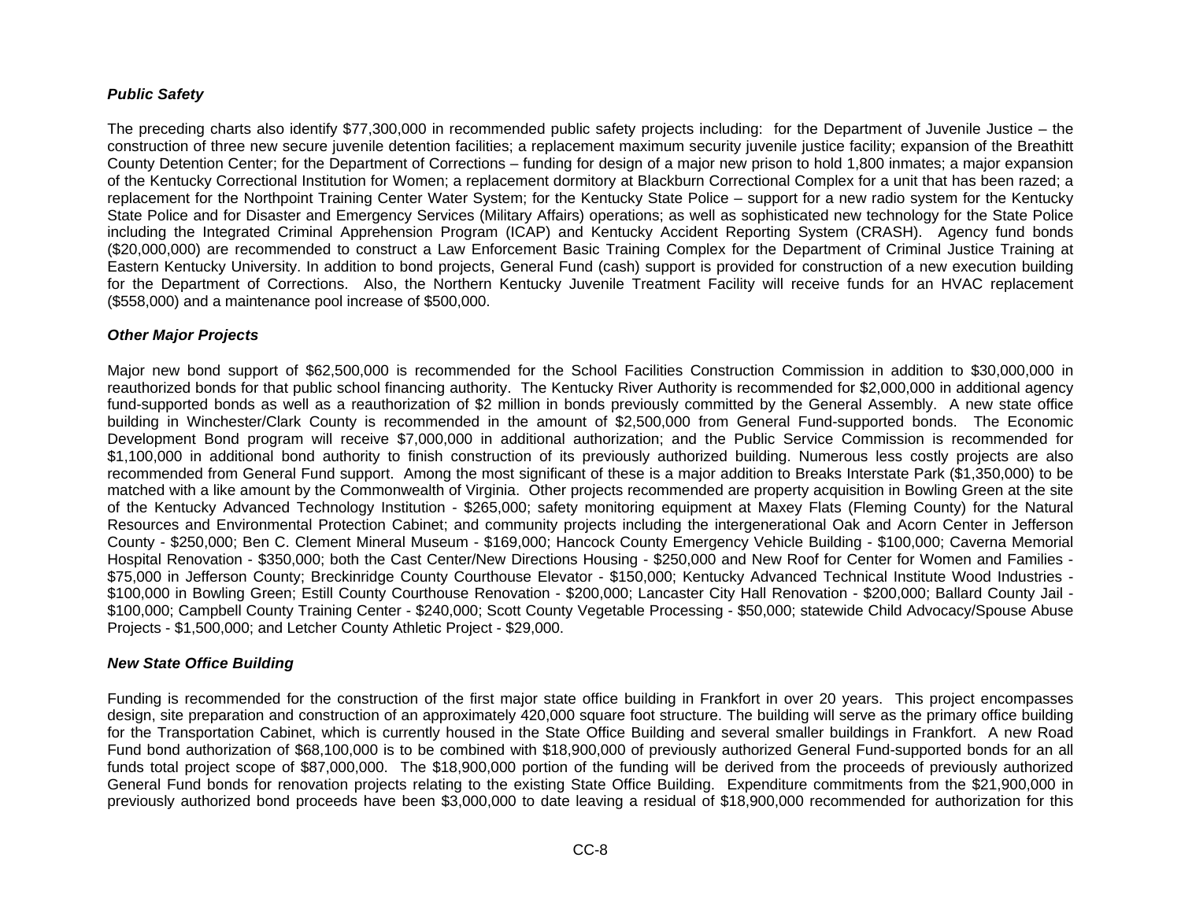***Public Safety***

The preceding charts also identify $77,300,000 in recommended public safety projects including: for the Department of Juvenile Justice – the construction of three new secure juvenile detention facilities; a replacement maximum security juvenile justice facility; expansion of the Breathitt County Detention Center; for the Department of Corrections – funding for design of a major new prison to hold 1,800 inmates; a major expansion of the Kentucky Correctional Institution for Women; a replacement dormitory at Blackburn Correctional Complex for a unit that has been razed; a replacement for the Northpoint Training Center Water System; for the Kentucky State Police – support for a new radio system for the Kentucky State Police and for Disaster and Emergency Services (Military Affairs) operations; as well as sophisticated new technology for the State Police including the Integrated Criminal Apprehension Program (ICAP) and Kentucky Accident Reporting System (CRASH). Agency fund bonds ($20,000,000) are recommended to construct a Law Enforcement Basic Training Complex for the Department of Criminal Justice Training at Eastern Kentucky University. In addition to bond projects, General Fund (cash) support is provided for construction of a new execution building for the Department of Corrections. Also, the Northern Kentucky Juvenile Treatment Facility will receive funds for an HVAC replacement ($558,000) and a maintenance pool increase of $500,000.

***Other Major Projects***

Major new bond support of $62,500,000 is recommended for the School Facilities Construction Commission in addition to $30,000,000 in reauthorized bonds for that public school financing authority. The Kentucky River Authority is recommended for $2,000,000 in additional agency fund-supported bonds as well as a reauthorization of $2 million in bonds previously committed by the General Assembly. A new state office building in Winchester/Clark County is recommended in the amount of $2,500,000 from General Fund-supported bonds. The Economic Development Bond program will receive $7,000,000 in additional authorization; and the Public Service Commission is recommended for $1,100,000 in additional bond authority to finish construction of its previously authorized building. Numerous less costly projects are also recommended from General Fund support. Among the most significant of these is a major addition to Breaks Interstate Park ($1,350,000) to be matched with a like amount by the Commonwealth of Virginia. Other projects recommended are property acquisition in Bowling Green at the site of the Kentucky Advanced Technology Institution - $265,000; safety monitoring equipment at Maxey Flats (Fleming County) for the Natural Resources and Environmental Protection Cabinet; and community projects including the intergenerational Oak and Acorn Center in Jefferson County - $250,000; Ben C. Clement Mineral Museum - $169,000; Hancock County Emergency Vehicle Building - $100,000; Caverna Memorial Hospital Renovation - $350,000; both the Cast Center/New Directions Housing - $250,000 and New Roof for Center for Women and Families - $75,000 in Jefferson County; Breckinridge County Courthouse Elevator - $150,000; Kentucky Advanced Technical Institute Wood Industries - $100,000 in Bowling Green; Estill County Courthouse Renovation - $200,000; Lancaster City Hall Renovation - $200,000; Ballard County Jail - $100,000; Campbell County Training Center - $240,000; Scott County Vegetable Processing - $50,000; statewide Child Advocacy/Spouse Abuse Projects - $1,500,000; and Letcher County Athletic Project - $29,000.

***New State Office Building***

Funding is recommended for the construction of the first major state office building in Frankfort in over 20 years. This project encompasses design, site preparation and construction of an approximately 420,000 square foot structure. The building will serve as the primary office building for the Transportation Cabinet, which is currently housed in the State Office Building and several smaller buildings in Frankfort. A new Road Fund bond authorization of $68,100,000 is to be combined with $18,900,000 of previously authorized General Fund-supported bonds for an all funds total project scope of $87,000,000. The $18,900,000 portion of the funding will be derived from the proceeds of previously authorized General Fund bonds for renovation projects relating to the existing State Office Building. Expenditure commitments from the $21,900,000 in previously authorized bond proceeds have been $3,000,000 to date leaving a residual of $18,900,000 recommended for authorization for this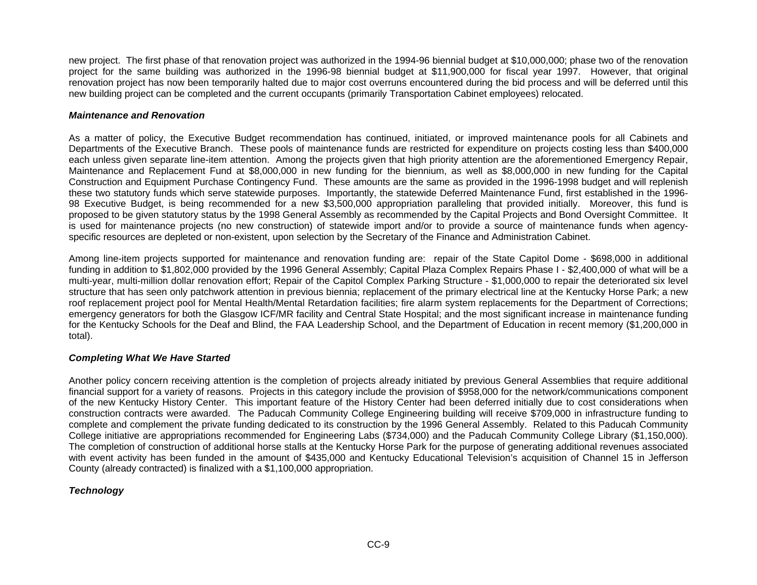new project. The first phase of that renovation project was authorized in the 1994-96 biennial budget at $10,000,000; phase two of the renovation project for the same building was authorized in the 1996-98 biennial budget at $11,900,000 for fiscal year 1997. However, that original renovation project has now been temporarily halted due to major cost overruns encountered during the bid process and will be deferred until this new building project can be completed and the current occupants (primarily Transportation Cabinet employees) relocated.

***Maintenance and Renovation***

As a matter of policy, the Executive Budget recommendation has continued, initiated, or improved maintenance pools for all Cabinets and Departments of the Executive Branch. These pools of maintenance funds are restricted for expenditure on projects costing less than $400,000 each unless given separate line-item attention. Among the projects given that high priority attention are the aforementioned Emergency Repair, Maintenance and Replacement Fund at $8,000,000 in new funding for the biennium, as well as $8,000,000 in new funding for the Capital Construction and Equipment Purchase Contingency Fund. These amounts are the same as provided in the 1996-1998 budget and will replenish these two statutory funds which serve statewide purposes. Importantly, the statewide Deferred Maintenance Fund, first established in the 1996-98 Executive Budget, is being recommended for a new $3,500,000 appropriation paralleling that provided initially. Moreover, this fund is proposed to be given statutory status by the 1998 General Assembly as recommended by the Capital Projects and Bond Oversight Committee. It is used for maintenance projects (no new construction) of statewide import and/or to provide a source of maintenance funds when agency-specific resources are depleted or non-existent, upon selection by the Secretary of the Finance and Administration Cabinet.

Among line-item projects supported for maintenance and renovation funding are: repair of the State Capitol Dome - $698,000 in additional funding in addition to $1,802,000 provided by the 1996 General Assembly; Capital Plaza Complex Repairs Phase I - $2,400,000 of what will be a multi-year, multi-million dollar renovation effort; Repair of the Capitol Complex Parking Structure - $1,000,000 to repair the deteriorated six level structure that has seen only patchwork attention in previous biennia; replacement of the primary electrical line at the Kentucky Horse Park; a new roof replacement project pool for Mental Health/Mental Retardation facilities; fire alarm system replacements for the Department of Corrections; emergency generators for both the Glasgow ICF/MR facility and Central State Hospital; and the most significant increase in maintenance funding for the Kentucky Schools for the Deaf and Blind, the FAA Leadership School, and the Department of Education in recent memory ($1,200,000 in total).

***Completing What We Have Started***

Another policy concern receiving attention is the completion of projects already initiated by previous General Assemblies that require additional financial support for a variety of reasons. Projects in this category include the provision of $958,000 for the network/communications component of the new Kentucky History Center. This important feature of the History Center had been deferred initially due to cost considerations when construction contracts were awarded. The Paducah Community College Engineering building will receive $709,000 in infrastructure funding to complete and complement the private funding dedicated to its construction by the 1996 General Assembly. Related to this Paducah Community College initiative are appropriations recommended for Engineering Labs ($734,000) and the Paducah Community College Library ($1,150,000). The completion of construction of additional horse stalls at the Kentucky Horse Park for the purpose of generating additional revenues associated with event activity has been funded in the amount of $435,000 and Kentucky Educational Television's acquisition of Channel 15 in Jefferson County (already contracted) is finalized with a $1,100,000 appropriation.

***Technology***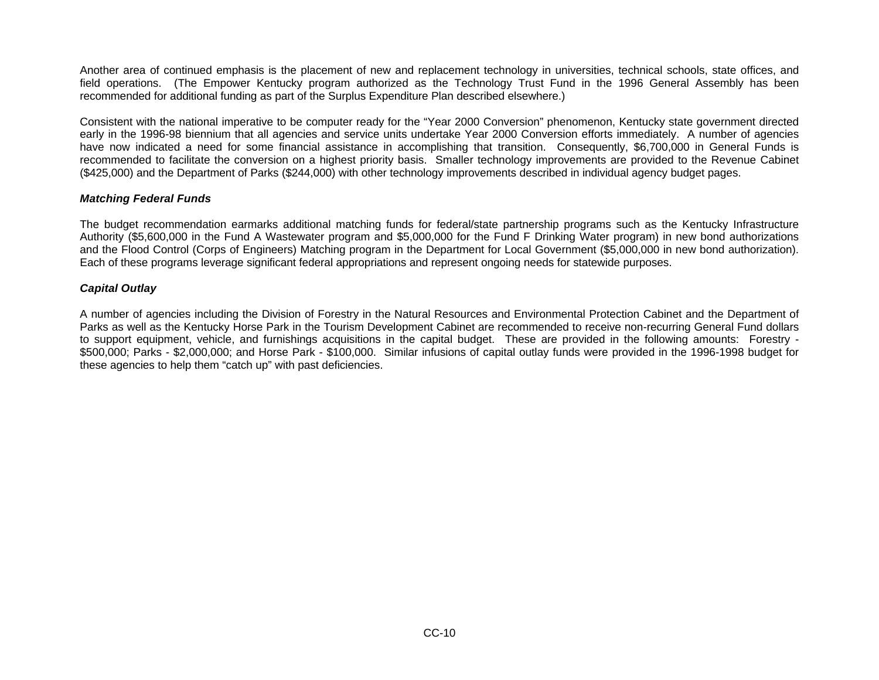Another area of continued emphasis is the placement of new and replacement technology in universities, technical schools, state offices, and field operations. (The Empower Kentucky program authorized as the Technology Trust Fund in the 1996 General Assembly has been recommended for additional funding as part of the Surplus Expenditure Plan described elsewhere.)

Consistent with the national imperative to be computer ready for the "Year 2000 Conversion" phenomenon, Kentucky state government directed early in the 1996-98 biennium that all agencies and service units undertake Year 2000 Conversion efforts immediately. A number of agencies have now indicated a need for some financial assistance in accomplishing that transition. Consequently, $6,700,000 in General Funds is recommended to facilitate the conversion on a highest priority basis. Smaller technology improvements are provided to the Revenue Cabinet ($425,000) and the Department of Parks ($244,000) with other technology improvements described in individual agency budget pages.

***Matching Federal Funds***

The budget recommendation earmarks additional matching funds for federal/state partnership programs such as the Kentucky Infrastructure Authority ($5,600,000 in the Fund A Wastewater program and $5,000,000 for the Fund F Drinking Water program) in new bond authorizations and the Flood Control (Corps of Engineers) Matching program in the Department for Local Government ($5,000,000 in new bond authorization). Each of these programs leverage significant federal appropriations and represent ongoing needs for statewide purposes.

***Capital Outlay***

A number of agencies including the Division of Forestry in the Natural Resources and Environmental Protection Cabinet and the Department of Parks as well as the Kentucky Horse Park in the Tourism Development Cabinet are recommended to receive non-recurring General Fund dollars to support equipment, vehicle, and furnishings acquisitions in the capital budget. These are provided in the following amounts: Forestry - $500,000; Parks - $2,000,000; and Horse Park - $100,000. Similar infusions of capital outlay funds were provided in the 1996-1998 budget for these agencies to help them "catch up" with past deficiencies.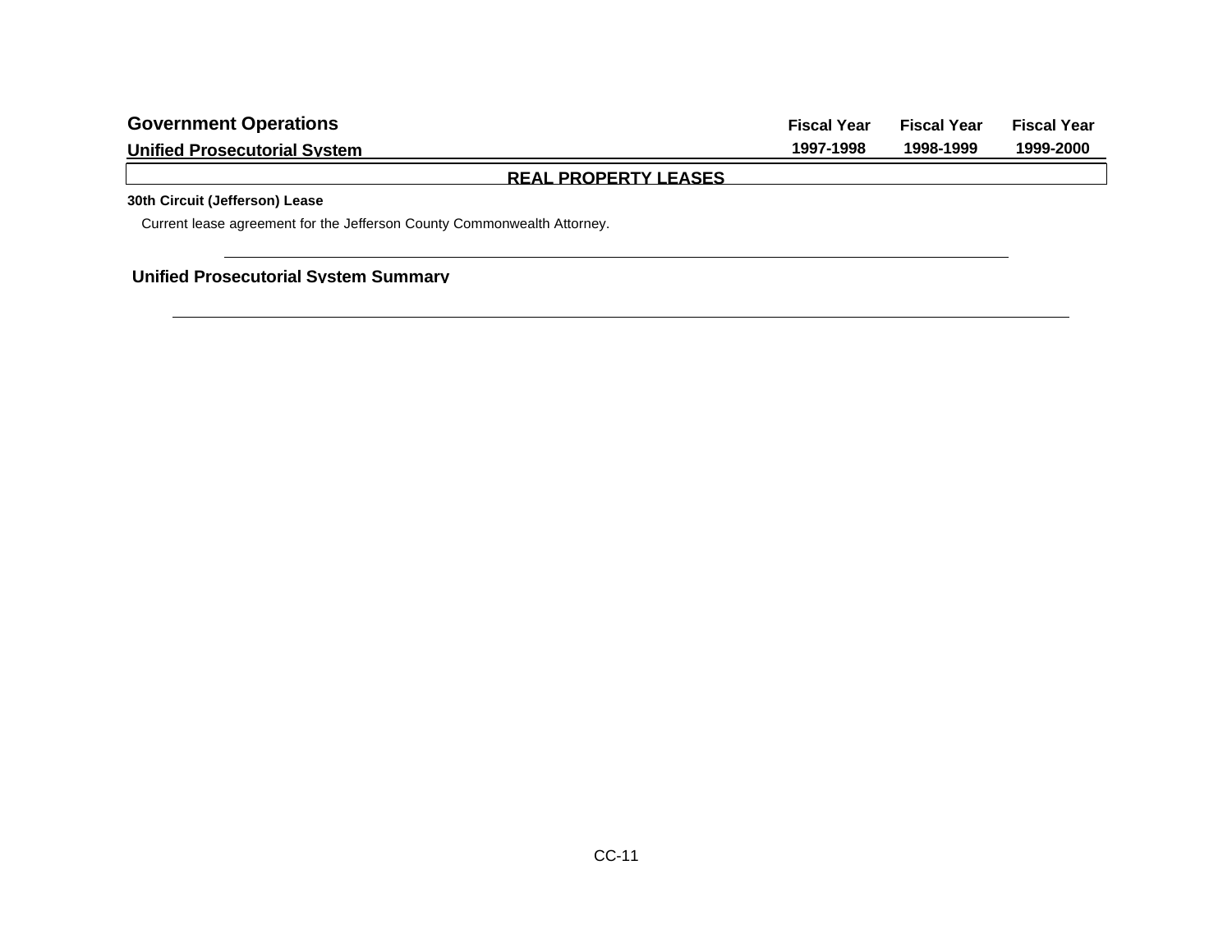## Government Operations

### Unified Prosecutorial System

| | Fiscal Year 1997-1998 | Fiscal Year 1998-1999 | Fiscal Year 1999-2000 |
|---|---|---|---|

### REAL PROPERTY LEASES

**30th Circuit (Jefferson) Lease**

Current lease agreement for the Jefferson County Commonwealth Attorney.

---

**Unified Prosecutorial System Summary**

---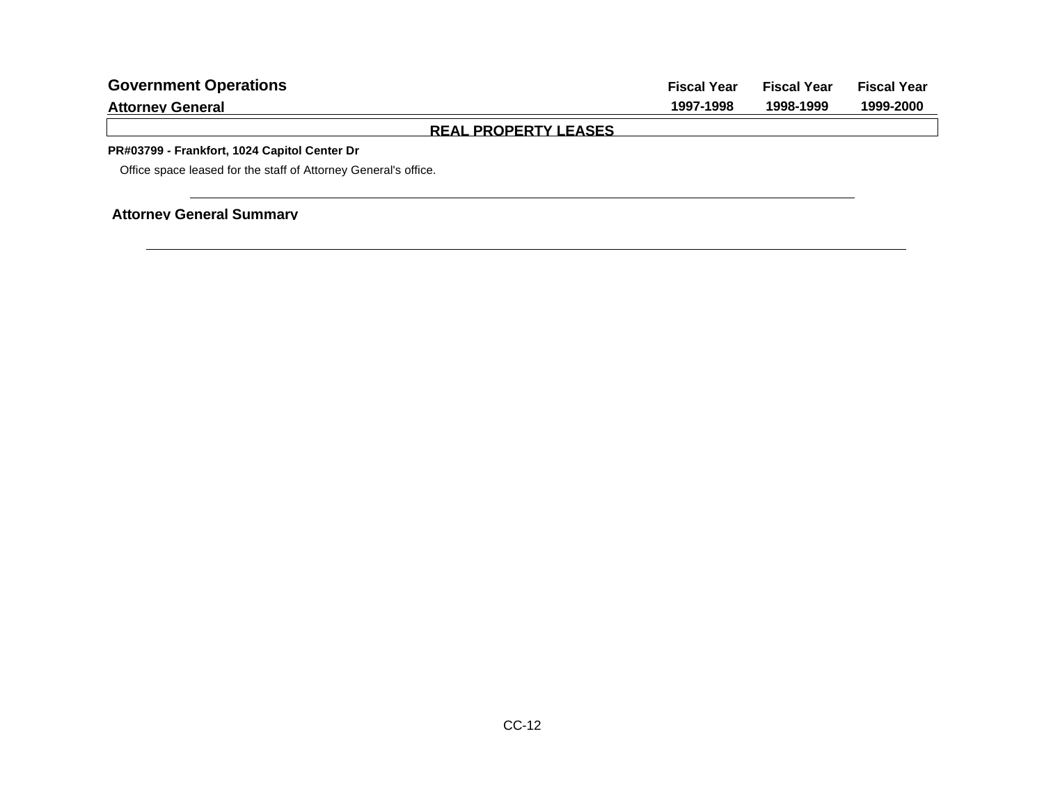## Government Operations

### Attorney General

| | Fiscal Year 1997-1998 | Fiscal Year 1998-1999 | Fiscal Year 1999-2000 |
|---|---|---|---|

**REAL PROPERTY LEASES**

**PR#03799 - Frankfort, 1024 Capitol Center Dr**

Office space leased for the staff of Attorney General's office.

**Attorney General Summary**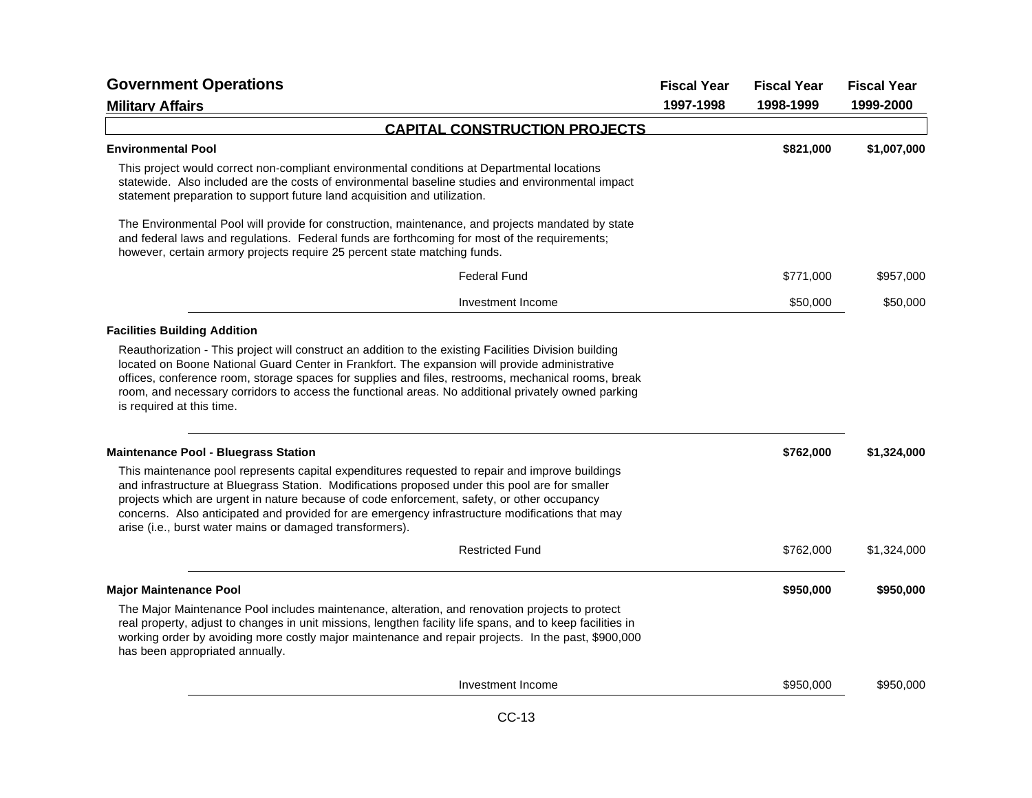# Government Operations

## Military Affairs

| | Fiscal Year 1997-1998 | Fiscal Year 1998-1999 | Fiscal Year 1999-2000 |
|---|---|---|---|

### CAPITAL CONSTRUCTION PROJECTS

**Environmental Pool** — **$821,000** (1998-1999) — **$1,007,000** (1999-2000)

This project would correct non-compliant environmental conditions at Departmental locations statewide. Also included are the costs of environmental baseline studies and environmental impact statement preparation to support future land acquisition and utilization.

The Environmental Pool will provide for construction, maintenance, and projects mandated by state and federal laws and regulations. Federal funds are forthcoming for most of the requirements; however, certain armory projects require 25 percent state matching funds.

| | Fiscal Year 1997-1998 | Fiscal Year 1998-1999 | Fiscal Year 1999-2000 |
|---|---|---|---|
| Federal Fund | | $771,000 | $957,000 |
| Investment Income | | $50,000 | $50,000 |

**Facilities Building Addition**

Reauthorization - This project will construct an addition to the existing Facilities Division building located on Boone National Guard Center in Frankfort. The expansion will provide administrative offices, conference room, storage spaces for supplies and files, restrooms, mechanical rooms, break room, and necessary corridors to access the functional areas. No additional privately owned parking is required at this time.

**Maintenance Pool - Bluegrass Station** — **$762,000** (1998-1999) — **$1,324,000** (1999-2000)

This maintenance pool represents capital expenditures requested to repair and improve buildings and infrastructure at Bluegrass Station. Modifications proposed under this pool are for smaller projects which are urgent in nature because of code enforcement, safety, or other occupancy concerns. Also anticipated and provided for are emergency infrastructure modifications that may arise (i.e., burst water mains or damaged transformers).

| | Fiscal Year 1997-1998 | Fiscal Year 1998-1999 | Fiscal Year 1999-2000 |
|---|---|---|---|
| Restricted Fund | | $762,000 | $1,324,000 |

**Major Maintenance Pool** — **$950,000** (1998-1999) — **$950,000** (1999-2000)

The Major Maintenance Pool includes maintenance, alteration, and renovation projects to protect real property, adjust to changes in unit missions, lengthen facility life spans, and to keep facilities in working order by avoiding more costly major maintenance and repair projects. In the past, $900,000 has been appropriated annually.

| | Fiscal Year 1997-1998 | Fiscal Year 1998-1999 | Fiscal Year 1999-2000 |
|---|---|---|---|
| Investment Income | | $950,000 | $950,000 |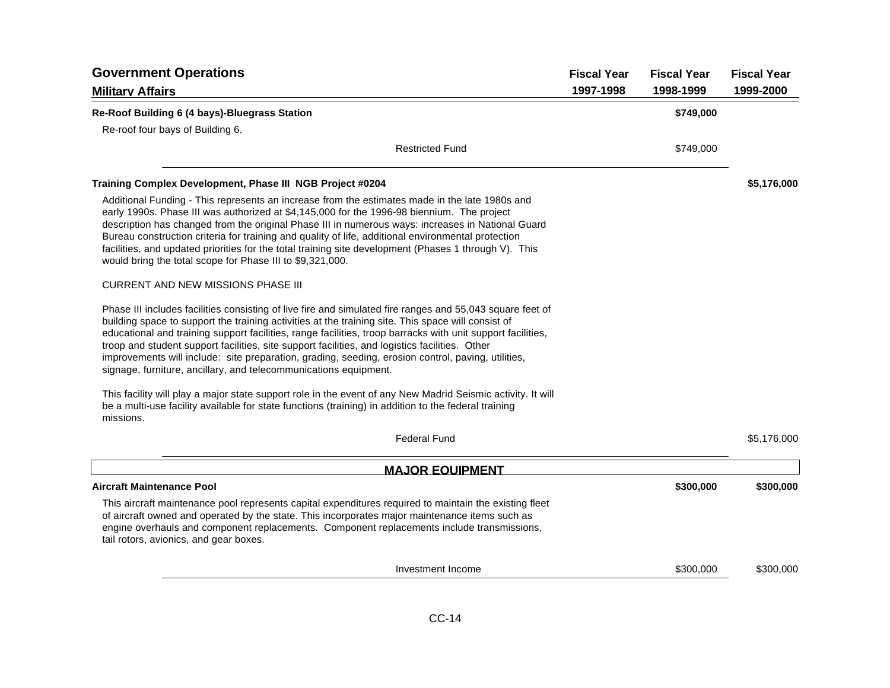## Government Operations

### Military Affairs

| | Fiscal Year 1997-1998 | Fiscal Year 1998-1999 | Fiscal Year 1999-2000 |
|---|---|---|---|
| **Re-Roof Building 6 (4 bays)-Bluegrass Station** | | **$749,000** | |

Re-roof four bays of Building 6.

| | Fiscal Year 1997-1998 | Fiscal Year 1998-1999 | Fiscal Year 1999-2000 |
|---|---|---|---|
| Restricted Fund | | $749,000 | |

| | Fiscal Year 1997-1998 | Fiscal Year 1998-1999 | Fiscal Year 1999-2000 |
|---|---|---|---|
| **Training Complex Development, Phase III NGB Project #0204** | | | **$5,176,000** |

Additional Funding - This represents an increase from the estimates made in the late 1980s and early 1990s. Phase III was authorized at $4,145,000 for the 1996-98 biennium. The project description has changed from the original Phase III in numerous ways: increases in National Guard Bureau construction criteria for training and quality of life, additional environmental protection facilities, and updated priorities for the total training site development (Phases 1 through V). This would bring the total scope for Phase III to $9,321,000.

CURRENT AND NEW MISSIONS PHASE III

Phase III includes facilities consisting of live fire and simulated fire ranges and 55,043 square feet of building space to support the training activities at the training site. This space will consist of educational and training support facilities, range facilities, troop barracks with unit support facilities, troop and student support facilities, site support facilities, and logistics facilities. Other improvements will include: site preparation, grading, seeding, erosion control, paving, utilities, signage, furniture, ancillary, and telecommunications equipment.

This facility will play a major state support role in the event of any New Madrid Seismic activity. It will be a multi-use facility available for state functions (training) in addition to the federal training missions.

| | Fiscal Year 1997-1998 | Fiscal Year 1998-1999 | Fiscal Year 1999-2000 |
|---|---|---|---|
| Federal Fund | | | $5,176,000 |

## MAJOR EQUIPMENT

| | Fiscal Year 1997-1998 | Fiscal Year 1998-1999 | Fiscal Year 1999-2000 |
|---|---|---|---|
| **Aircraft Maintenance Pool** | | **$300,000** | **$300,000** |

This aircraft maintenance pool represents capital expenditures required to maintain the existing fleet of aircraft owned and operated by the state. This incorporates major maintenance items such as engine overhauls and component replacements. Component replacements include transmissions, tail rotors, avionics, and gear boxes.

| | Fiscal Year 1997-1998 | Fiscal Year 1998-1999 | Fiscal Year 1999-2000 |
|---|---|---|---|
| Investment Income | | $300,000 | $300,000 |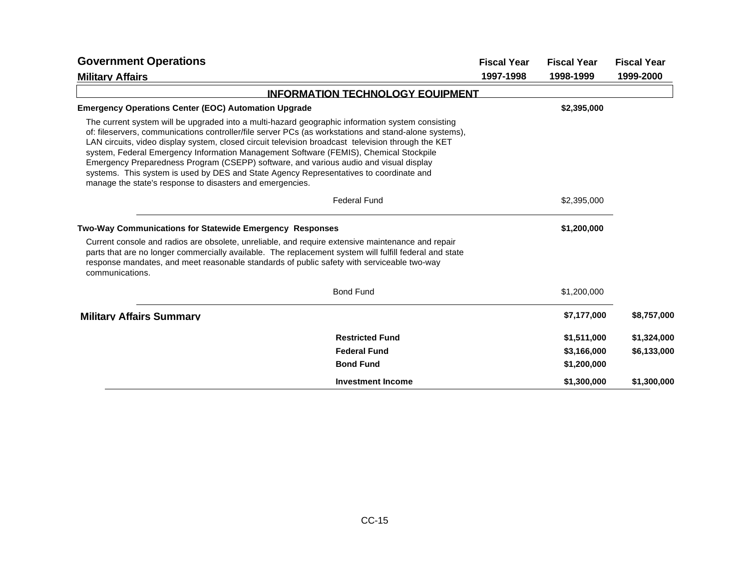# Government Operations

## Military Affairs

| | Fiscal Year 1997-1998 | Fiscal Year 1998-1999 | Fiscal Year 1999-2000 |
|---|---|---|---|

### INFORMATION TECHNOLOGY EQUIPMENT

| | Fiscal Year 1997-1998 | Fiscal Year 1998-1999 | Fiscal Year 1999-2000 |
|---|---|---|---|
| **Emergency Operations Center (EOC) Automation Upgrade** | | **$2,395,000** | |

The current system will be upgraded into a multi-hazard geographic information system consisting of: fileservers, communications controller/file server PCs (as workstations and stand-alone systems), LAN circuits, video display system, closed circuit television broadcast television through the KET system, Federal Emergency Information Management Software (FEMIS), Chemical Stockpile Emergency Preparedness Program (CSEPP) software, and various audio and visual display systems. This system is used by DES and State Agency Representatives to coordinate and manage the state's response to disasters and emergencies.

| | Fiscal Year 1997-1998 | Fiscal Year 1998-1999 | Fiscal Year 1999-2000 |
|---|---|---|---|
| Federal Fund | | $2,395,000 | |

| | Fiscal Year 1997-1998 | Fiscal Year 1998-1999 | Fiscal Year 1999-2000 |
|---|---|---|---|
| **Two-Way Communications for Statewide Emergency Responses** | | **$1,200,000** | |

Current console and radios are obsolete, unreliable, and require extensive maintenance and repair parts that are no longer commercially available. The replacement system will fulfill federal and state response mandates, and meet reasonable standards of public safety with serviceable two-way communications.

| | Fiscal Year 1997-1998 | Fiscal Year 1998-1999 | Fiscal Year 1999-2000 |
|---|---|---|---|
| Bond Fund | | $1,200,000 | |

## Military Affairs Summary

| | Fiscal Year 1997-1998 | Fiscal Year 1998-1999 | Fiscal Year 1999-2000 |
|---|---|---|---|
| **Military Affairs Summary** | | **$7,177,000** | **$8,757,000** |
| **Restricted Fund** | | **$1,511,000** | **$1,324,000** |
| **Federal Fund** | | **$3,166,000** | **$6,133,000** |
| **Bond Fund** | | **$1,200,000** | |
| **Investment Income** | | **$1,300,000** | **$1,300,000** |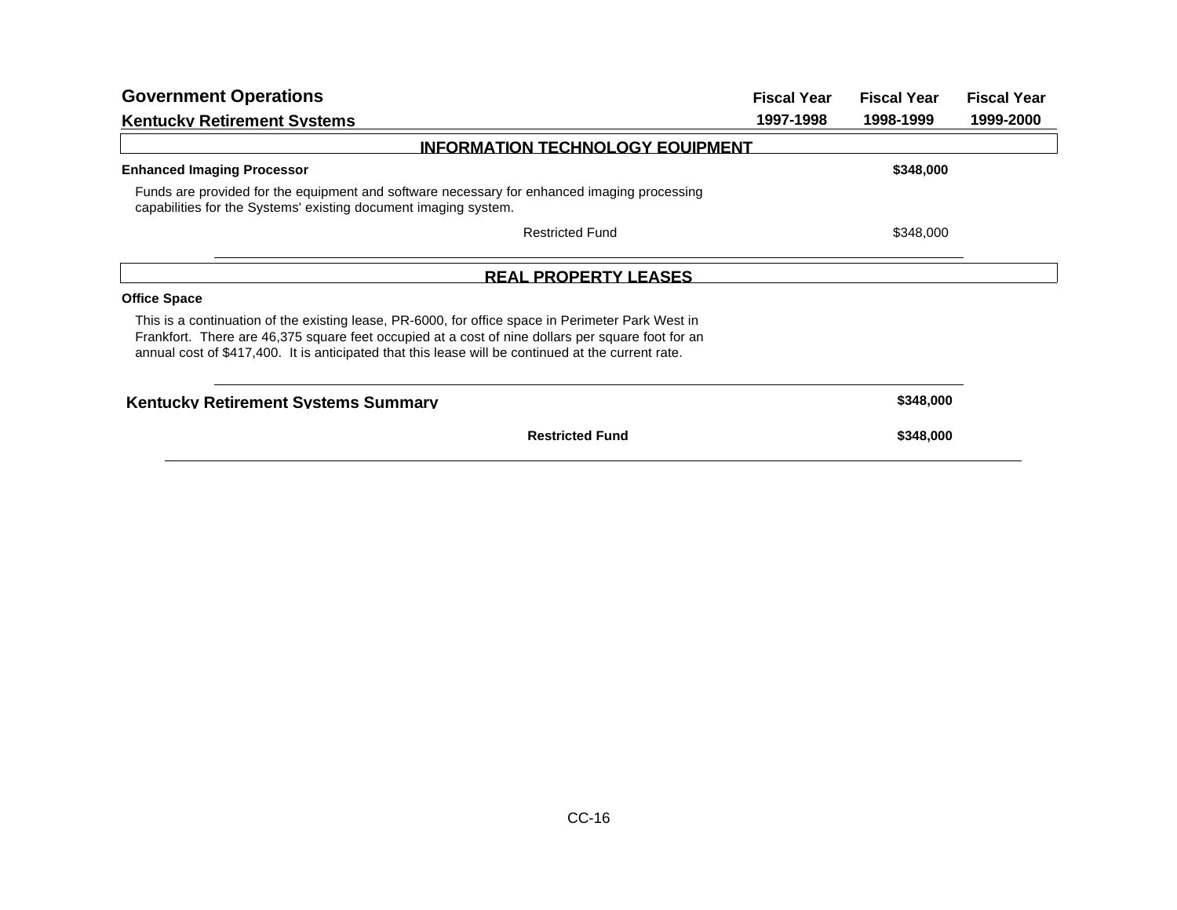## Government Operations

### Kentucky Retirement Systems

| | Fiscal Year 1997-1998 | Fiscal Year 1998-1999 | Fiscal Year 1999-2000 |
|---|---|---|---|

#### INFORMATION TECHNOLOGY EQUIPMENT

**Enhanced Imaging Processor**

Funds are provided for the equipment and software necessary for enhanced imaging processing capabilities for the Systems' existing document imaging system.

| | Fiscal Year 1997-1998 | Fiscal Year 1998-1999 | Fiscal Year 1999-2000 |
|---|---|---|---|
| **Enhanced Imaging Processor** | | **$348,000** | |
| Restricted Fund | | $348,000 | |

#### REAL PROPERTY LEASES

**Office Space**

This is a continuation of the existing lease, PR-6000, for office space in Perimeter Park West in Frankfort. There are 46,375 square feet occupied at a cost of nine dollars per square foot for an annual cost of $417,400. It is anticipated that this lease will be continued at the current rate.

| | Fiscal Year 1997-1998 | Fiscal Year 1998-1999 | Fiscal Year 1999-2000 |
|---|---|---|---|
| **Kentucky Retirement Systems Summary** | | **$348,000** | |
| **Restricted Fund** | | **$348,000** | |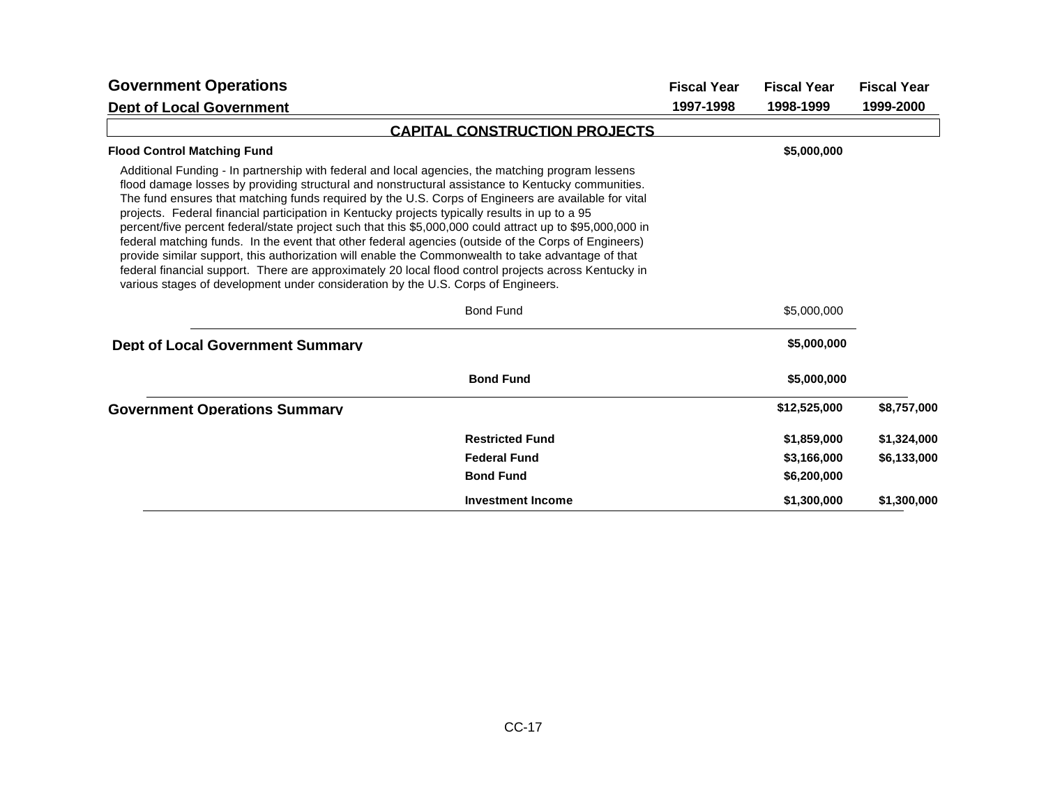## Government Operations

### Dept of Local Government

| | Fiscal Year 1997-1998 | Fiscal Year 1998-1999 | Fiscal Year 1999-2000 |
|---|---|---|---|

### CAPITAL CONSTRUCTION PROJECTS

| | Fiscal Year 1997-1998 | Fiscal Year 1998-1999 | Fiscal Year 1999-2000 |
|---|---|---|---|
| **Flood Control Matching Fund** | | **$5,000,000** | |

Additional Funding - In partnership with federal and local agencies, the matching program lessens flood damage losses by providing structural and nonstructural assistance to Kentucky communities. The fund ensures that matching funds required by the U.S. Corps of Engineers are available for vital projects. Federal financial participation in Kentucky projects typically results in up to a 95 percent/five percent federal/state project such that this $5,000,000 could attract up to $95,000,000 in federal matching funds. In the event that other federal agencies (outside of the Corps of Engineers) provide similar support, this authorization will enable the Commonwealth to take advantage of that federal financial support. There are approximately 20 local flood control projects across Kentucky in various stages of development under consideration by the U.S. Corps of Engineers.

| | Fiscal Year 1997-1998 | Fiscal Year 1998-1999 | Fiscal Year 1999-2000 |
|---|---|---|---|
| Bond Fund | | $5,000,000 | |
| **Dept of Local Government Summary** | | **$5,000,000** | |
| **Bond Fund** | | **$5,000,000** | |
| **Government Operations Summary** | | **$12,525,000** | **$8,757,000** |
| **Restricted Fund** | | **$1,859,000** | **$1,324,000** |
| **Federal Fund** | | **$3,166,000** | **$6,133,000** |
| **Bond Fund** | | **$6,200,000** | |
| **Investment Income** | | **$1,300,000** | **$1,300,000** |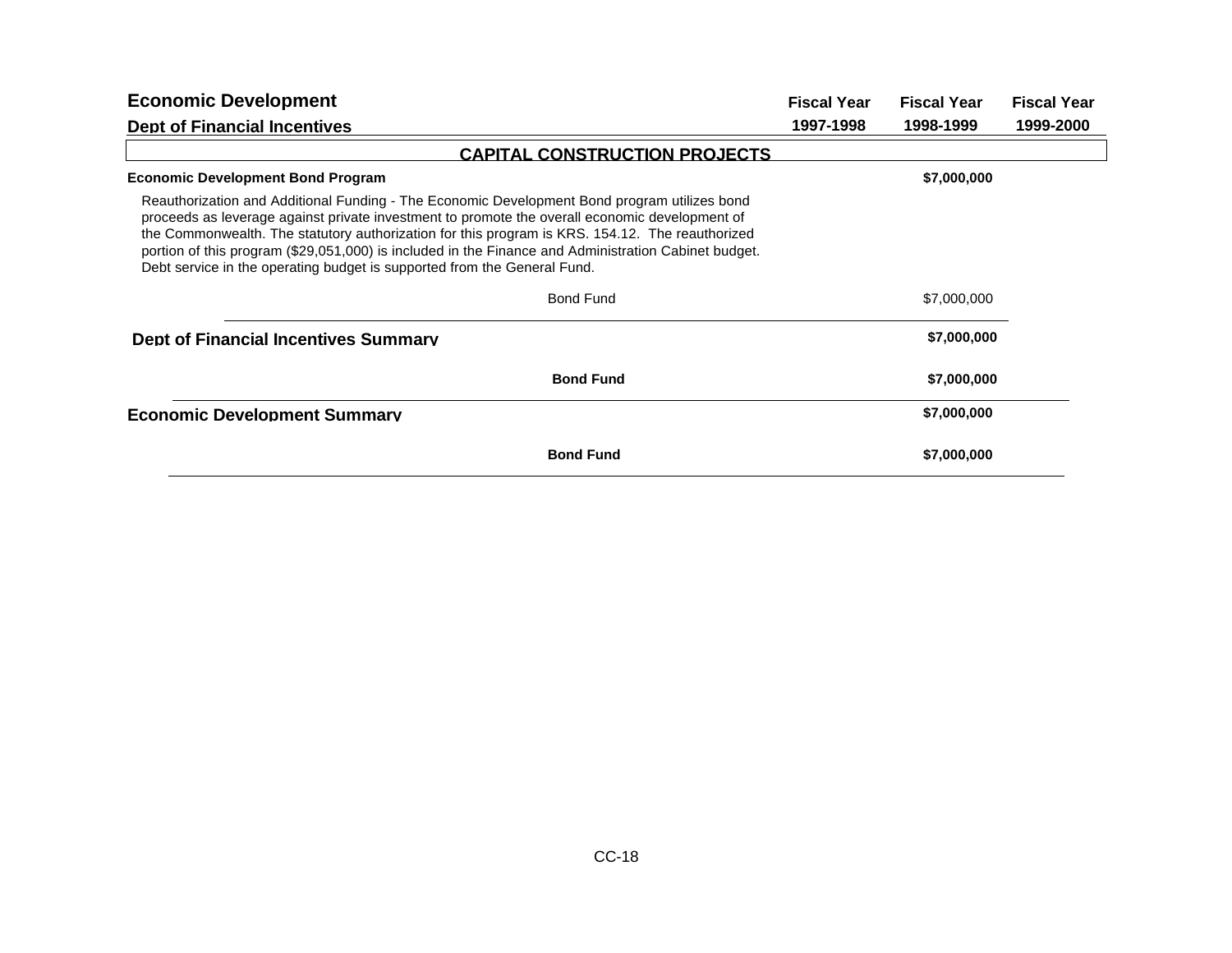# Economic Development

## Dept of Financial Incentives

| | Fiscal Year 1997-1998 | Fiscal Year 1998-1999 | Fiscal Year 1999-2000 |
|---|---|---|---|

### CAPITAL CONSTRUCTION PROJECTS

| | Fiscal Year 1997-1998 | Fiscal Year 1998-1999 | Fiscal Year 1999-2000 |
|---|---|---|---|
| **Economic Development Bond Program** | | **$7,000,000** | |

Reauthorization and Additional Funding - The Economic Development Bond program utilizes bond proceeds as leverage against private investment to promote the overall economic development of the Commonwealth. The statutory authorization for this program is KRS. 154.12. The reauthorized portion of this program ($29,051,000) is included in the Finance and Administration Cabinet budget. Debt service in the operating budget is supported from the General Fund.

| | Fiscal Year 1997-1998 | Fiscal Year 1998-1999 | Fiscal Year 1999-2000 |
|---|---|---|---|
| Bond Fund | | $7,000,000 | |
| **Dept of Financial Incentives Summary** | | **$7,000,000** | |
| **Bond Fund** | | **$7,000,000** | |
| **Economic Development Summary** | | **$7,000,000** | |
| **Bond Fund** | | **$7,000,000** | |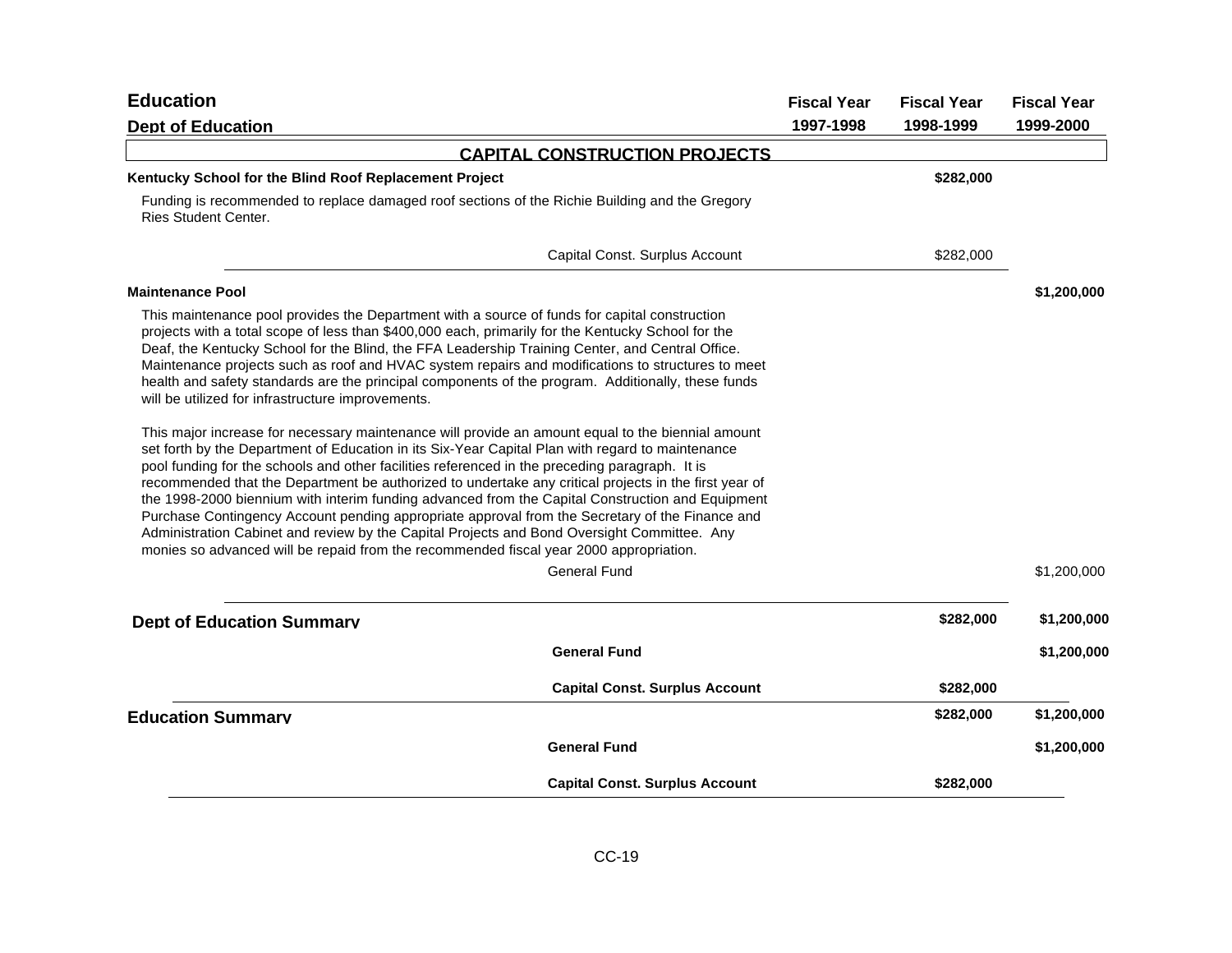# Education

## Dept of Education

| | Fiscal Year 1997-1998 | Fiscal Year 1998-1999 | Fiscal Year 1999-2000 |
|---|---|---|---|

### CAPITAL CONSTRUCTION PROJECTS

**Kentucky School for the Blind Roof Replacement Project** — Fiscal Year 1998-1999: **$282,000**

Funding is recommended to replace damaged roof sections of the Richie Building and the Gregory Ries Student Center.

| | Fiscal Year 1997-1998 | Fiscal Year 1998-1999 | Fiscal Year 1999-2000 |
|---|---|---|---|
| Capital Const. Surplus Account | | $282,000 | |

**Maintenance Pool** — Fiscal Year 1999-2000: **$1,200,000**

This maintenance pool provides the Department with a source of funds for capital construction projects with a total scope of less than $400,000 each, primarily for the Kentucky School for the Deaf, the Kentucky School for the Blind, the FFA Leadership Training Center, and Central Office. Maintenance projects such as roof and HVAC system repairs and modifications to structures to meet health and safety standards are the principal components of the program. Additionally, these funds will be utilized for infrastructure improvements.

This major increase for necessary maintenance will provide an amount equal to the biennial amount set forth by the Department of Education in its Six-Year Capital Plan with regard to maintenance pool funding for the schools and other facilities referenced in the preceding paragraph. It is recommended that the Department be authorized to undertake any critical projects in the first year of the 1998-2000 biennium with interim funding advanced from the Capital Construction and Equipment Purchase Contingency Account pending appropriate approval from the Secretary of the Finance and Administration Cabinet and review by the Capital Projects and Bond Oversight Committee. Any monies so advanced will be repaid from the recommended fiscal year 2000 appropriation.

| | Fiscal Year 1997-1998 | Fiscal Year 1998-1999 | Fiscal Year 1999-2000 |
|---|---|---|---|
| General Fund | | | $1,200,000 |

## Dept of Education Summary

| | Fiscal Year 1997-1998 | Fiscal Year 1998-1999 | Fiscal Year 1999-2000 |
|---|---|---|---|
| **Dept of Education Summary** | | **$282,000** | **$1,200,000** |
| **General Fund** | | | **$1,200,000** |
| **Capital Const. Surplus Account** | | **$282,000** | |

## Education Summary

| | Fiscal Year 1997-1998 | Fiscal Year 1998-1999 | Fiscal Year 1999-2000 |
|---|---|---|---|
| **Education Summary** | | **$282,000** | **$1,200,000** |
| **General Fund** | | | **$1,200,000** |
| **Capital Const. Surplus Account** | | **$282,000** | |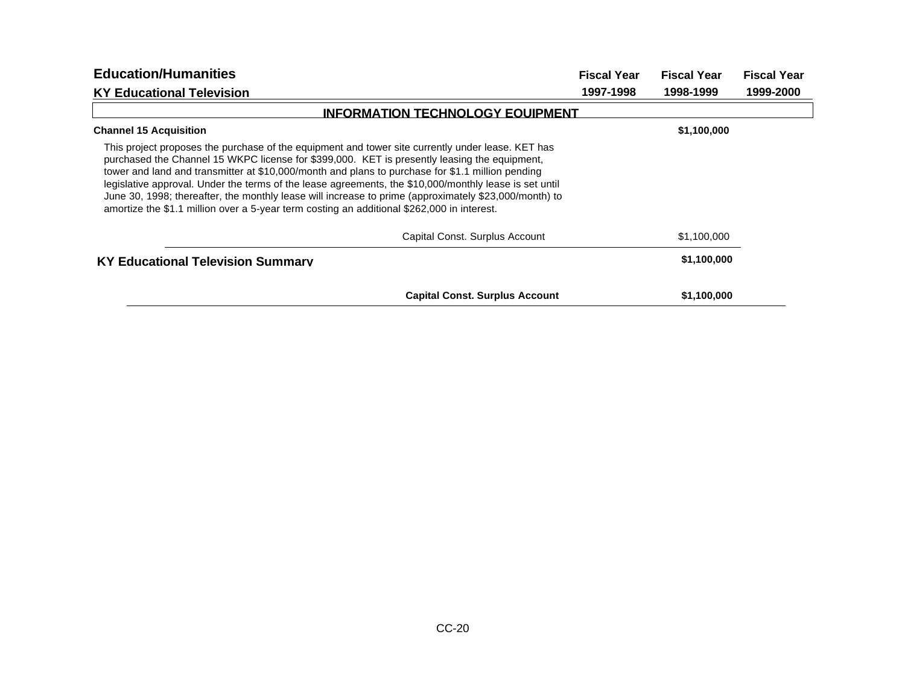## Education/Humanities

### KY Educational Television

| | Fiscal Year 1997-1998 | Fiscal Year 1998-1999 | Fiscal Year 1999-2000 |
|---|---|---|---|
| **INFORMATION TECHNOLOGY EQUIPMENT** | | | |
| **Channel 15 Acquisition** | | **$1,100,000** | |

This project proposes the purchase of the equipment and tower site currently under lease. KET has purchased the Channel 15 WKPC license for $399,000. KET is presently leasing the equipment, tower and land and transmitter at $10,000/month and plans to purchase for $1.1 million pending legislative approval. Under the terms of the lease agreements, the $10,000/monthly lease is set until June 30, 1998; thereafter, the monthly lease will increase to prime (approximately $23,000/month) to amortize the $1.1 million over a 5-year term costing an additional $262,000 in interest.

| | Fiscal Year 1997-1998 | Fiscal Year 1998-1999 | Fiscal Year 1999-2000 |
|---|---|---|---|
| Capital Const. Surplus Account | | $1,100,000 | |
| **KY Educational Television Summary** | | **$1,100,000** | |
| **Capital Const. Surplus Account** | | **$1,100,000** | |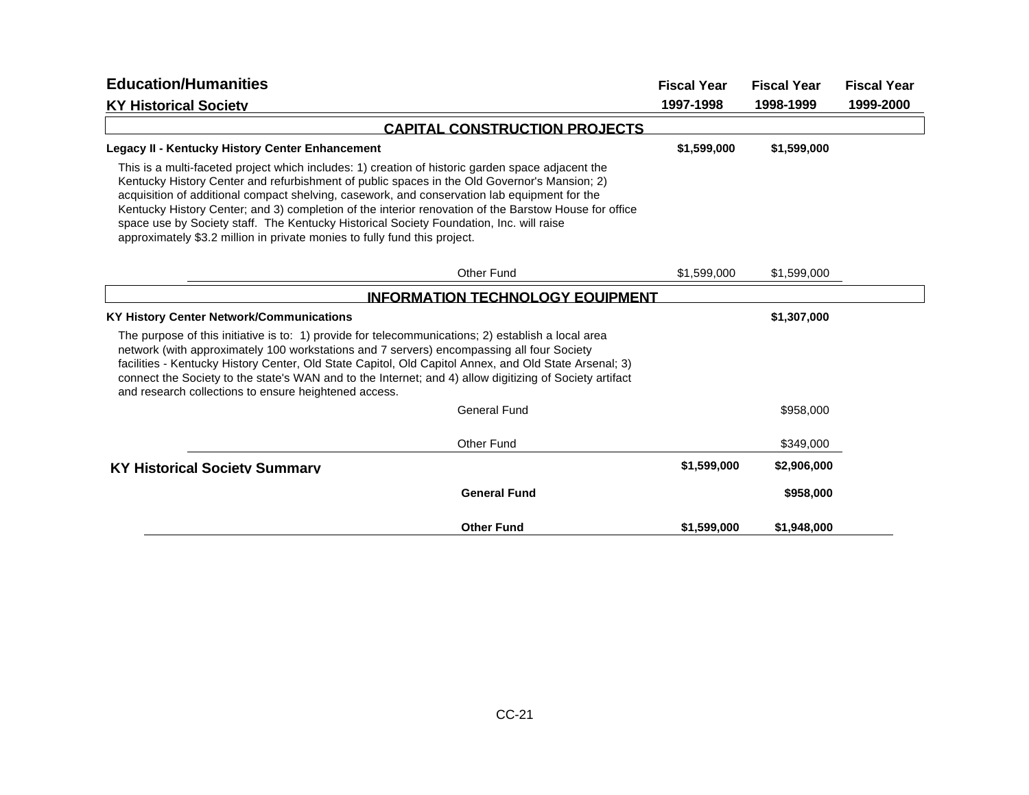## Education/Humanities

### KY Historical Society

| | Fiscal Year 1997-1998 | Fiscal Year 1998-1999 | Fiscal Year 1999-2000 |
|---|---|---|---|
| **CAPITAL CONSTRUCTION PROJECTS** | | | |
| **Legacy II - Kentucky History Center Enhancement** | **$1,599,000** | **$1,599,000** | |
| This is a multi-faceted project which includes: 1) creation of historic garden space adjacent the Kentucky History Center and refurbishment of public spaces in the Old Governor's Mansion; 2) acquisition of additional compact shelving, casework, and conservation lab equipment for the Kentucky History Center; and 3) completion of the interior renovation of the Barstow House for office space use by Society staff. The Kentucky Historical Society Foundation, Inc. will raise approximately $3.2 million in private monies to fully fund this project. | | | |
| Other Fund | $1,599,000 | $1,599,000 | |
| **INFORMATION TECHNOLOGY EQUIPMENT** | | | |
| **KY History Center Network/Communications** | | **$1,307,000** | |
| The purpose of this initiative is to: 1) provide for telecommunications; 2) establish a local area network (with approximately 100 workstations and 7 servers) encompassing all four Society facilities - Kentucky History Center, Old State Capitol, Old Capitol Annex, and Old State Arsenal; 3) connect the Society to the state's WAN and to the Internet; and 4) allow digitizing of Society artifact and research collections to ensure heightened access. | | | |
| General Fund | | $958,000 | |
| Other Fund | | $349,000 | |
| **KY Historical Society Summary** | **$1,599,000** | **$2,906,000** | |
| **General Fund** | | **$958,000** | |
| **Other Fund** | **$1,599,000** | **$1,948,000** | |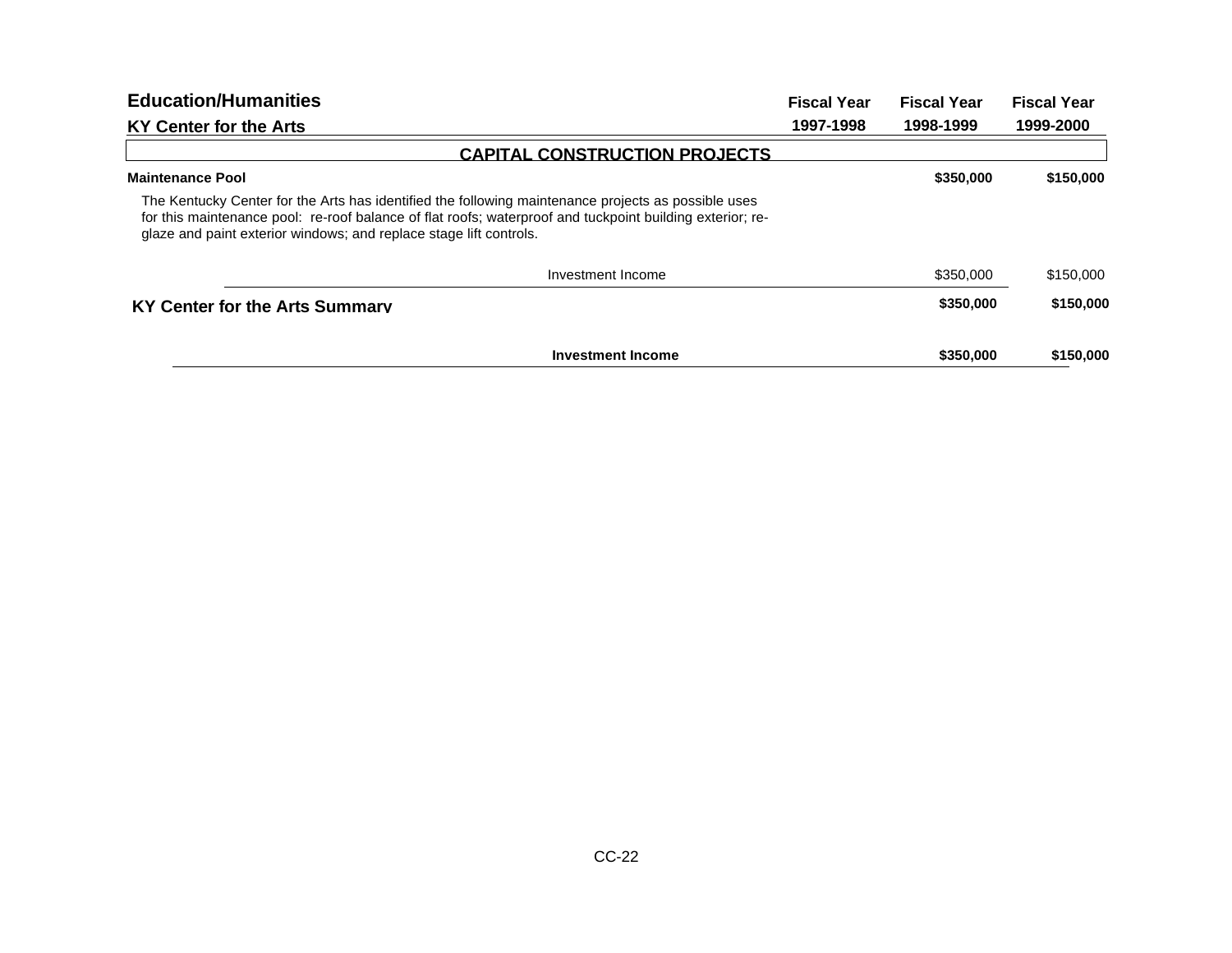## Education/Humanities

### KY Center for the Arts

| | Fiscal Year 1997-1998 | Fiscal Year 1998-1999 | Fiscal Year 1999-2000 |
|---|---|---|---|
| **CAPITAL CONSTRUCTION PROJECTS** | | | |
| **Maintenance Pool** | | **$350,000** | **$150,000** |
| The Kentucky Center for the Arts has identified the following maintenance projects as possible uses for this maintenance pool: re-roof balance of flat roofs; waterproof and tuckpoint building exterior; re-glaze and paint exterior windows; and replace stage lift controls. | | | |
| Investment Income | | $350,000 | $150,000 |
| **KY Center for the Arts Summary** | | **$350,000** | **$150,000** |
| **Investment Income** | | **$350,000** | **$150,000** |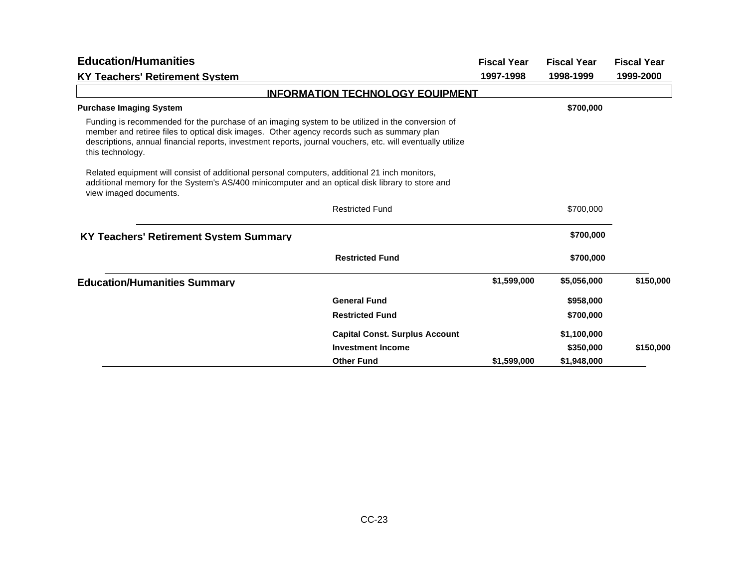## Education/Humanities

### KY Teachers' Retirement System

| | | Fiscal Year 1997-1998 | Fiscal Year 1998-1999 | Fiscal Year 1999-2000 |
|---|---|---|---|---|
| **INFORMATION TECHNOLOGY EQUIPMENT** | | | | |
| **Purchase Imaging System** | | | **$700,000** | |

Funding is recommended for the purchase of an imaging system to be utilized in the conversion of member and retiree files to optical disk images. Other agency records such as summary plan descriptions, annual financial reports, investment reports, journal vouchers, etc. will eventually utilize this technology.

Related equipment will consist of additional personal computers, additional 21 inch monitors, additional memory for the System's AS/400 minicomputer and an optical disk library to store and view imaged documents.

| | | Fiscal Year 1997-1998 | Fiscal Year 1998-1999 | Fiscal Year 1999-2000 |
|---|---|---|---|---|
| | Restricted Fund | | $700,000 | |
| **KY Teachers' Retirement System Summary** | | | **$700,000** | |
| | **Restricted Fund** | | **$700,000** | |
| **Education/Humanities Summary** | | **$1,599,000** | **$5,056,000** | **$150,000** |
| | **General Fund** | | **$958,000** | |
| | **Restricted Fund** | | **$700,000** | |
| | **Capital Const. Surplus Account** | | **$1,100,000** | |
| | **Investment Income** | | **$350,000** | **$150,000** |
| | **Other Fund** | **$1,599,000** | **$1,948,000** | |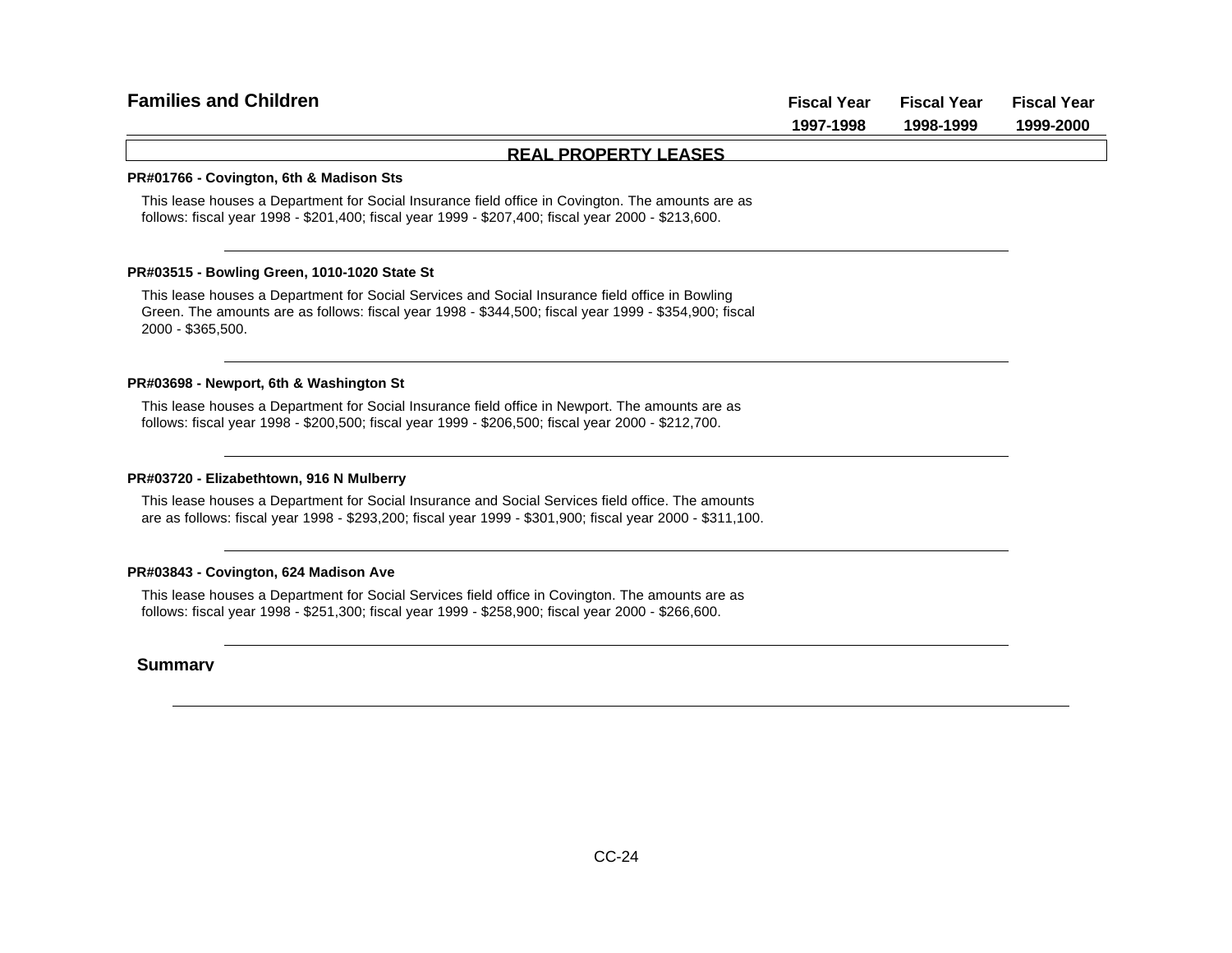# Families and Children

| | Fiscal Year 1997-1998 | Fiscal Year 1998-1999 | Fiscal Year 1999-2000 |
|---|---|---|---|

## REAL PROPERTY LEASES

**PR#01766 - Covington, 6th & Madison Sts**

This lease houses a Department for Social Insurance field office in Covington. The amounts are as follows: fiscal year 1998 - $201,400; fiscal year 1999 - $207,400; fiscal year 2000 - $213,600.

**PR#03515 - Bowling Green, 1010-1020 State St**

This lease houses a Department for Social Services and Social Insurance field office in Bowling Green. The amounts are as follows: fiscal year 1998 - $344,500; fiscal year 1999 - $354,900; fiscal 2000 - $365,500.

**PR#03698 - Newport, 6th & Washington St**

This lease houses a Department for Social Insurance field office in Newport. The amounts are as follows: fiscal year 1998 - $200,500; fiscal year 1999 - $206,500; fiscal year 2000 - $212,700.

**PR#03720 - Elizabethtown, 916 N Mulberry**

This lease houses a Department for Social Insurance and Social Services field office. The amounts are as follows: fiscal year 1998 - $293,200; fiscal year 1999 - $301,900; fiscal year 2000 - $311,100.

**PR#03843 - Covington, 624 Madison Ave**

This lease houses a Department for Social Services field office in Covington. The amounts are as follows: fiscal year 1998 - $251,300; fiscal year 1999 - $258,900; fiscal year 2000 - $266,600.

**Summary**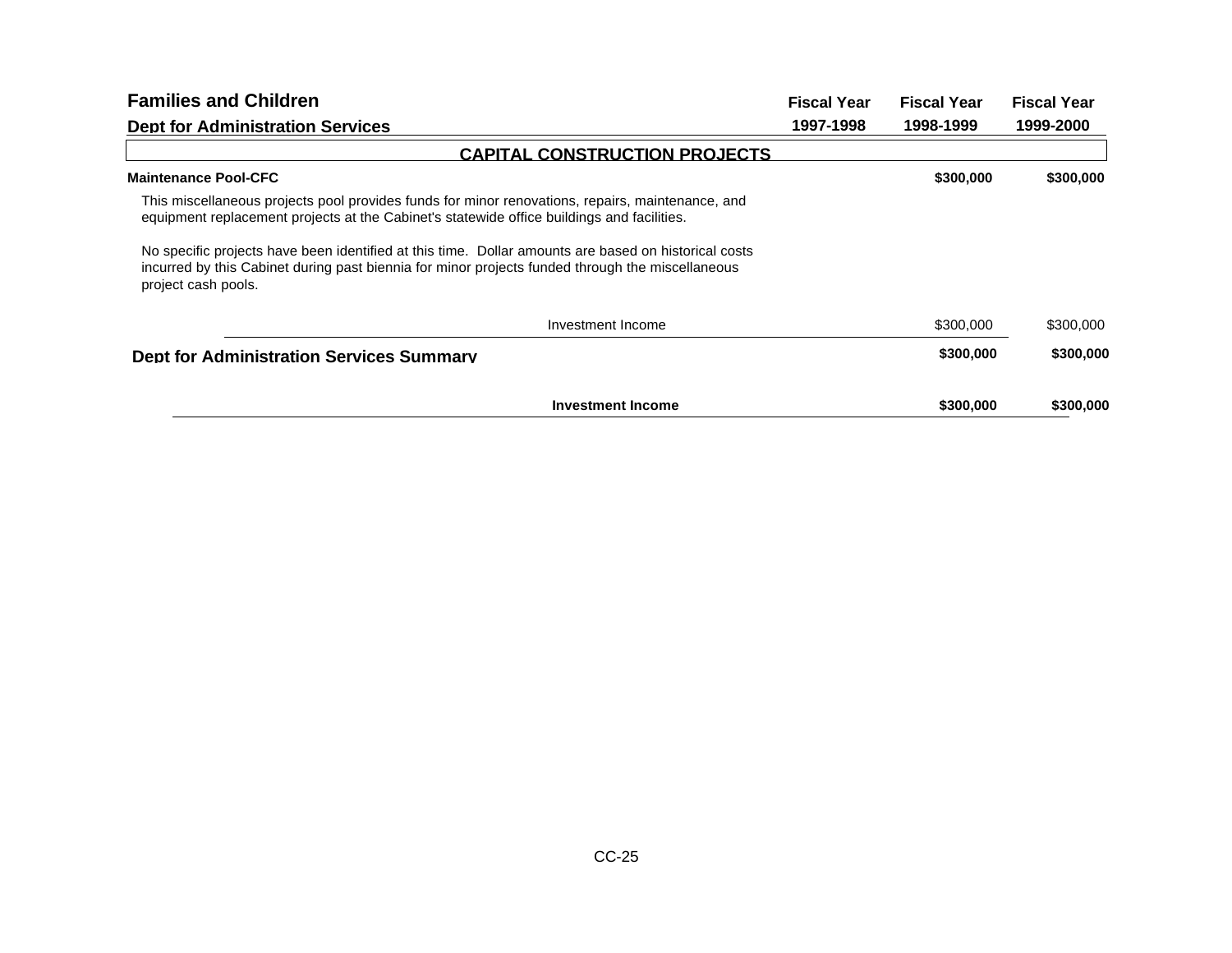| Families and Children<br>Dept for Administration Services | Fiscal Year 1997-1998 | Fiscal Year 1998-1999 | Fiscal Year 1999-2000 |
|---|---|---|---|
| **CAPITAL CONSTRUCTION PROJECTS** | | | |
| **Maintenance Pool-CFC** | | **$300,000** | **$300,000** |
| This miscellaneous projects pool provides funds for minor renovations, repairs, maintenance, and equipment replacement projects at the Cabinet's statewide office buildings and facilities.<br><br>No specific projects have been identified at this time. Dollar amounts are based on historical costs incurred by this Cabinet during past biennia for minor projects funded through the miscellaneous project cash pools. | | | |
| Investment Income | | $300,000 | $300,000 |
| **Dept for Administration Services Summary** | | **$300,000** | **$300,000** |
| **Investment Income** | | **$300,000** | **$300,000** |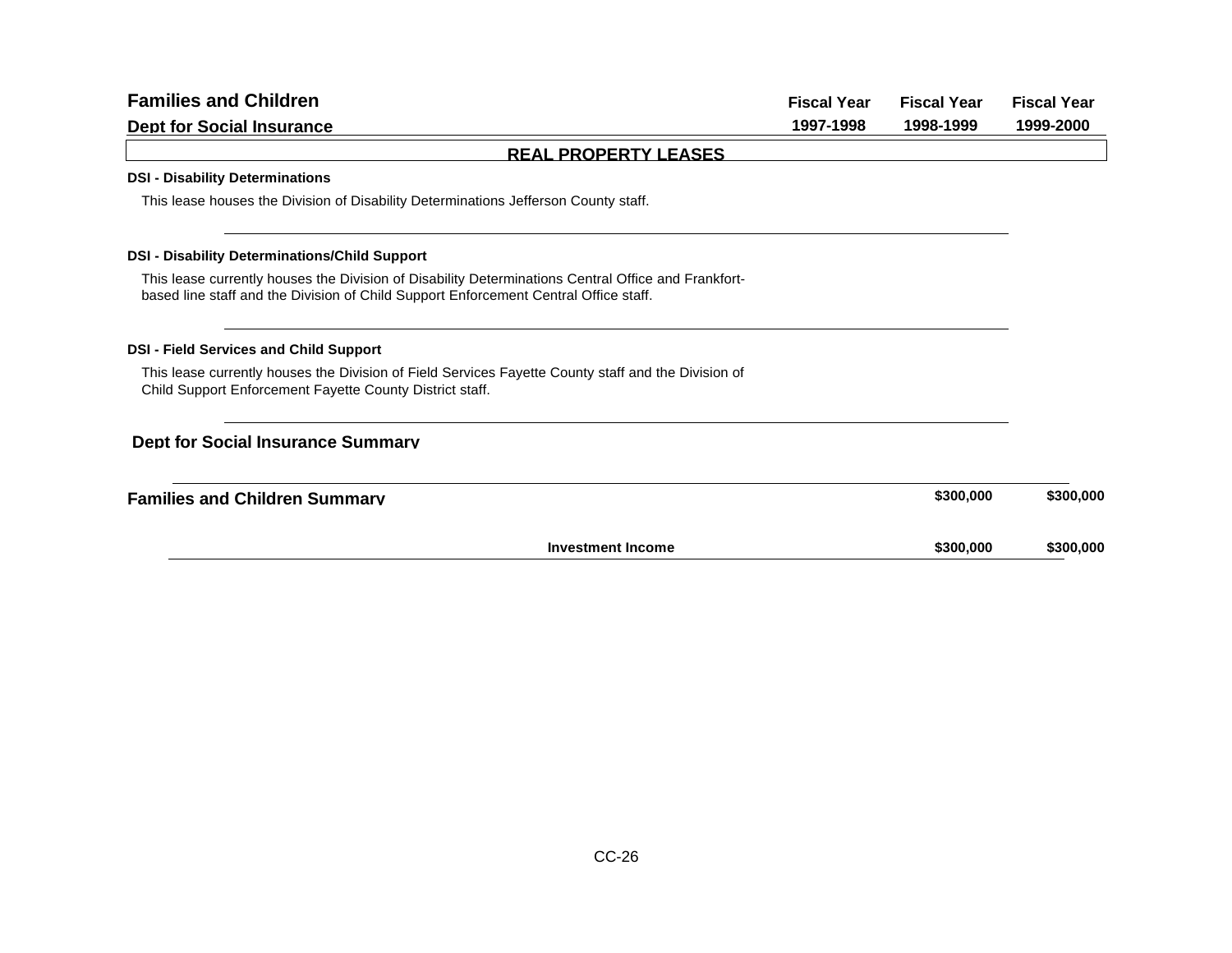## Families and Children

### Dept for Social Insurance

| | Fiscal Year 1997-1998 | Fiscal Year 1998-1999 | Fiscal Year 1999-2000 |
|---|---|---|---|

### REAL PROPERTY LEASES

**DSI - Disability Determinations**

This lease houses the Division of Disability Determinations Jefferson County staff.

**DSI - Disability Determinations/Child Support**

This lease currently houses the Division of Disability Determinations Central Office and Frankfort-based line staff and the Division of Child Support Enforcement Central Office staff.

**DSI - Field Services and Child Support**

This lease currently houses the Division of Field Services Fayette County staff and the Division of Child Support Enforcement Fayette County District staff.

### Dept for Social Insurance Summary

| | Fiscal Year 1997-1998 | Fiscal Year 1998-1999 | Fiscal Year 1999-2000 |
|---|---|---|---|
| **Families and Children Summary** | | **$300,000** | **$300,000** |
| **Investment Income** | | **$300,000** | **$300,000** |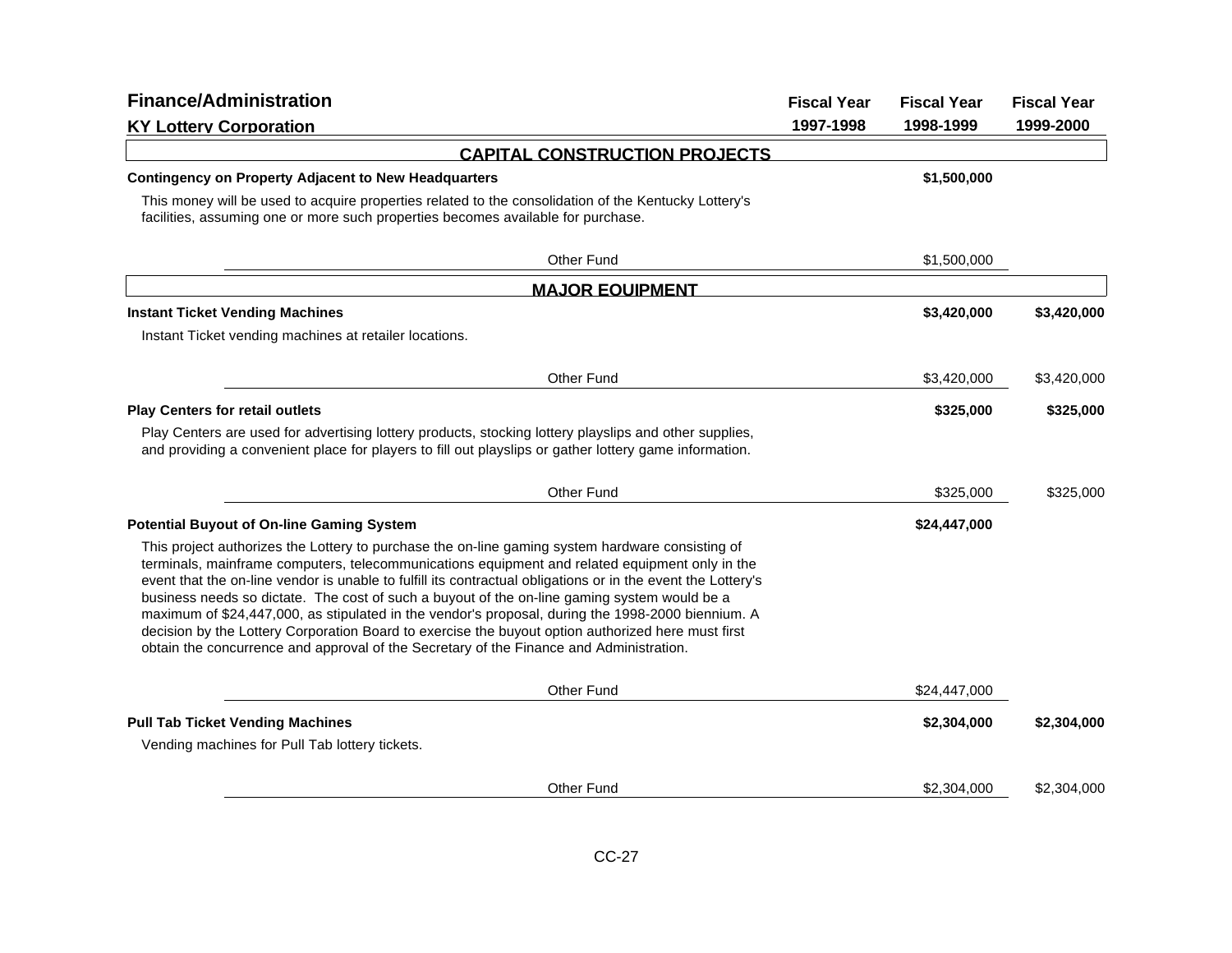## Finance/Administration

### KY Lottery Corporation

| | Fiscal Year 1997-1998 | Fiscal Year 1998-1999 | Fiscal Year 1999-2000 |
|---|---|---|---|
| **CAPITAL CONSTRUCTION PROJECTS** | | | |
| **Contingency on Property Adjacent to New Headquarters** | | **$1,500,000** | |
| This money will be used to acquire properties related to the consolidation of the Kentucky Lottery's facilities, assuming one or more such properties becomes available for purchase. | | | |
| Other Fund | | $1,500,000 | |
| **MAJOR EQUIPMENT** | | | |
| **Instant Ticket Vending Machines** | | **$3,420,000** | **$3,420,000** |
| Instant Ticket vending machines at retailer locations. | | | |
| Other Fund | | $3,420,000 | $3,420,000 |
| **Play Centers for retail outlets** | | **$325,000** | **$325,000** |
| Play Centers are used for advertising lottery products, stocking lottery playslips and other supplies, and providing a convenient place for players to fill out playslips or gather lottery game information. | | | |
| Other Fund | | $325,000 | $325,000 |
| **Potential Buyout of On-line Gaming System** | | **$24,447,000** | |
| This project authorizes the Lottery to purchase the on-line gaming system hardware consisting of terminals, mainframe computers, telecommunications equipment and related equipment only in the event that the on-line vendor is unable to fulfill its contractual obligations or in the event the Lottery's business needs so dictate. The cost of such a buyout of the on-line gaming system would be a maximum of $24,447,000, as stipulated in the vendor's proposal, during the 1998-2000 biennium. A decision by the Lottery Corporation Board to exercise the buyout option authorized here must first obtain the concurrence and approval of the Secretary of the Finance and Administration. | | | |
| Other Fund | | $24,447,000 | |
| **Pull Tab Ticket Vending Machines** | | **$2,304,000** | **$2,304,000** |
| Vending machines for Pull Tab lottery tickets. | | | |
| Other Fund | | $2,304,000 | $2,304,000 |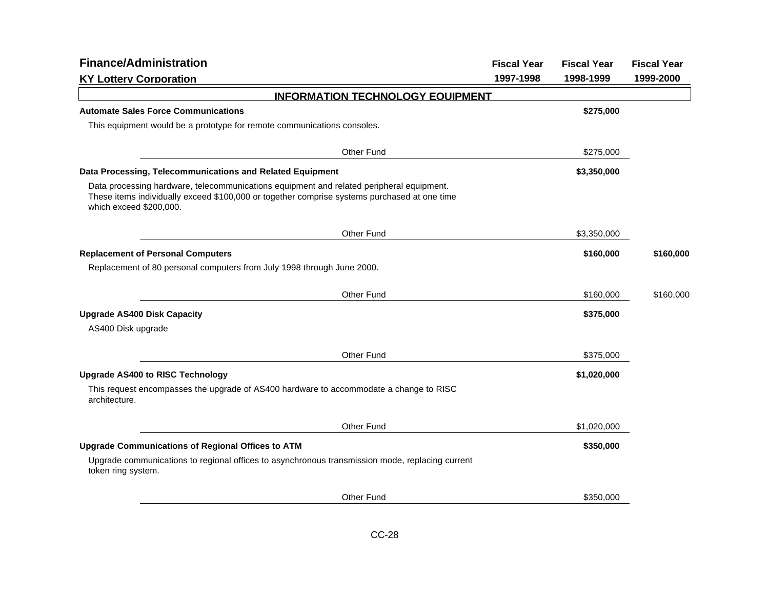## Finance/Administration

### KY Lottery Corporation

| | Fiscal Year 1997-1998 | Fiscal Year 1998-1999 | Fiscal Year 1999-2000 |
|---|---|---|---|

#### INFORMATION TECHNOLOGY EQUIPMENT

| | Fiscal Year 1997-1998 | Fiscal Year 1998-1999 | Fiscal Year 1999-2000 |
|---|---|---|---|
| **Automate Sales Force Communications** | | **$275,000** | |
| This equipment would be a prototype for remote communications consoles. | | | |
| Other Fund | | $275,000 | |
| **Data Processing, Telecommunications and Related Equipment** | | **$3,350,000** | |
| Data processing hardware, telecommunications equipment and related peripheral equipment. These items individually exceed $100,000 or together comprise systems purchased at one time which exceed $200,000. | | | |
| Other Fund | | $3,350,000 | |
| **Replacement of Personal Computers** | | **$160,000** | **$160,000** |
| Replacement of 80 personal computers from July 1998 through June 2000. | | | |
| Other Fund | | $160,000 | $160,000 |
| **Upgrade AS400 Disk Capacity** | | **$375,000** | |
| AS400 Disk upgrade | | | |
| Other Fund | | $375,000 | |
| **Upgrade AS400 to RISC Technology** | | **$1,020,000** | |
| This request encompasses the upgrade of AS400 hardware to accommodate a change to RISC architecture. | | | |
| Other Fund | | $1,020,000 | |
| **Upgrade Communications of Regional Offices to ATM** | | **$350,000** | |
| Upgrade communications to regional offices to asynchronous transmission mode, replacing current token ring system. | | | |
| Other Fund | | $350,000 | |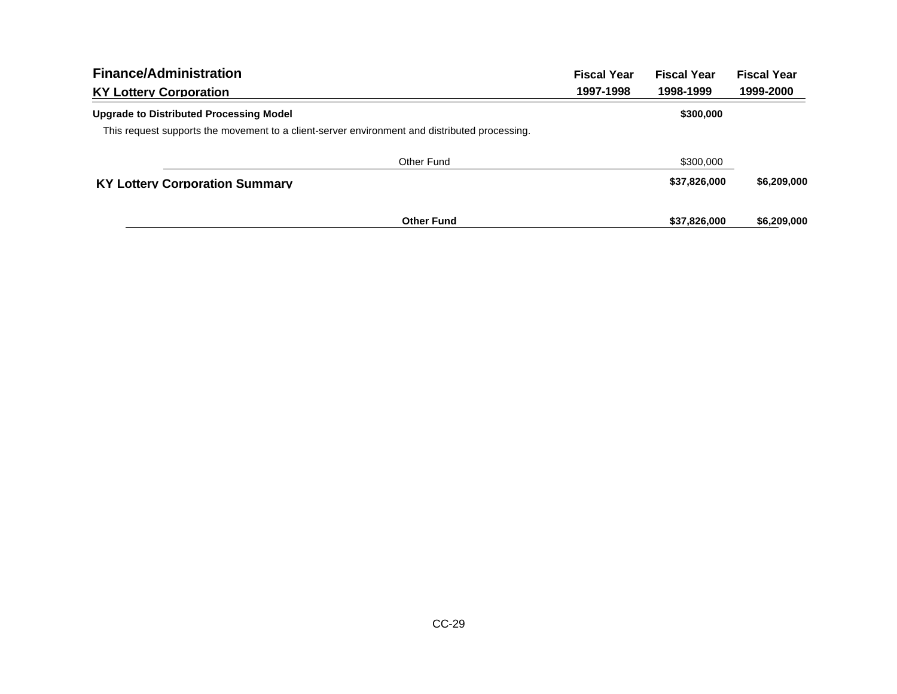## Finance/Administration

### KY Lottery Corporation

| | Fiscal Year 1997-1998 | Fiscal Year 1998-1999 | Fiscal Year 1999-2000 |
|---|---|---|---|
| **Upgrade to Distributed Processing Model** | | **$300,000** | |
| This request supports the movement to a client-server environment and distributed processing. | | | |
| Other Fund | | $300,000 | |
| **KY Lottery Corporation Summary** | | **$37,826,000** | **$6,209,000** |
| **Other Fund** | | **$37,826,000** | **$6,209,000** |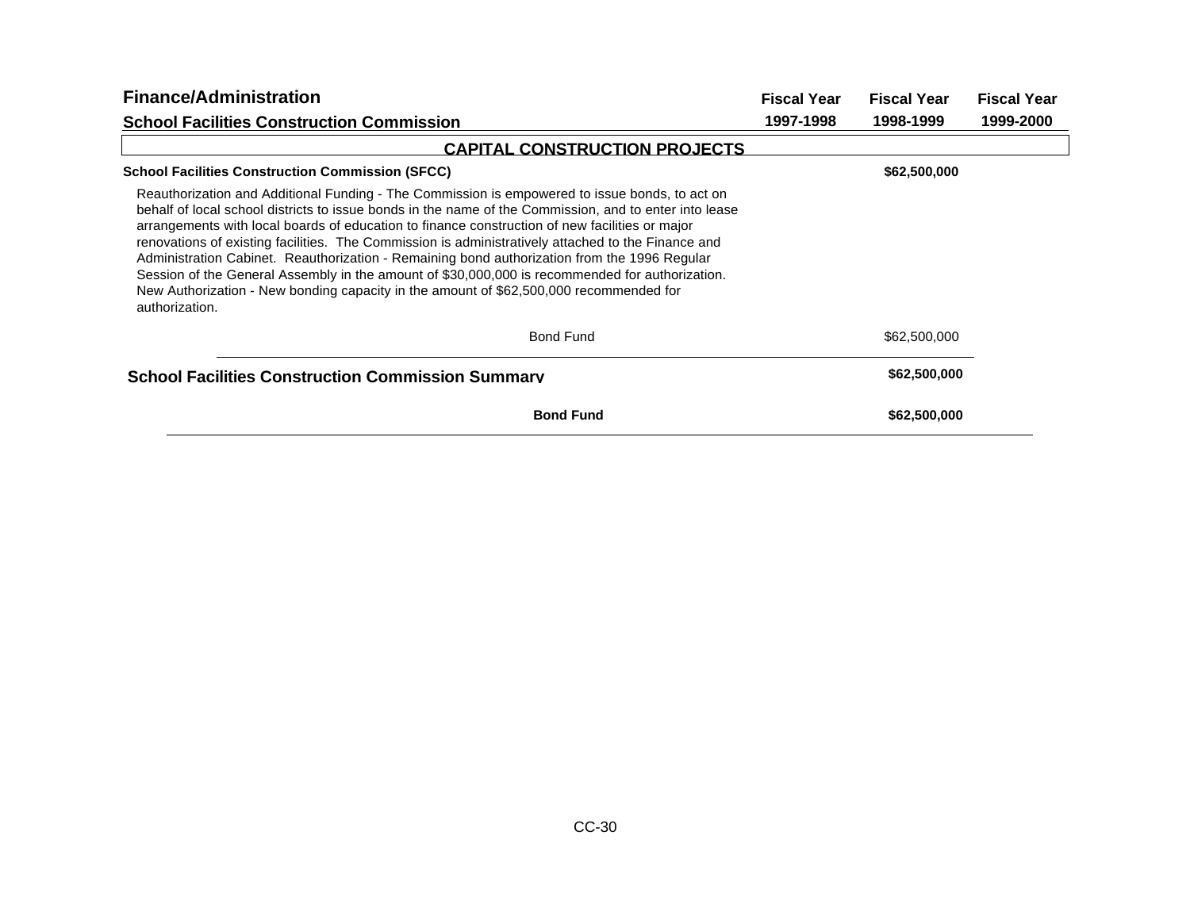## Finance/Administration

## School Facilities Construction Commission

| | Fiscal Year 1997-1998 | Fiscal Year 1998-1999 | Fiscal Year 1999-2000 |
|---|---|---|---|

### CAPITAL CONSTRUCTION PROJECTS

| | Fiscal Year 1997-1998 | Fiscal Year 1998-1999 | Fiscal Year 1999-2000 |
|---|---|---|---|
| **School Facilities Construction Commission (SFCC)** | | **$62,500,000** | |

Reauthorization and Additional Funding - The Commission is empowered to issue bonds, to act on behalf of local school districts to issue bonds in the name of the Commission, and to enter into lease arrangements with local boards of education to finance construction of new facilities or major renovations of existing facilities. The Commission is administratively attached to the Finance and Administration Cabinet. Reauthorization - Remaining bond authorization from the 1996 Regular Session of the General Assembly in the amount of $30,000,000 is recommended for authorization. New Authorization - New bonding capacity in the amount of $62,500,000 recommended for authorization.

| | Fiscal Year 1997-1998 | Fiscal Year 1998-1999 | Fiscal Year 1999-2000 |
|---|---|---|---|
| Bond Fund | | $62,500,000 | |

### School Facilities Construction Commission Summary

| | Fiscal Year 1997-1998 | Fiscal Year 1998-1999 | Fiscal Year 1999-2000 |
|---|---|---|---|
| **School Facilities Construction Commission Summary** | | **$62,500,000** | |
| **Bond Fund** | | **$62,500,000** | |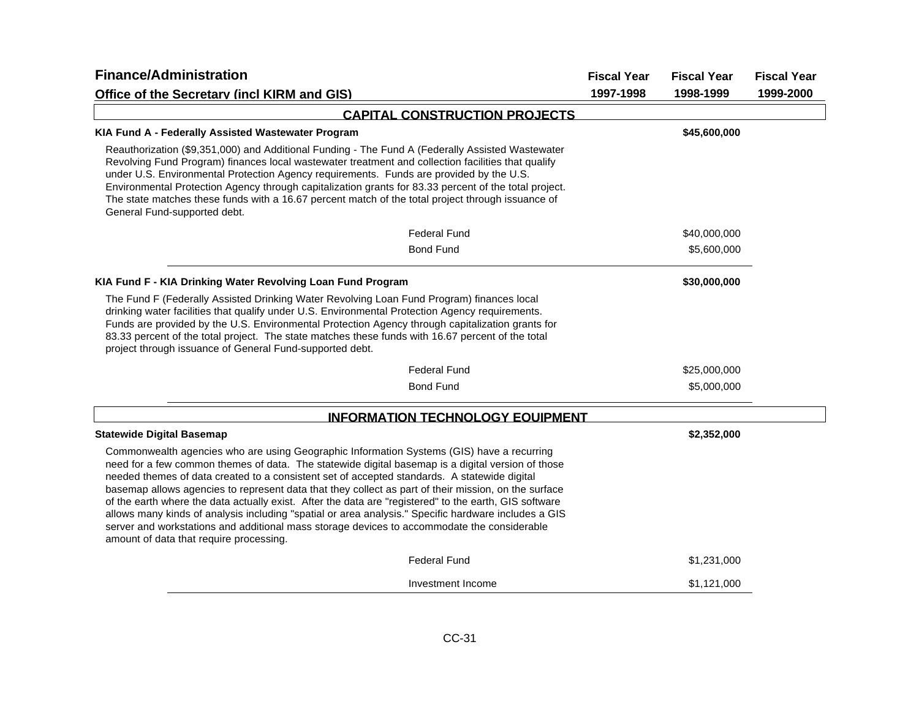## Finance/Administration

### Office of the Secretary (incl KIRM and GIS)

| | Fiscal Year 1997-1998 | Fiscal Year 1998-1999 | Fiscal Year 1999-2000 |
|---|---|---|---|

### CAPITAL CONSTRUCTION PROJECTS

**KIA Fund A - Federally Assisted Wastewater Program** — **$45,600,000** (Fiscal Year 1998-1999)

Reauthorization ($9,351,000) and Additional Funding - The Fund A (Federally Assisted Wastewater Revolving Fund Program) finances local wastewater treatment and collection facilities that qualify under U.S. Environmental Protection Agency requirements. Funds are provided by the U.S. Environmental Protection Agency through capitalization grants for 83.33 percent of the total project. The state matches these funds with a 16.67 percent match of the total project through issuance of General Fund-supported debt.

| Source | Fiscal Year 1997-1998 | Fiscal Year 1998-1999 | Fiscal Year 1999-2000 |
|---|---|---|---|
| Federal Fund | | $40,000,000 | |
| Bond Fund | | $5,600,000 | |

**KIA Fund F - KIA Drinking Water Revolving Loan Fund Program** — **$30,000,000** (Fiscal Year 1998-1999)

The Fund F (Federally Assisted Drinking Water Revolving Loan Fund Program) finances local drinking water facilities that qualify under U.S. Environmental Protection Agency requirements. Funds are provided by the U.S. Environmental Protection Agency through capitalization grants for 83.33 percent of the total project. The state matches these funds with 16.67 percent of the total project through issuance of General Fund-supported debt.

| Source | Fiscal Year 1997-1998 | Fiscal Year 1998-1999 | Fiscal Year 1999-2000 |
|---|---|---|---|
| Federal Fund | | $25,000,000 | |
| Bond Fund | | $5,000,000 | |

### INFORMATION TECHNOLOGY EQUIPMENT

**Statewide Digital Basemap** — **$2,352,000** (Fiscal Year 1998-1999)

Commonwealth agencies who are using Geographic Information Systems (GIS) have a recurring need for a few common themes of data. The statewide digital basemap is a digital version of those needed themes of data created to a consistent set of accepted standards. A statewide digital basemap allows agencies to represent data that they collect as part of their mission, on the surface of the earth where the data actually exist. After the data are "registered" to the earth, GIS software allows many kinds of analysis including "spatial or area analysis." Specific hardware includes a GIS server and workstations and additional mass storage devices to accommodate the considerable amount of data that require processing.

| Source | Fiscal Year 1997-1998 | Fiscal Year 1998-1999 | Fiscal Year 1999-2000 |
|---|---|---|---|
| Federal Fund | | $1,231,000 | |
| Investment Income | | $1,121,000 | |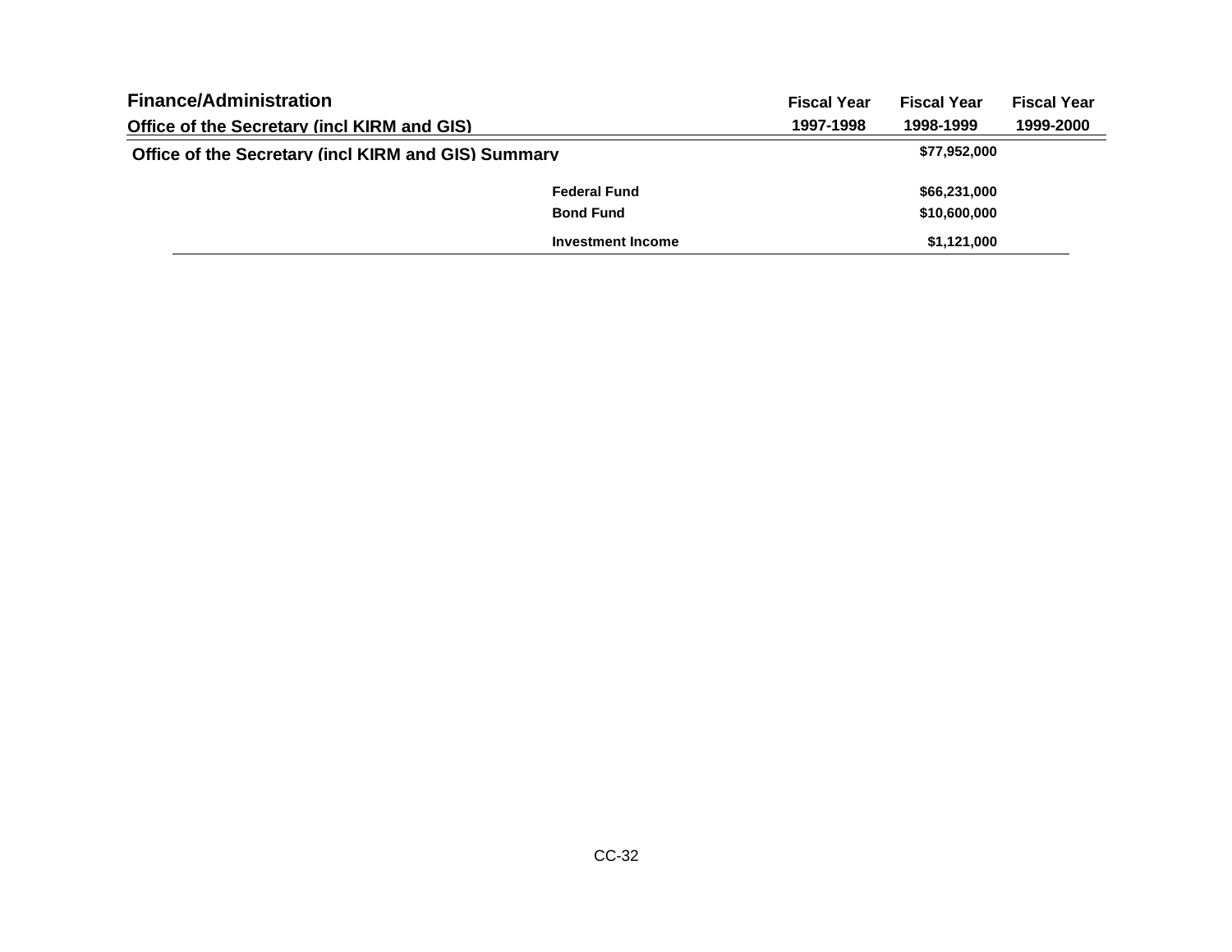## Finance/Administration

| Office of the Secretary (incl KIRM and GIS) | | Fiscal Year 1997-1998 | Fiscal Year 1998-1999 | Fiscal Year 1999-2000 |
|---|---|---|---|---|
| **Office of the Secretary (incl KIRM and GIS) Summary** | | | $77,952,000 | |
| | Federal Fund | | $66,231,000 | |
| | Bond Fund | | $10,600,000 | |
| | Investment Income | | $1,121,000 | |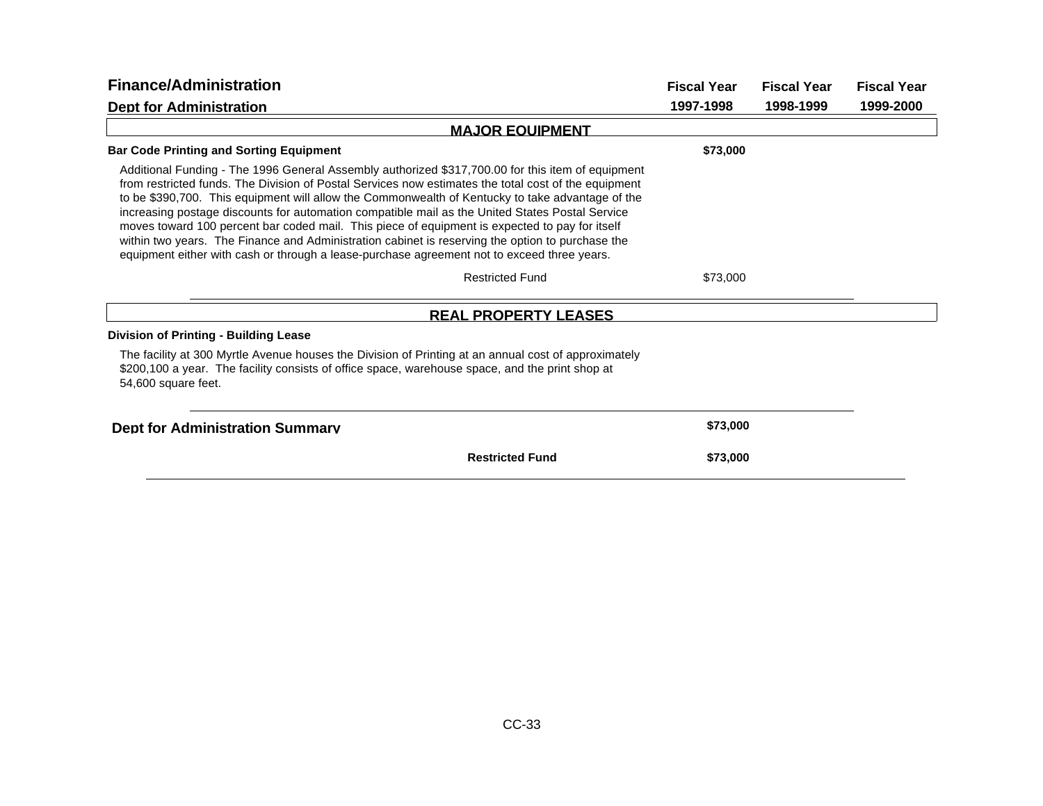| Finance/Administration<br>Dept for Administration | Fiscal Year 1997-1998 | Fiscal Year 1998-1999 | Fiscal Year 1999-2000 |
|---|---|---|---|

## MAJOR EQUIPMENT

| | Fiscal Year 1997-1998 | Fiscal Year 1998-1999 | Fiscal Year 1999-2000 |
|---|---|---|---|
| **Bar Code Printing and Sorting Equipment** | **$73,000** | | |

Additional Funding - The 1996 General Assembly authorized $317,700.00 for this item of equipment from restricted funds. The Division of Postal Services now estimates the total cost of the equipment to be $390,700. This equipment will allow the Commonwealth of Kentucky to take advantage of the increasing postage discounts for automation compatible mail as the United States Postal Service moves toward 100 percent bar coded mail. This piece of equipment is expected to pay for itself within two years. The Finance and Administration cabinet is reserving the option to purchase the equipment either with cash or through a lease-purchase agreement not to exceed three years.

| | Fiscal Year 1997-1998 | Fiscal Year 1998-1999 | Fiscal Year 1999-2000 |
|---|---|---|---|
| Restricted Fund | $73,000 | | |

## REAL PROPERTY LEASES

**Division of Printing - Building Lease**

The facility at 300 Myrtle Avenue houses the Division of Printing at an annual cost of approximately $200,100 a year. The facility consists of office space, warehouse space, and the print shop at 54,600 square feet.

| **Dept for Administration Summary** | Fiscal Year 1997-1998 | Fiscal Year 1998-1999 | Fiscal Year 1999-2000 |
|---|---|---|---|
| | **$73,000** | | |
| **Restricted Fund** | **$73,000** | | |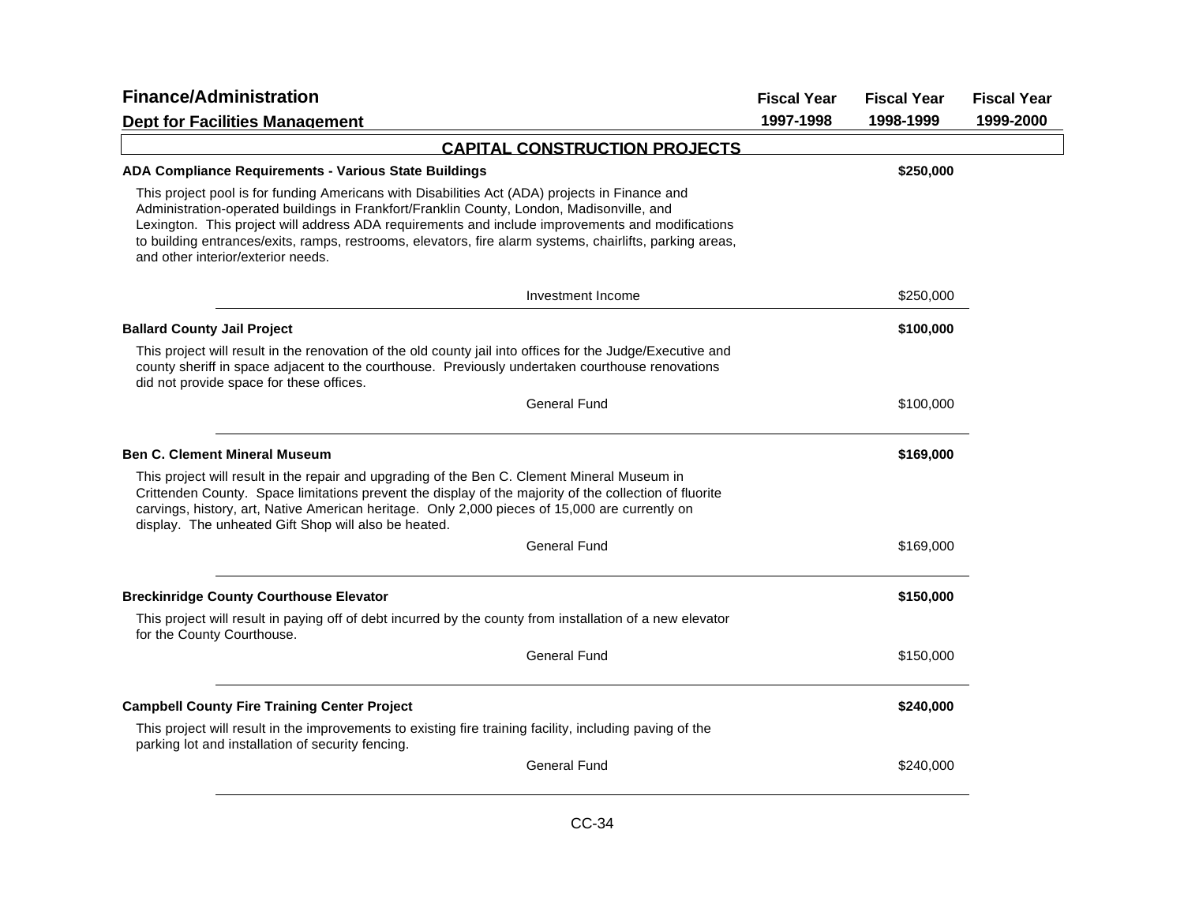**Finance/Administration**

**Dept for Facilities Management**

| | Fiscal Year 1997-1998 | Fiscal Year 1998-1999 | Fiscal Year 1999-2000 |
|---|---|---|---|

## CAPITAL CONSTRUCTION PROJECTS

**ADA Compliance Requirements - Various State Buildings** — 1998-1999: **$250,000**

This project pool is for funding Americans with Disabilities Act (ADA) projects in Finance and Administration-operated buildings in Frankfort/Franklin County, London, Madisonville, and Lexington. This project will address ADA requirements and include improvements and modifications to building entrances/exits, ramps, restrooms, elevators, fire alarm systems, chairlifts, parking areas, and other interior/exterior needs.

| Source | Fiscal Year 1997-1998 | Fiscal Year 1998-1999 | Fiscal Year 1999-2000 |
|---|---|---|---|
| Investment Income | | $250,000 | |

**Ballard County Jail Project** — 1998-1999: **$100,000**

This project will result in the renovation of the old county jail into offices for the Judge/Executive and county sheriff in space adjacent to the courthouse. Previously undertaken courthouse renovations did not provide space for these offices.

| Source | Fiscal Year 1997-1998 | Fiscal Year 1998-1999 | Fiscal Year 1999-2000 |
|---|---|---|---|
| General Fund | | $100,000 | |

**Ben C. Clement Mineral Museum** — 1998-1999: **$169,000**

This project will result in the repair and upgrading of the Ben C. Clement Mineral Museum in Crittenden County. Space limitations prevent the display of the majority of the collection of fluorite carvings, history, art, Native American heritage. Only 2,000 pieces of 15,000 are currently on display. The unheated Gift Shop will also be heated.

| Source | Fiscal Year 1997-1998 | Fiscal Year 1998-1999 | Fiscal Year 1999-2000 |
|---|---|---|---|
| General Fund | | $169,000 | |

**Breckinridge County Courthouse Elevator** — 1998-1999: **$150,000**

This project will result in paying off of debt incurred by the county from installation of a new elevator for the County Courthouse.

| Source | Fiscal Year 1997-1998 | Fiscal Year 1998-1999 | Fiscal Year 1999-2000 |
|---|---|---|---|
| General Fund | | $150,000 | |

**Campbell County Fire Training Center Project** — 1998-1999: **$240,000**

This project will result in the improvements to existing fire training facility, including paving of the parking lot and installation of security fencing.

| Source | Fiscal Year 1997-1998 | Fiscal Year 1998-1999 | Fiscal Year 1999-2000 |
|---|---|---|---|
| General Fund | | $240,000 | |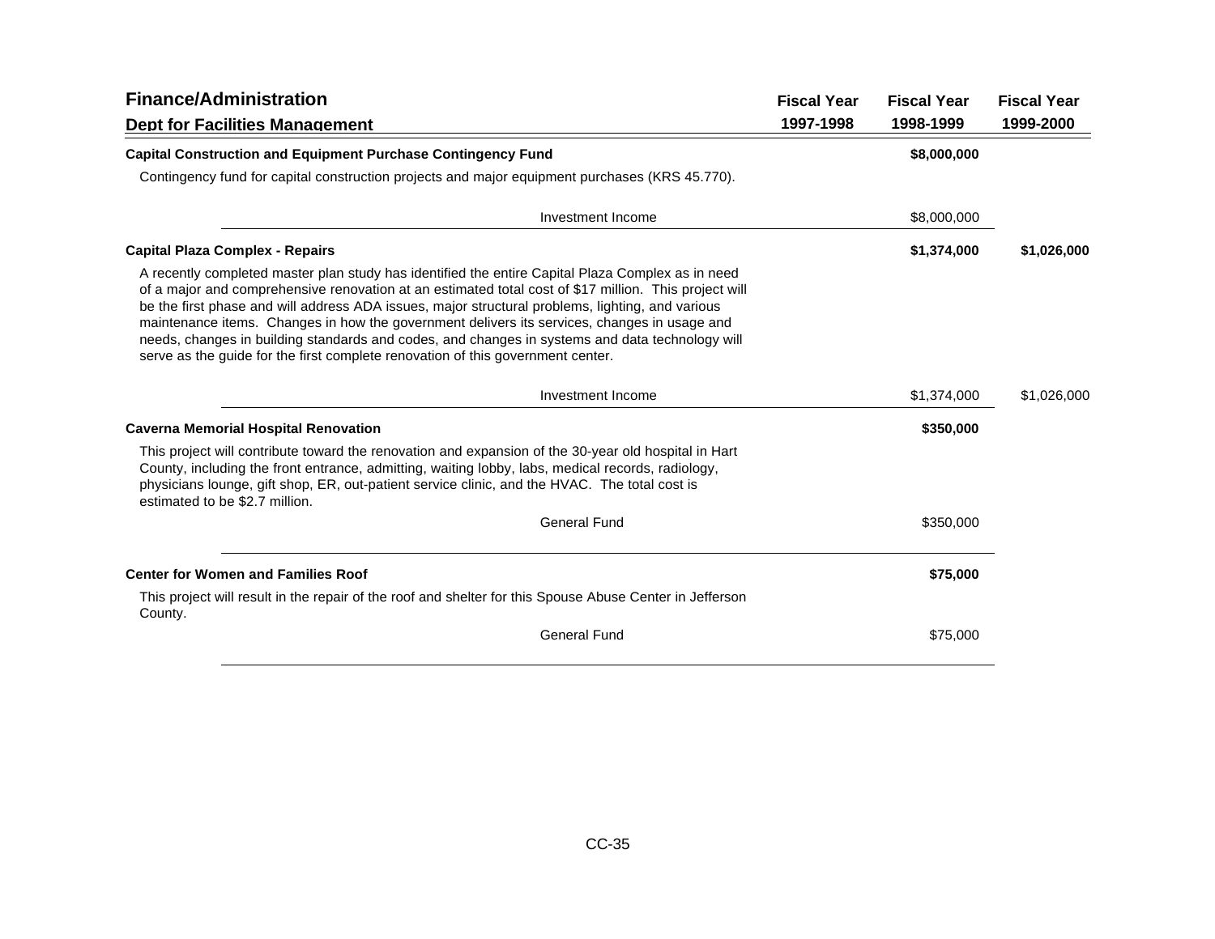## Finance/Administration

### Dept for Facilities Management

| | Fiscal Year 1997-1998 | Fiscal Year 1998-1999 | Fiscal Year 1999-2000 |
|---|---|---|---|
| **Capital Construction and Equipment Purchase Contingency Fund** | | **$8,000,000** | |
| Contingency fund for capital construction projects and major equipment purchases (KRS 45.770). | | | |
| Investment Income | | $8,000,000 | |
| **Capital Plaza Complex - Repairs** | | **$1,374,000** | **$1,026,000** |
| A recently completed master plan study has identified the entire Capital Plaza Complex as in need of a major and comprehensive renovation at an estimated total cost of $17 million. This project will be the first phase and will address ADA issues, major structural problems, lighting, and various maintenance items. Changes in how the government delivers its services, changes in usage and needs, changes in building standards and codes, and changes in systems and data technology will serve as the guide for the first complete renovation of this government center. | | | |
| Investment Income | | $1,374,000 | $1,026,000 |
| **Caverna Memorial Hospital Renovation** | | **$350,000** | |
| This project will contribute toward the renovation and expansion of the 30-year old hospital in Hart County, including the front entrance, admitting, waiting lobby, labs, medical records, radiology, physicians lounge, gift shop, ER, out-patient service clinic, and the HVAC. The total cost is estimated to be $2.7 million. | | | |
| General Fund | | $350,000 | |
| **Center for Women and Families Roof** | | **$75,000** | |
| This project will result in the repair of the roof and shelter for this Spouse Abuse Center in Jefferson County. | | | |
| General Fund | | $75,000 | |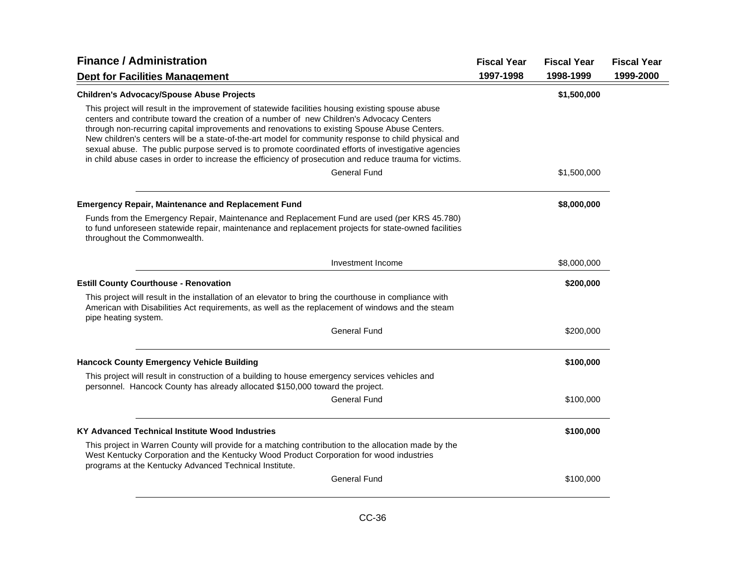## Finance / Administration

### Dept for Facilities Management

| | Fiscal Year 1997-1998 | Fiscal Year 1998-1999 | Fiscal Year 1999-2000 |
|---|---|---|---|
| **Children's Advocacy/Spouse Abuse Projects** | | **$1,500,000** | |
| This project will result in the improvement of statewide facilities housing existing spouse abuse centers and contribute toward the creation of a number of new Children's Advocacy Centers through non-recurring capital improvements and renovations to existing Spouse Abuse Centers. New children's centers will be a state-of-the-art model for community response to child physical and sexual abuse. The public purpose served is to promote coordinated efforts of investigative agencies in child abuse cases in order to increase the efficiency of prosecution and reduce trauma for victims. | | | |
| General Fund | | $1,500,000 | |
| **Emergency Repair, Maintenance and Replacement Fund** | | **$8,000,000** | |
| Funds from the Emergency Repair, Maintenance and Replacement Fund are used (per KRS 45.780) to fund unforeseen statewide repair, maintenance and replacement projects for state-owned facilities throughout the Commonwealth. | | | |
| Investment Income | | $8,000,000 | |
| **Estill County Courthouse - Renovation** | | **$200,000** | |
| This project will result in the installation of an elevator to bring the courthouse in compliance with American with Disabilities Act requirements, as well as the replacement of windows and the steam pipe heating system. | | | |
| General Fund | | $200,000 | |
| **Hancock County Emergency Vehicle Building** | | **$100,000** | |
| This project will result in construction of a building to house emergency services vehicles and personnel. Hancock County has already allocated $150,000 toward the project. | | | |
| General Fund | | $100,000 | |
| **KY Advanced Technical Institute Wood Industries** | | **$100,000** | |
| This project in Warren County will provide for a matching contribution to the allocation made by the West Kentucky Corporation and the Kentucky Wood Product Corporation for wood industries programs at the Kentucky Advanced Technical Institute. | | | |
| General Fund | | $100,000 | |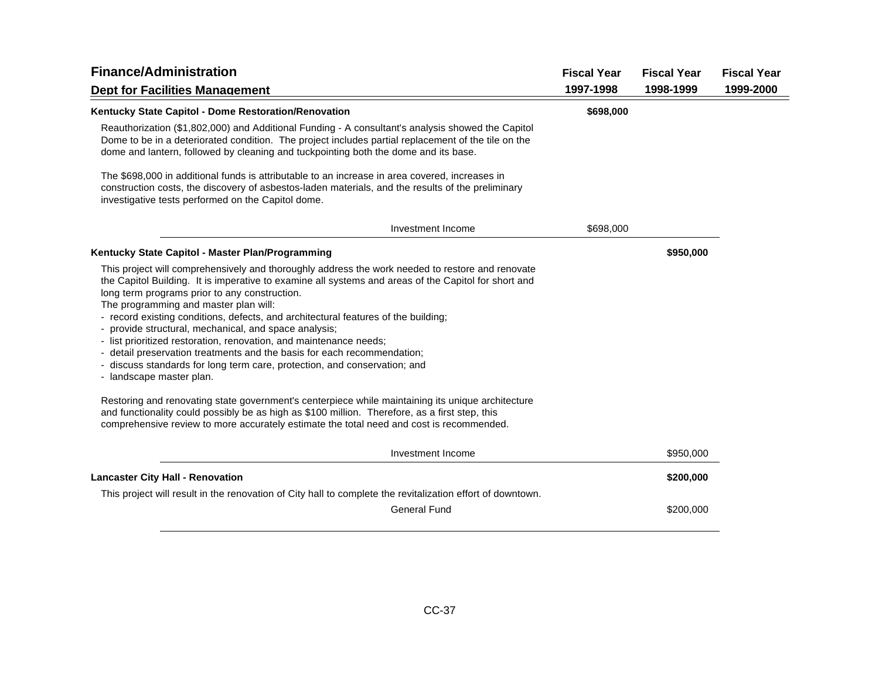# Finance/Administration

## Dept for Facilities Management

| | Fiscal Year 1997-1998 | Fiscal Year 1998-1999 | Fiscal Year 1999-2000 |
|---|---|---|---|
| **Kentucky State Capitol - Dome Restoration/Renovation** | **$698,000** | | |

Reauthorization ($1,802,000) and Additional Funding - A consultant's analysis showed the Capitol Dome to be in a deteriorated condition. The project includes partial replacement of the tile on the dome and lantern, followed by cleaning and tuckpointing both the dome and its base.

The $698,000 in additional funds is attributable to an increase in area covered, increases in construction costs, the discovery of asbestos-laden materials, and the results of the preliminary investigative tests performed on the Capitol dome.

| | Fiscal Year 1997-1998 | Fiscal Year 1998-1999 | Fiscal Year 1999-2000 |
|---|---|---|---|
| Investment Income | $698,000 | | |

| | Fiscal Year 1997-1998 | Fiscal Year 1998-1999 | Fiscal Year 1999-2000 |
|---|---|---|---|
| **Kentucky State Capitol - Master Plan/Programming** | | **$950,000** | |

This project will comprehensively and thoroughly address the work needed to restore and renovate the Capitol Building. It is imperative to examine all systems and areas of the Capitol for short and long term programs prior to any construction.
The programming and master plan will:

- record existing conditions, defects, and architectural features of the building;
- provide structural, mechanical, and space analysis;
- list prioritized restoration, renovation, and maintenance needs;
- detail preservation treatments and the basis for each recommendation;
- discuss standards for long term care, protection, and conservation; and
- landscape master plan.

Restoring and renovating state government's centerpiece while maintaining its unique architecture and functionality could possibly be as high as $100 million. Therefore, as a first step, this comprehensive review to more accurately estimate the total need and cost is recommended.

| | Fiscal Year 1997-1998 | Fiscal Year 1998-1999 | Fiscal Year 1999-2000 |
|---|---|---|---|
| Investment Income | | $950,000 | |

| | Fiscal Year 1997-1998 | Fiscal Year 1998-1999 | Fiscal Year 1999-2000 |
|---|---|---|---|
| **Lancaster City Hall - Renovation** | | **$200,000** | |

This project will result in the renovation of City hall to complete the revitalization effort of downtown.

| | Fiscal Year 1997-1998 | Fiscal Year 1998-1999 | Fiscal Year 1999-2000 |
|---|---|---|---|
| General Fund | | $200,000 | |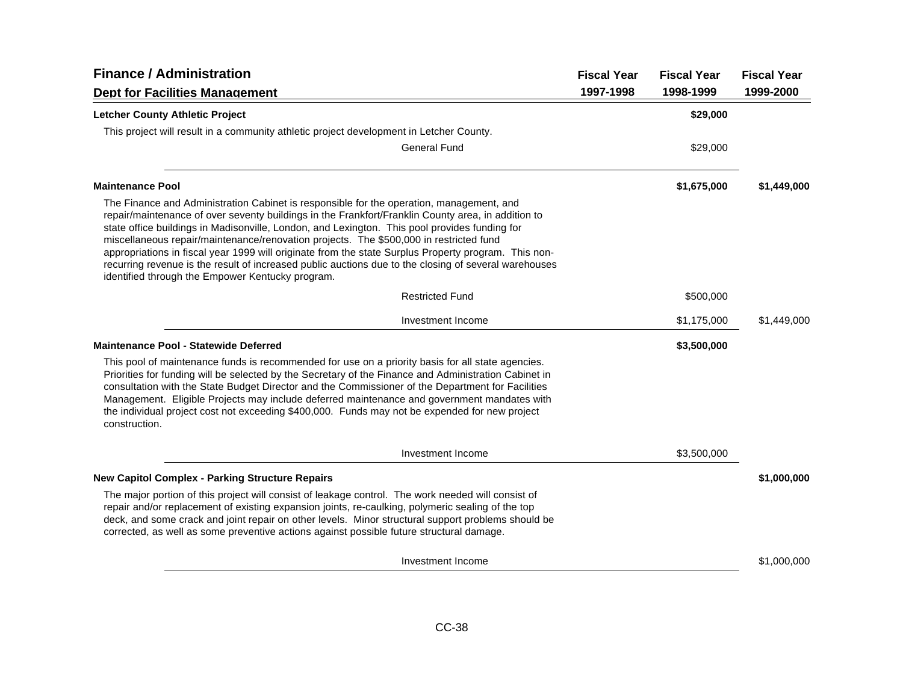## Finance / Administration

### Dept for Facilities Management

| | Fiscal Year 1997-1998 | Fiscal Year 1998-1999 | Fiscal Year 1999-2000 |
|---|---|---|---|
| **Letcher County Athletic Project** | | **$29,000** | |
| This project will result in a community athletic project development in Letcher County. | | | |
| General Fund | | $29,000 | |
| **Maintenance Pool** | | **$1,675,000** | **$1,449,000** |
| The Finance and Administration Cabinet is responsible for the operation, management, and repair/maintenance of over seventy buildings in the Frankfort/Franklin County area, in addition to state office buildings in Madisonville, London, and Lexington. This pool provides funding for miscellaneous repair/maintenance/renovation projects. The $500,000 in restricted fund appropriations in fiscal year 1999 will originate from the state Surplus Property program. This non-recurring revenue is the result of increased public auctions due to the closing of several warehouses identified through the Empower Kentucky program. | | | |
| Restricted Fund | | $500,000 | |
| Investment Income | | $1,175,000 | $1,449,000 |
| **Maintenance Pool - Statewide Deferred** | | **$3,500,000** | |
| This pool of maintenance funds is recommended for use on a priority basis for all state agencies. Priorities for funding will be selected by the Secretary of the Finance and Administration Cabinet in consultation with the State Budget Director and the Commissioner of the Department for Facilities Management. Eligible Projects may include deferred maintenance and government mandates with the individual project cost not exceeding $400,000. Funds may not be expended for new project construction. | | | |
| Investment Income | | $3,500,000 | |
| **New Capitol Complex - Parking Structure Repairs** | | | **$1,000,000** |
| The major portion of this project will consist of leakage control. The work needed will consist of repair and/or replacement of existing expansion joints, re-caulking, polymeric sealing of the top deck, and some crack and joint repair on other levels. Minor structural support problems should be corrected, as well as some preventive actions against possible future structural damage. | | | |
| Investment Income | | | $1,000,000 |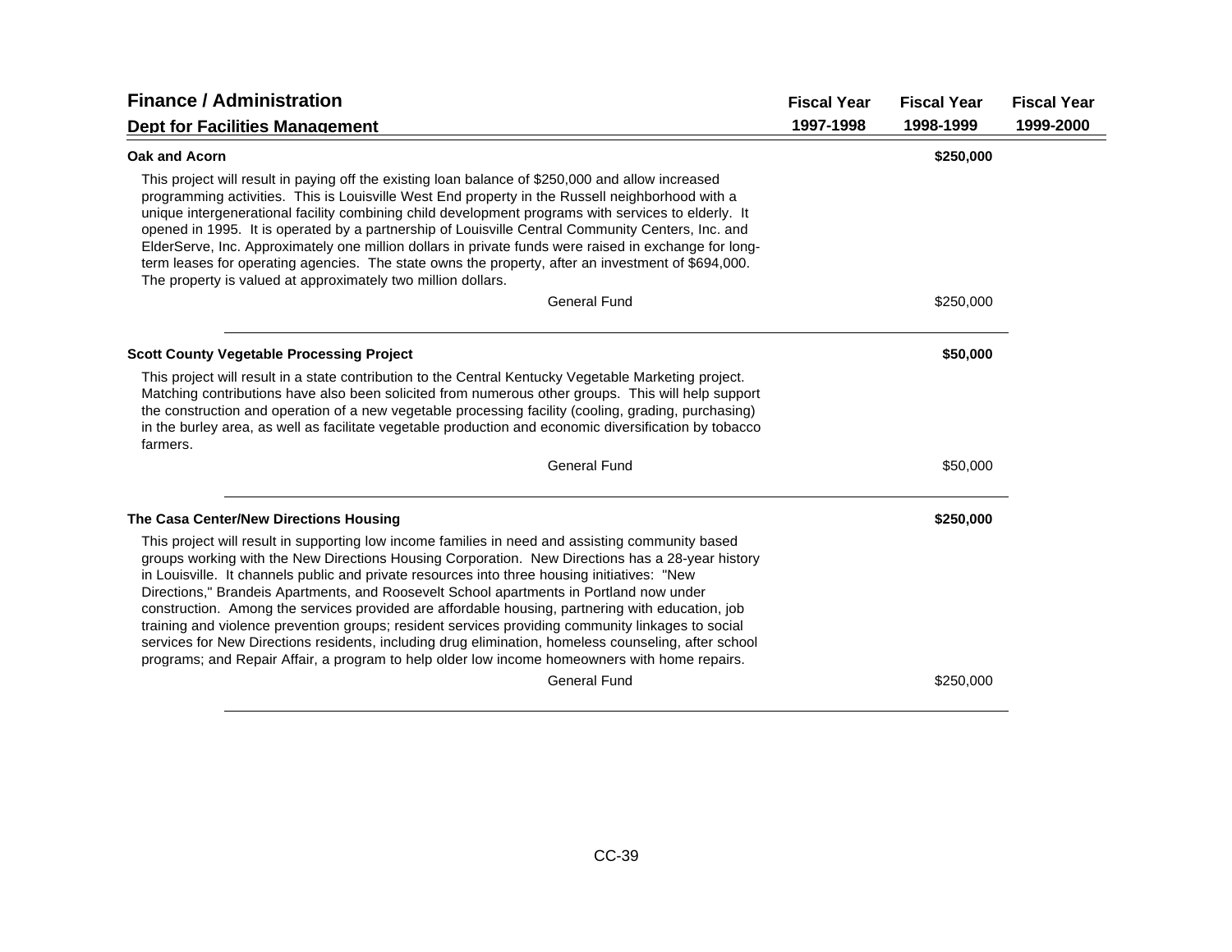## Finance / Administration

### Dept for Facilities Management

| | Fiscal Year 1997-1998 | Fiscal Year 1998-1999 | Fiscal Year 1999-2000 |
|---|---|---|---|
| **Oak and Acorn** | | **$250,000** | |
| General Fund | | $250,000 | |

This project will result in paying off the existing loan balance of $250,000 and allow increased programming activities. This is Louisville West End property in the Russell neighborhood with a unique intergenerational facility combining child development programs with services to elderly. It opened in 1995. It is operated by a partnership of Louisville Central Community Centers, Inc. and ElderServe, Inc. Approximately one million dollars in private funds were raised in exchange for long-term leases for operating agencies. The state owns the property, after an investment of $694,000. The property is valued at approximately two million dollars.

| | Fiscal Year 1997-1998 | Fiscal Year 1998-1999 | Fiscal Year 1999-2000 |
|---|---|---|---|
| **Scott County Vegetable Processing Project** | | **$50,000** | |
| General Fund | | $50,000 | |

This project will result in a state contribution to the Central Kentucky Vegetable Marketing project. Matching contributions have also been solicited from numerous other groups. This will help support the construction and operation of a new vegetable processing facility (cooling, grading, purchasing) in the burley area, as well as facilitate vegetable production and economic diversification by tobacco farmers.

| | Fiscal Year 1997-1998 | Fiscal Year 1998-1999 | Fiscal Year 1999-2000 |
|---|---|---|---|
| **The Casa Center/New Directions Housing** | | **$250,000** | |
| General Fund | | $250,000 | |

This project will result in supporting low income families in need and assisting community based groups working with the New Directions Housing Corporation. New Directions has a 28-year history in Louisville. It channels public and private resources into three housing initiatives: "New Directions," Brandeis Apartments, and Roosevelt School apartments in Portland now under construction. Among the services provided are affordable housing, partnering with education, job training and violence prevention groups; resident services providing community linkages to social services for New Directions residents, including drug elimination, homeless counseling, after school programs; and Repair Affair, a program to help older low income homeowners with home repairs.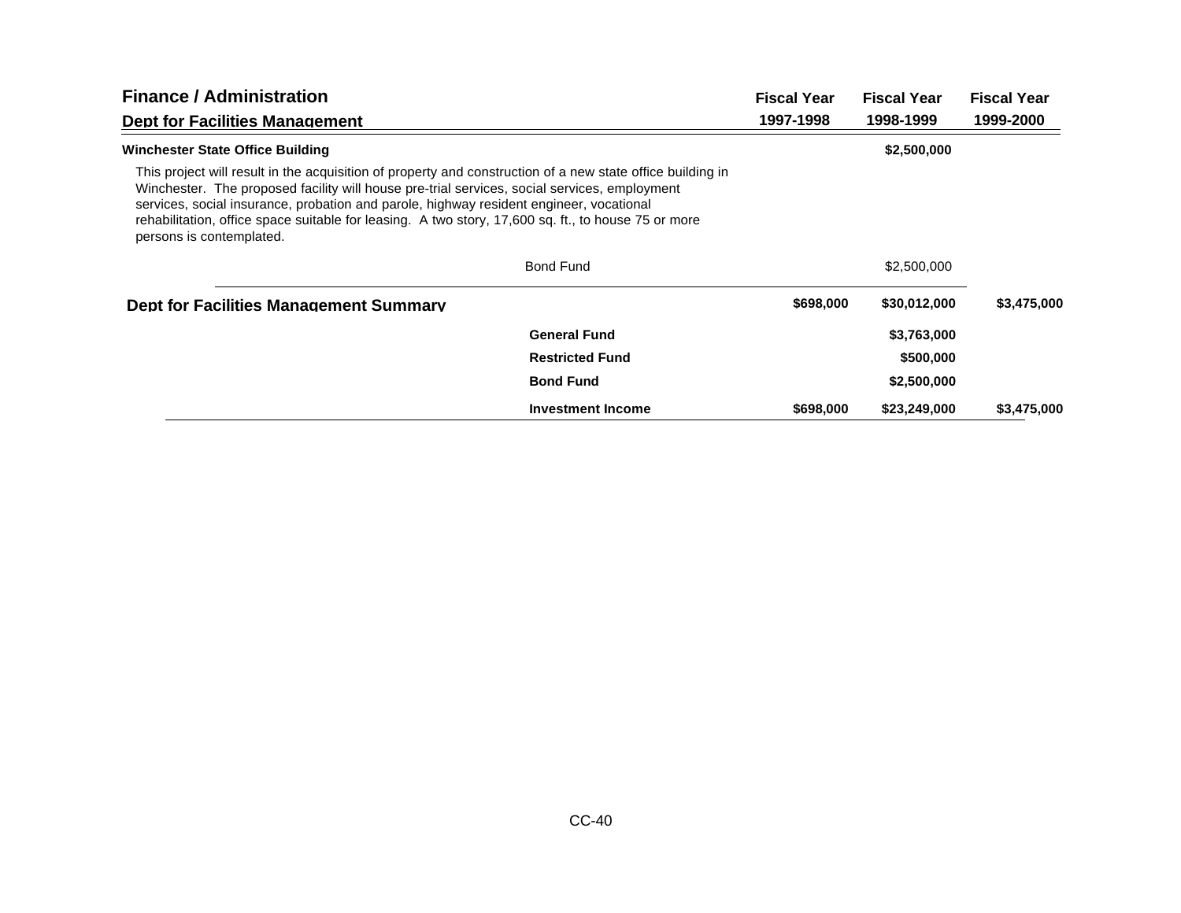## Finance / Administration

### Dept for Facilities Management

| | Fiscal Year 1997-1998 | Fiscal Year 1998-1999 | Fiscal Year 1999-2000 |
|---|---|---|---|
| **Winchester State Office Building** | | **$2,500,000** | |

This project will result in the acquisition of property and construction of a new state office building in Winchester. The proposed facility will house pre-trial services, social services, employment services, social insurance, probation and parole, highway resident engineer, vocational rehabilitation, office space suitable for leasing. A two story, 17,600 sq. ft., to house 75 or more persons is contemplated.

| | Fiscal Year 1997-1998 | Fiscal Year 1998-1999 | Fiscal Year 1999-2000 |
|---|---|---|---|
| Bond Fund | | $2,500,000 | |

| Dept for Facilities Management Summary | Fiscal Year 1997-1998 | Fiscal Year 1998-1999 | Fiscal Year 1999-2000 |
|---|---|---|---|
| **Dept for Facilities Management Summary** | **$698,000** | **$30,012,000** | **$3,475,000** |
| **General Fund** | | **$3,763,000** | |
| **Restricted Fund** | | **$500,000** | |
| **Bond Fund** | | **$2,500,000** | |
| **Investment Income** | **$698,000** | **$23,249,000** | **$3,475,000** |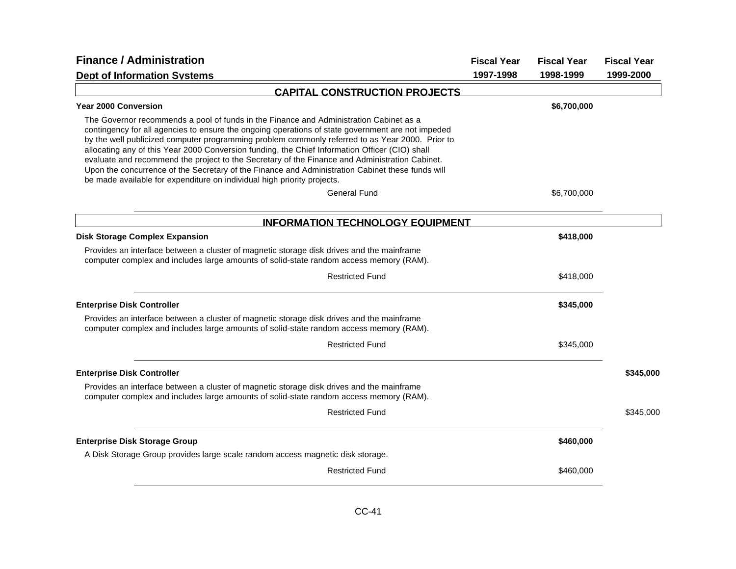# Finance / Administration

## Dept of Information Systems

| | Fiscal Year 1997-1998 | Fiscal Year 1998-1999 | Fiscal Year 1999-2000 |
|---|---|---|---|

### CAPITAL CONSTRUCTION PROJECTS

| | Fiscal Year 1997-1998 | Fiscal Year 1998-1999 | Fiscal Year 1999-2000 |
|---|---|---|---|
| **Year 2000 Conversion** | | **$6,700,000** | |

The Governor recommends a pool of funds in the Finance and Administration Cabinet as a contingency for all agencies to ensure the ongoing operations of state government are not impeded by the well publicized computer programming problem commonly referred to as Year 2000. Prior to allocating any of this Year 2000 Conversion funding, the Chief Information Officer (CIO) shall evaluate and recommend the project to the Secretary of the Finance and Administration Cabinet. Upon the concurrence of the Secretary of the Finance and Administration Cabinet these funds will be made available for expenditure on individual high priority projects.

| | Fiscal Year 1997-1998 | Fiscal Year 1998-1999 | Fiscal Year 1999-2000 |
|---|---|---|---|
| General Fund | | $6,700,000 | |

### INFORMATION TECHNOLOGY EQUIPMENT

| | Fiscal Year 1997-1998 | Fiscal Year 1998-1999 | Fiscal Year 1999-2000 |
|---|---|---|---|
| **Disk Storage Complex Expansion** | | **$418,000** | |

Provides an interface between a cluster of magnetic storage disk drives and the mainframe computer complex and includes large amounts of solid-state random access memory (RAM).

| | Fiscal Year 1997-1998 | Fiscal Year 1998-1999 | Fiscal Year 1999-2000 |
|---|---|---|---|
| Restricted Fund | | $418,000 | |
| **Enterprise Disk Controller** | | **$345,000** | |

Provides an interface between a cluster of magnetic storage disk drives and the mainframe computer complex and includes large amounts of solid-state random access memory (RAM).

| | Fiscal Year 1997-1998 | Fiscal Year 1998-1999 | Fiscal Year 1999-2000 |
|---|---|---|---|
| Restricted Fund | | $345,000 | |
| **Enterprise Disk Controller** | | | **$345,000** |

Provides an interface between a cluster of magnetic storage disk drives and the mainframe computer complex and includes large amounts of solid-state random access memory (RAM).

| | Fiscal Year 1997-1998 | Fiscal Year 1998-1999 | Fiscal Year 1999-2000 |
|---|---|---|---|
| Restricted Fund | | | $345,000 |
| **Enterprise Disk Storage Group** | | **$460,000** | |

A Disk Storage Group provides large scale random access magnetic disk storage.

| | Fiscal Year 1997-1998 | Fiscal Year 1998-1999 | Fiscal Year 1999-2000 |
|---|---|---|---|
| Restricted Fund | | $460,000 | |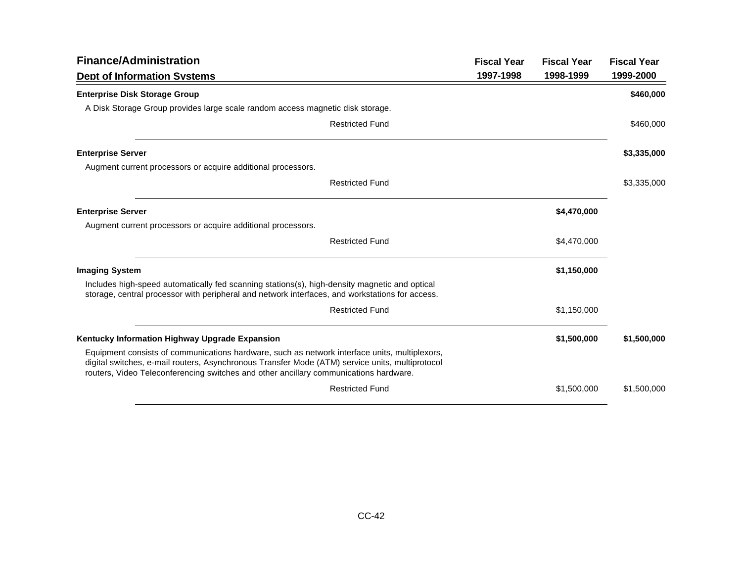## Finance/Administration

### Dept of Information Systems

| | Fiscal Year 1997-1998 | Fiscal Year 1998-1999 | Fiscal Year 1999-2000 |
|---|---|---|---|
| **Enterprise Disk Storage Group** | | | **$460,000** |
| A Disk Storage Group provides large scale random access magnetic disk storage. | | | |
| Restricted Fund | | | $460,000 |
| **Enterprise Server** | | | **$3,335,000** |
| Augment current processors or acquire additional processors. | | | |
| Restricted Fund | | | $3,335,000 |
| **Enterprise Server** | | **$4,470,000** | |
| Augment current processors or acquire additional processors. | | | |
| Restricted Fund | | $4,470,000 | |
| **Imaging System** | | **$1,150,000** | |
| Includes high-speed automatically fed scanning stations(s), high-density magnetic and optical storage, central processor with peripheral and network interfaces, and workstations for access. | | | |
| Restricted Fund | | $1,150,000 | |
| **Kentucky Information Highway Upgrade Expansion** | | **$1,500,000** | **$1,500,000** |
| Equipment consists of communications hardware, such as network interface units, multiplexors, digital switches, e-mail routers, Asynchronous Transfer Mode (ATM) service units, multiprotocol routers, Video Teleconferencing switches and other ancillary communications hardware. | | | |
| Restricted Fund | | $1,500,000 | $1,500,000 |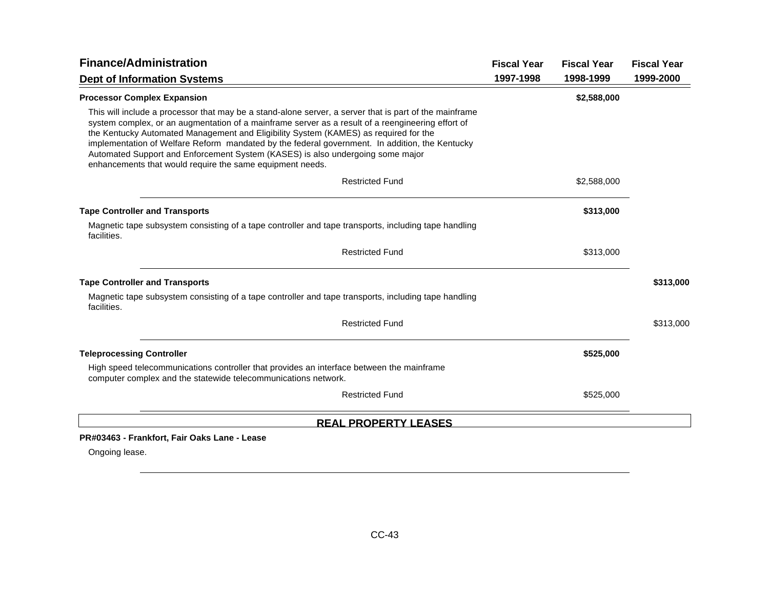## Finance/Administration

### Dept of Information Systems

| | Fiscal Year 1997-1998 | Fiscal Year 1998-1999 | Fiscal Year 1999-2000 |
|---|---|---|---|
| **Processor Complex Expansion** | | **$2,588,000** | |
| This will include a processor that may be a stand-alone server, a server that is part of the mainframe system complex, or an augmentation of a mainframe server as a result of a reengineering effort of the Kentucky Automated Management and Eligibility System (KAMES) as required for the implementation of Welfare Reform mandated by the federal government. In addition, the Kentucky Automated Support and Enforcement System (KASES) is also undergoing some major enhancements that would require the same equipment needs. | | | |
| Restricted Fund | | $2,588,000 | |
| **Tape Controller and Transports** | | **$313,000** | |
| Magnetic tape subsystem consisting of a tape controller and tape transports, including tape handling facilities. | | | |
| Restricted Fund | | $313,000 | |
| **Tape Controller and Transports** | | | **$313,000** |
| Magnetic tape subsystem consisting of a tape controller and tape transports, including tape handling facilities. | | | |
| Restricted Fund | | | $313,000 |
| **Teleprocessing Controller** | | **$525,000** | |
| High speed telecommunications controller that provides an interface between the mainframe computer complex and the statewide telecommunications network. | | | |
| Restricted Fund | | $525,000 | |

## REAL PROPERTY LEASES

**PR#03463 - Frankfort, Fair Oaks Lane - Lease**

Ongoing lease.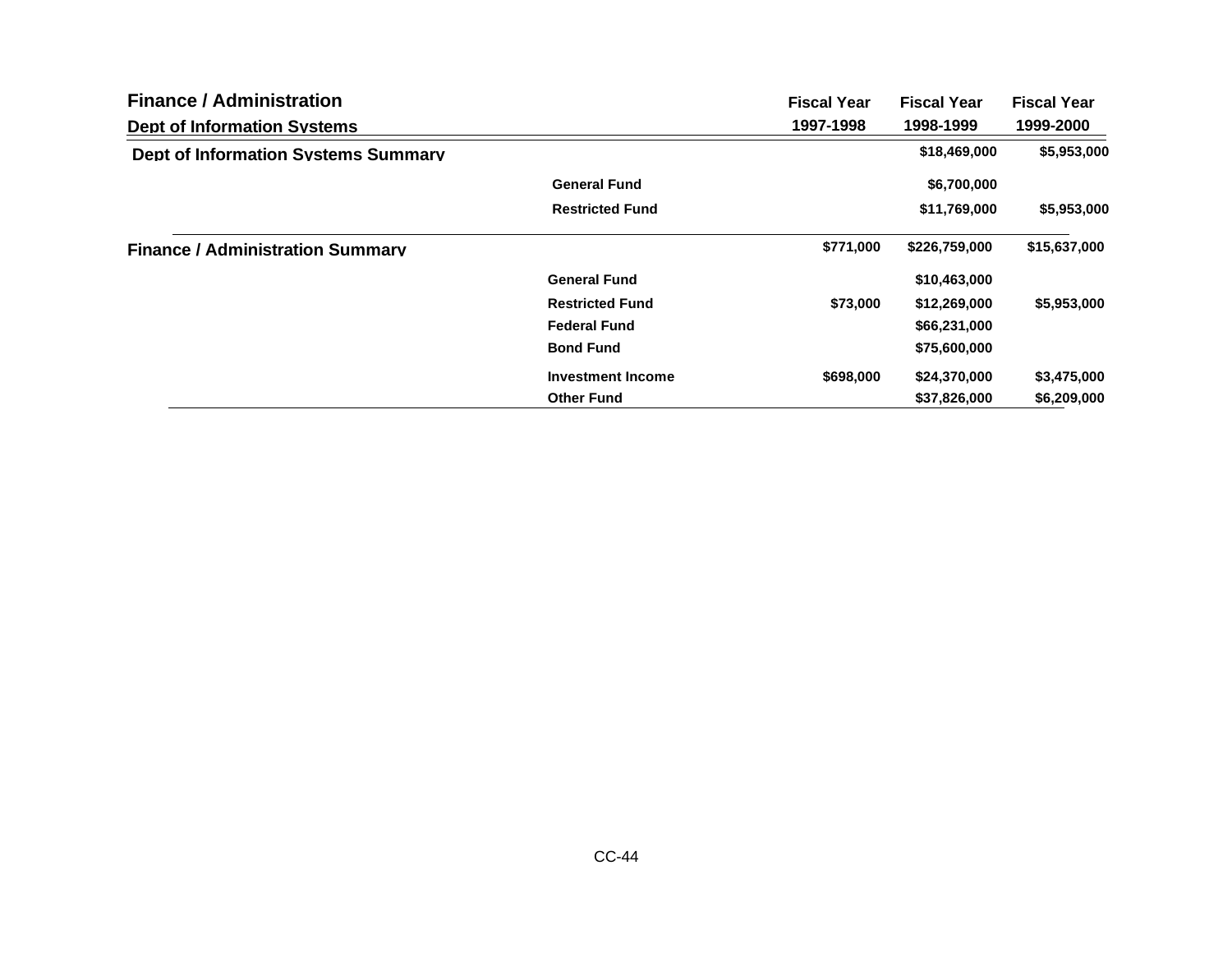## Finance / Administration

### Dept of Information Systems

| | | Fiscal Year 1997-1998 | Fiscal Year 1998-1999 | Fiscal Year 1999-2000 |
|---|---|---|---|---|
| **Dept of Information Systems Summary** | | | $18,469,000 | $5,953,000 |
| | General Fund | | $6,700,000 | |
| | Restricted Fund | | $11,769,000 | $5,953,000 |
| **Finance / Administration Summary** | | $771,000 | $226,759,000 | $15,637,000 |
| | General Fund | | $10,463,000 | |
| | Restricted Fund | $73,000 | $12,269,000 | $5,953,000 |
| | Federal Fund | | $66,231,000 | |
| | Bond Fund | | $75,600,000 | |
| | Investment Income | $698,000 | $24,370,000 | $3,475,000 |
| | Other Fund | | $37,826,000 | $6,209,000 |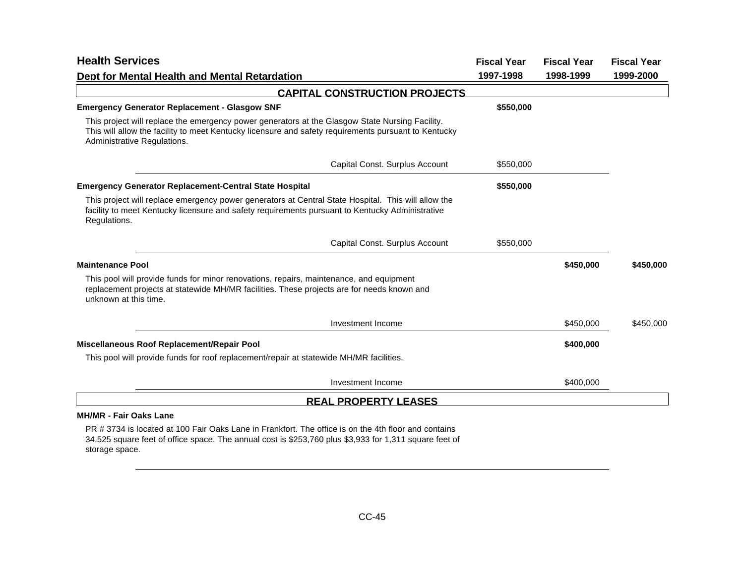## Health Services

### Dept for Mental Health and Mental Retardation

| | Fiscal Year 1997-1998 | Fiscal Year 1998-1999 | Fiscal Year 1999-2000 |
|---|---|---|---|
| **CAPITAL CONSTRUCTION PROJECTS** | | | |
| **Emergency Generator Replacement - Glasgow SNF** | **$550,000** | | |
| This project will replace the emergency power generators at the Glasgow State Nursing Facility. This will allow the facility to meet Kentucky licensure and safety requirements pursuant to Kentucky Administrative Regulations. | | | |
| Capital Const. Surplus Account | $550,000 | | |
| **Emergency Generator Replacement-Central State Hospital** | **$550,000** | | |
| This project will replace emergency power generators at Central State Hospital. This will allow the facility to meet Kentucky licensure and safety requirements pursuant to Kentucky Administrative Regulations. | | | |
| Capital Const. Surplus Account | $550,000 | | |
| **Maintenance Pool** | | **$450,000** | **$450,000** |
| This pool will provide funds for minor renovations, repairs, maintenance, and equipment replacement projects at statewide MH/MR facilities. These projects are for needs known and unknown at this time. | | | |
| Investment Income | | $450,000 | $450,000 |
| **Miscellaneous Roof Replacement/Repair Pool** | | **$400,000** | |
| This pool will provide funds for roof replacement/repair at statewide MH/MR facilities. | | | |
| Investment Income | | $400,000 | |

## REAL PROPERTY LEASES

**MH/MR - Fair Oaks Lane**

PR # 3734 is located at 100 Fair Oaks Lane in Frankfort. The office is on the 4th floor and contains 34,525 square feet of office space. The annual cost is $253,760 plus $3,933 for 1,311 square feet of storage space.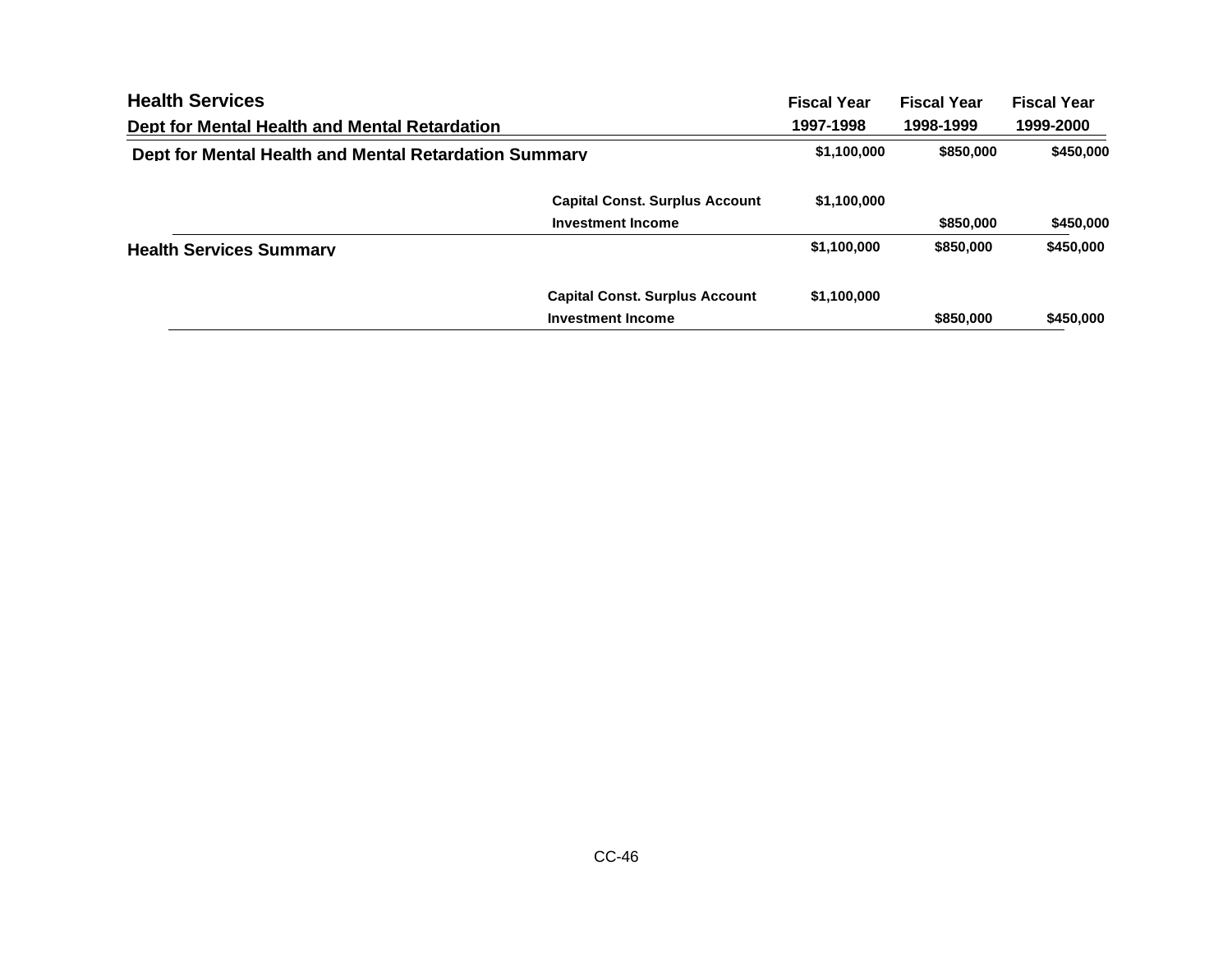## Health Services

| Dept for Mental Health and Mental Retardation | | Fiscal Year 1997-1998 | Fiscal Year 1998-1999 | Fiscal Year 1999-2000 |
|---|---|---|---|---|
| **Dept for Mental Health and Mental Retardation Summary** | | $1,100,000 | $850,000 | $450,000 |
| | Capital Const. Surplus Account | $1,100,000 | | |
| | Investment Income | | $850,000 | $450,000 |
| **Health Services Summary** | | $1,100,000 | $850,000 | $450,000 |
| | Capital Const. Surplus Account | $1,100,000 | | |
| | Investment Income | | $850,000 | $450,000 |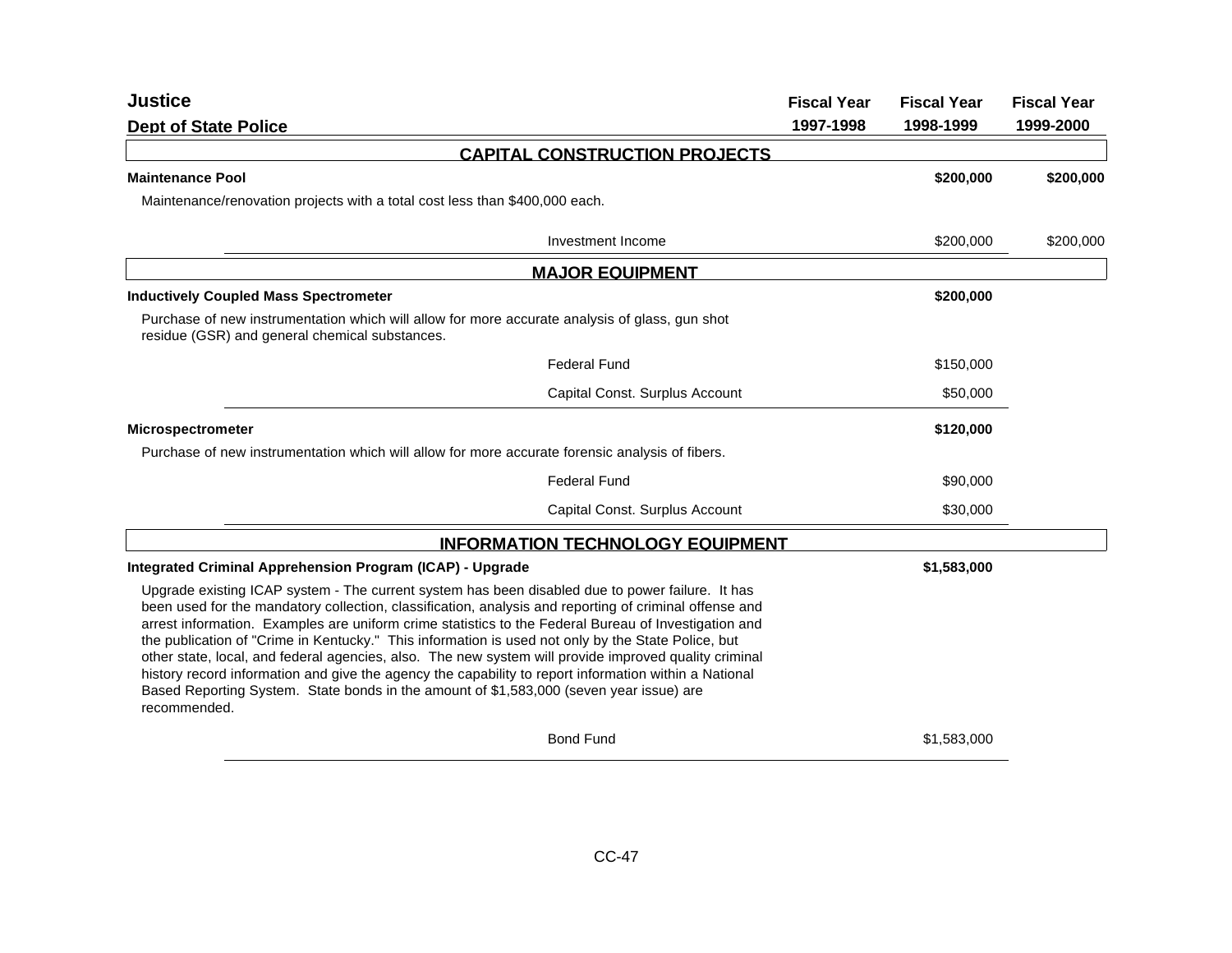# Justice

## Dept of State Police

| | Fiscal Year 1997-1998 | Fiscal Year 1998-1999 | Fiscal Year 1999-2000 |
|---|---|---|---|

### CAPITAL CONSTRUCTION PROJECTS

| | Fiscal Year 1997-1998 | Fiscal Year 1998-1999 | Fiscal Year 1999-2000 |
|---|---|---|---|
| **Maintenance Pool** | | **$200,000** | **$200,000** |
| Maintenance/renovation projects with a total cost less than $400,000 each. | | | |
| Investment Income | | $200,000 | $200,000 |

### MAJOR EQUIPMENT

| | Fiscal Year 1997-1998 | Fiscal Year 1998-1999 | Fiscal Year 1999-2000 |
|---|---|---|---|
| **Inductively Coupled Mass Spectrometer** | | **$200,000** | |
| Purchase of new instrumentation which will allow for more accurate analysis of glass, gun shot residue (GSR) and general chemical substances. | | | |
| Federal Fund | | $150,000 | |
| Capital Const. Surplus Account | | $50,000 | |
| **Microspectrometer** | | **$120,000** | |
| Purchase of new instrumentation which will allow for more accurate forensic analysis of fibers. | | | |
| Federal Fund | | $90,000 | |
| Capital Const. Surplus Account | | $30,000 | |

### INFORMATION TECHNOLOGY EQUIPMENT

| | Fiscal Year 1997-1998 | Fiscal Year 1998-1999 | Fiscal Year 1999-2000 |
|---|---|---|---|
| **Integrated Criminal Apprehension Program (ICAP) - Upgrade** | | **$1,583,000** | |
| Upgrade existing ICAP system - The current system has been disabled due to power failure. It has been used for the mandatory collection, classification, analysis and reporting of criminal offense and arrest information. Examples are uniform crime statistics to the Federal Bureau of Investigation and the publication of "Crime in Kentucky." This information is used not only by the State Police, but other state, local, and federal agencies, also. The new system will provide improved quality criminal history record information and give the agency the capability to report information within a National Based Reporting System. State bonds in the amount of $1,583,000 (seven year issue) are recommended. | | | |
| Bond Fund | | $1,583,000 | |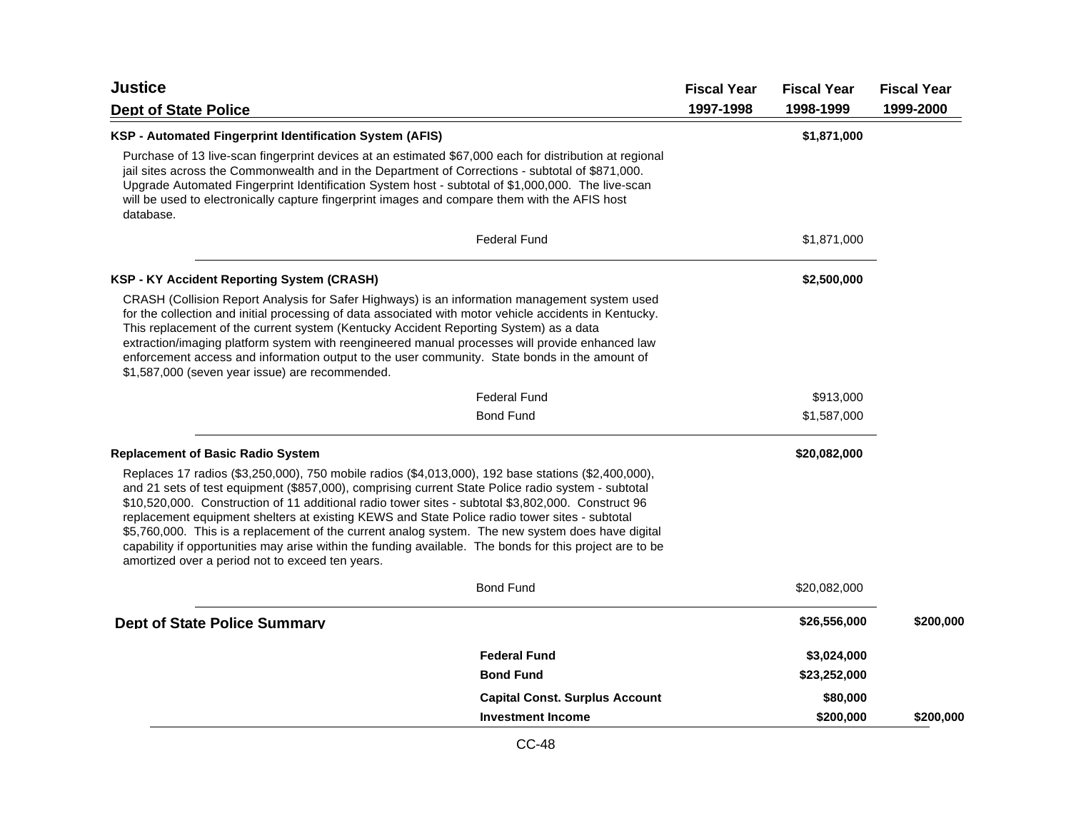# Justice

## Dept of State Police

| | Fiscal Year 1997-1998 | Fiscal Year 1998-1999 | Fiscal Year 1999-2000 |
|---|---|---|---|

### KSP - Automated Fingerprint Identification System (AFIS) — $1,871,000 (Fiscal Year 1998-1999)

Purchase of 13 live-scan fingerprint devices at an estimated $67,000 each for distribution at regional jail sites across the Commonwealth and in the Department of Corrections - subtotal of $871,000. Upgrade Automated Fingerprint Identification System host - subtotal of $1,000,000. The live-scan will be used to electronically capture fingerprint images and compare them with the AFIS host database.

| Fund | Fiscal Year 1997-1998 | Fiscal Year 1998-1999 | Fiscal Year 1999-2000 |
|---|---|---|---|
| Federal Fund | | $1,871,000 | |

### KSP - KY Accident Reporting System (CRASH) — $2,500,000 (Fiscal Year 1998-1999)

CRASH (Collision Report Analysis for Safer Highways) is an information management system used for the collection and initial processing of data associated with motor vehicle accidents in Kentucky. This replacement of the current system (Kentucky Accident Reporting System) as a data extraction/imaging platform system with reengineered manual processes will provide enhanced law enforcement access and information output to the user community. State bonds in the amount of $1,587,000 (seven year issue) are recommended.

| Fund | Fiscal Year 1997-1998 | Fiscal Year 1998-1999 | Fiscal Year 1999-2000 |
|---|---|---|---|
| Federal Fund | | $913,000 | |
| Bond Fund | | $1,587,000 | |

### Replacement of Basic Radio System — $20,082,000 (Fiscal Year 1998-1999)

Replaces 17 radios ($3,250,000), 750 mobile radios ($4,013,000), 192 base stations ($2,400,000), and 21 sets of test equipment ($857,000), comprising current State Police radio system - subtotal $10,520,000. Construction of 11 additional radio tower sites - subtotal $3,802,000. Construct 96 replacement equipment shelters at existing KEWS and State Police radio tower sites - subtotal $5,760,000. This is a replacement of the current analog system. The new system does have digital capability if opportunities may arise within the funding available. The bonds for this project are to be amortized over a period not to exceed ten years.

| Fund | Fiscal Year 1997-1998 | Fiscal Year 1998-1999 | Fiscal Year 1999-2000 |
|---|---|---|---|
| Bond Fund | | $20,082,000 | |

## Dept of State Police Summary

| | Fiscal Year 1997-1998 | Fiscal Year 1998-1999 | Fiscal Year 1999-2000 |
|---|---|---|---|
| **Dept of State Police Summary** | | **$26,556,000** | **$200,000** |
| **Federal Fund** | | **$3,024,000** | |
| **Bond Fund** | | **$23,252,000** | |
| **Capital Const. Surplus Account** | | **$80,000** | |
| **Investment Income** | | **$200,000** | **$200,000** |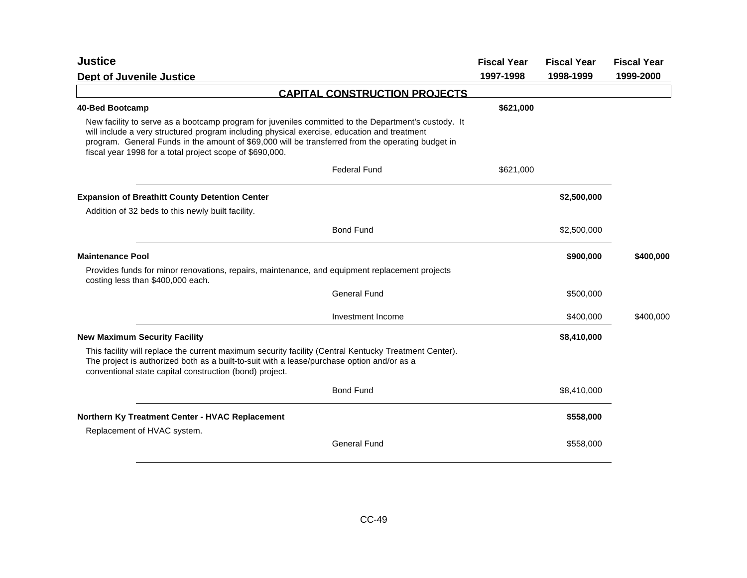# Justice

## Dept of Juvenile Justice

### CAPITAL CONSTRUCTION PROJECTS

| | | Fiscal Year 1997-1998 | Fiscal Year 1998-1999 | Fiscal Year 1999-2000 |
|---|---|---|---|---|
| **40-Bed Bootcamp** | | **$621,000** | | |
| New facility to serve as a bootcamp program for juveniles committed to the Department's custody. It will include a very structured program including physical exercise, education and treatment program. General Funds in the amount of $69,000 will be transferred from the operating budget in fiscal year 1998 for a total project scope of $690,000. | | | | |
| | Federal Fund | $621,000 | | |
| **Expansion of Breathitt County Detention Center** | | | **$2,500,000** | |
| Addition of 32 beds to this newly built facility. | | | | |
| | Bond Fund | | $2,500,000 | |
| **Maintenance Pool** | | | **$900,000** | **$400,000** |
| Provides funds for minor renovations, repairs, maintenance, and equipment replacement projects costing less than $400,000 each. | | | | |
| | General Fund | | $500,000 | |
| | Investment Income | | $400,000 | $400,000 |
| **New Maximum Security Facility** | | | **$8,410,000** | |
| This facility will replace the current maximum security facility (Central Kentucky Treatment Center). The project is authorized both as a built-to-suit with a lease/purchase option and/or as a conventional state capital construction (bond) project. | | | | |
| | Bond Fund | | $8,410,000 | |
| **Northern Ky Treatment Center - HVAC Replacement** | | | **$558,000** | |
| Replacement of HVAC system. | | | | |
| | General Fund | | $558,000 | |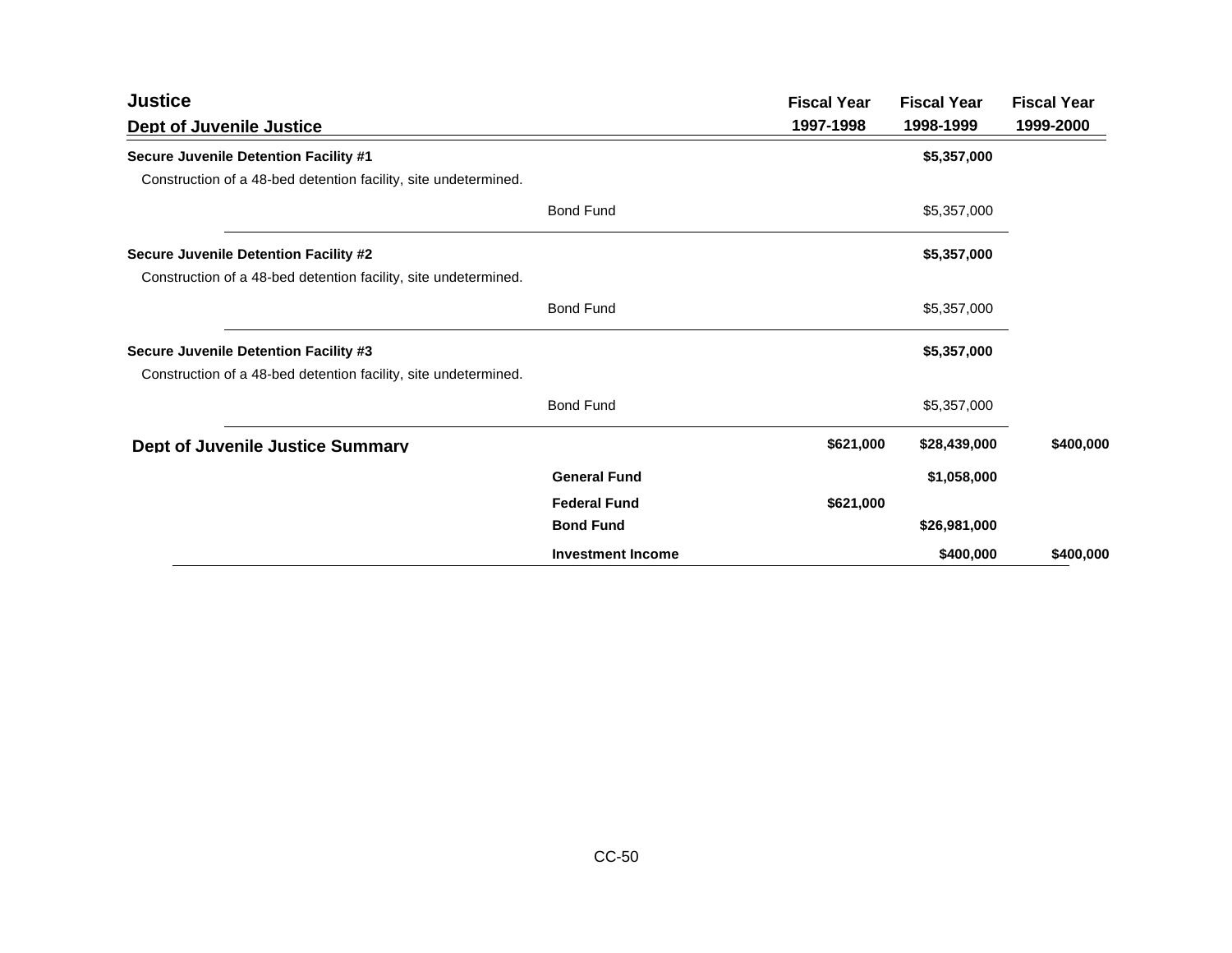# Justice

## Dept of Juvenile Justice

| | | Fiscal Year 1997-1998 | Fiscal Year 1998-1999 | Fiscal Year 1999-2000 |
|---|---|---|---|---|
| **Secure Juvenile Detention Facility #1** | | | **$5,357,000** | |
| Construction of a 48-bed detention facility, site undetermined. | | | | |
| | Bond Fund | | $5,357,000 | |
| **Secure Juvenile Detention Facility #2** | | | **$5,357,000** | |
| Construction of a 48-bed detention facility, site undetermined. | | | | |
| | Bond Fund | | $5,357,000 | |
| **Secure Juvenile Detention Facility #3** | | | **$5,357,000** | |
| Construction of a 48-bed detention facility, site undetermined. | | | | |
| | Bond Fund | | $5,357,000 | |
| **Dept of Juvenile Justice Summary** | | **$621,000** | **$28,439,000** | **$400,000** |
| | **General Fund** | | **$1,058,000** | |
| | **Federal Fund** | **$621,000** | | |
| | **Bond Fund** | | **$26,981,000** | |
| | **Investment Income** | | **$400,000** | **$400,000** |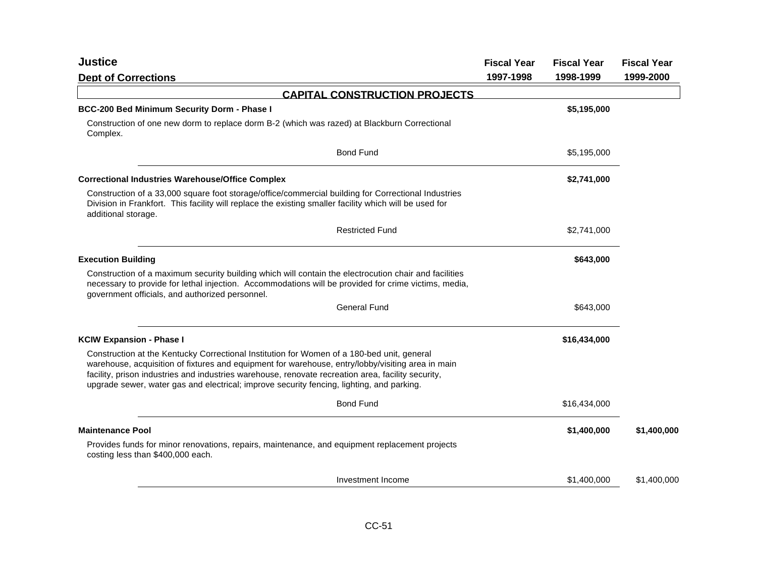# Justice

## Dept of Corrections

### CAPITAL CONSTRUCTION PROJECTS

| | Fiscal Year 1997-1998 | Fiscal Year 1998-1999 | Fiscal Year 1999-2000 |
|---|---|---|---|
| **BCC-200 Bed Minimum Security Dorm - Phase I** | | **$5,195,000** | |
| Construction of one new dorm to replace dorm B-2 (which was razed) at Blackburn Correctional Complex. | | | |
| Bond Fund | | $5,195,000 | |
| **Correctional Industries Warehouse/Office Complex** | | **$2,741,000** | |
| Construction of a 33,000 square foot storage/office/commercial building for Correctional Industries Division in Frankfort. This facility will replace the existing smaller facility which will be used for additional storage. | | | |
| Restricted Fund | | $2,741,000 | |
| **Execution Building** | | **$643,000** | |
| Construction of a maximum security building which will contain the electrocution chair and facilities necessary to provide for lethal injection. Accommodations will be provided for crime victims, media, government officials, and authorized personnel. | | | |
| General Fund | | $643,000 | |
| **KCIW Expansion - Phase I** | | **$16,434,000** | |
| Construction at the Kentucky Correctional Institution for Women of a 180-bed unit, general warehouse, acquisition of fixtures and equipment for warehouse, entry/lobby/visiting area in main facility, prison industries and industries warehouse, renovate recreation area, facility security, upgrade sewer, water gas and electrical; improve security fencing, lighting, and parking. | | | |
| Bond Fund | | $16,434,000 | |
| **Maintenance Pool** | | **$1,400,000** | **$1,400,000** |
| Provides funds for minor renovations, repairs, maintenance, and equipment replacement projects costing less than $400,000 each. | | | |
| Investment Income | | $1,400,000 | $1,400,000 |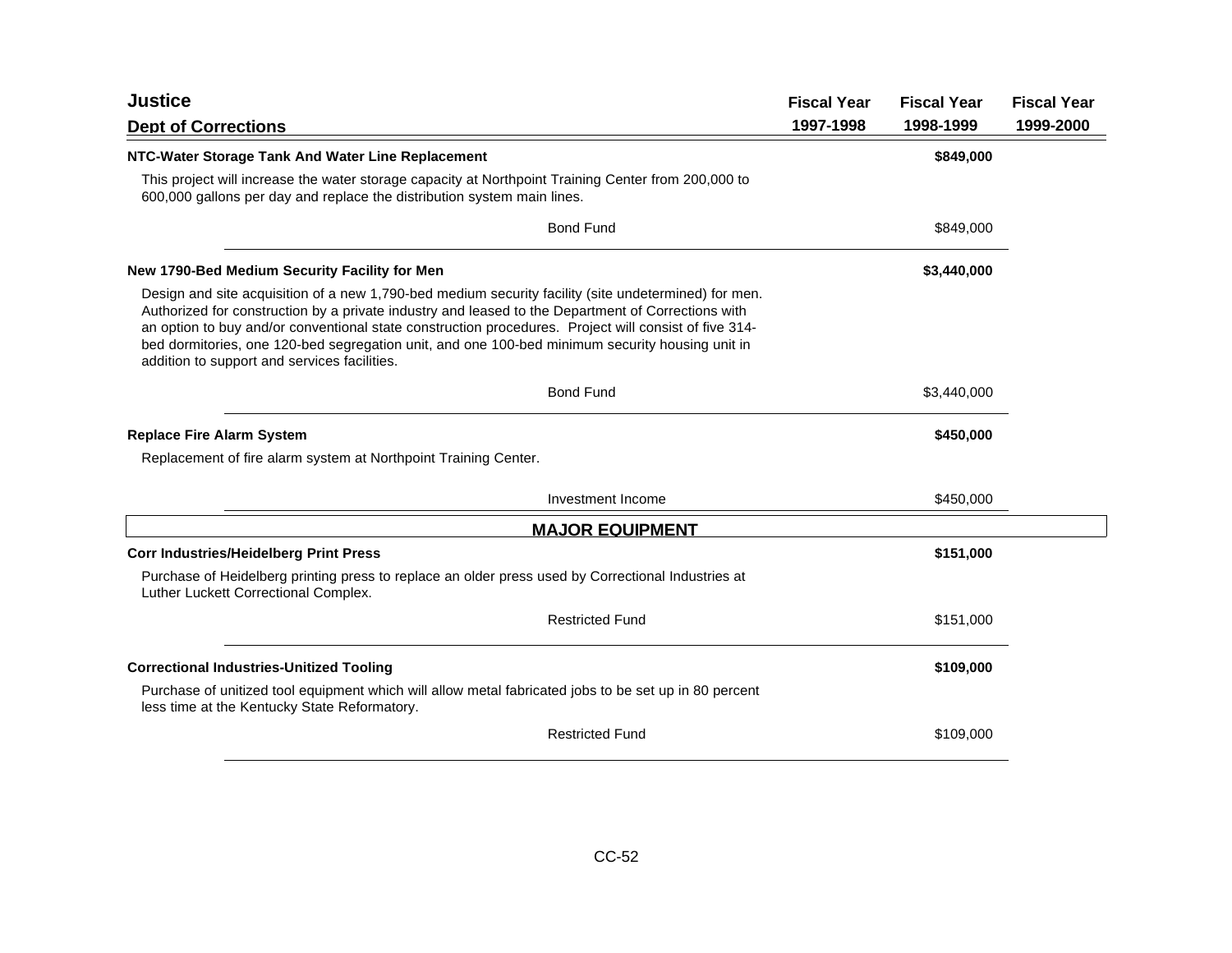# Justice

## Dept of Corrections

| | Fiscal Year 1997-1998 | Fiscal Year 1998-1999 | Fiscal Year 1999-2000 |
|---|---|---|---|

**NTC-Water Storage Tank And Water Line Replacement** — **$849,000** (Fiscal Year 1998-1999)

This project will increase the water storage capacity at Northpoint Training Center from 200,000 to 600,000 gallons per day and replace the distribution system main lines.

| | Fiscal Year 1997-1998 | Fiscal Year 1998-1999 | Fiscal Year 1999-2000 |
|---|---|---|---|
| Bond Fund | | $849,000 | |

**New 1790-Bed Medium Security Facility for Men** — **$3,440,000** (Fiscal Year 1998-1999)

Design and site acquisition of a new 1,790-bed medium security facility (site undetermined) for men. Authorized for construction by a private industry and leased to the Department of Corrections with an option to buy and/or conventional state construction procedures. Project will consist of five 314-bed dormitories, one 120-bed segregation unit, and one 100-bed minimum security housing unit in addition to support and services facilities.

| | Fiscal Year 1997-1998 | Fiscal Year 1998-1999 | Fiscal Year 1999-2000 |
|---|---|---|---|
| Bond Fund | | $3,440,000 | |

**Replace Fire Alarm System** — **$450,000** (Fiscal Year 1998-1999)

Replacement of fire alarm system at Northpoint Training Center.

| | Fiscal Year 1997-1998 | Fiscal Year 1998-1999 | Fiscal Year 1999-2000 |
|---|---|---|---|
| Investment Income | | $450,000 | |

## MAJOR EQUIPMENT

**Corr Industries/Heidelberg Print Press** — **$151,000** (Fiscal Year 1998-1999)

Purchase of Heidelberg printing press to replace an older press used by Correctional Industries at Luther Luckett Correctional Complex.

| | Fiscal Year 1997-1998 | Fiscal Year 1998-1999 | Fiscal Year 1999-2000 |
|---|---|---|---|
| Restricted Fund | | $151,000 | |

**Correctional Industries-Unitized Tooling** — **$109,000** (Fiscal Year 1998-1999)

Purchase of unitized tool equipment which will allow metal fabricated jobs to be set up in 80 percent less time at the Kentucky State Reformatory.

| | Fiscal Year 1997-1998 | Fiscal Year 1998-1999 | Fiscal Year 1999-2000 |
|---|---|---|---|
| Restricted Fund | | $109,000 | |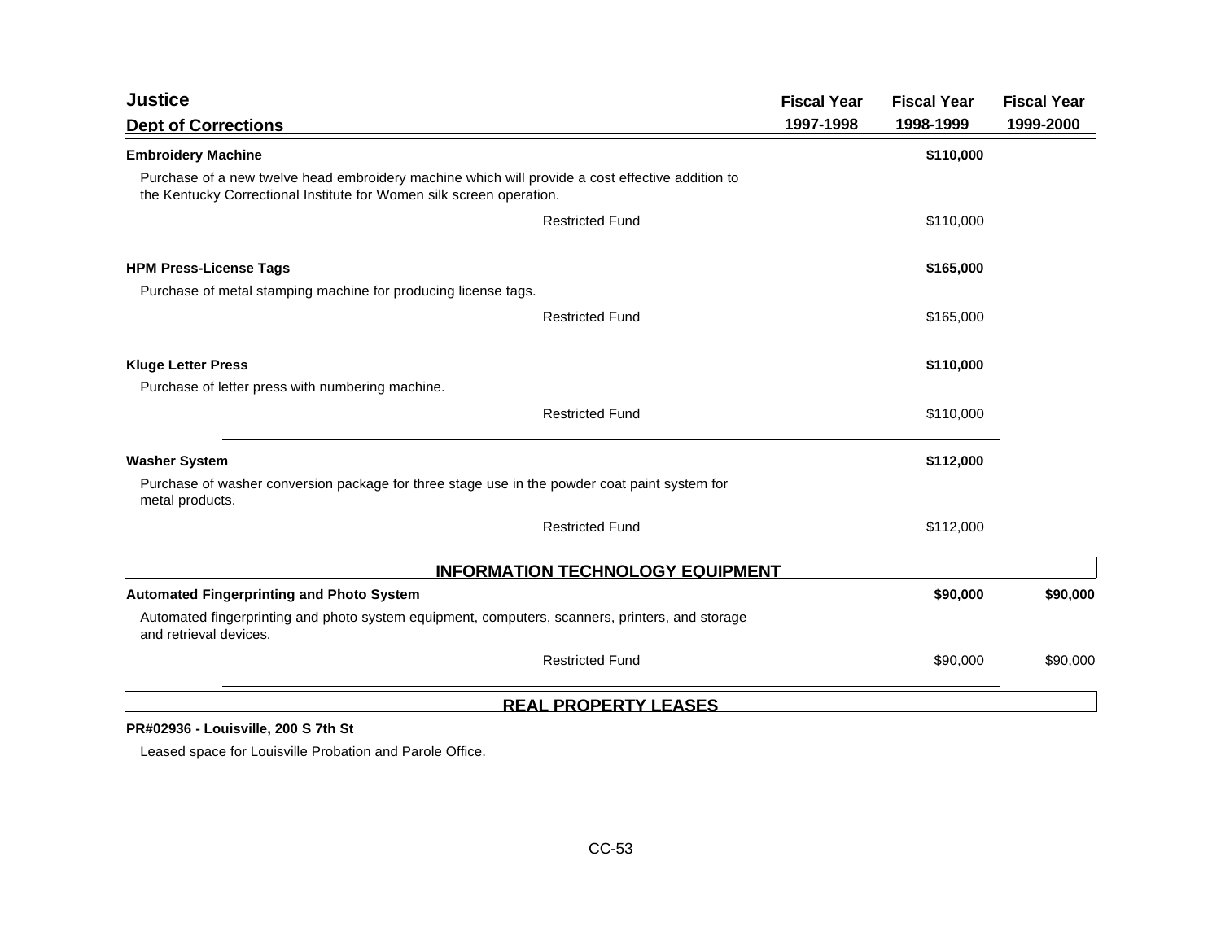## Justice

### Dept of Corrections

| | Fiscal Year 1997-1998 | Fiscal Year 1998-1999 | Fiscal Year 1999-2000 |
|---|---|---|---|
| **Embroidery Machine** | | **$110,000** | |
| Purchase of a new twelve head embroidery machine which will provide a cost effective addition to the Kentucky Correctional Institute for Women silk screen operation. | | | |
| Restricted Fund | | $110,000 | |
| **HPM Press-License Tags** | | **$165,000** | |
| Purchase of metal stamping machine for producing license tags. | | | |
| Restricted Fund | | $165,000 | |
| **Kluge Letter Press** | | **$110,000** | |
| Purchase of letter press with numbering machine. | | | |
| Restricted Fund | | $110,000 | |
| **Washer System** | | **$112,000** | |
| Purchase of washer conversion package for three stage use in the powder coat paint system for metal products. | | | |
| Restricted Fund | | $112,000 | |

#### INFORMATION TECHNOLOGY EQUIPMENT

| | Fiscal Year 1997-1998 | Fiscal Year 1998-1999 | Fiscal Year 1999-2000 |
|---|---|---|---|
| **Automated Fingerprinting and Photo System** | | **$90,000** | **$90,000** |
| Automated fingerprinting and photo system equipment, computers, scanners, printers, and storage and retrieval devices. | | | |
| Restricted Fund | | $90,000 | $90,000 |

#### REAL PROPERTY LEASES

**PR#02936 - Louisville, 200 S 7th St**

Leased space for Louisville Probation and Parole Office.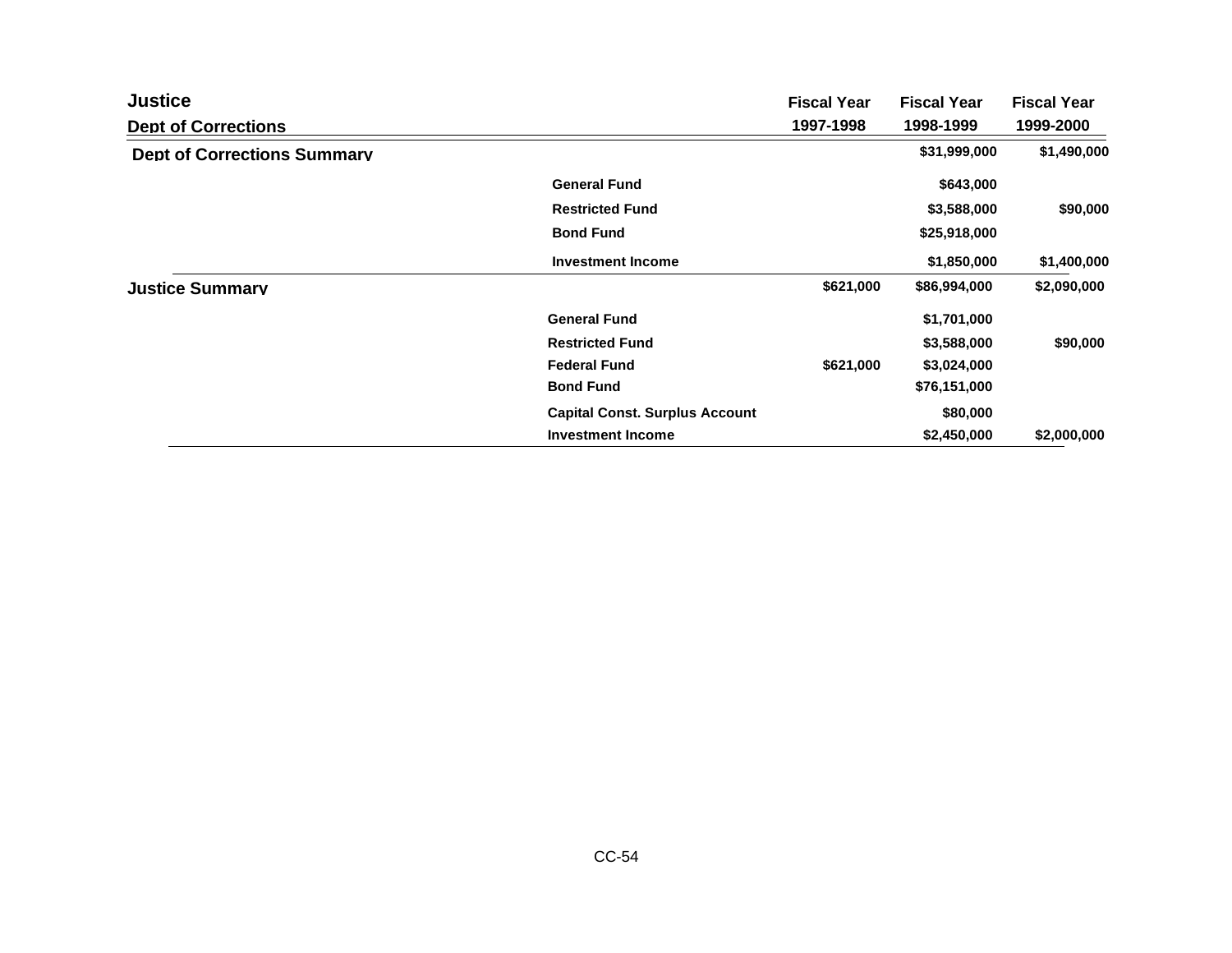## Justice

### Dept of Corrections

| | | Fiscal Year 1997-1998 | Fiscal Year 1998-1999 | Fiscal Year 1999-2000 |
|---|---|---|---|---|
| **Dept of Corrections Summary** | | | $31,999,000 | $1,490,000 |
| | General Fund | | $643,000 | |
| | Restricted Fund | | $3,588,000 | $90,000 |
| | Bond Fund | | $25,918,000 | |
| | Investment Income | | $1,850,000 | $1,400,000 |
| **Justice Summary** | | $621,000 | $86,994,000 | $2,090,000 |
| | General Fund | | $1,701,000 | |
| | Restricted Fund | | $3,588,000 | $90,000 |
| | Federal Fund | $621,000 | $3,024,000 | |
| | Bond Fund | | $76,151,000 | |
| | Capital Const. Surplus Account | | $80,000 | |
| | Investment Income | | $2,450,000 | $2,000,000 |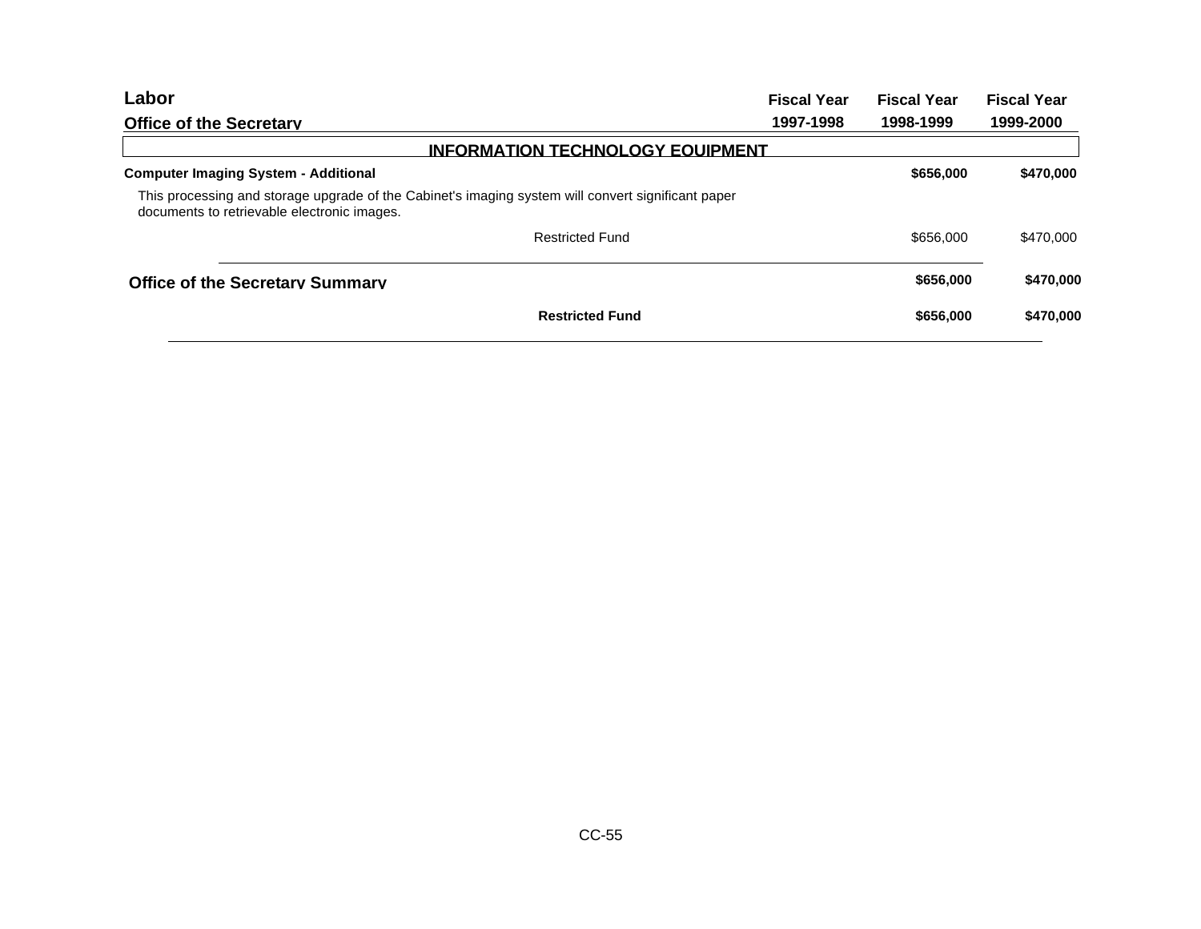# Labor

## Office of the Secretary

| | Fiscal Year 1997-1998 | Fiscal Year 1998-1999 | Fiscal Year 1999-2000 |
|---|---|---|---|
| **INFORMATION TECHNOLOGY EQUIPMENT** | | | |
| **Computer Imaging System - Additional** | | **$656,000** | **$470,000** |
| This processing and storage upgrade of the Cabinet's imaging system will convert significant paper documents to retrievable electronic images. | | | |
| Restricted Fund | | $656,000 | $470,000 |
| **Office of the Secretary Summary** | | **$656,000** | **$470,000** |
| **Restricted Fund** | | **$656,000** | **$470,000** |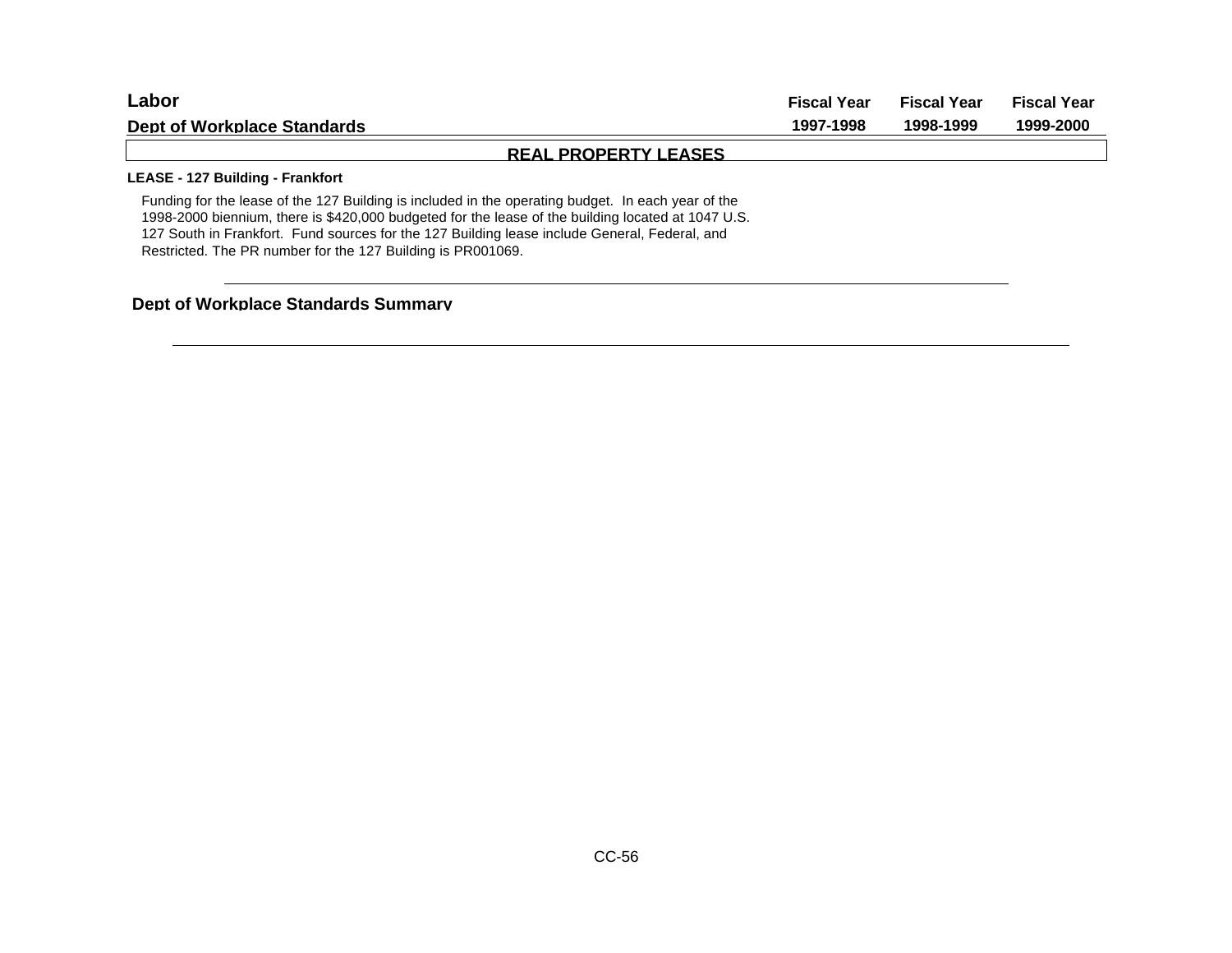# Labor

## Dept of Workplace Standards

| | Fiscal Year 1997-1998 | Fiscal Year 1998-1999 | Fiscal Year 1999-2000 |
|---|---|---|---|

### REAL PROPERTY LEASES

**LEASE - 127 Building - Frankfort**

Funding for the lease of the 127 Building is included in the operating budget. In each year of the 1998-2000 biennium, there is $420,000 budgeted for the lease of the building located at 1047 U.S. 127 South in Frankfort. Fund sources for the 127 Building lease include General, Federal, and Restricted. The PR number for the 127 Building is PR001069.

---

**Dept of Workplace Standards Summary**

---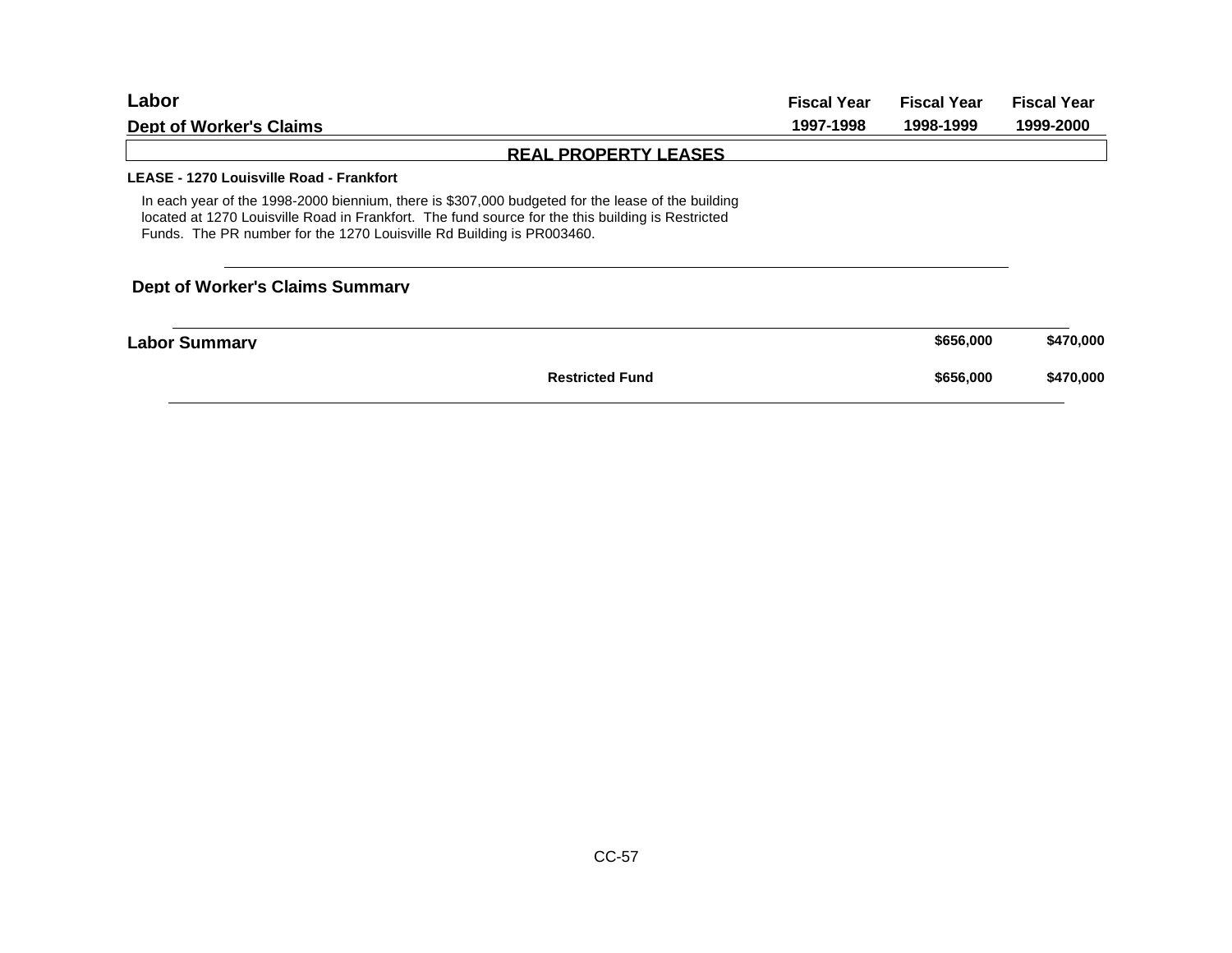| **Labor** | **Fiscal Year** | **Fiscal Year** | **Fiscal Year** |
|---|---|---|---|
| **Dept of Worker's Claims** | **1997-1998** | **1998-1999** | **1999-2000** |

## REAL PROPERTY LEASES

**LEASE - 1270 Louisville Road - Frankfort**

In each year of the 1998-2000 biennium, there is $307,000 budgeted for the lease of the building located at 1270 Louisville Road in Frankfort. The fund source for the this building is Restricted Funds. The PR number for the 1270 Louisville Rd Building is PR003460.

**Dept of Worker's Claims Summary**

| | | Fiscal Year 1997-1998 | Fiscal Year 1998-1999 | Fiscal Year 1999-2000 |
|---|---|---|---|---|
| **Labor Summary** | | | **$656,000** | **$470,000** |
| | **Restricted Fund** | | **$656,000** | **$470,000** |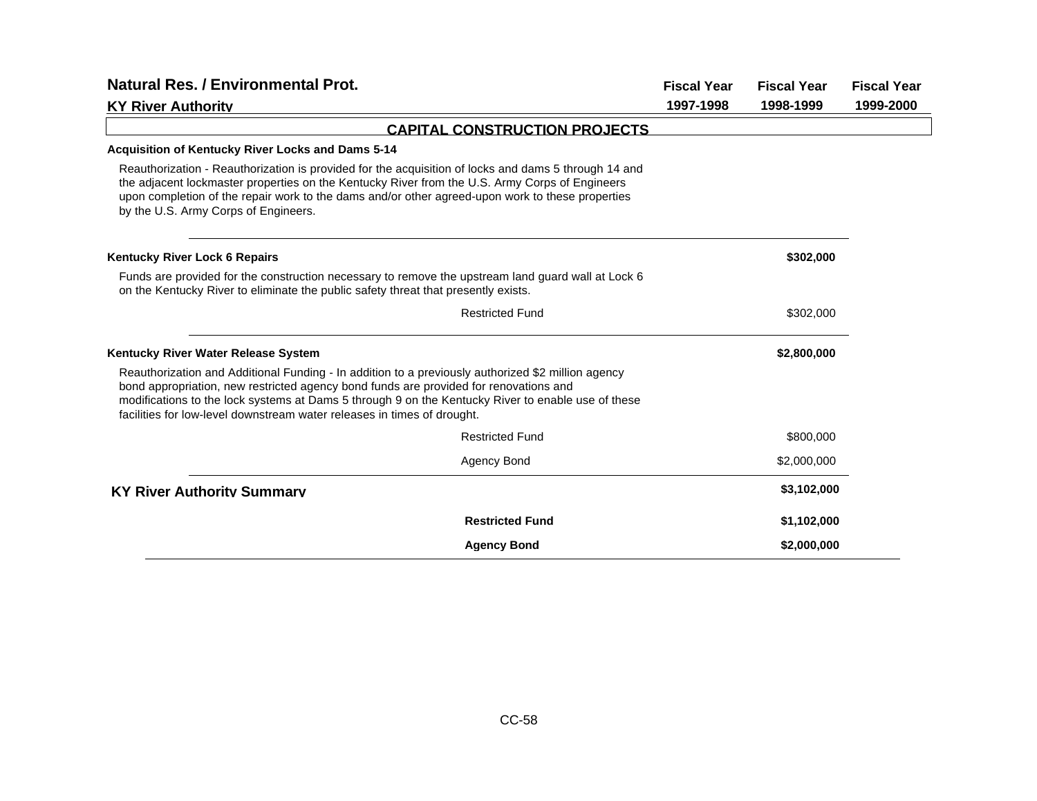# Natural Res. / Environmental Prot.

## KY River Authority

| | Fiscal Year 1997-1998 | Fiscal Year 1998-1999 | Fiscal Year 1999-2000 |
|---|---|---|---|

### CAPITAL CONSTRUCTION PROJECTS

**Acquisition of Kentucky River Locks and Dams 5-14**

Reauthorization - Reauthorization is provided for the acquisition of locks and dams 5 through 14 and the adjacent lockmaster properties on the Kentucky River from the U.S. Army Corps of Engineers upon completion of the repair work to the dams and/or other agreed-upon work to these properties by the U.S. Army Corps of Engineers.

| | Fiscal Year 1997-1998 | Fiscal Year 1998-1999 | Fiscal Year 1999-2000 |
|---|---|---|---|
| **Kentucky River Lock 6 Repairs** | | **$302,000** | |

Funds are provided for the construction necessary to remove the upstream land guard wall at Lock 6 on the Kentucky River to eliminate the public safety threat that presently exists.

| | Fiscal Year 1997-1998 | Fiscal Year 1998-1999 | Fiscal Year 1999-2000 |
|---|---|---|---|
| Restricted Fund | | $302,000 | |

| | Fiscal Year 1997-1998 | Fiscal Year 1998-1999 | Fiscal Year 1999-2000 |
|---|---|---|---|
| **Kentucky River Water Release System** | | **$2,800,000** | |

Reauthorization and Additional Funding - In addition to a previously authorized $2 million agency bond appropriation, new restricted agency bond funds are provided for renovations and modifications to the lock systems at Dams 5 through 9 on the Kentucky River to enable use of these facilities for low-level downstream water releases in times of drought.

| | Fiscal Year 1997-1998 | Fiscal Year 1998-1999 | Fiscal Year 1999-2000 |
|---|---|---|---|
| Restricted Fund | | $800,000 | |
| Agency Bond | | $2,000,000 | |

| | Fiscal Year 1997-1998 | Fiscal Year 1998-1999 | Fiscal Year 1999-2000 |
|---|---|---|---|
| **KY River Authority Summary** | | **$3,102,000** | |
| **Restricted Fund** | | **$1,102,000** | |
| **Agency Bond** | | **$2,000,000** | |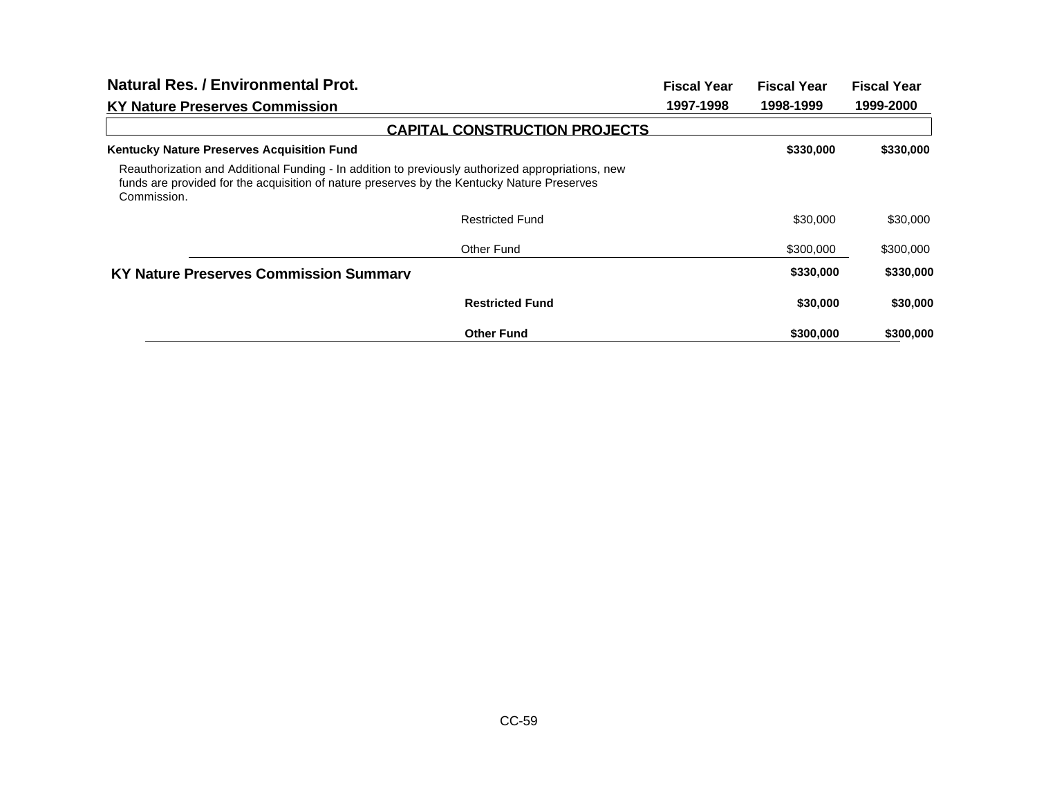## Natural Res. / Environmental Prot.

## KY Nature Preserves Commission

| | Fiscal Year 1997-1998 | Fiscal Year 1998-1999 | Fiscal Year 1999-2000 |
|---|---|---|---|
| **CAPITAL CONSTRUCTION PROJECTS** | | | |
| **Kentucky Nature Preserves Acquisition Fund** | | **$330,000** | **$330,000** |
| Reauthorization and Additional Funding - In addition to previously authorized appropriations, new funds are provided for the acquisition of nature preserves by the Kentucky Nature Preserves Commission. | | | |
| Restricted Fund | | $30,000 | $30,000 |
| Other Fund | | $300,000 | $300,000 |
| **KY Nature Preserves Commission Summary** | | **$330,000** | **$330,000** |
| **Restricted Fund** | | **$30,000** | **$30,000** |
| **Other Fund** | | **$300,000** | **$300,000** |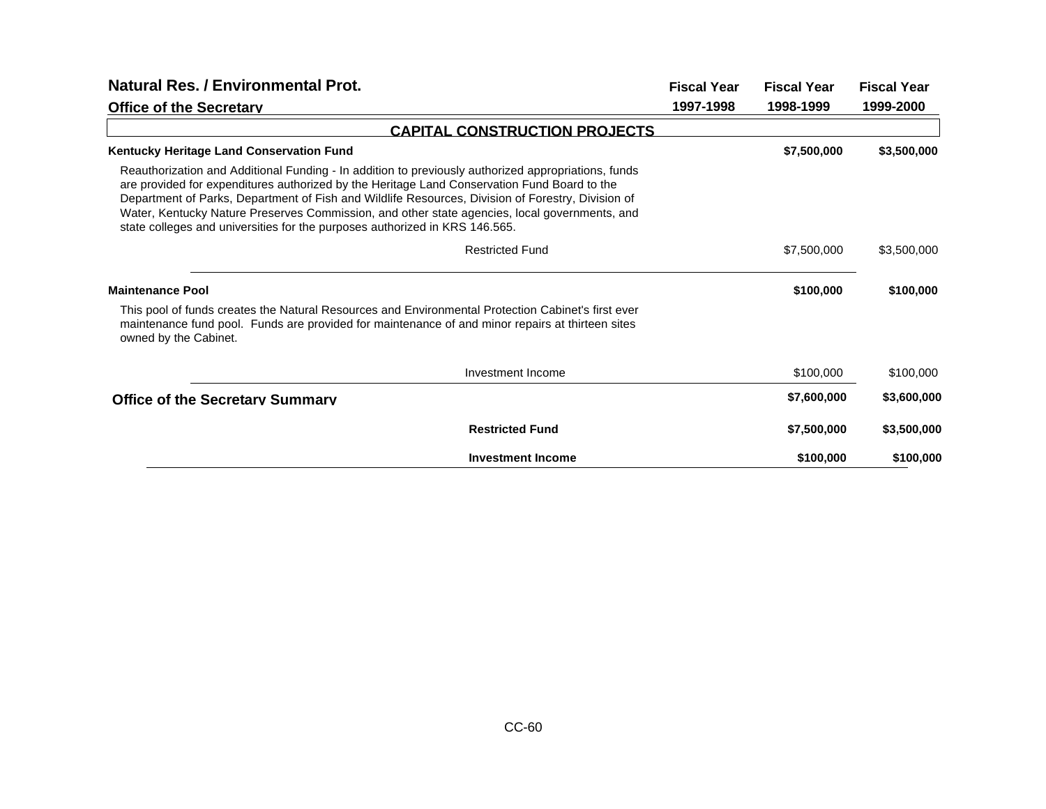## Natural Res. / Environmental Prot.

### Office of the Secretary

| | Fiscal Year 1997-1998 | Fiscal Year 1998-1999 | Fiscal Year 1999-2000 |
|---|---|---|---|

### CAPITAL CONSTRUCTION PROJECTS

**Kentucky Heritage Land Conservation Fund** | | **$7,500,000** | **$3,500,000**

Reauthorization and Additional Funding - In addition to previously authorized appropriations, funds are provided for expenditures authorized by the Heritage Land Conservation Fund Board to the Department of Parks, Department of Fish and Wildlife Resources, Division of Forestry, Division of Water, Kentucky Nature Preserves Commission, and other state agencies, local governments, and state colleges and universities for the purposes authorized in KRS 146.565.

| | Fiscal Year 1997-1998 | Fiscal Year 1998-1999 | Fiscal Year 1999-2000 |
|---|---|---|---|
| Restricted Fund | | $7,500,000 | $3,500,000 |

**Maintenance Pool** | | **$100,000** | **$100,000**

This pool of funds creates the Natural Resources and Environmental Protection Cabinet's first ever maintenance fund pool. Funds are provided for maintenance of and minor repairs at thirteen sites owned by the Cabinet.

| | Fiscal Year 1997-1998 | Fiscal Year 1998-1999 | Fiscal Year 1999-2000 |
|---|---|---|---|
| Investment Income | | $100,000 | $100,000 |

### Office of the Secretary Summary

| | Fiscal Year 1997-1998 | Fiscal Year 1998-1999 | Fiscal Year 1999-2000 |
|---|---|---|---|
| **Office of the Secretary Summary** | | **$7,600,000** | **$3,600,000** |
| **Restricted Fund** | | **$7,500,000** | **$3,500,000** |
| **Investment Income** | | **$100,000** | **$100,000** |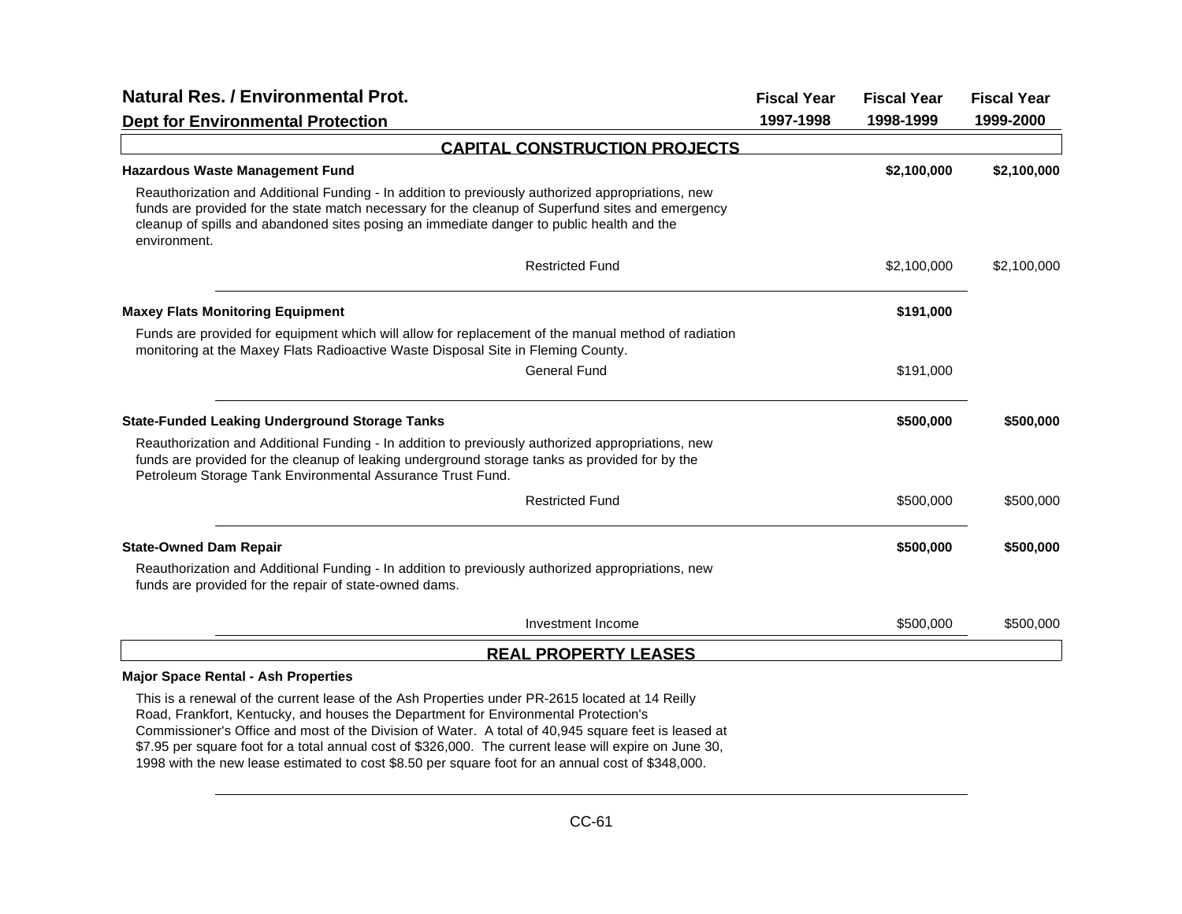## Natural Res. / Environmental Prot.

### Dept for Environmental Protection

| | Fiscal Year 1997-1998 | Fiscal Year 1998-1999 | Fiscal Year 1999-2000 |
|---|---|---|---|

### CAPITAL CONSTRUCTION PROJECTS

| | Fiscal Year 1997-1998 | Fiscal Year 1998-1999 | Fiscal Year 1999-2000 |
|---|---|---|---|
| **Hazardous Waste Management Fund** | | **$2,100,000** | **$2,100,000** |
| Reauthorization and Additional Funding - In addition to previously authorized appropriations, new funds are provided for the state match necessary for the cleanup of Superfund sites and emergency cleanup of spills and abandoned sites posing an immediate danger to public health and the environment. | | | |
| Restricted Fund | | $2,100,000 | $2,100,000 |
| **Maxey Flats Monitoring Equipment** | | **$191,000** | |
| Funds are provided for equipment which will allow for replacement of the manual method of radiation monitoring at the Maxey Flats Radioactive Waste Disposal Site in Fleming County. | | | |
| General Fund | | $191,000 | |
| **State-Funded Leaking Underground Storage Tanks** | | **$500,000** | **$500,000** |
| Reauthorization and Additional Funding - In addition to previously authorized appropriations, new funds are provided for the cleanup of leaking underground storage tanks as provided for by the Petroleum Storage Tank Environmental Assurance Trust Fund. | | | |
| Restricted Fund | | $500,000 | $500,000 |
| **State-Owned Dam Repair** | | **$500,000** | **$500,000** |
| Reauthorization and Additional Funding - In addition to previously authorized appropriations, new funds are provided for the repair of state-owned dams. | | | |
| Investment Income | | $500,000 | $500,000 |

### REAL PROPERTY LEASES

**Major Space Rental - Ash Properties**

This is a renewal of the current lease of the Ash Properties under PR-2615 located at 14 Reilly Road, Frankfort, Kentucky, and houses the Department for Environmental Protection's Commissioner's Office and most of the Division of Water. A total of 40,945 square feet is leased at $7.95 per square foot for a total annual cost of $326,000. The current lease will expire on June 30, 1998 with the new lease estimated to cost $8.50 per square foot for an annual cost of $348,000.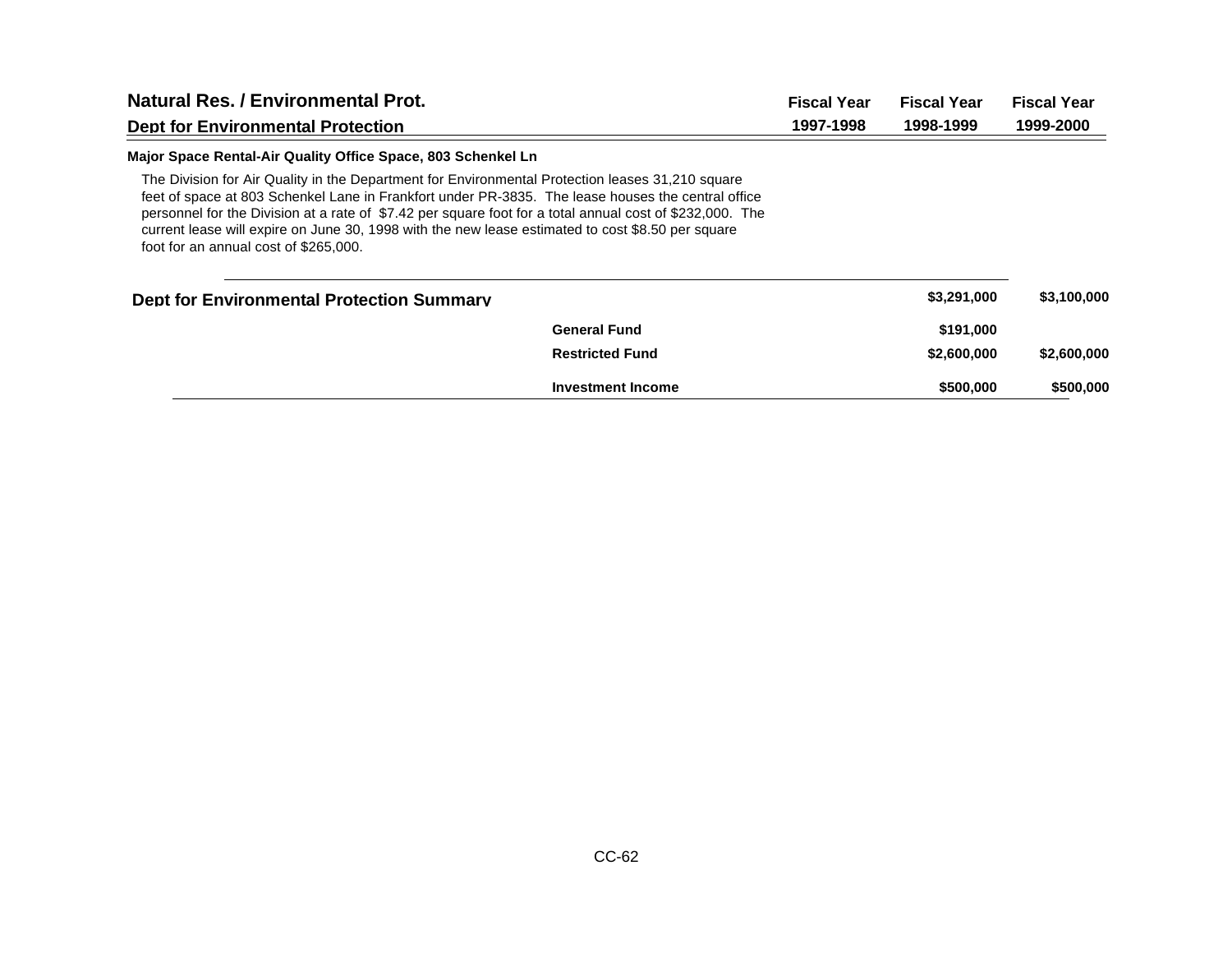| Natural Res. / Environmental Prot. | Fiscal Year | Fiscal Year | Fiscal Year |
|---|---|---|---|
| **Dept for Environmental Protection** | **1997-1998** | **1998-1999** | **1999-2000** |

**Major Space Rental-Air Quality Office Space, 803 Schenkel Ln**

The Division for Air Quality in the Department for Environmental Protection leases 31,210 square feet of space at 803 Schenkel Lane in Frankfort under PR-3835. The lease houses the central office personnel for the Division at a rate of $7.42 per square foot for a total annual cost of $232,000. The current lease will expire on June 30, 1998 with the new lease estimated to cost $8.50 per square foot for an annual cost of $265,000.

| Dept for Environmental Protection Summary | | Fiscal Year 1997-1998 | Fiscal Year 1998-1999 | Fiscal Year 1999-2000 |
|---|---|---|---|---|
| | | | $3,291,000 | $3,100,000 |
| | General Fund | | $191,000 | |
| | Restricted Fund | | $2,600,000 | $2,600,000 |
| | Investment Income | | $500,000 | $500,000 |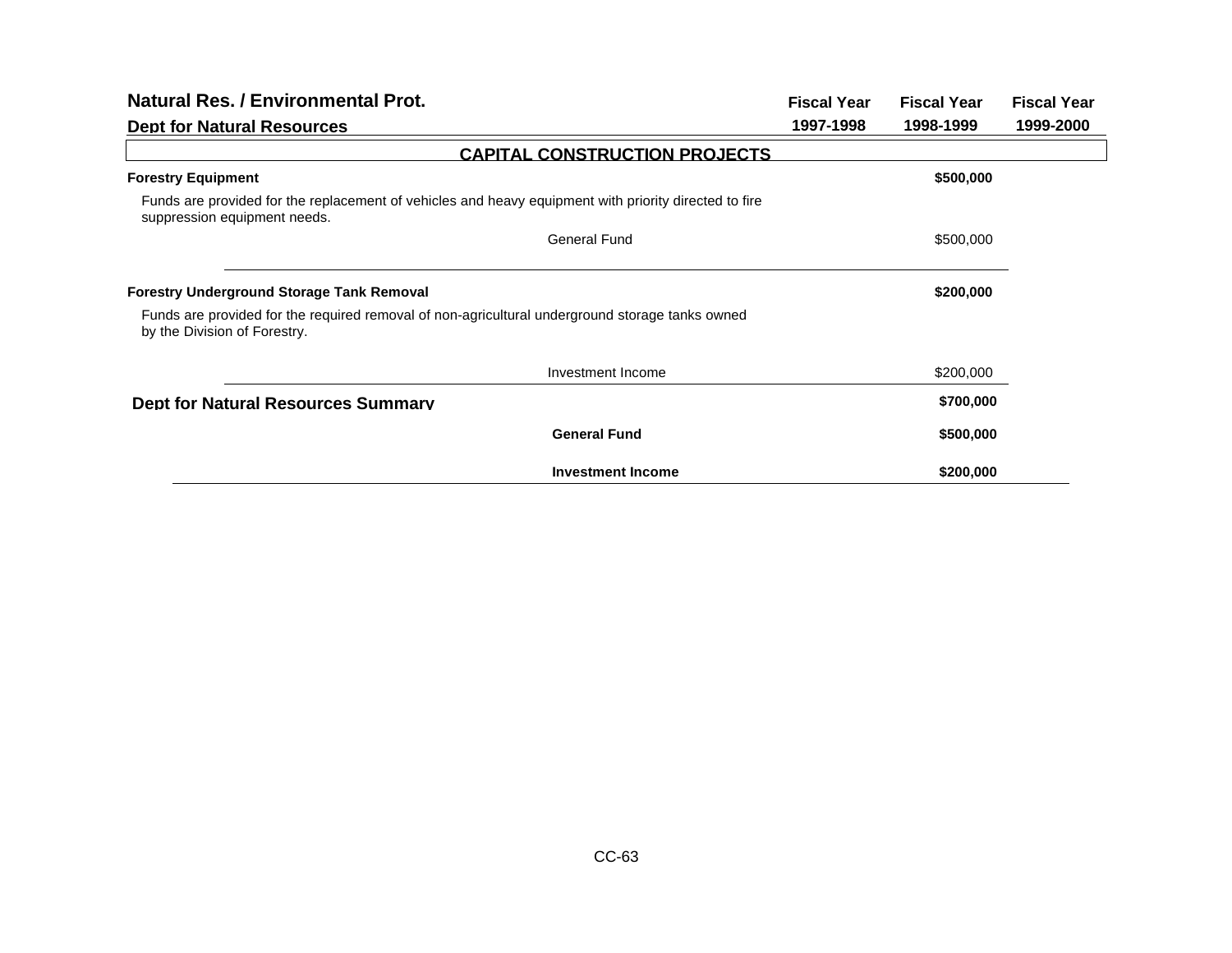## Natural Res. / Environmental Prot.

### Dept for Natural Resources

| | Fiscal Year 1997-1998 | Fiscal Year 1998-1999 | Fiscal Year 1999-2000 |
|---|---|---|---|

**CAPITAL CONSTRUCTION PROJECTS**

| | Fiscal Year 1997-1998 | Fiscal Year 1998-1999 | Fiscal Year 1999-2000 |
|---|---|---|---|
| **Forestry Equipment** | | **$500,000** | |
| Funds are provided for the replacement of vehicles and heavy equipment with priority directed to fire suppression equipment needs. | | | |
| General Fund | | $500,000 | |
| **Forestry Underground Storage Tank Removal** | | **$200,000** | |
| Funds are provided for the required removal of non-agricultural underground storage tanks owned by the Division of Forestry. | | | |
| Investment Income | | $200,000 | |
| **Dept for Natural Resources Summary** | | **$700,000** | |
| **General Fund** | | **$500,000** | |
| **Investment Income** | | **$200,000** | |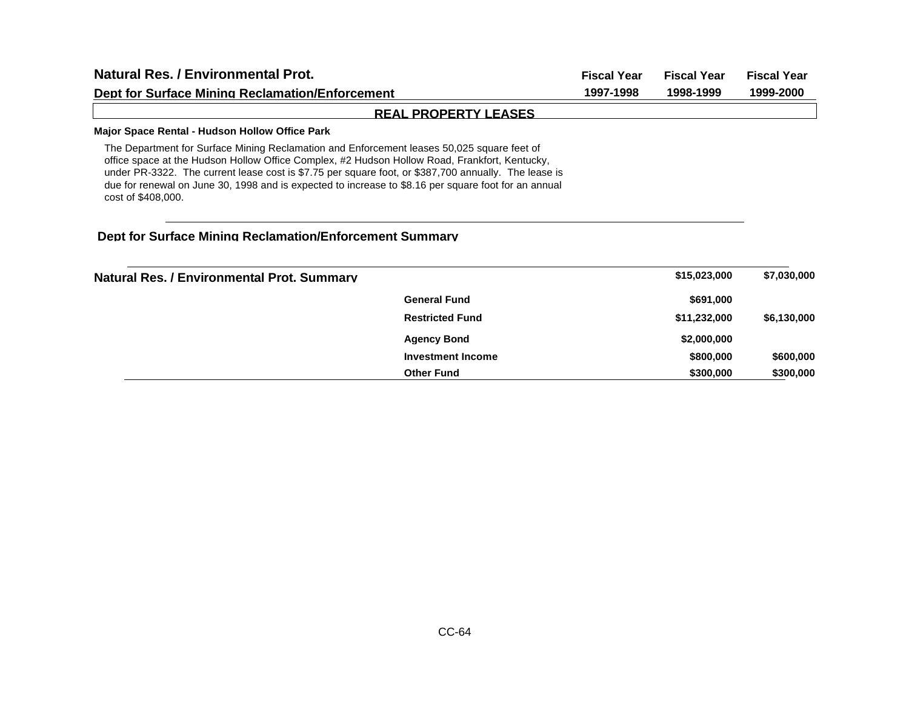## Natural Res. / Environmental Prot.

### Dept for Surface Mining Reclamation/Enforcement

| | Fiscal Year 1997-1998 | Fiscal Year 1998-1999 | Fiscal Year 1999-2000 |
|---|---|---|---|

### REAL PROPERTY LEASES

**Major Space Rental - Hudson Hollow Office Park**

The Department for Surface Mining Reclamation and Enforcement leases 50,025 square feet of office space at the Hudson Hollow Office Complex, #2 Hudson Hollow Road, Frankfort, Kentucky, under PR-3322. The current lease cost is $7.75 per square foot, or $387,700 annually. The lease is due for renewal on June 30, 1998 and is expected to increase to $8.16 per square foot for an annual cost of $408,000.

### Dept for Surface Mining Reclamation/Enforcement Summary

### Natural Res. / Environmental Prot. Summary

| | | Fiscal Year 1998-1999 | Fiscal Year 1999-2000 |
|---|---|---|---|
| **Natural Res. / Environmental Prot. Summary** | | **$15,023,000** | **$7,030,000** |
| | **General Fund** | **$691,000** | |
| | **Restricted Fund** | **$11,232,000** | **$6,130,000** |
| | **Agency Bond** | **$2,000,000** | |
| | **Investment Income** | **$800,000** | **$600,000** |
| | **Other Fund** | **$300,000** | **$300,000** |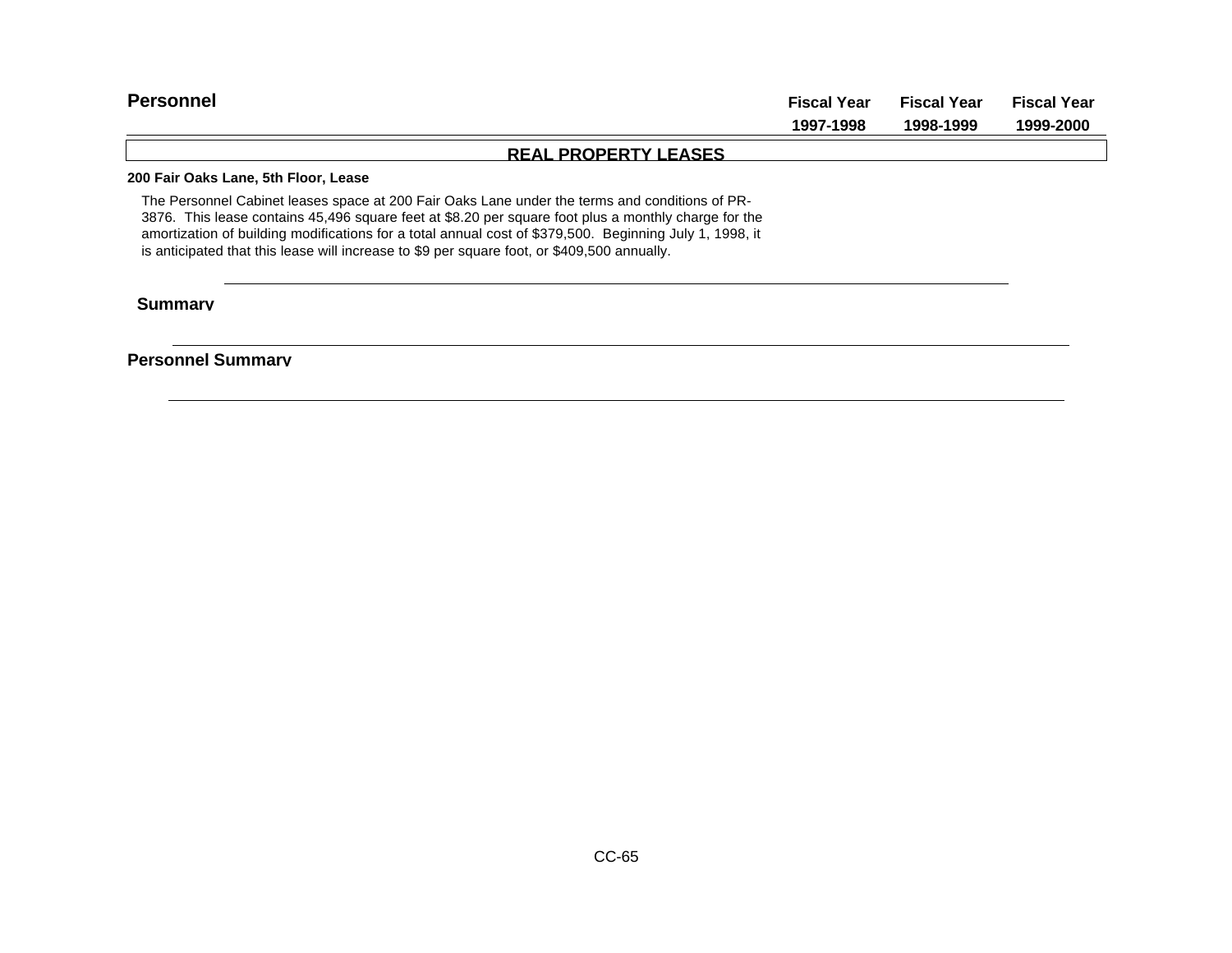## Personnel

| | Fiscal Year 1997-1998 | Fiscal Year 1998-1999 | Fiscal Year 1999-2000 |
|---|---|---|---|

### REAL PROPERTY LEASES

**200 Fair Oaks Lane, 5th Floor, Lease**

The Personnel Cabinet leases space at 200 Fair Oaks Lane under the terms and conditions of PR-3876. This lease contains 45,496 square feet at $8.20 per square foot plus a monthly charge for the amortization of building modifications for a total annual cost of $379,500. Beginning July 1, 1998, it is anticipated that this lease will increase to $9 per square foot, or $409,500 annually.

**Summary**

**Personnel Summary**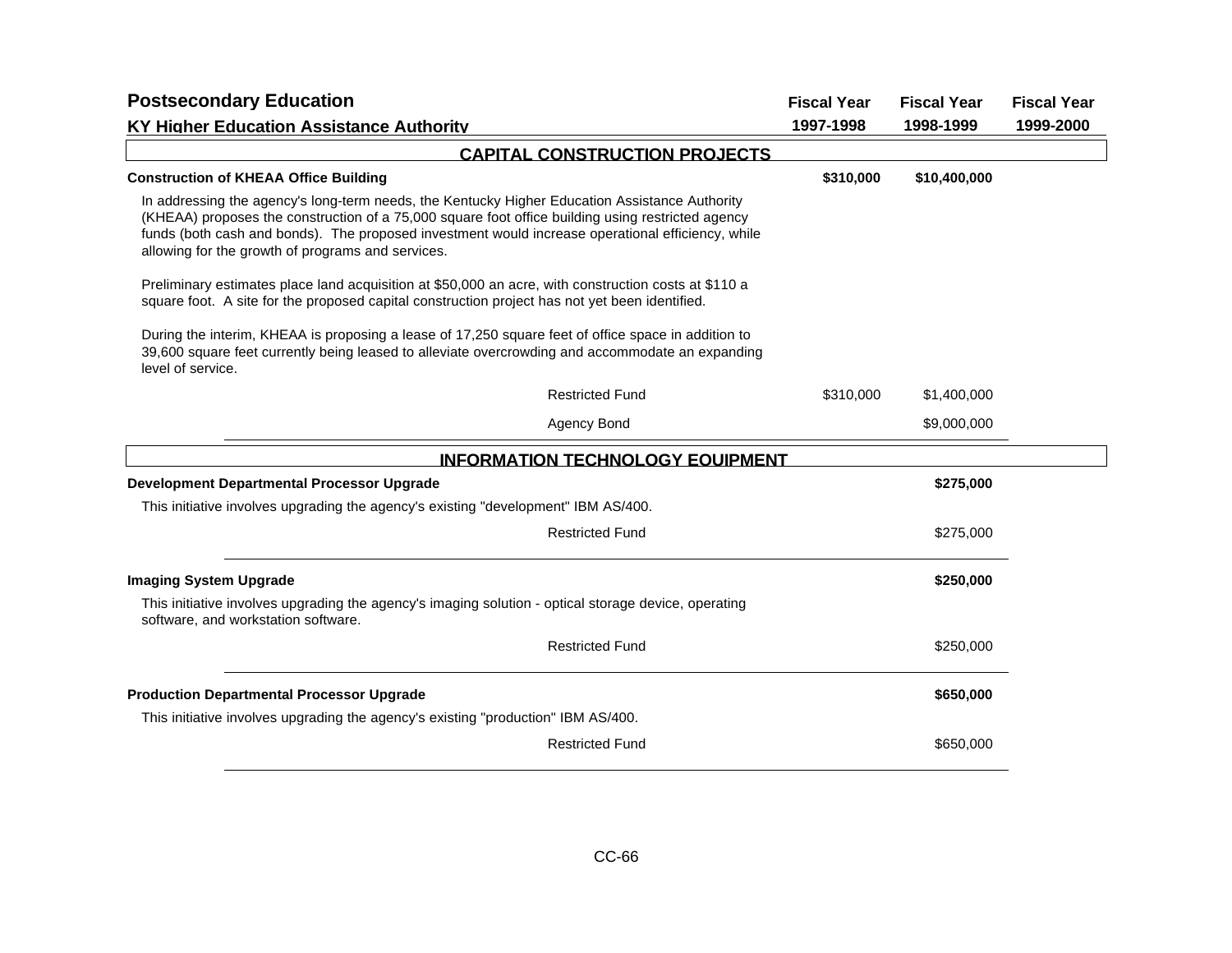# Postsecondary Education

## KY Higher Education Assistance Authority

| | Fiscal Year 1997-1998 | Fiscal Year 1998-1999 | Fiscal Year 1999-2000 |
|---|---|---|---|

### CAPITAL CONSTRUCTION PROJECTS

| **Construction of KHEAA Office Building** | **$310,000** | **$10,400,000** | |
|---|---|---|---|

In addressing the agency's long-term needs, the Kentucky Higher Education Assistance Authority (KHEAA) proposes the construction of a 75,000 square foot office building using restricted agency funds (both cash and bonds). The proposed investment would increase operational efficiency, while allowing for the growth of programs and services.

Preliminary estimates place land acquisition at $50,000 an acre, with construction costs at $110 a square foot. A site for the proposed capital construction project has not yet been identified.

During the interim, KHEAA is proposing a lease of 17,250 square feet of office space in addition to 39,600 square feet currently being leased to alleviate overcrowding and accommodate an expanding level of service.

| | Fiscal Year 1997-1998 | Fiscal Year 1998-1999 | Fiscal Year 1999-2000 |
|---|---|---|---|
| Restricted Fund | $310,000 | $1,400,000 | |
| Agency Bond | | $9,000,000 | |

### INFORMATION TECHNOLOGY EQUIPMENT

| **Development Departmental Processor Upgrade** | | **$275,000** | |
|---|---|---|---|

This initiative involves upgrading the agency's existing "development" IBM AS/400.

| | Fiscal Year 1997-1998 | Fiscal Year 1998-1999 | Fiscal Year 1999-2000 |
|---|---|---|---|
| Restricted Fund | | $275,000 | |

| **Imaging System Upgrade** | | **$250,000** | |
|---|---|---|---|

This initiative involves upgrading the agency's imaging solution - optical storage device, operating software, and workstation software.

| | Fiscal Year 1997-1998 | Fiscal Year 1998-1999 | Fiscal Year 1999-2000 |
|---|---|---|---|
| Restricted Fund | | $250,000 | |

| **Production Departmental Processor Upgrade** | | **$650,000** | |
|---|---|---|---|

This initiative involves upgrading the agency's existing "production" IBM AS/400.

| | Fiscal Year 1997-1998 | Fiscal Year 1998-1999 | Fiscal Year 1999-2000 |
|---|---|---|---|
| Restricted Fund | | $650,000 | |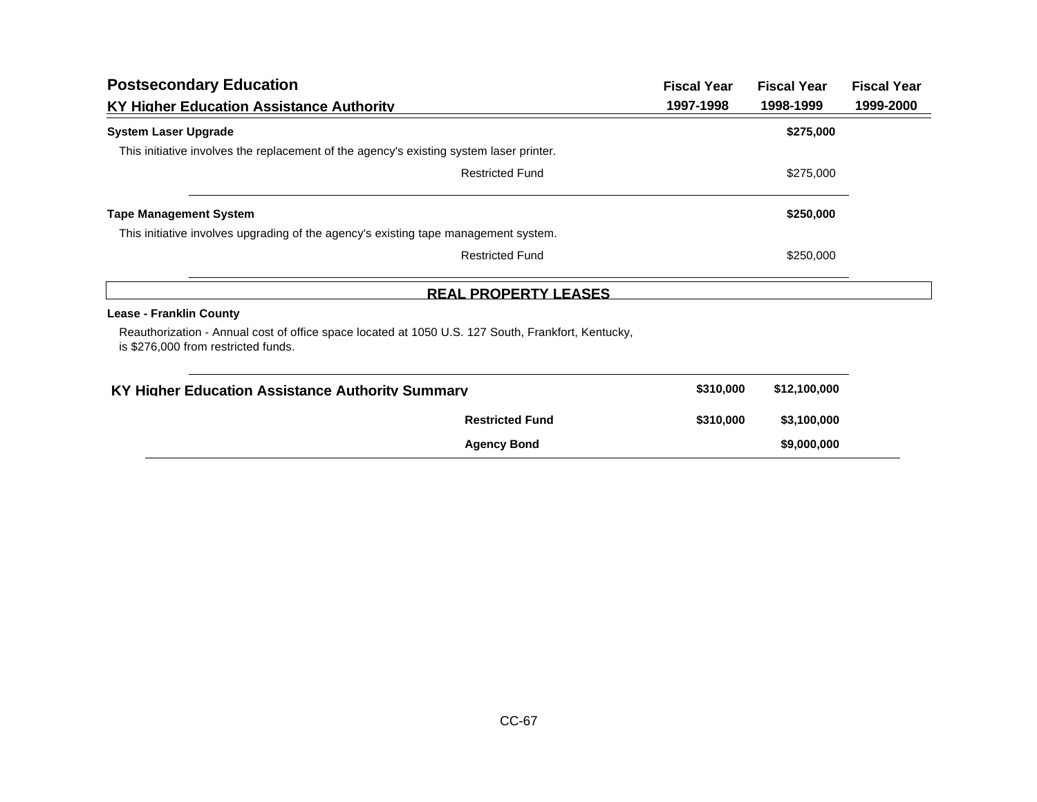## Postsecondary Education

### KY Higher Education Assistance Authority

| | Fiscal Year 1997-1998 | Fiscal Year 1998-1999 | Fiscal Year 1999-2000 |
|---|---|---|---|
| **System Laser Upgrade** | | **$275,000** | |
| This initiative involves the replacement of the agency's existing system laser printer. | | | |
| Restricted Fund | | $275,000 | |
| **Tape Management System** | | **$250,000** | |
| This initiative involves upgrading of the agency's existing tape management system. | | | |
| Restricted Fund | | $250,000 | |

### REAL PROPERTY LEASES

**Lease - Franklin County**

Reauthorization - Annual cost of office space located at 1050 U.S. 127 South, Frankfort, Kentucky, is $276,000 from restricted funds.

| | Fiscal Year 1997-1998 | Fiscal Year 1998-1999 | Fiscal Year 1999-2000 |
|---|---|---|---|
| **KY Higher Education Assistance Authority Summary** | **$310,000** | **$12,100,000** | |
| **Restricted Fund** | **$310,000** | **$3,100,000** | |
| **Agency Bond** | | **$9,000,000** | |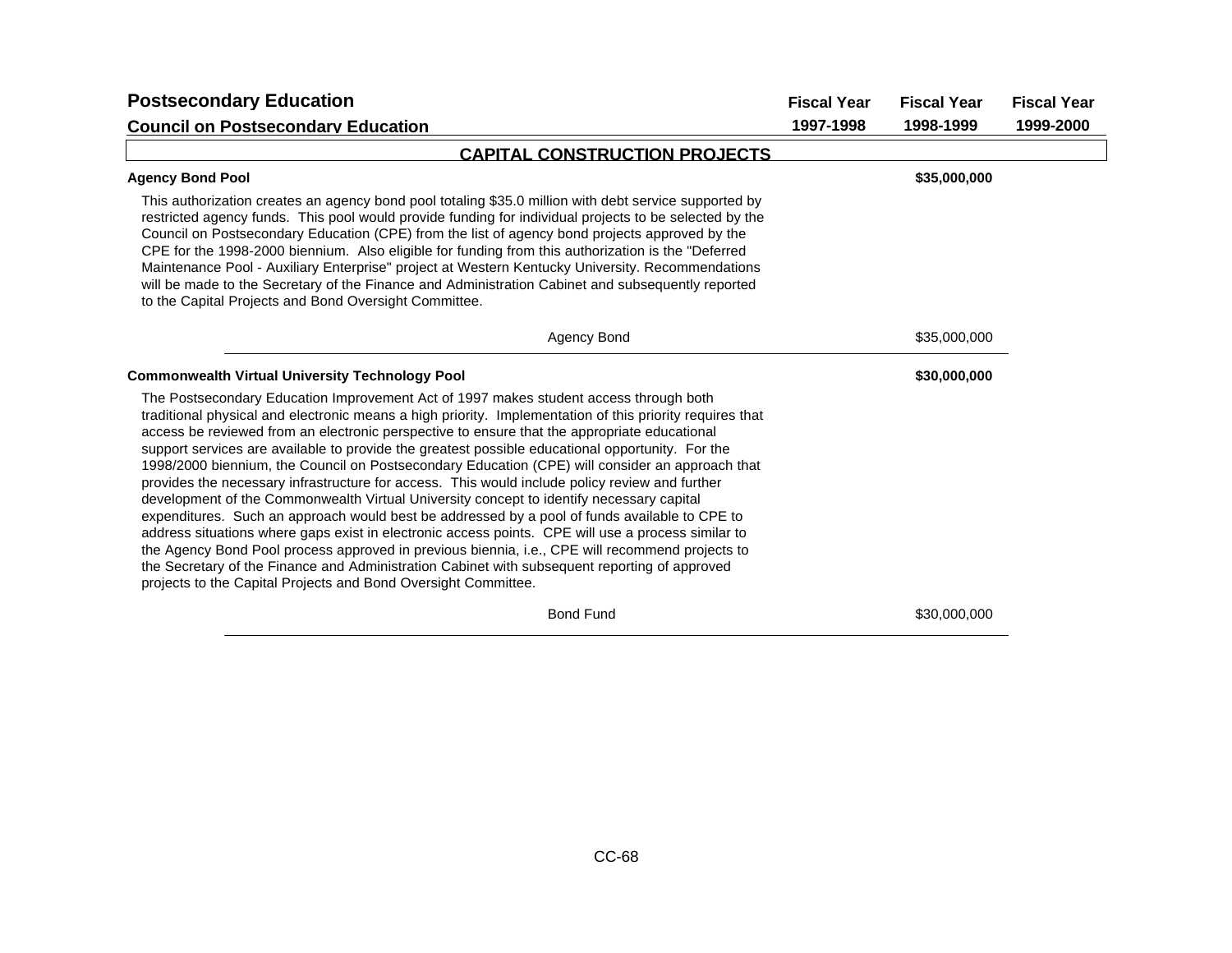# Postsecondary Education

## Council on Postsecondary Education

| | Fiscal Year 1997-1998 | Fiscal Year 1998-1999 | Fiscal Year 1999-2000 |
|---|---|---|---|

### CAPITAL CONSTRUCTION PROJECTS

**Agency Bond Pool** — **$35,000,000** (Fiscal Year 1998-1999)

This authorization creates an agency bond pool totaling $35.0 million with debt service supported by restricted agency funds. This pool would provide funding for individual projects to be selected by the Council on Postsecondary Education (CPE) from the list of agency bond projects approved by the CPE for the 1998-2000 biennium. Also eligible for funding from this authorization is the "Deferred Maintenance Pool - Auxiliary Enterprise" project at Western Kentucky University. Recommendations will be made to the Secretary of the Finance and Administration Cabinet and subsequently reported to the Capital Projects and Bond Oversight Committee.

| | Fiscal Year 1997-1998 | Fiscal Year 1998-1999 | Fiscal Year 1999-2000 |
|---|---|---|---|
| Agency Bond | | $35,000,000 | |

**Commonwealth Virtual University Technology Pool** — **$30,000,000** (Fiscal Year 1998-1999)

The Postsecondary Education Improvement Act of 1997 makes student access through both traditional physical and electronic means a high priority. Implementation of this priority requires that access be reviewed from an electronic perspective to ensure that the appropriate educational support services are available to provide the greatest possible educational opportunity. For the 1998/2000 biennium, the Council on Postsecondary Education (CPE) will consider an approach that provides the necessary infrastructure for access. This would include policy review and further development of the Commonwealth Virtual University concept to identify necessary capital expenditures. Such an approach would best be addressed by a pool of funds available to CPE to address situations where gaps exist in electronic access points. CPE will use a process similar to the Agency Bond Pool process approved in previous biennia, i.e., CPE will recommend projects to the Secretary of the Finance and Administration Cabinet with subsequent reporting of approved projects to the Capital Projects and Bond Oversight Committee.

| | Fiscal Year 1997-1998 | Fiscal Year 1998-1999 | Fiscal Year 1999-2000 |
|---|---|---|---|
| Bond Fund | | $30,000,000 | |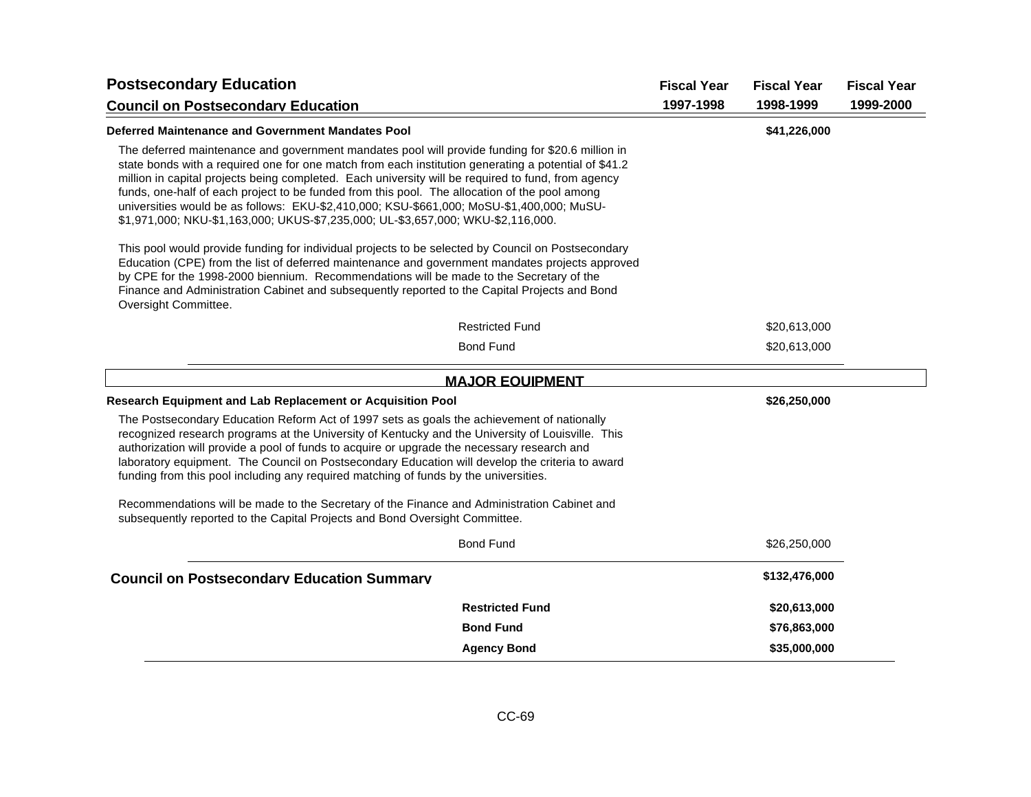## Postsecondary Education

### Council on Postsecondary Education

| | Fiscal Year 1997-1998 | Fiscal Year 1998-1999 | Fiscal Year 1999-2000 |
|---|---|---|---|

**Deferred Maintenance and Government Mandates Pool** — **$41,226,000** (Fiscal Year 1998-1999)

The deferred maintenance and government mandates pool will provide funding for $20.6 million in state bonds with a required one for one match from each institution generating a potential of $41.2 million in capital projects being completed. Each university will be required to fund, from agency funds, one-half of each project to be funded from this pool. The allocation of the pool among universities would be as follows: EKU-$2,410,000; KSU-$661,000; MoSU-$1,400,000; MuSU-$1,971,000; NKU-$1,163,000; UKUS-$7,235,000; UL-$3,657,000; WKU-$2,116,000.

This pool would provide funding for individual projects to be selected by Council on Postsecondary Education (CPE) from the list of deferred maintenance and government mandates projects approved by CPE for the 1998-2000 biennium. Recommendations will be made to the Secretary of the Finance and Administration Cabinet and subsequently reported to the Capital Projects and Bond Oversight Committee.

| Fund | Fiscal Year 1997-1998 | Fiscal Year 1998-1999 | Fiscal Year 1999-2000 |
|---|---|---|---|
| Restricted Fund | | $20,613,000 | |
| Bond Fund | | $20,613,000 | |

### MAJOR EQUIPMENT

**Research Equipment and Lab Replacement or Acquisition Pool** — **$26,250,000** (Fiscal Year 1998-1999)

The Postsecondary Education Reform Act of 1997 sets as goals the achievement of nationally recognized research programs at the University of Kentucky and the University of Louisville. This authorization will provide a pool of funds to acquire or upgrade the necessary research and laboratory equipment. The Council on Postsecondary Education will develop the criteria to award funding from this pool including any required matching of funds by the universities.

Recommendations will be made to the Secretary of the Finance and Administration Cabinet and subsequently reported to the Capital Projects and Bond Oversight Committee.

| Fund | Fiscal Year 1997-1998 | Fiscal Year 1998-1999 | Fiscal Year 1999-2000 |
|---|---|---|---|
| Bond Fund | | $26,250,000 | |

### Council on Postsecondary Education Summary

| | Fiscal Year 1997-1998 | Fiscal Year 1998-1999 | Fiscal Year 1999-2000 |
|---|---|---|---|
| **Council on Postsecondary Education Summary** | | **$132,476,000** | |
| **Restricted Fund** | | **$20,613,000** | |
| **Bond Fund** | | **$76,863,000** | |
| **Agency Bond** | | **$35,000,000** | |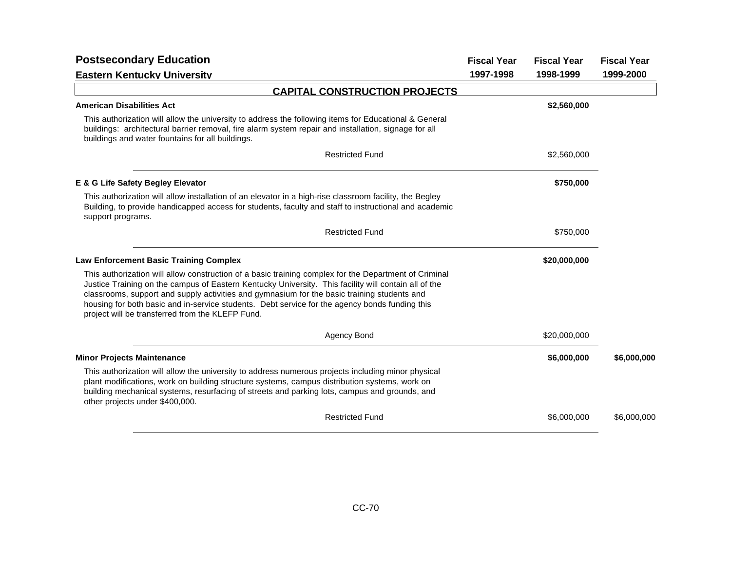## Postsecondary Education

### Eastern Kentucky University

| | Fiscal Year 1997-1998 | Fiscal Year 1998-1999 | Fiscal Year 1999-2000 |
|---|---|---|---|

### CAPITAL CONSTRUCTION PROJECTS

| | Fiscal Year 1997-1998 | Fiscal Year 1998-1999 | Fiscal Year 1999-2000 |
|---|---|---|---|
| **American Disabilities Act** | | **$2,560,000** | |
| This authorization will allow the university to address the following items for Educational & General buildings: architectural barrier removal, fire alarm system repair and installation, signage for all buildings and water fountains for all buildings. | | | |
| Restricted Fund | | $2,560,000 | |
| **E & G Life Safety Begley Elevator** | | **$750,000** | |
| This authorization will allow installation of an elevator in a high-rise classroom facility, the Begley Building, to provide handicapped access for students, faculty and staff to instructional and academic support programs. | | | |
| Restricted Fund | | $750,000 | |
| **Law Enforcement Basic Training Complex** | | **$20,000,000** | |
| This authorization will allow construction of a basic training complex for the Department of Criminal Justice Training on the campus of Eastern Kentucky University. This facility will contain all of the classrooms, support and supply activities and gymnasium for the basic training students and housing for both basic and in-service students. Debt service for the agency bonds funding this project will be transferred from the KLEFP Fund. | | | |
| Agency Bond | | $20,000,000 | |
| **Minor Projects Maintenance** | | **$6,000,000** | **$6,000,000** |
| This authorization will allow the university to address numerous projects including minor physical plant modifications, work on building structure systems, campus distribution systems, work on building mechanical systems, resurfacing of streets and parking lots, campus and grounds, and other projects under $400,000. | | | |
| Restricted Fund | | $6,000,000 | $6,000,000 |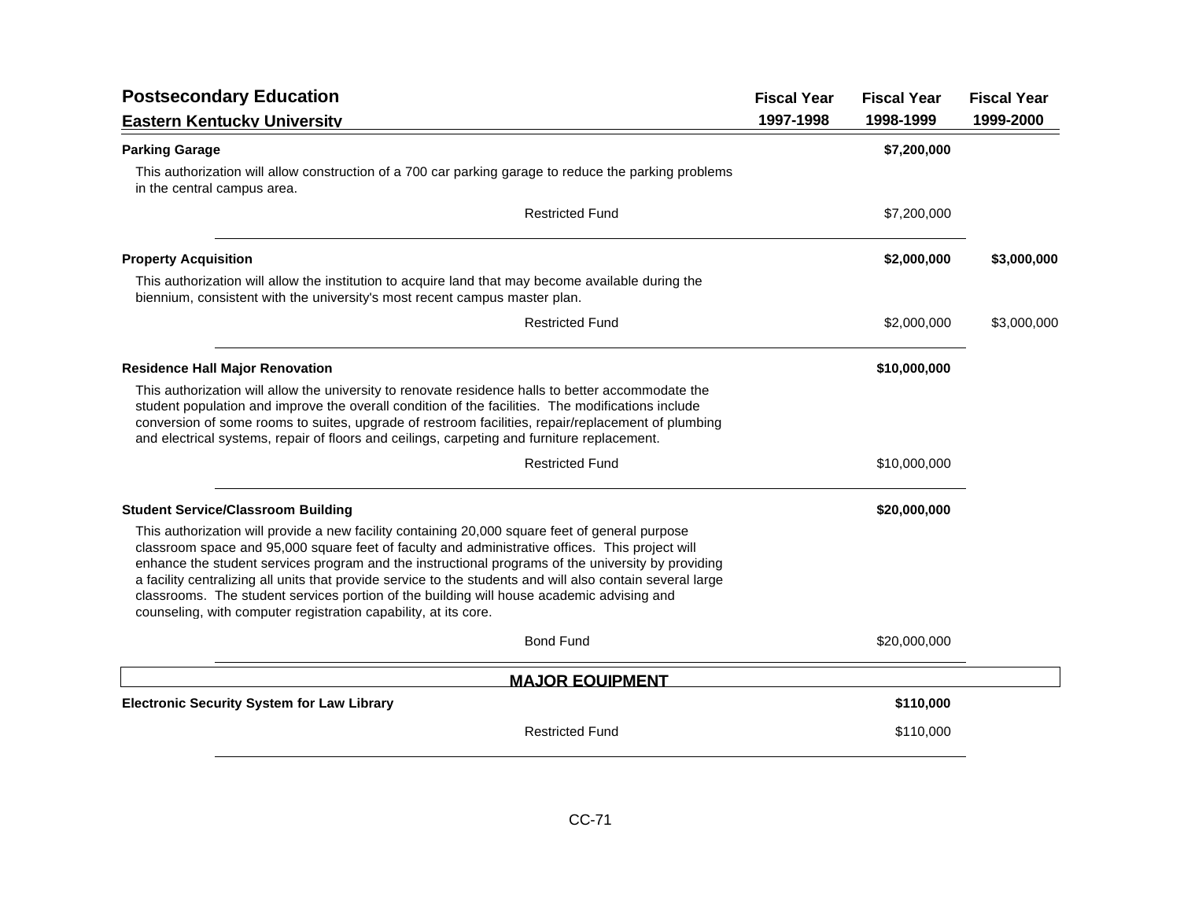## Postsecondary Education

### Eastern Kentucky University

| | Fiscal Year 1997-1998 | Fiscal Year 1998-1999 | Fiscal Year 1999-2000 |
|---|---|---|---|
| **Parking Garage** | | **$7,200,000** | |
| This authorization will allow construction of a 700 car parking garage to reduce the parking problems in the central campus area. | | | |
| Restricted Fund | | $7,200,000 | |
| **Property Acquisition** | | **$2,000,000** | **$3,000,000** |
| This authorization will allow the institution to acquire land that may become available during the biennium, consistent with the university's most recent campus master plan. | | | |
| Restricted Fund | | $2,000,000 | $3,000,000 |
| **Residence Hall Major Renovation** | | **$10,000,000** | |
| This authorization will allow the university to renovate residence halls to better accommodate the student population and improve the overall condition of the facilities. The modifications include conversion of some rooms to suites, upgrade of restroom facilities, repair/replacement of plumbing and electrical systems, repair of floors and ceilings, carpeting and furniture replacement. | | | |
| Restricted Fund | | $10,000,000 | |
| **Student Service/Classroom Building** | | **$20,000,000** | |
| This authorization will provide a new facility containing 20,000 square feet of general purpose classroom space and 95,000 square feet of faculty and administrative offices. This project will enhance the student services program and the instructional programs of the university by providing a facility centralizing all units that provide service to the students and will also contain several large classrooms. The student services portion of the building will house academic advising and counseling, with computer registration capability, at its core. | | | |
| Bond Fund | | $20,000,000 | |

#### MAJOR EQUIPMENT

| | Fiscal Year 1997-1998 | Fiscal Year 1998-1999 | Fiscal Year 1999-2000 |
|---|---|---|---|
| **Electronic Security System for Law Library** | | **$110,000** | |
| Restricted Fund | | $110,000 | |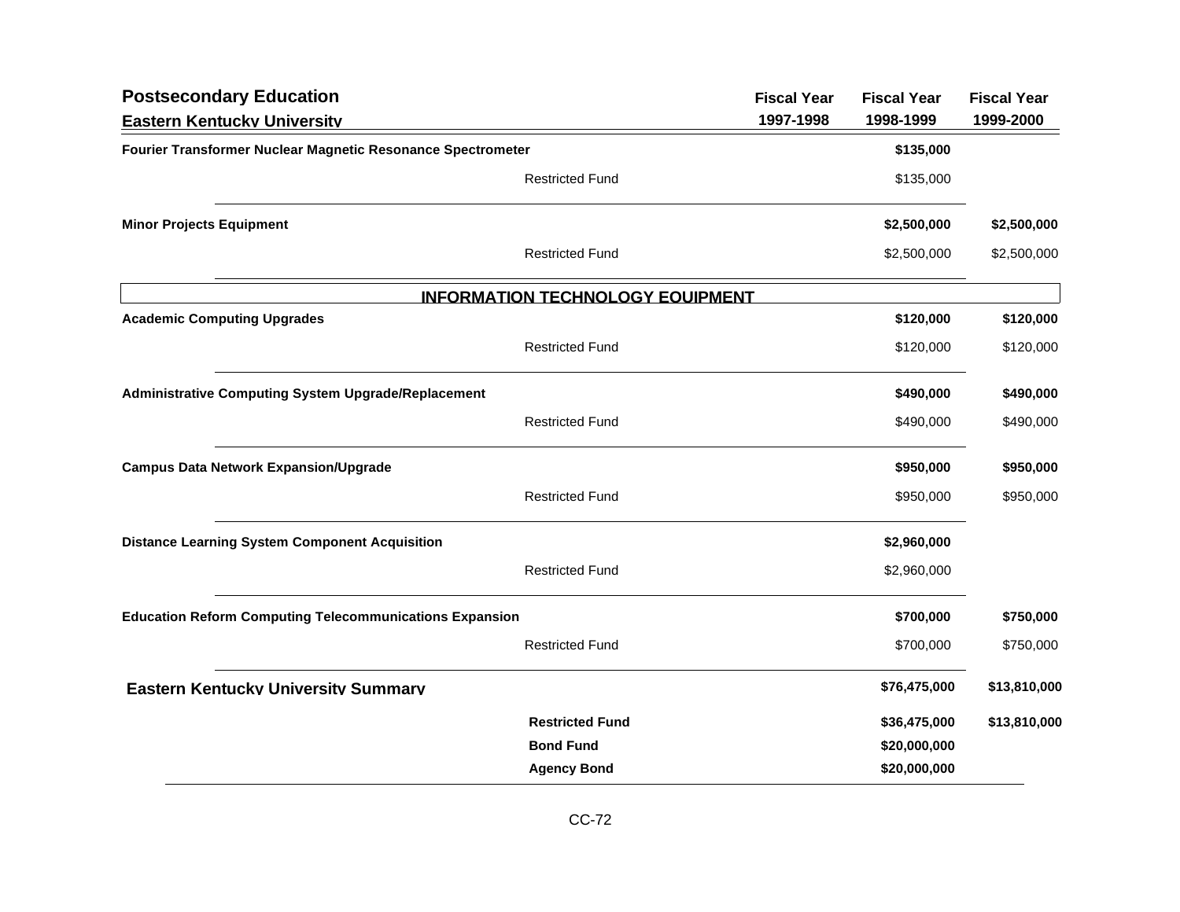## Postsecondary Education

### Eastern Kentucky University

| | | Fiscal Year 1997-1998 | Fiscal Year 1998-1999 | Fiscal Year 1999-2000 |
|---|---|---|---|---|
| **Fourier Transformer Nuclear Magnetic Resonance Spectrometer** | | | **$135,000** | |
| | Restricted Fund | | $135,000 | |
| **Minor Projects Equipment** | | | **$2,500,000** | **$2,500,000** |
| | Restricted Fund | | $2,500,000 | $2,500,000 |
| **INFORMATION TECHNOLOGY EQUIPMENT** | | | | |
| **Academic Computing Upgrades** | | | **$120,000** | **$120,000** |
| | Restricted Fund | | $120,000 | $120,000 |
| **Administrative Computing System Upgrade/Replacement** | | | **$490,000** | **$490,000** |
| | Restricted Fund | | $490,000 | $490,000 |
| **Campus Data Network Expansion/Upgrade** | | | **$950,000** | **$950,000** |
| | Restricted Fund | | $950,000 | $950,000 |
| **Distance Learning System Component Acquisition** | | | **$2,960,000** | |
| | Restricted Fund | | $2,960,000 | |
| **Education Reform Computing Telecommunications Expansion** | | | **$700,000** | **$750,000** |
| | Restricted Fund | | $700,000 | $750,000 |
| **Eastern Kentucky University Summary** | | | **$76,475,000** | **$13,810,000** |
| | **Restricted Fund** | | **$36,475,000** | **$13,810,000** |
| | **Bond Fund** | | **$20,000,000** | |
| | **Agency Bond** | | **$20,000,000** | |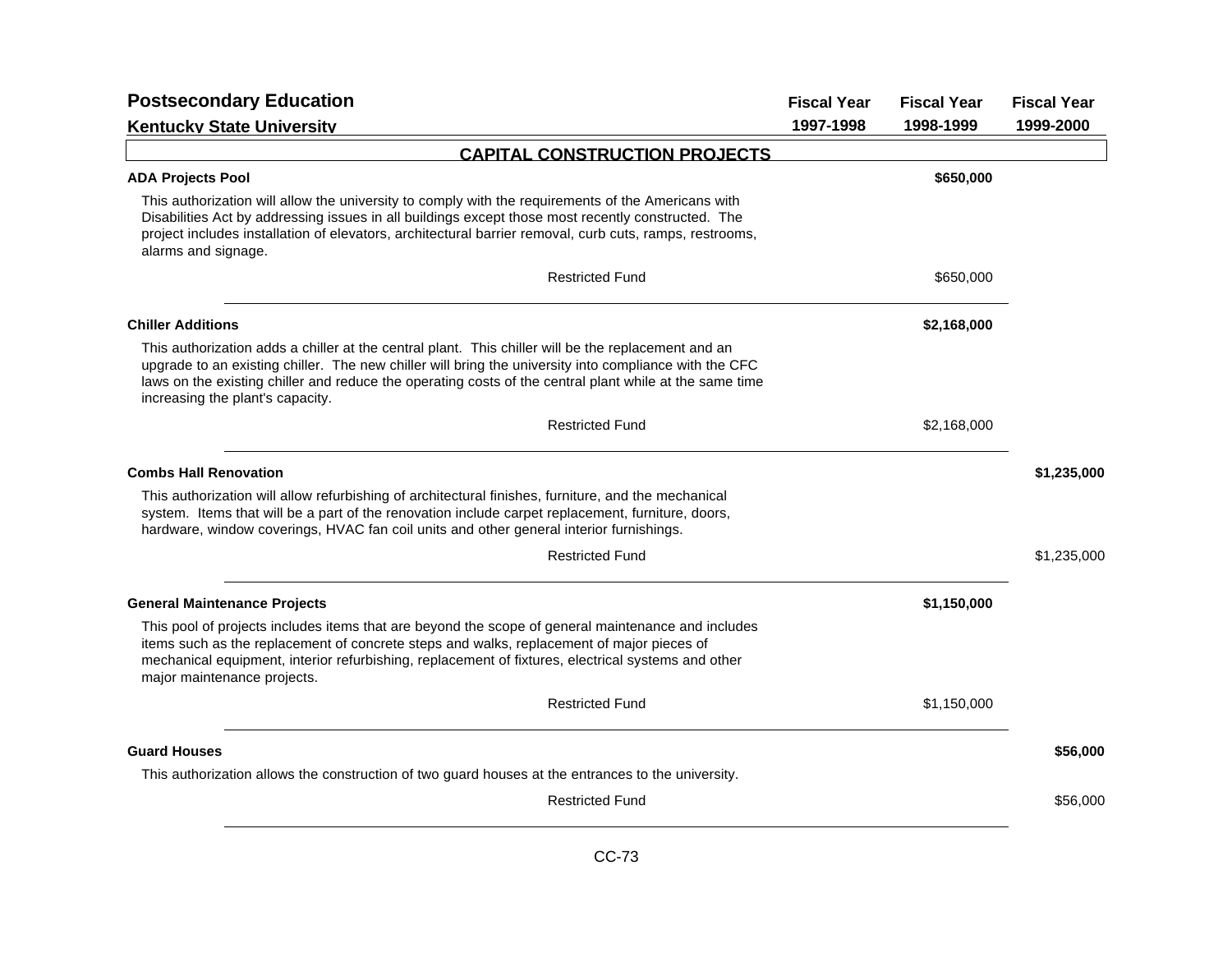## Postsecondary Education

### Kentucky State University

| | Fiscal Year 1997-1998 | Fiscal Year 1998-1999 | Fiscal Year 1999-2000 |
|---|---|---|---|

### CAPITAL CONSTRUCTION PROJECTS

**ADA Projects Pool** — **$650,000** (Fiscal Year 1998-1999)

This authorization will allow the university to comply with the requirements of the Americans with Disabilities Act by addressing issues in all buildings except those most recently constructed. The project includes installation of elevators, architectural barrier removal, curb cuts, ramps, restrooms, alarms and signage.

| | Fiscal Year 1997-1998 | Fiscal Year 1998-1999 | Fiscal Year 1999-2000 |
|---|---|---|---|
| Restricted Fund | | $650,000 | |

**Chiller Additions** — **$2,168,000** (Fiscal Year 1998-1999)

This authorization adds a chiller at the central plant. This chiller will be the replacement and an upgrade to an existing chiller. The new chiller will bring the university into compliance with the CFC laws on the existing chiller and reduce the operating costs of the central plant while at the same time increasing the plant's capacity.

| | Fiscal Year 1997-1998 | Fiscal Year 1998-1999 | Fiscal Year 1999-2000 |
|---|---|---|---|
| Restricted Fund | | $2,168,000 | |

**Combs Hall Renovation** — **$1,235,000** (Fiscal Year 1999-2000)

This authorization will allow refurbishing of architectural finishes, furniture, and the mechanical system. Items that will be a part of the renovation include carpet replacement, furniture, doors, hardware, window coverings, HVAC fan coil units and other general interior furnishings.

| | Fiscal Year 1997-1998 | Fiscal Year 1998-1999 | Fiscal Year 1999-2000 |
|---|---|---|---|
| Restricted Fund | | | $1,235,000 |

**General Maintenance Projects** — **$1,150,000** (Fiscal Year 1998-1999)

This pool of projects includes items that are beyond the scope of general maintenance and includes items such as the replacement of concrete steps and walks, replacement of major pieces of mechanical equipment, interior refurbishing, replacement of fixtures, electrical systems and other major maintenance projects.

| | Fiscal Year 1997-1998 | Fiscal Year 1998-1999 | Fiscal Year 1999-2000 |
|---|---|---|---|
| Restricted Fund | | $1,150,000 | |

**Guard Houses** — **$56,000** (Fiscal Year 1999-2000)

This authorization allows the construction of two guard houses at the entrances to the university.

| | Fiscal Year 1997-1998 | Fiscal Year 1998-1999 | Fiscal Year 1999-2000 |
|---|---|---|---|
| Restricted Fund | | | $56,000 |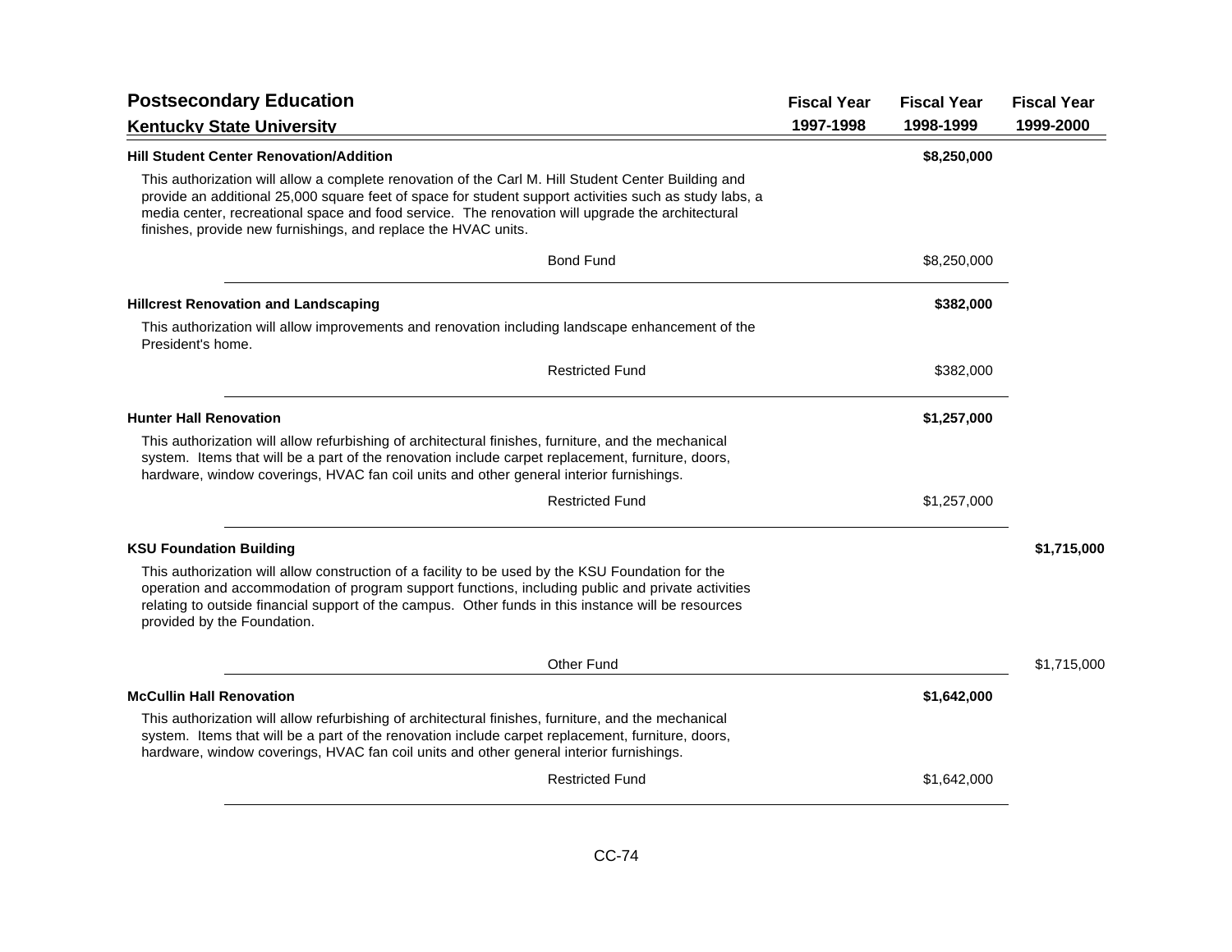## Postsecondary Education

### Kentucky State University

| | Fiscal Year 1997-1998 | Fiscal Year 1998-1999 | Fiscal Year 1999-2000 |
|---|---|---|---|
| **Hill Student Center Renovation/Addition** | | **$8,250,000** | |
| This authorization will allow a complete renovation of the Carl M. Hill Student Center Building and provide an additional 25,000 square feet of space for student support activities such as study labs, a media center, recreational space and food service. The renovation will upgrade the architectural finishes, provide new furnishings, and replace the HVAC units. | | | |
| Bond Fund | | $8,250,000 | |
| **Hillcrest Renovation and Landscaping** | | **$382,000** | |
| This authorization will allow improvements and renovation including landscape enhancement of the President's home. | | | |
| Restricted Fund | | $382,000 | |
| **Hunter Hall Renovation** | | **$1,257,000** | |
| This authorization will allow refurbishing of architectural finishes, furniture, and the mechanical system. Items that will be a part of the renovation include carpet replacement, furniture, doors, hardware, window coverings, HVAC fan coil units and other general interior furnishings. | | | |
| Restricted Fund | | $1,257,000 | |
| **KSU Foundation Building** | | | **$1,715,000** |
| This authorization will allow construction of a facility to be used by the KSU Foundation for the operation and accommodation of program support functions, including public and private activities relating to outside financial support of the campus. Other funds in this instance will be resources provided by the Foundation. | | | |
| Other Fund | | | $1,715,000 |
| **McCullin Hall Renovation** | | **$1,642,000** | |
| This authorization will allow refurbishing of architectural finishes, furniture, and the mechanical system. Items that will be a part of the renovation include carpet replacement, furniture, doors, hardware, window coverings, HVAC fan coil units and other general interior furnishings. | | | |
| Restricted Fund | | $1,642,000 | |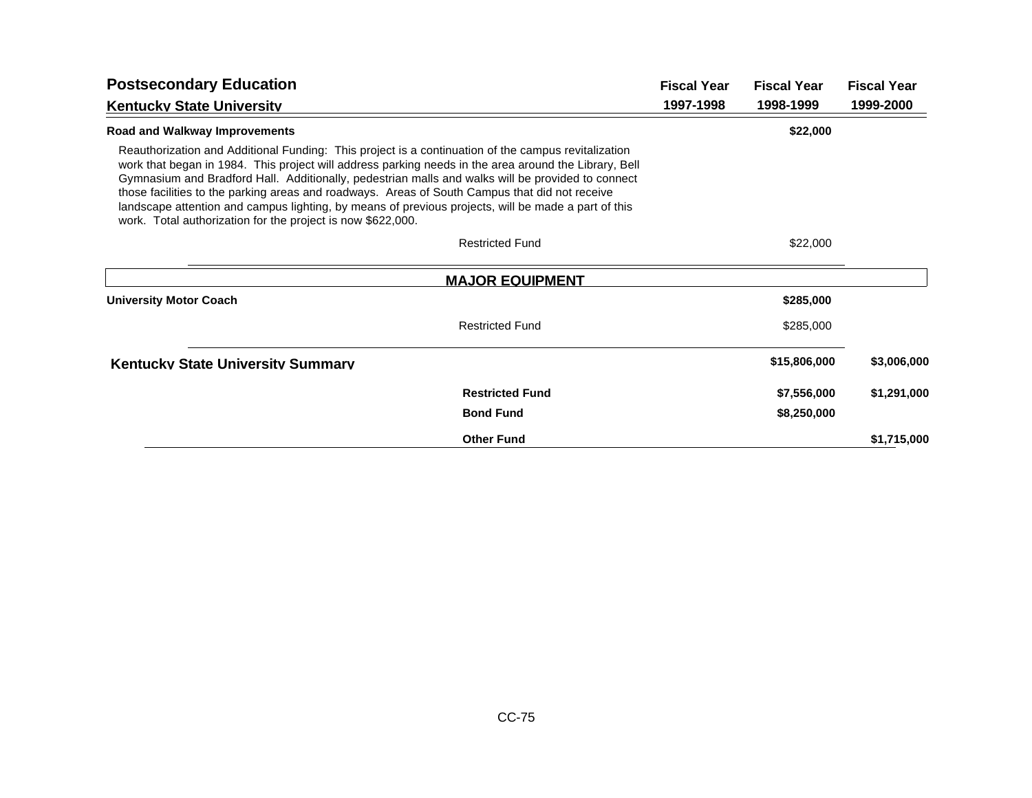## Postsecondary Education

### Kentucky State University

| | Fiscal Year 1997-1998 | Fiscal Year 1998-1999 | Fiscal Year 1999-2000 |
|---|---|---|---|
| **Road and Walkway Improvements** | | **$22,000** | |

Reauthorization and Additional Funding: This project is a continuation of the campus revitalization work that began in 1984. This project will address parking needs in the area around the Library, Bell Gymnasium and Bradford Hall. Additionally, pedestrian malls and walks will be provided to connect those facilities to the parking areas and roadways. Areas of South Campus that did not receive landscape attention and campus lighting, by means of previous projects, will be made a part of this work. Total authorization for the project is now $622,000.

| | Fiscal Year 1997-1998 | Fiscal Year 1998-1999 | Fiscal Year 1999-2000 |
|---|---|---|---|
| Restricted Fund | | $22,000 | |

### MAJOR EQUIPMENT

| | Fiscal Year 1997-1998 | Fiscal Year 1998-1999 | Fiscal Year 1999-2000 |
|---|---|---|---|
| **University Motor Coach** | | **$285,000** | |
| Restricted Fund | | $285,000 | |

### Kentucky State University Summary

| | Fiscal Year 1997-1998 | Fiscal Year 1998-1999 | Fiscal Year 1999-2000 |
|---|---|---|---|
| **Kentucky State University Summary** | | **$15,806,000** | **$3,006,000** |
| **Restricted Fund** | | **$7,556,000** | **$1,291,000** |
| **Bond Fund** | | **$8,250,000** | |
| **Other Fund** | | | **$1,715,000** |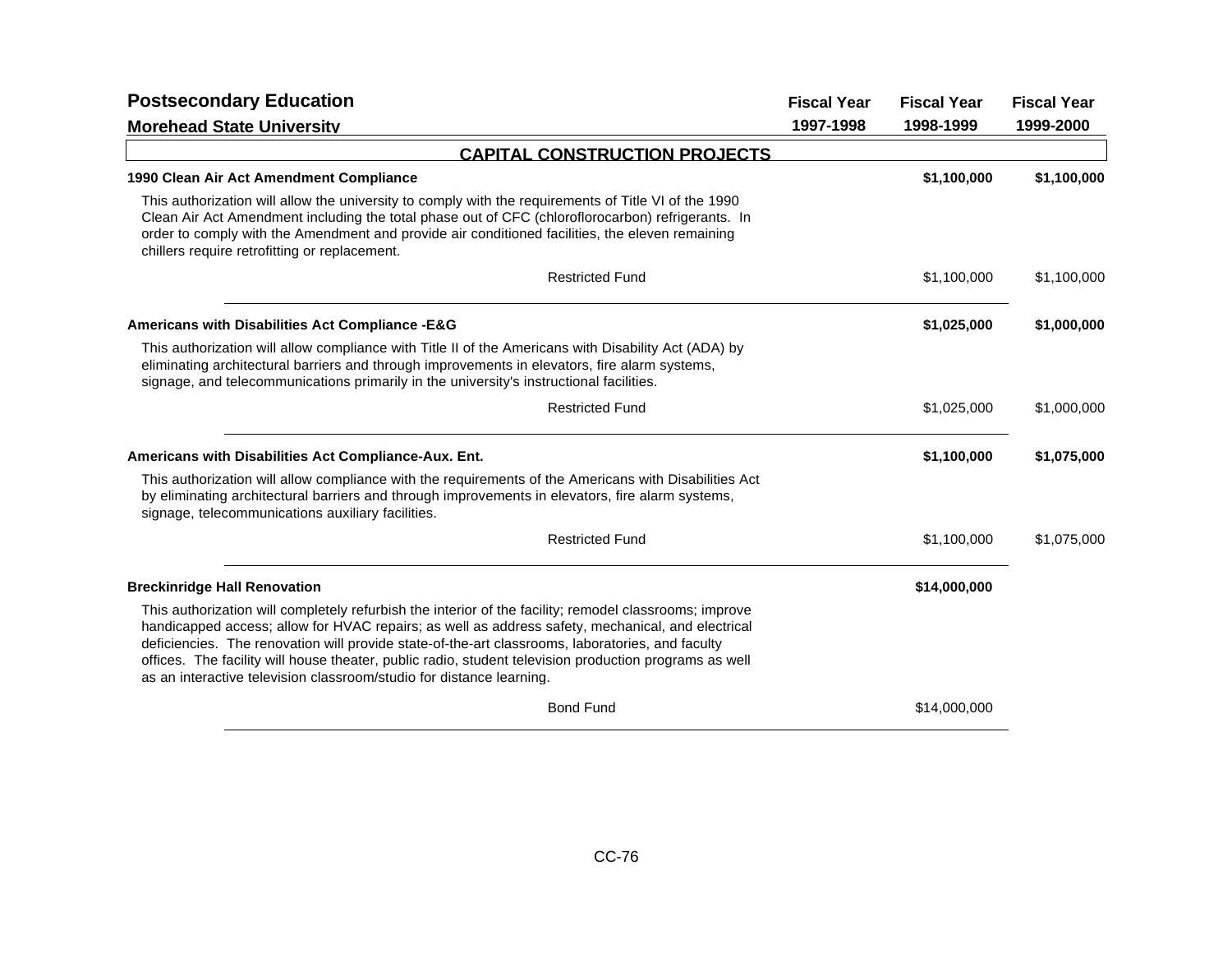# Postsecondary Education

## Morehead State University

| | Fiscal Year 1997-1998 | Fiscal Year 1998-1999 | Fiscal Year 1999-2000 |
|---|---|---|---|

### CAPITAL CONSTRUCTION PROJECTS

| | Fiscal Year 1997-1998 | Fiscal Year 1998-1999 | Fiscal Year 1999-2000 |
|---|---|---|---|
| **1990 Clean Air Act Amendment Compliance** | | **$1,100,000** | **$1,100,000** |

This authorization will allow the university to comply with the requirements of Title VI of the 1990 Clean Air Act Amendment including the total phase out of CFC (chloroflorocarbon) refrigerants. In order to comply with the Amendment and provide air conditioned facilities, the eleven remaining chillers require retrofitting or replacement.

| | Fiscal Year 1997-1998 | Fiscal Year 1998-1999 | Fiscal Year 1999-2000 |
|---|---|---|---|
| Restricted Fund | | $1,100,000 | $1,100,000 |
| **Americans with Disabilities Act Compliance -E&G** | | **$1,025,000** | **$1,000,000** |

This authorization will allow compliance with Title II of the Americans with Disability Act (ADA) by eliminating architectural barriers and through improvements in elevators, fire alarm systems, signage, and telecommunications primarily in the university's instructional facilities.

| | Fiscal Year 1997-1998 | Fiscal Year 1998-1999 | Fiscal Year 1999-2000 |
|---|---|---|---|
| Restricted Fund | | $1,025,000 | $1,000,000 |
| **Americans with Disabilities Act Compliance-Aux. Ent.** | | **$1,100,000** | **$1,075,000** |

This authorization will allow compliance with the requirements of the Americans with Disabilities Act by eliminating architectural barriers and through improvements in elevators, fire alarm systems, signage, telecommunications auxiliary facilities.

| | Fiscal Year 1997-1998 | Fiscal Year 1998-1999 | Fiscal Year 1999-2000 |
|---|---|---|---|
| Restricted Fund | | $1,100,000 | $1,075,000 |
| **Breckinridge Hall Renovation** | | **$14,000,000** | |

This authorization will completely refurbish the interior of the facility; remodel classrooms; improve handicapped access; allow for HVAC repairs; as well as address safety, mechanical, and electrical deficiencies. The renovation will provide state-of-the-art classrooms, laboratories, and faculty offices. The facility will house theater, public radio, student television production programs as well as an interactive television classroom/studio for distance learning.

| | Fiscal Year 1997-1998 | Fiscal Year 1998-1999 | Fiscal Year 1999-2000 |
|---|---|---|---|
| Bond Fund | | $14,000,000 | |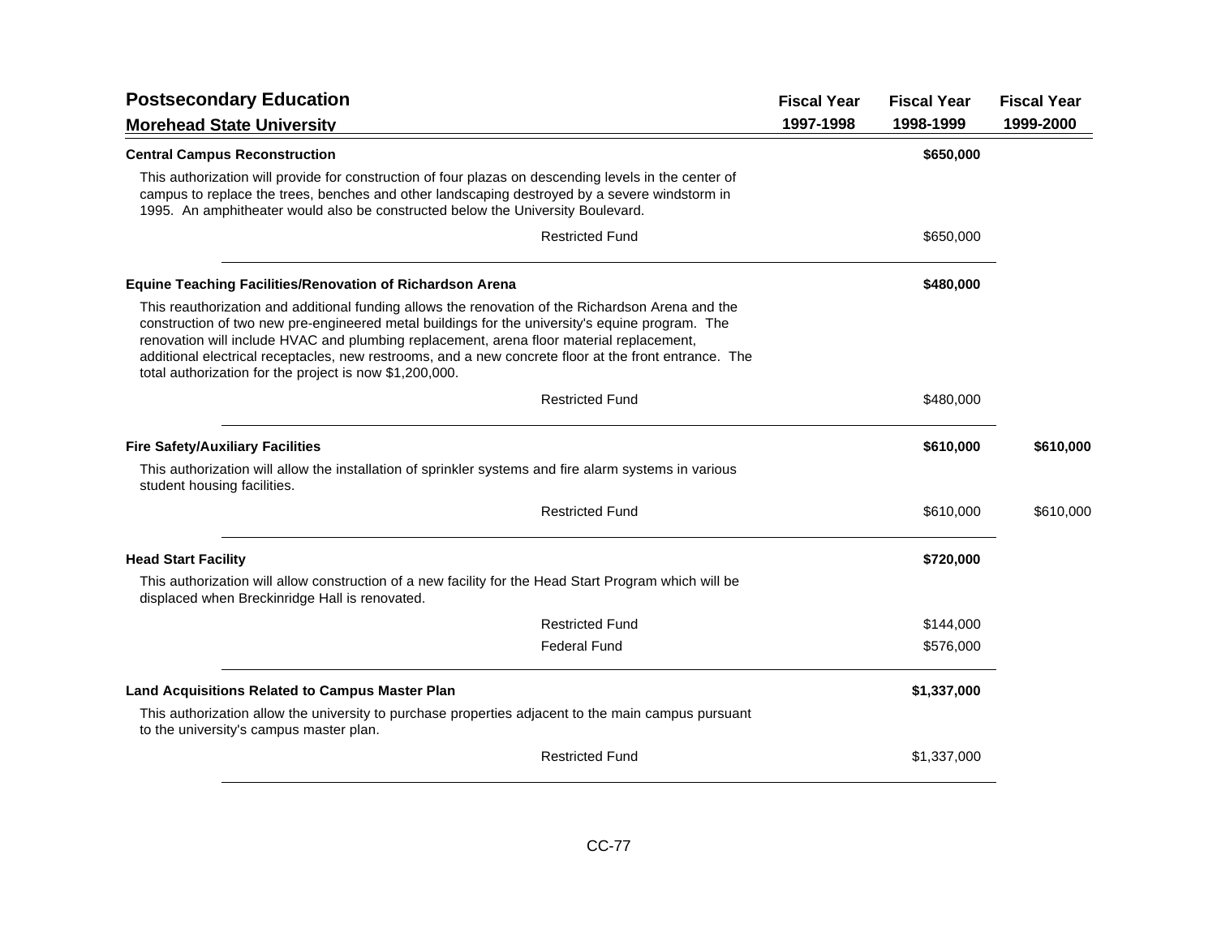## Postsecondary Education

### Morehead State University

| | Fiscal Year 1997-1998 | Fiscal Year 1998-1999 | Fiscal Year 1999-2000 |
|---|---|---|---|
| **Central Campus Reconstruction** | | **$650,000** | |
| This authorization will provide for construction of four plazas on descending levels in the center of campus to replace the trees, benches and other landscaping destroyed by a severe windstorm in 1995. An amphitheater would also be constructed below the University Boulevard. | | | |
| Restricted Fund | | $650,000 | |
| **Equine Teaching Facilities/Renovation of Richardson Arena** | | **$480,000** | |
| This reauthorization and additional funding allows the renovation of the Richardson Arena and the construction of two new pre-engineered metal buildings for the university's equine program. The renovation will include HVAC and plumbing replacement, arena floor material replacement, additional electrical receptacles, new restrooms, and a new concrete floor at the front entrance. The total authorization for the project is now $1,200,000. | | | |
| Restricted Fund | | $480,000 | |
| **Fire Safety/Auxiliary Facilities** | | **$610,000** | **$610,000** |
| This authorization will allow the installation of sprinkler systems and fire alarm systems in various student housing facilities. | | | |
| Restricted Fund | | $610,000 | $610,000 |
| **Head Start Facility** | | **$720,000** | |
| This authorization will allow construction of a new facility for the Head Start Program which will be displaced when Breckinridge Hall is renovated. | | | |
| Restricted Fund | | $144,000 | |
| Federal Fund | | $576,000 | |
| **Land Acquisitions Related to Campus Master Plan** | | **$1,337,000** | |
| This authorization allow the university to purchase properties adjacent to the main campus pursuant to the university's campus master plan. | | | |
| Restricted Fund | | $1,337,000 | |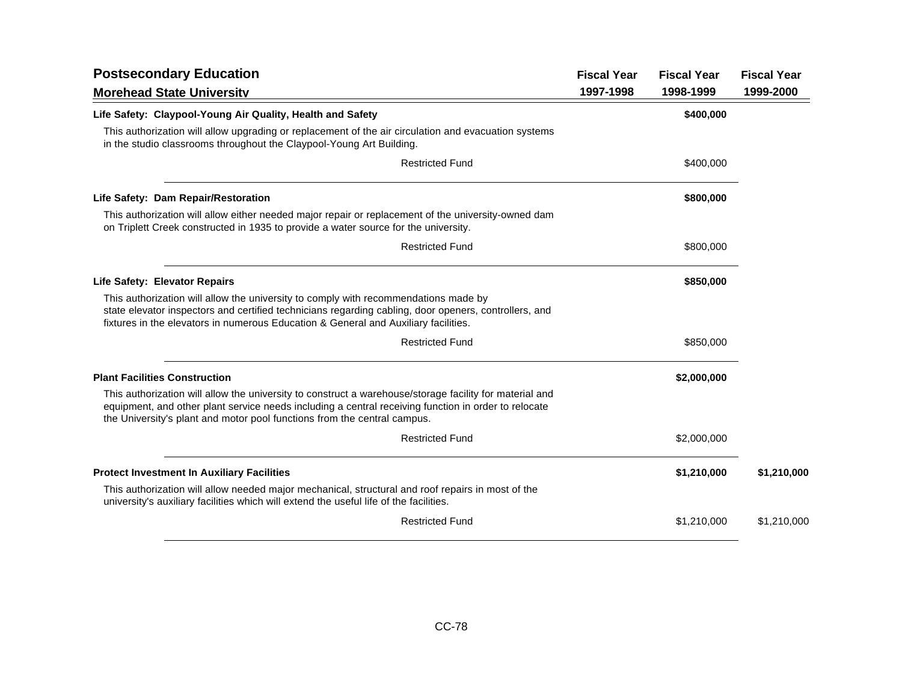## Postsecondary Education

### Morehead State University

| | Fiscal Year 1997-1998 | Fiscal Year 1998-1999 | Fiscal Year 1999-2000 |
|---|---|---|---|
| **Life Safety: Claypool-Young Air Quality, Health and Safety** | | **$400,000** | |
| This authorization will allow upgrading or replacement of the air circulation and evacuation systems in the studio classrooms throughout the Claypool-Young Art Building. | | | |
| Restricted Fund | | $400,000 | |
| **Life Safety: Dam Repair/Restoration** | | **$800,000** | |
| This authorization will allow either needed major repair or replacement of the university-owned dam on Triplett Creek constructed in 1935 to provide a water source for the university. | | | |
| Restricted Fund | | $800,000 | |
| **Life Safety: Elevator Repairs** | | **$850,000** | |
| This authorization will allow the university to comply with recommendations made by state elevator inspectors and certified technicians regarding cabling, door openers, controllers, and fixtures in the elevators in numerous Education & General and Auxiliary facilities. | | | |
| Restricted Fund | | $850,000 | |
| **Plant Facilities Construction** | | **$2,000,000** | |
| This authorization will allow the university to construct a warehouse/storage facility for material and equipment, and other plant service needs including a central receiving function in order to relocate the University's plant and motor pool functions from the central campus. | | | |
| Restricted Fund | | $2,000,000 | |
| **Protect Investment In Auxiliary Facilities** | | **$1,210,000** | **$1,210,000** |
| This authorization will allow needed major mechanical, structural and roof repairs in most of the university's auxiliary facilities which will extend the useful life of the facilities. | | | |
| Restricted Fund | | $1,210,000 | $1,210,000 |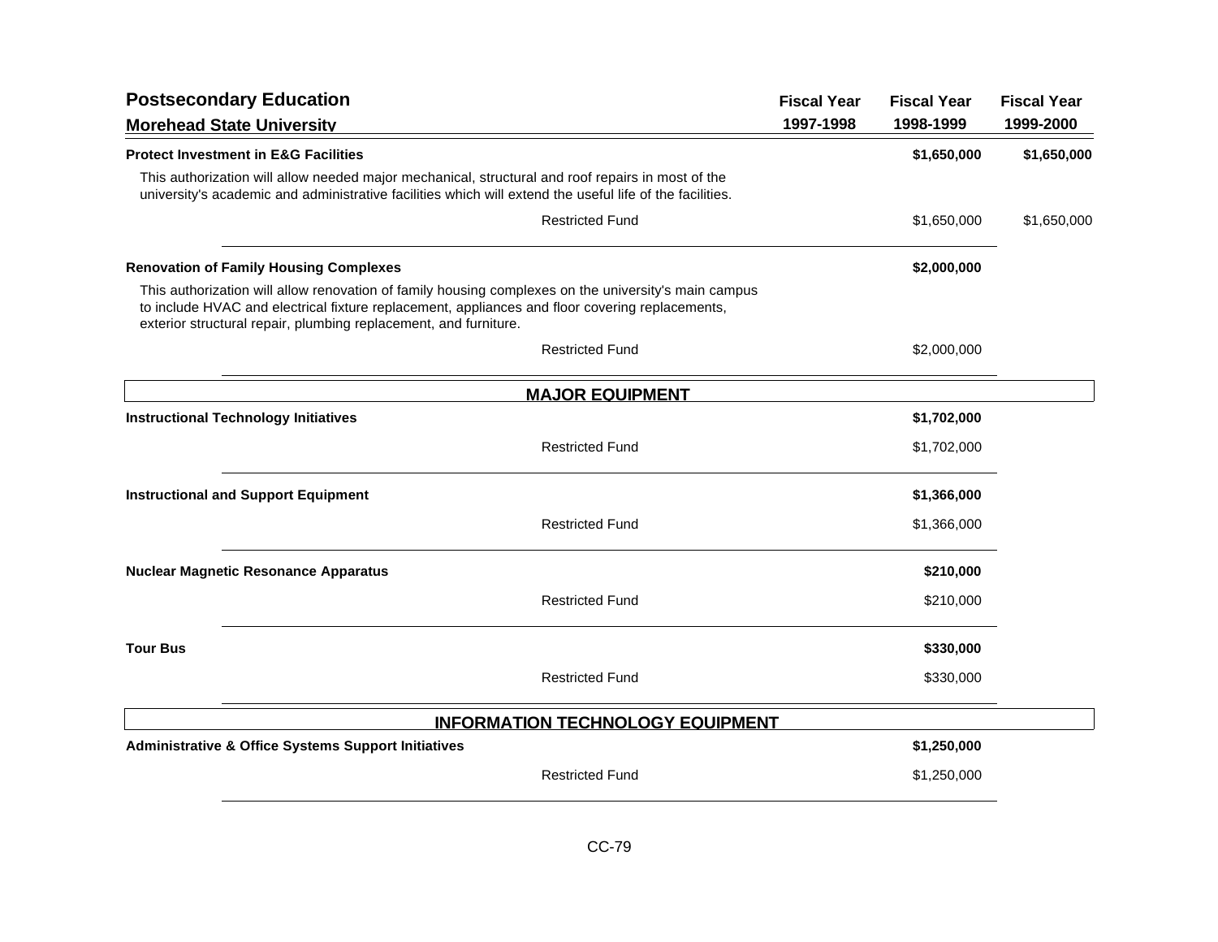## Postsecondary Education

### Morehead State University

| | Fiscal Year 1997-1998 | Fiscal Year 1998-1999 | Fiscal Year 1999-2000 |
|---|---|---|---|
| **Protect Investment in E&G Facilities** | | **$1,650,000** | **$1,650,000** |
| This authorization will allow needed major mechanical, structural and roof repairs in most of the university's academic and administrative facilities which will extend the useful life of the facilities. | | | |
| Restricted Fund | | $1,650,000 | $1,650,000 |
| **Renovation of Family Housing Complexes** | | **$2,000,000** | |
| This authorization will allow renovation of family housing complexes on the university's main campus to include HVAC and electrical fixture replacement, appliances and floor covering replacements, exterior structural repair, plumbing replacement, and furniture. | | | |
| Restricted Fund | | $2,000,000 | |
| **MAJOR EQUIPMENT** | | | |
| **Instructional Technology Initiatives** | | **$1,702,000** | |
| Restricted Fund | | $1,702,000 | |
| **Instructional and Support Equipment** | | **$1,366,000** | |
| Restricted Fund | | $1,366,000 | |
| **Nuclear Magnetic Resonance Apparatus** | | **$210,000** | |
| Restricted Fund | | $210,000 | |
| **Tour Bus** | | **$330,000** | |
| Restricted Fund | | $330,000 | |
| **INFORMATION TECHNOLOGY EQUIPMENT** | | | |
| **Administrative & Office Systems Support Initiatives** | | **$1,250,000** | |
| Restricted Fund | | $1,250,000 | |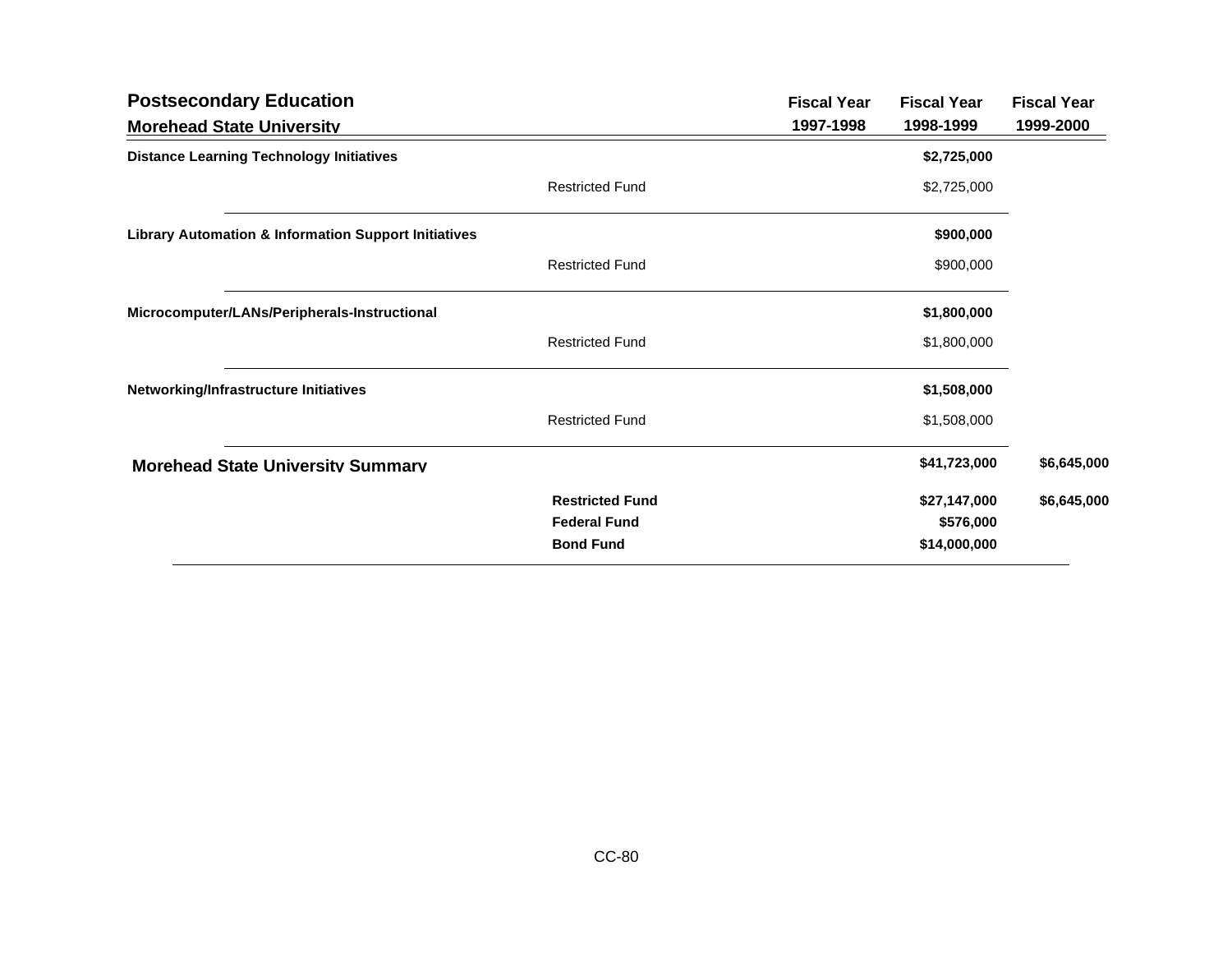## Postsecondary Education

### Morehead State University

| | | Fiscal Year 1997-1998 | Fiscal Year 1998-1999 | Fiscal Year 1999-2000 |
|---|---|---|---|---|
| **Distance Learning Technology Initiatives** | | | **$2,725,000** | |
| | Restricted Fund | | $2,725,000 | |
| **Library Automation & Information Support Initiatives** | | | **$900,000** | |
| | Restricted Fund | | $900,000 | |
| **Microcomputer/LANs/Peripherals-Instructional** | | | **$1,800,000** | |
| | Restricted Fund | | $1,800,000 | |
| **Networking/Infrastructure Initiatives** | | | **$1,508,000** | |
| | Restricted Fund | | $1,508,000 | |
| **Morehead State University Summary** | | | **$41,723,000** | **$6,645,000** |
| | **Restricted Fund** | | **$27,147,000** | **$6,645,000** |
| | **Federal Fund** | | **$576,000** | |
| | **Bond Fund** | | **$14,000,000** | |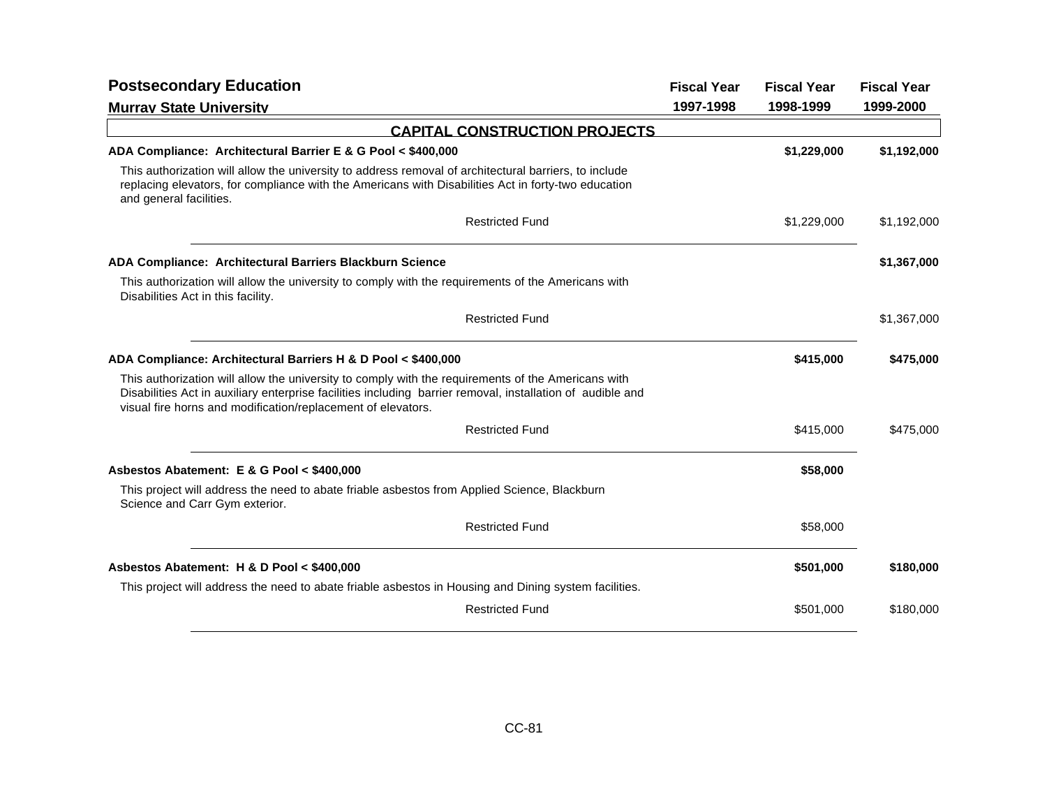## Postsecondary Education

### Murray State University

| | Fiscal Year 1997-1998 | Fiscal Year 1998-1999 | Fiscal Year 1999-2000 |
|---|---|---|---|

### CAPITAL CONSTRUCTION PROJECTS

| | Fiscal Year 1997-1998 | Fiscal Year 1998-1999 | Fiscal Year 1999-2000 |
|---|---|---|---|
| **ADA Compliance: Architectural Barrier E & G Pool < $400,000** | | **$1,229,000** | **$1,192,000** |
| This authorization will allow the university to address removal of architectural barriers, to include replacing elevators, for compliance with the Americans with Disabilities Act in forty-two education and general facilities. | | | |
| Restricted Fund | | $1,229,000 | $1,192,000 |
| **ADA Compliance: Architectural Barriers Blackburn Science** | | | **$1,367,000** |
| This authorization will allow the university to comply with the requirements of the Americans with Disabilities Act in this facility. | | | |
| Restricted Fund | | | $1,367,000 |
| **ADA Compliance: Architectural Barriers H & D Pool < $400,000** | | **$415,000** | **$475,000** |
| This authorization will allow the university to comply with the requirements of the Americans with Disabilities Act in auxiliary enterprise facilities including barrier removal, installation of audible and visual fire horns and modification/replacement of elevators. | | | |
| Restricted Fund | | $415,000 | $475,000 |
| **Asbestos Abatement: E & G Pool < $400,000** | | **$58,000** | |
| This project will address the need to abate friable asbestos from Applied Science, Blackburn Science and Carr Gym exterior. | | | |
| Restricted Fund | | $58,000 | |
| **Asbestos Abatement: H & D Pool < $400,000** | | **$501,000** | **$180,000** |
| This project will address the need to abate friable asbestos in Housing and Dining system facilities. | | | |
| Restricted Fund | | $501,000 | $180,000 |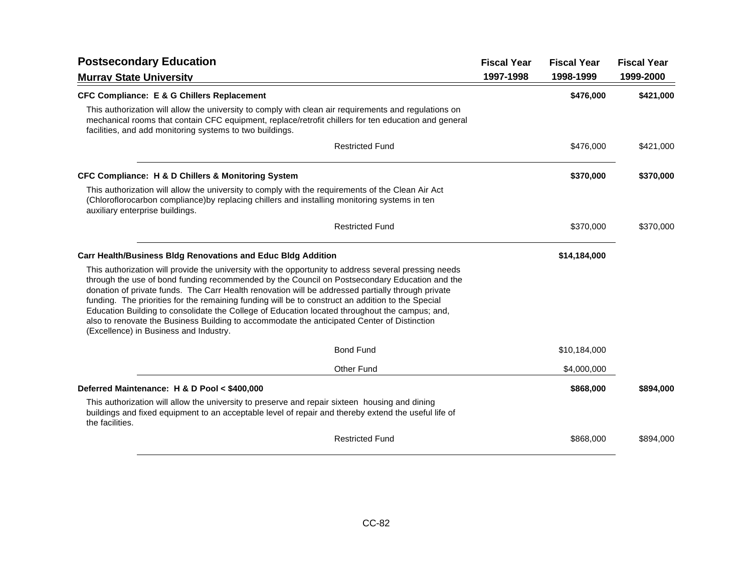## Postsecondary Education

### Murray State University

| | Fiscal Year 1997-1998 | Fiscal Year 1998-1999 | Fiscal Year 1999-2000 |
|---|---|---|---|
| **CFC Compliance: E & G Chillers Replacement** | | **$476,000** | **$421,000** |
| Restricted Fund | | $476,000 | $421,000 |

This authorization will allow the university to comply with clean air requirements and regulations on mechanical rooms that contain CFC equipment, replace/retrofit chillers for ten education and general facilities, and add monitoring systems to two buildings.

| | Fiscal Year 1997-1998 | Fiscal Year 1998-1999 | Fiscal Year 1999-2000 |
|---|---|---|---|
| **CFC Compliance: H & D Chillers & Monitoring System** | | **$370,000** | **$370,000** |
| Restricted Fund | | $370,000 | $370,000 |

This authorization will allow the university to comply with the requirements of the Clean Air Act (Chloroflorocarbon compliance)by replacing chillers and installing monitoring systems in ten auxiliary enterprise buildings.

| | Fiscal Year 1997-1998 | Fiscal Year 1998-1999 | Fiscal Year 1999-2000 |
|---|---|---|---|
| **Carr Health/Business Bldg Renovations and Educ Bldg Addition** | | **$14,184,000** | |
| Bond Fund | | $10,184,000 | |
| Other Fund | | $4,000,000 | |

This authorization will provide the university with the opportunity to address several pressing needs through the use of bond funding recommended by the Council on Postsecondary Education and the donation of private funds. The Carr Health renovation will be addressed partially through private funding. The priorities for the remaining funding will be to construct an addition to the Special Education Building to consolidate the College of Education located throughout the campus; and, also to renovate the Business Building to accommodate the anticipated Center of Distinction (Excellence) in Business and Industry.

| | Fiscal Year 1997-1998 | Fiscal Year 1998-1999 | Fiscal Year 1999-2000 |
|---|---|---|---|
| **Deferred Maintenance: H & D Pool < $400,000** | | **$868,000** | **$894,000** |
| Restricted Fund | | $868,000 | $894,000 |

This authorization will allow the university to preserve and repair sixteen housing and dining buildings and fixed equipment to an acceptable level of repair and thereby extend the useful life of the facilities.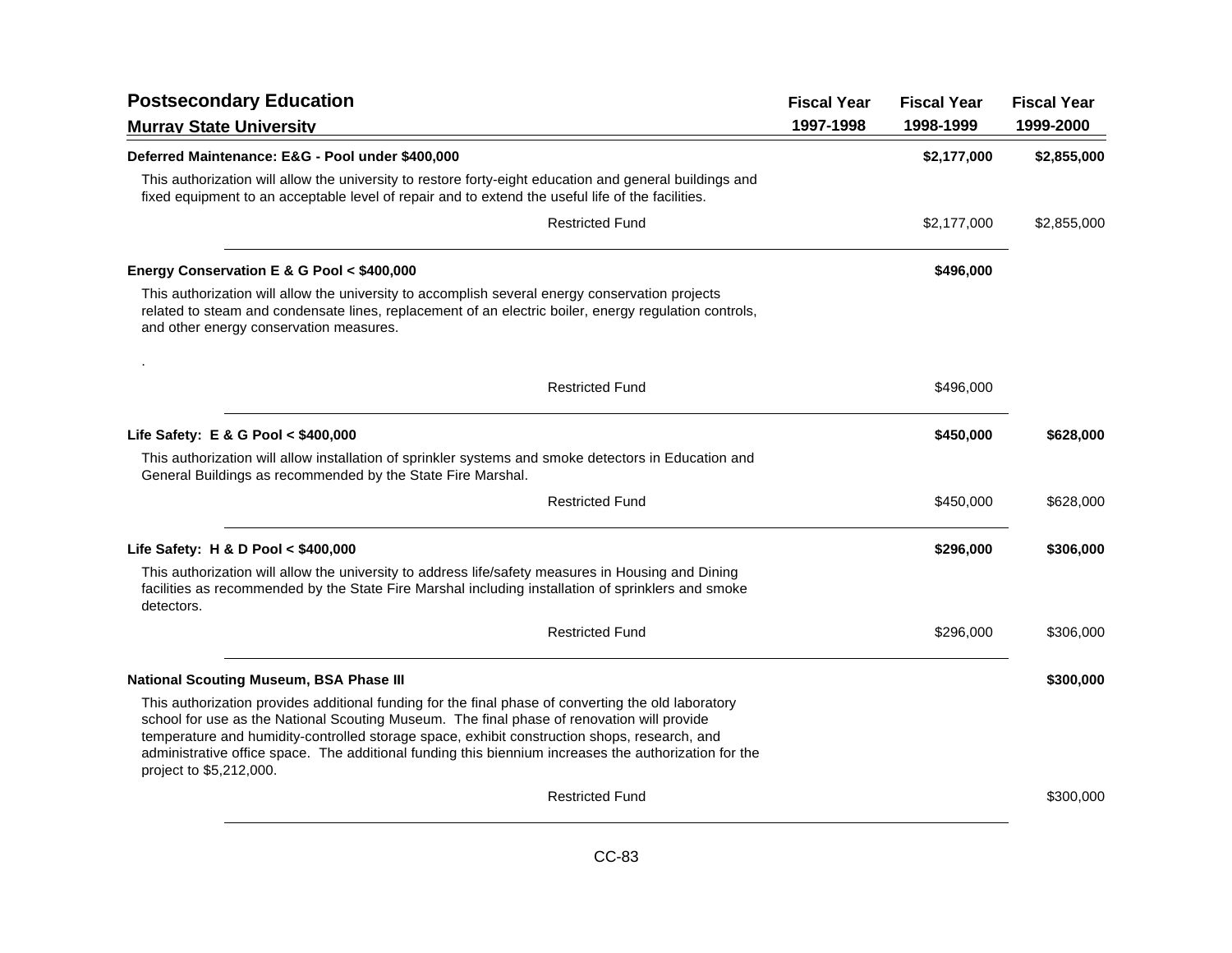## Postsecondary Education

### Murray State University

| | Fiscal Year 1997-1998 | Fiscal Year 1998-1999 | Fiscal Year 1999-2000 |
|---|---|---|---|
| **Deferred Maintenance: E&G - Pool under $400,000** | | **$2,177,000** | **$2,855,000** |

This authorization will allow the university to restore forty-eight education and general buildings and fixed equipment to an acceptable level of repair and to extend the useful life of the facilities.

| | Fiscal Year 1997-1998 | Fiscal Year 1998-1999 | Fiscal Year 1999-2000 |
|---|---|---|---|
| Restricted Fund | | $2,177,000 | $2,855,000 |

| | Fiscal Year 1997-1998 | Fiscal Year 1998-1999 | Fiscal Year 1999-2000 |
|---|---|---|---|
| **Energy Conservation E & G Pool < $400,000** | | **$496,000** | |

This authorization will allow the university to accomplish several energy conservation projects related to steam and condensate lines, replacement of an electric boiler, energy regulation controls, and other energy conservation measures.

.

| | Fiscal Year 1997-1998 | Fiscal Year 1998-1999 | Fiscal Year 1999-2000 |
|---|---|---|---|
| Restricted Fund | | $496,000 | |

| | Fiscal Year 1997-1998 | Fiscal Year 1998-1999 | Fiscal Year 1999-2000 |
|---|---|---|---|
| **Life Safety: E & G Pool < $400,000** | | **$450,000** | **$628,000** |

This authorization will allow installation of sprinkler systems and smoke detectors in Education and General Buildings as recommended by the State Fire Marshal.

| | Fiscal Year 1997-1998 | Fiscal Year 1998-1999 | Fiscal Year 1999-2000 |
|---|---|---|---|
| Restricted Fund | | $450,000 | $628,000 |

| | Fiscal Year 1997-1998 | Fiscal Year 1998-1999 | Fiscal Year 1999-2000 |
|---|---|---|---|
| **Life Safety: H & D Pool < $400,000** | | **$296,000** | **$306,000** |

This authorization will allow the university to address life/safety measures in Housing and Dining facilities as recommended by the State Fire Marshal including installation of sprinklers and smoke detectors.

| | Fiscal Year 1997-1998 | Fiscal Year 1998-1999 | Fiscal Year 1999-2000 |
|---|---|---|---|
| Restricted Fund | | $296,000 | $306,000 |

| | Fiscal Year 1997-1998 | Fiscal Year 1998-1999 | Fiscal Year 1999-2000 |
|---|---|---|---|
| **National Scouting Museum, BSA Phase III** | | | **$300,000** |

This authorization provides additional funding for the final phase of converting the old laboratory school for use as the National Scouting Museum. The final phase of renovation will provide temperature and humidity-controlled storage space, exhibit construction shops, research, and administrative office space. The additional funding this biennium increases the authorization for the project to $5,212,000.

| | Fiscal Year 1997-1998 | Fiscal Year 1998-1999 | Fiscal Year 1999-2000 |
|---|---|---|---|
| Restricted Fund | | | $300,000 |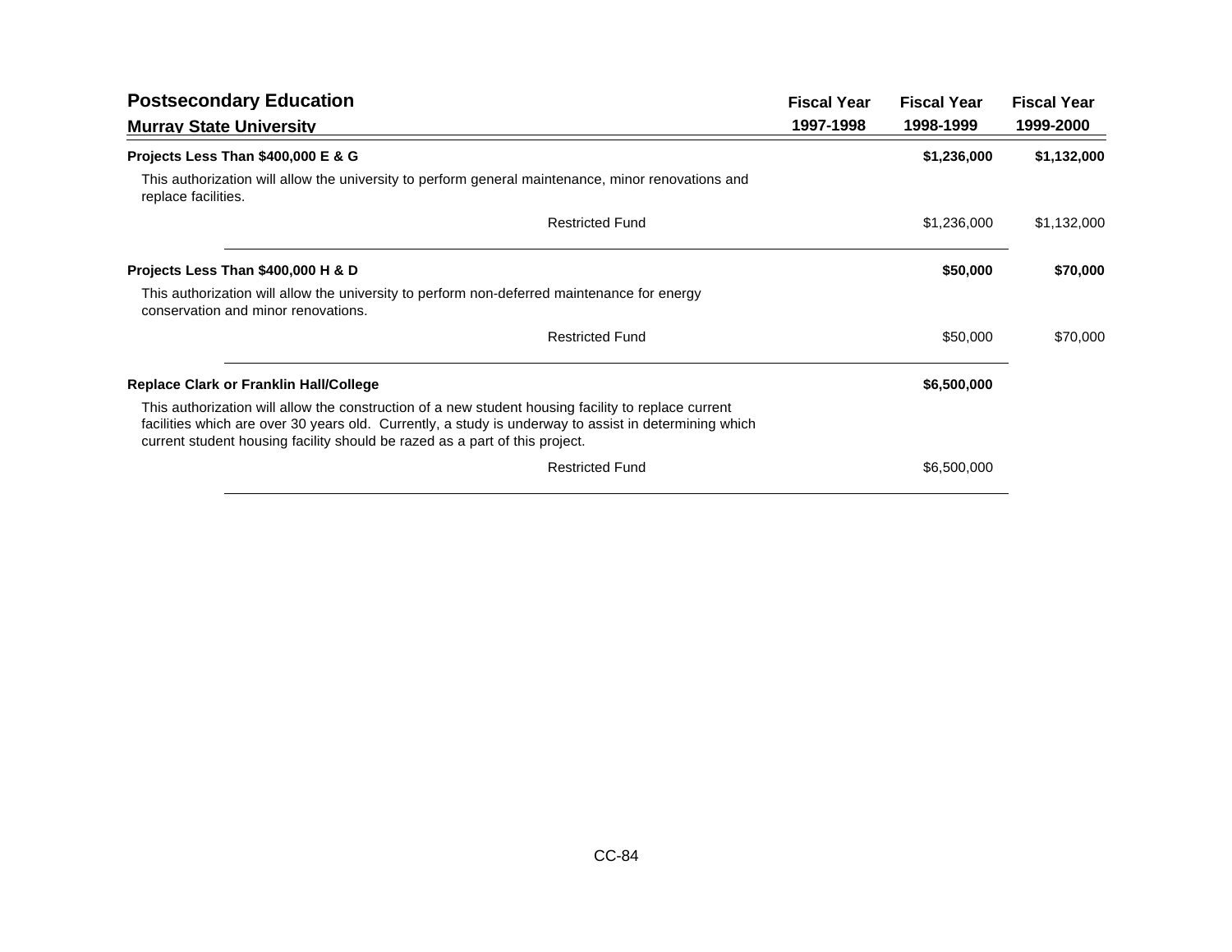## Postsecondary Education

### Murray State University

| | Fiscal Year 1997-1998 | Fiscal Year 1998-1999 | Fiscal Year 1999-2000 |
|---|---|---|---|
| **Projects Less Than $400,000 E & G** | | **$1,236,000** | **$1,132,000** |
| This authorization will allow the university to perform general maintenance, minor renovations and replace facilities. | | | |
| Restricted Fund | | $1,236,000 | $1,132,000 |
| **Projects Less Than $400,000 H & D** | | **$50,000** | **$70,000** |
| This authorization will allow the university to perform non-deferred maintenance for energy conservation and minor renovations. | | | |
| Restricted Fund | | $50,000 | $70,000 |
| **Replace Clark or Franklin Hall/College** | | **$6,500,000** | |
| This authorization will allow the construction of a new student housing facility to replace current facilities which are over 30 years old. Currently, a study is underway to assist in determining which current student housing facility should be razed as a part of this project. | | | |
| Restricted Fund | | $6,500,000 | |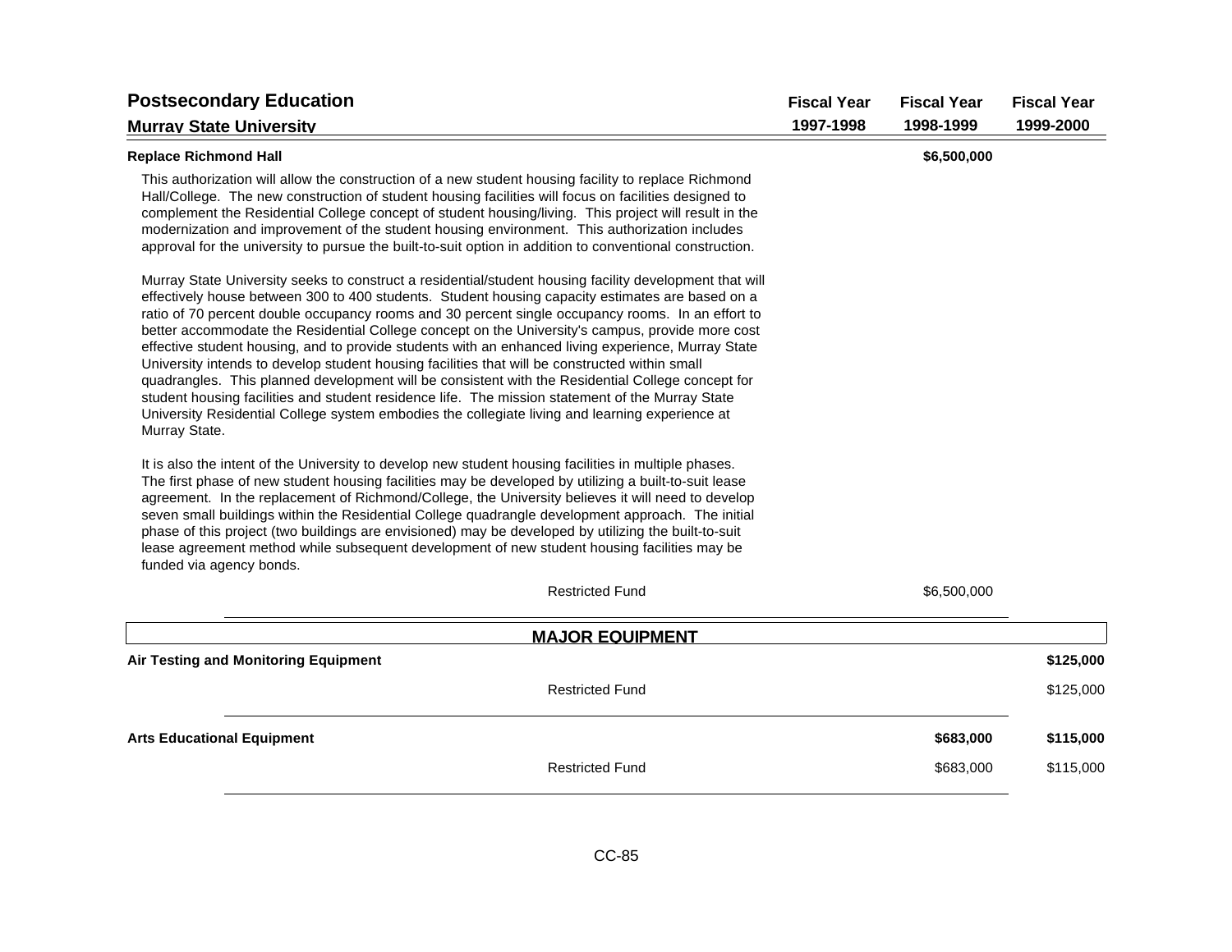## Postsecondary Education

### Murray State University

| | Fiscal Year 1997-1998 | Fiscal Year 1998-1999 | Fiscal Year 1999-2000 |
|---|---|---|---|
| **Replace Richmond Hall** | | **$6,500,000** | |

This authorization will allow the construction of a new student housing facility to replace Richmond Hall/College. The new construction of student housing facilities will focus on facilities designed to complement the Residential College concept of student housing/living. This project will result in the modernization and improvement of the student housing environment. This authorization includes approval for the university to pursue the built-to-suit option in addition to conventional construction.

Murray State University seeks to construct a residential/student housing facility development that will effectively house between 300 to 400 students. Student housing capacity estimates are based on a ratio of 70 percent double occupancy rooms and 30 percent single occupancy rooms. In an effort to better accommodate the Residential College concept on the University's campus, provide more cost effective student housing, and to provide students with an enhanced living experience, Murray State University intends to develop student housing facilities that will be constructed within small quadrangles. This planned development will be consistent with the Residential College concept for student housing facilities and student residence life. The mission statement of the Murray State University Residential College system embodies the collegiate living and learning experience at Murray State.

It is also the intent of the University to develop new student housing facilities in multiple phases. The first phase of new student housing facilities may be developed by utilizing a built-to-suit lease agreement. In the replacement of Richmond/College, the University believes it will need to develop seven small buildings within the Residential College quadrangle development approach. The initial phase of this project (two buildings are envisioned) may be developed by utilizing the built-to-suit lease agreement method while subsequent development of new student housing facilities may be funded via agency bonds.

| | Fiscal Year 1997-1998 | Fiscal Year 1998-1999 | Fiscal Year 1999-2000 |
|---|---|---|---|
| Restricted Fund | | $6,500,000 | |

## MAJOR EQUIPMENT

| | Fiscal Year 1997-1998 | Fiscal Year 1998-1999 | Fiscal Year 1999-2000 |
|---|---|---|---|
| **Air Testing and Monitoring Equipment** | | | **$125,000** |
| Restricted Fund | | | $125,000 |
| **Arts Educational Equipment** | | **$683,000** | **$115,000** |
| Restricted Fund | | $683,000 | $115,000 |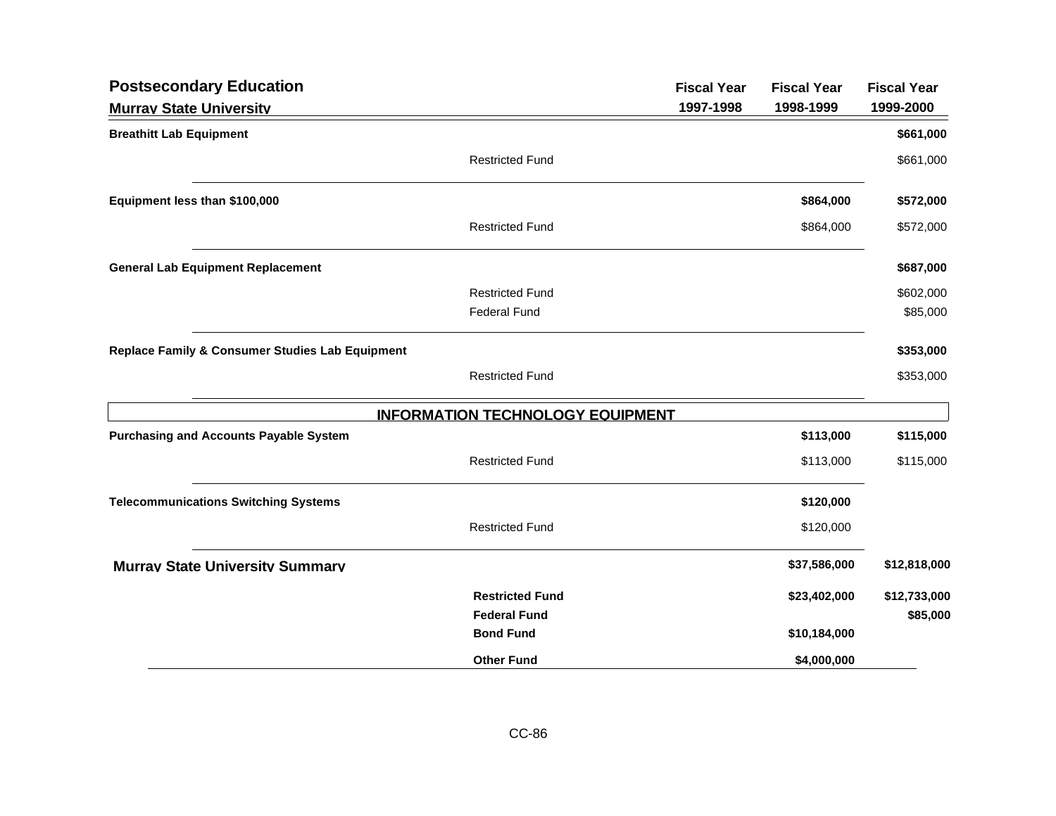## Postsecondary Education

### Murray State University

| | | Fiscal Year 1997-1998 | Fiscal Year 1998-1999 | Fiscal Year 1999-2000 |
|---|---|---|---|---|
| **Breathitt Lab Equipment** | | | | **$661,000** |
| | Restricted Fund | | | $661,000 |
| **Equipment less than $100,000** | | | **$864,000** | **$572,000** |
| | Restricted Fund | | $864,000 | $572,000 |
| **General Lab Equipment Replacement** | | | | **$687,000** |
| | Restricted Fund | | | $602,000 |
| | Federal Fund | | | $85,000 |
| **Replace Family & Consumer Studies Lab Equipment** | | | | **$353,000** |
| | Restricted Fund | | | $353,000 |
| **INFORMATION TECHNOLOGY EQUIPMENT** | | | | |
| **Purchasing and Accounts Payable System** | | | **$113,000** | **$115,000** |
| | Restricted Fund | | $113,000 | $115,000 |
| **Telecommunications Switching Systems** | | | **$120,000** | |
| | Restricted Fund | | $120,000 | |
| **Murray State University Summary** | | | **$37,586,000** | **$12,818,000** |
| | **Restricted Fund** | | **$23,402,000** | **$12,733,000** |
| | **Federal Fund** | | | **$85,000** |
| | **Bond Fund** | | **$10,184,000** | |
| | **Other Fund** | | **$4,000,000** | |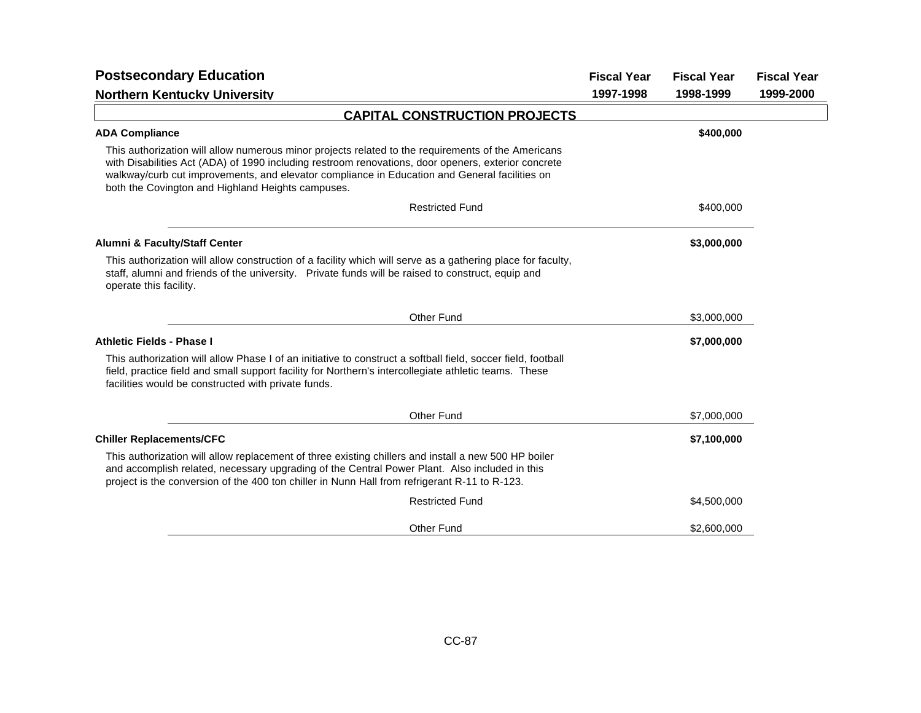# Postsecondary Education

## Northern Kentucky University

| | Fiscal Year 1997-1998 | Fiscal Year 1998-1999 | Fiscal Year 1999-2000 |
|---|---|---|---|

### CAPITAL CONSTRUCTION PROJECTS

**ADA Compliance** — **$400,000** (Fiscal Year 1998-1999)

This authorization will allow numerous minor projects related to the requirements of the Americans with Disabilities Act (ADA) of 1990 including restroom renovations, door openers, exterior concrete walkway/curb cut improvements, and elevator compliance in Education and General facilities on both the Covington and Highland Heights campuses.

| Fund | Fiscal Year 1997-1998 | Fiscal Year 1998-1999 | Fiscal Year 1999-2000 |
|---|---|---|---|
| Restricted Fund | | $400,000 | |

**Alumni & Faculty/Staff Center** — **$3,000,000** (Fiscal Year 1998-1999)

This authorization will allow construction of a facility which will serve as a gathering place for faculty, staff, alumni and friends of the university. Private funds will be raised to construct, equip and operate this facility.

| Fund | Fiscal Year 1997-1998 | Fiscal Year 1998-1999 | Fiscal Year 1999-2000 |
|---|---|---|---|
| Other Fund | | $3,000,000 | |

**Athletic Fields - Phase I** — **$7,000,000** (Fiscal Year 1998-1999)

This authorization will allow Phase I of an initiative to construct a softball field, soccer field, football field, practice field and small support facility for Northern's intercollegiate athletic teams. These facilities would be constructed with private funds.

| Fund | Fiscal Year 1997-1998 | Fiscal Year 1998-1999 | Fiscal Year 1999-2000 |
|---|---|---|---|
| Other Fund | | $7,000,000 | |

**Chiller Replacements/CFC** — **$7,100,000** (Fiscal Year 1998-1999)

This authorization will allow replacement of three existing chillers and install a new 500 HP boiler and accomplish related, necessary upgrading of the Central Power Plant. Also included in this project is the conversion of the 400 ton chiller in Nunn Hall from refrigerant R-11 to R-123.

| Fund | Fiscal Year 1997-1998 | Fiscal Year 1998-1999 | Fiscal Year 1999-2000 |
|---|---|---|---|
| Restricted Fund | | $4,500,000 | |
| Other Fund | | $2,600,000 | |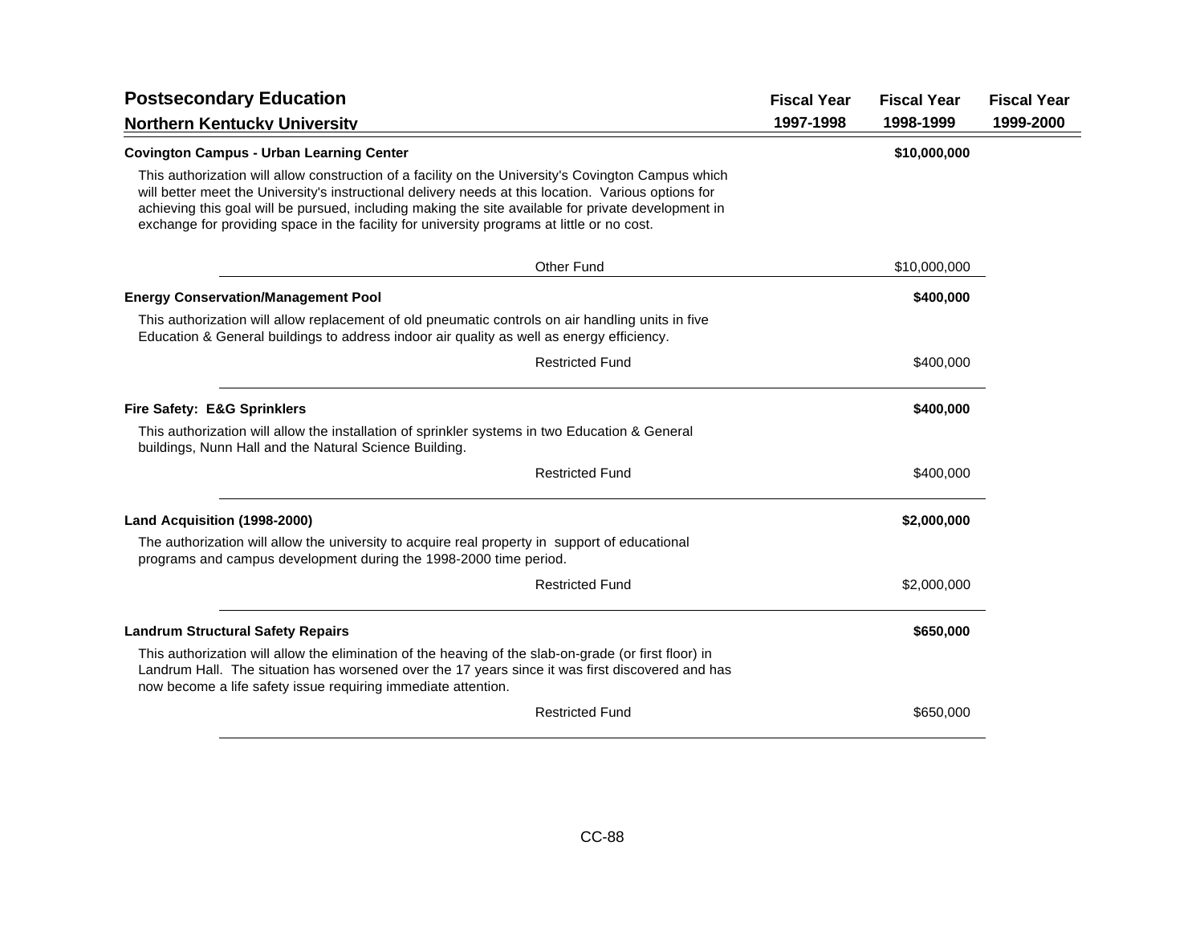## Postsecondary Education

### Northern Kentucky University

| | Fiscal Year 1997-1998 | Fiscal Year 1998-1999 | Fiscal Year 1999-2000 |
|---|---|---|---|
| **Covington Campus - Urban Learning Center** | | **$10,000,000** | |
| This authorization will allow construction of a facility on the University's Covington Campus which will better meet the University's instructional delivery needs at this location. Various options for achieving this goal will be pursued, including making the site available for private development in exchange for providing space in the facility for university programs at little or no cost. | | | |
| Other Fund | | $10,000,000 | |
| **Energy Conservation/Management Pool** | | **$400,000** | |
| This authorization will allow replacement of old pneumatic controls on air handling units in five Education & General buildings to address indoor air quality as well as energy efficiency. | | | |
| Restricted Fund | | $400,000 | |
| **Fire Safety: E&G Sprinklers** | | **$400,000** | |
| This authorization will allow the installation of sprinkler systems in two Education & General buildings, Nunn Hall and the Natural Science Building. | | | |
| Restricted Fund | | $400,000 | |
| **Land Acquisition (1998-2000)** | | **$2,000,000** | |
| The authorization will allow the university to acquire real property in support of educational programs and campus development during the 1998-2000 time period. | | | |
| Restricted Fund | | $2,000,000 | |
| **Landrum Structural Safety Repairs** | | **$650,000** | |
| This authorization will allow the elimination of the heaving of the slab-on-grade (or first floor) in Landrum Hall. The situation has worsened over the 17 years since it was first discovered and has now become a life safety issue requiring immediate attention. | | | |
| Restricted Fund | | $650,000 | |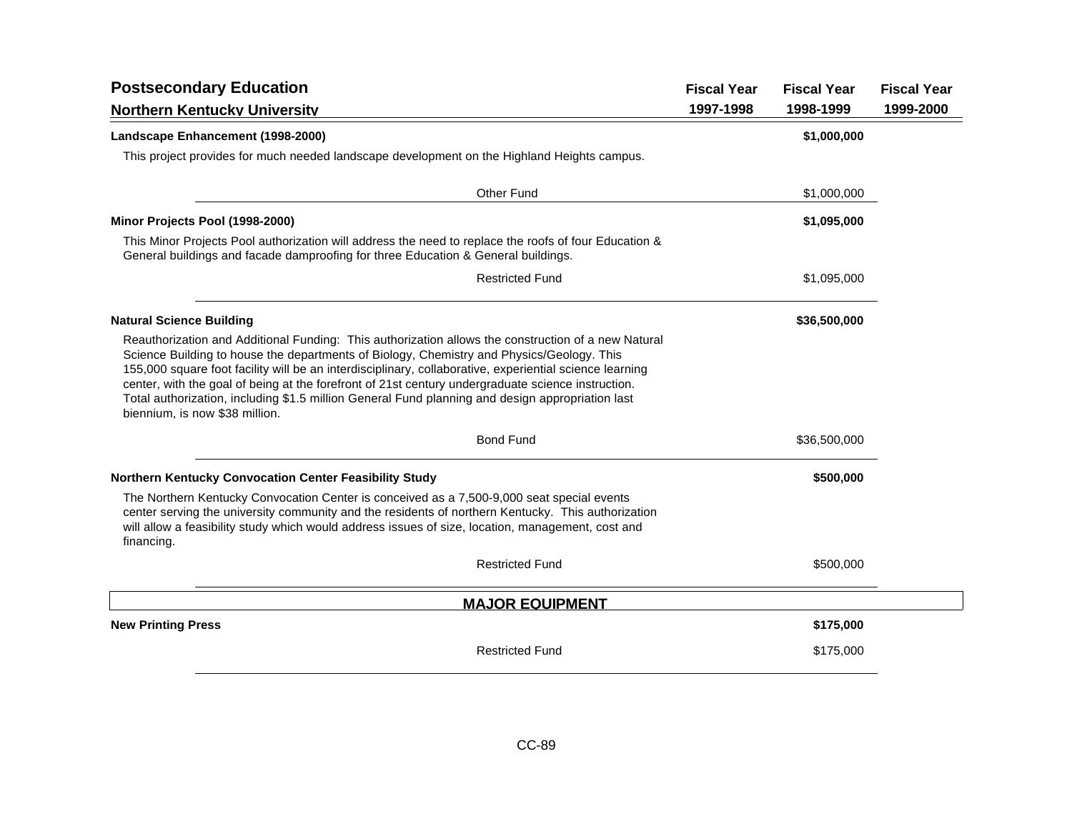## Postsecondary Education

### Northern Kentucky University

| | Fiscal Year 1997-1998 | Fiscal Year 1998-1999 | Fiscal Year 1999-2000 |
|---|---|---|---|
| **Landscape Enhancement (1998-2000)** | | **$1,000,000** | |
| This project provides for much needed landscape development on the Highland Heights campus. | | | |
| Other Fund | | $1,000,000 | |
| **Minor Projects Pool (1998-2000)** | | **$1,095,000** | |
| This Minor Projects Pool authorization will address the need to replace the roofs of four Education & General buildings and facade damproofing for three Education & General buildings. | | | |
| Restricted Fund | | $1,095,000 | |
| **Natural Science Building** | | **$36,500,000** | |
| Reauthorization and Additional Funding: This authorization allows the construction of a new Natural Science Building to house the departments of Biology, Chemistry and Physics/Geology. This 155,000 square foot facility will be an interdisciplinary, collaborative, experiential science learning center, with the goal of being at the forefront of 21st century undergraduate science instruction. Total authorization, including $1.5 million General Fund planning and design appropriation last biennium, is now $38 million. | | | |
| Bond Fund | | $36,500,000 | |
| **Northern Kentucky Convocation Center Feasibility Study** | | **$500,000** | |
| The Northern Kentucky Convocation Center is conceived as a 7,500-9,000 seat special events center serving the university community and the residents of northern Kentucky. This authorization will allow a feasibility study which would address issues of size, location, management, cost and financing. | | | |
| Restricted Fund | | $500,000 | |

### MAJOR EQUIPMENT

| | Fiscal Year 1997-1998 | Fiscal Year 1998-1999 | Fiscal Year 1999-2000 |
|---|---|---|---|
| **New Printing Press** | | **$175,000** | |
| Restricted Fund | | $175,000 | |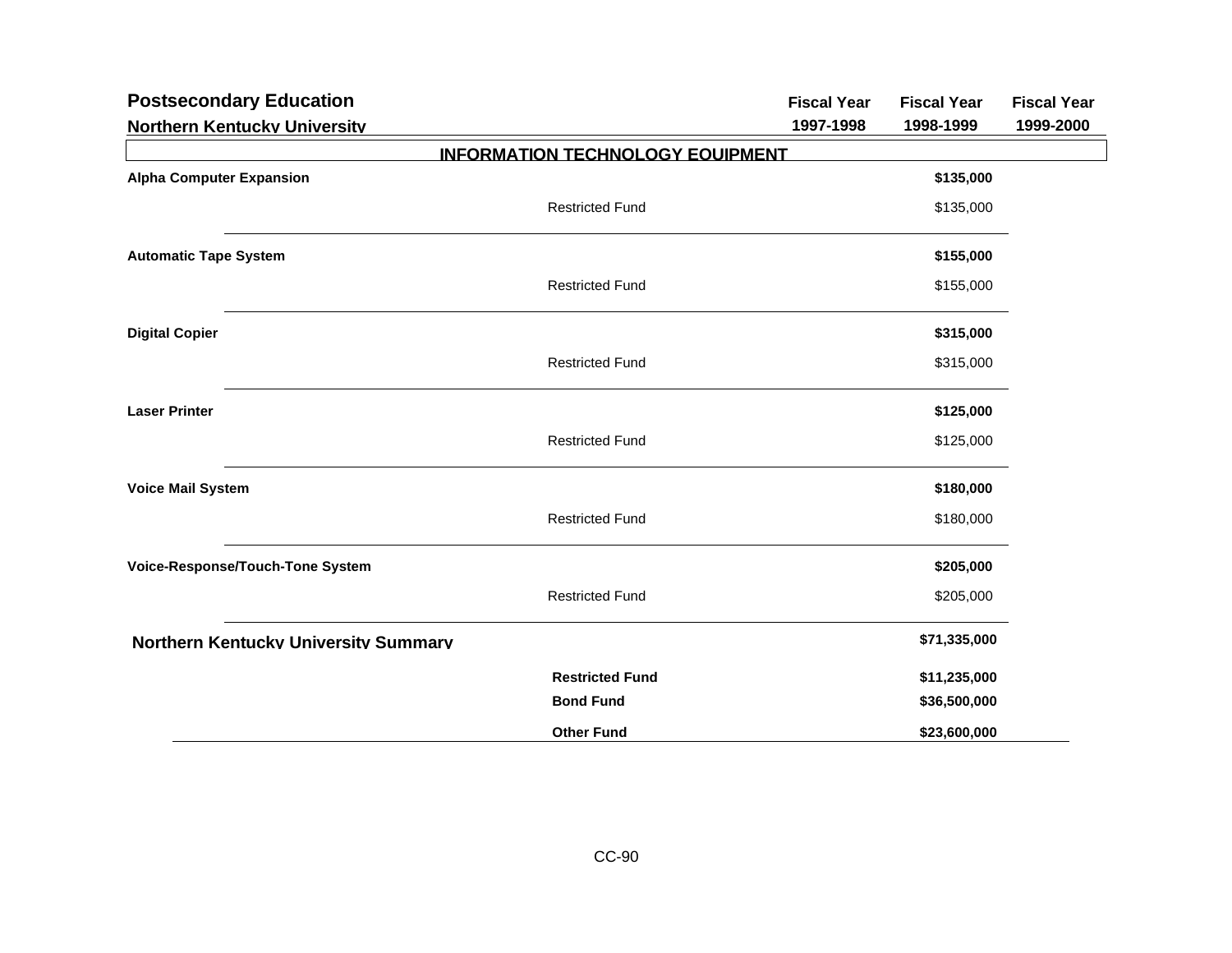## Postsecondary Education

### Northern Kentucky University

| | | Fiscal Year 1997-1998 | Fiscal Year 1998-1999 | Fiscal Year 1999-2000 |
|---|---|---|---|---|
| **INFORMATION TECHNOLOGY EQUIPMENT** | | | | |
| **Alpha Computer Expansion** | | | **$135,000** | |
| | Restricted Fund | | $135,000 | |
| **Automatic Tape System** | | | **$155,000** | |
| | Restricted Fund | | $155,000 | |
| **Digital Copier** | | | **$315,000** | |
| | Restricted Fund | | $315,000 | |
| **Laser Printer** | | | **$125,000** | |
| | Restricted Fund | | $125,000 | |
| **Voice Mail System** | | | **$180,000** | |
| | Restricted Fund | | $180,000 | |
| **Voice-Response/Touch-Tone System** | | | **$205,000** | |
| | Restricted Fund | | $205,000 | |
| **Northern Kentucky University Summary** | | | **$71,335,000** | |
| | **Restricted Fund** | | **$11,235,000** | |
| | **Bond Fund** | | **$36,500,000** | |
| | **Other Fund** | | **$23,600,000** | |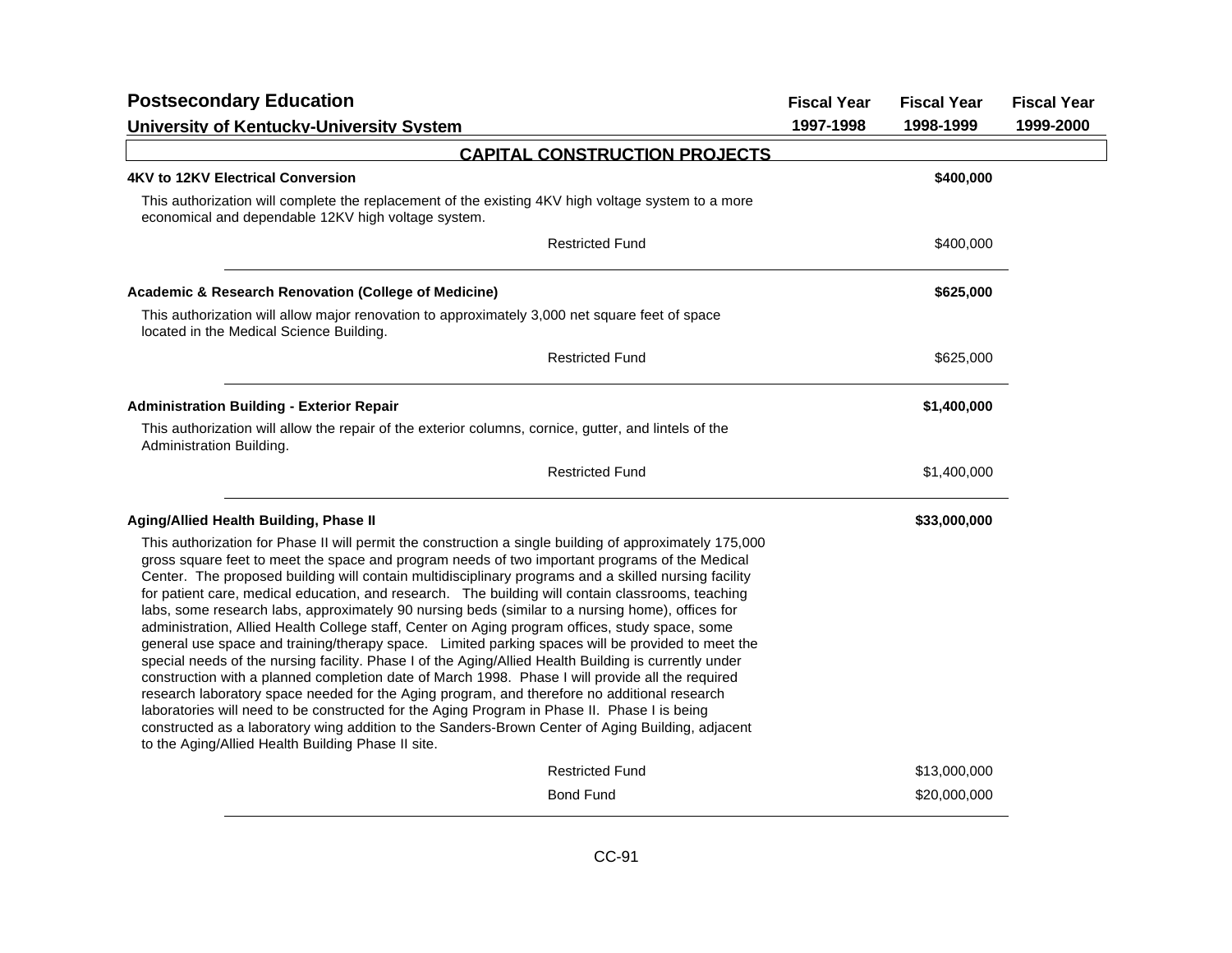## Postsecondary Education

### University of Kentucky-University System

| | Fiscal Year 1997-1998 | Fiscal Year 1998-1999 | Fiscal Year 1999-2000 |
|---|---|---|---|

### CAPITAL CONSTRUCTION PROJECTS

**4KV to 12KV Electrical Conversion** — **$400,000**

This authorization will complete the replacement of the existing 4KV high voltage system to a more economical and dependable 12KV high voltage system.

| | Fiscal Year 1997-1998 | Fiscal Year 1998-1999 | Fiscal Year 1999-2000 |
|---|---|---|---|
| Restricted Fund | | $400,000 | |

**Academic & Research Renovation (College of Medicine)** — **$625,000**

This authorization will allow major renovation to approximately 3,000 net square feet of space located in the Medical Science Building.

| | Fiscal Year 1997-1998 | Fiscal Year 1998-1999 | Fiscal Year 1999-2000 |
|---|---|---|---|
| Restricted Fund | | $625,000 | |

**Administration Building - Exterior Repair** — **$1,400,000**

This authorization will allow the repair of the exterior columns, cornice, gutter, and lintels of the Administration Building.

| | Fiscal Year 1997-1998 | Fiscal Year 1998-1999 | Fiscal Year 1999-2000 |
|---|---|---|---|
| Restricted Fund | | $1,400,000 | |

**Aging/Allied Health Building, Phase II** — **$33,000,000**

This authorization for Phase II will permit the construction a single building of approximately 175,000 gross square feet to meet the space and program needs of two important programs of the Medical Center. The proposed building will contain multidisciplinary programs and a skilled nursing facility for patient care, medical education, and research. The building will contain classrooms, teaching labs, some research labs, approximately 90 nursing beds (similar to a nursing home), offices for administration, Allied Health College staff, Center on Aging program offices, study space, some general use space and training/therapy space. Limited parking spaces will be provided to meet the special needs of the nursing facility. Phase I of the Aging/Allied Health Building is currently under construction with a planned completion date of March 1998. Phase I will provide all the required research laboratory space needed for the Aging program, and therefore no additional research laboratories will need to be constructed for the Aging Program in Phase II. Phase I is being constructed as a laboratory wing addition to the Sanders-Brown Center of Aging Building, adjacent to the Aging/Allied Health Building Phase II site.

| | Fiscal Year 1997-1998 | Fiscal Year 1998-1999 | Fiscal Year 1999-2000 |
|---|---|---|---|
| Restricted Fund | | $13,000,000 | |
| Bond Fund | | $20,000,000 | |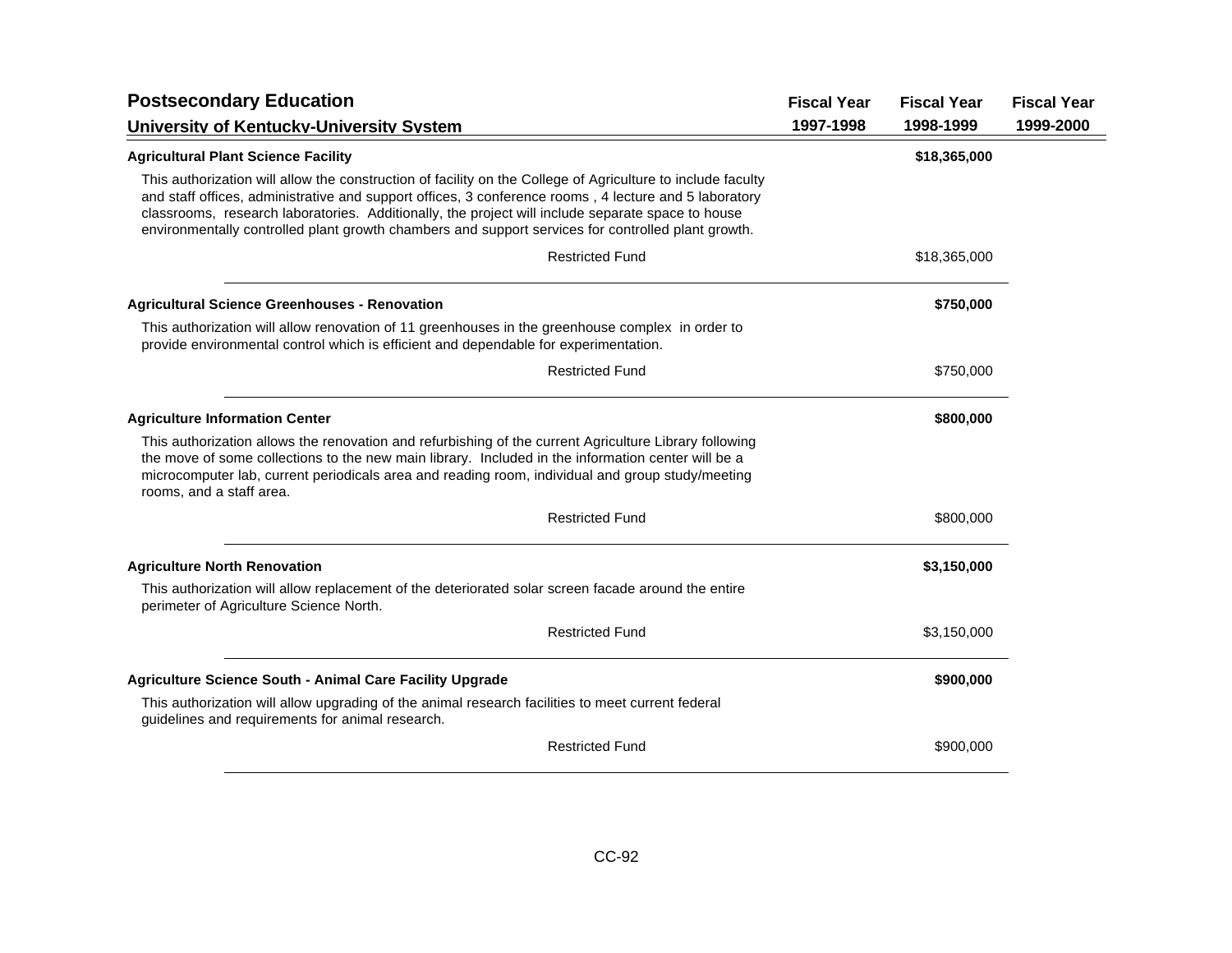## Postsecondary Education

### University of Kentucky-University System

| | Fiscal Year 1997-1998 | Fiscal Year 1998-1999 | Fiscal Year 1999-2000 |
|---|---|---|---|

**Agricultural Plant Science Facility** — **$18,365,000** (Fiscal Year 1998-1999)

This authorization will allow the construction of facility on the College of Agriculture to include faculty and staff offices, administrative and support offices, 3 conference rooms , 4 lecture and 5 laboratory classrooms, research laboratories. Additionally, the project will include separate space to house environmentally controlled plant growth chambers and support services for controlled plant growth.

| | Fiscal Year 1997-1998 | Fiscal Year 1998-1999 | Fiscal Year 1999-2000 |
|---|---|---|---|
| Restricted Fund | | $18,365,000 | |

**Agricultural Science Greenhouses - Renovation** — **$750,000** (Fiscal Year 1998-1999)

This authorization will allow renovation of 11 greenhouses in the greenhouse complex in order to provide environmental control which is efficient and dependable for experimentation.

| | Fiscal Year 1997-1998 | Fiscal Year 1998-1999 | Fiscal Year 1999-2000 |
|---|---|---|---|
| Restricted Fund | | $750,000 | |

**Agriculture Information Center** — **$800,000** (Fiscal Year 1998-1999)

This authorization allows the renovation and refurbishing of the current Agriculture Library following the move of some collections to the new main library. Included in the information center will be a microcomputer lab, current periodicals area and reading room, individual and group study/meeting rooms, and a staff area.

| | Fiscal Year 1997-1998 | Fiscal Year 1998-1999 | Fiscal Year 1999-2000 |
|---|---|---|---|
| Restricted Fund | | $800,000 | |

**Agriculture North Renovation** — **$3,150,000** (Fiscal Year 1998-1999)

This authorization will allow replacement of the deteriorated solar screen facade around the entire perimeter of Agriculture Science North.

| | Fiscal Year 1997-1998 | Fiscal Year 1998-1999 | Fiscal Year 1999-2000 |
|---|---|---|---|
| Restricted Fund | | $3,150,000 | |

**Agriculture Science South - Animal Care Facility Upgrade** — **$900,000** (Fiscal Year 1998-1999)

This authorization will allow upgrading of the animal research facilities to meet current federal guidelines and requirements for animal research.

| | Fiscal Year 1997-1998 | Fiscal Year 1998-1999 | Fiscal Year 1999-2000 |
|---|---|---|---|
| Restricted Fund | | $900,000 | |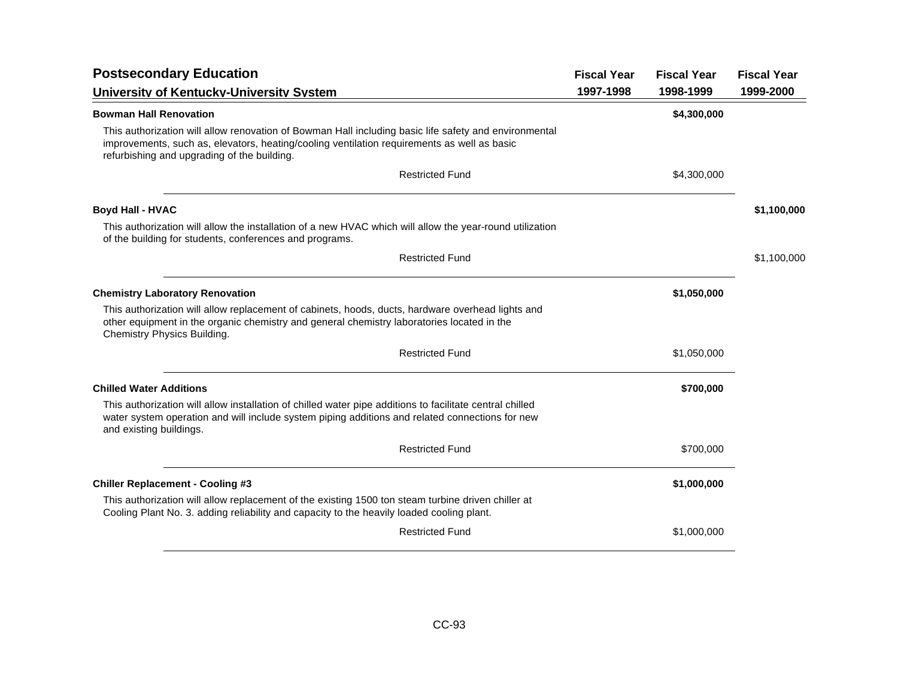# Postsecondary Education

## University of Kentucky-University System

| | Fiscal Year 1997-1998 | Fiscal Year 1998-1999 | Fiscal Year 1999-2000 |
|---|---|---|---|
| **Bowman Hall Renovation** | | **$4,300,000** | |
| This authorization will allow renovation of Bowman Hall including basic life safety and environmental improvements, such as, elevators, heating/cooling ventilation requirements as well as basic refurbishing and upgrading of the building. | | | |
| Restricted Fund | | $4,300,000 | |
| **Boyd Hall - HVAC** | | | **$1,100,000** |
| This authorization will allow the installation of a new HVAC which will allow the year-round utilization of the building for students, conferences and programs. | | | |
| Restricted Fund | | | $1,100,000 |
| **Chemistry Laboratory Renovation** | | **$1,050,000** | |
| This authorization will allow replacement of cabinets, hoods, ducts, hardware overhead lights and other equipment in the organic chemistry and general chemistry laboratories located in the Chemistry Physics Building. | | | |
| Restricted Fund | | $1,050,000 | |
| **Chilled Water Additions** | | **$700,000** | |
| This authorization will allow installation of chilled water pipe additions to facilitate central chilled water system operation and will include system piping additions and related connections for new and existing buildings. | | | |
| Restricted Fund | | $700,000 | |
| **Chiller Replacement - Cooling #3** | | **$1,000,000** | |
| This authorization will allow replacement of the existing 1500 ton steam turbine driven chiller at Cooling Plant No. 3. adding reliability and capacity to the heavily loaded cooling plant. | | | |
| Restricted Fund | | $1,000,000 | |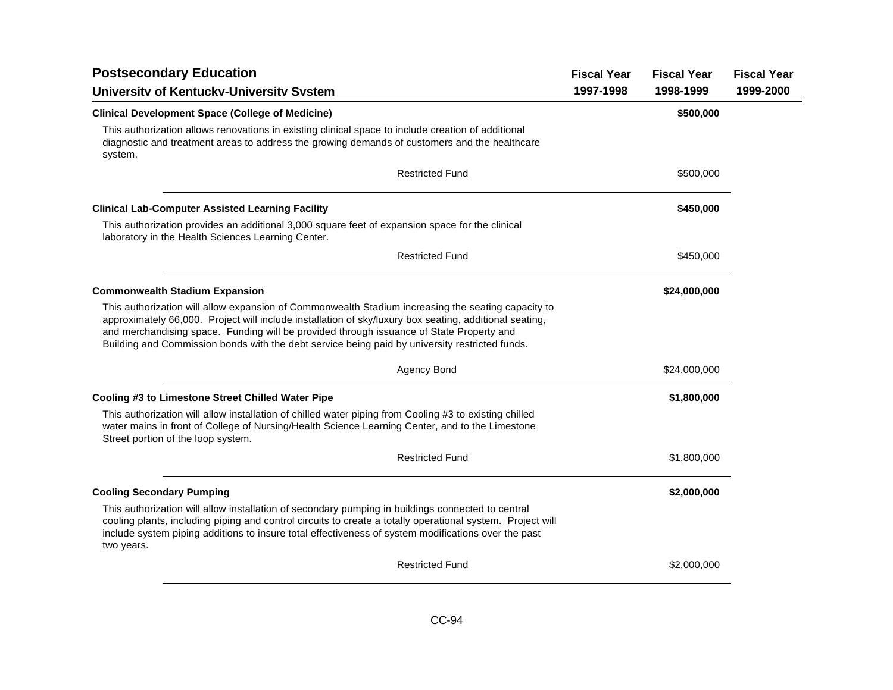## Postsecondary Education

### University of Kentucky-University System

| | Fiscal Year 1997-1998 | Fiscal Year 1998-1999 | Fiscal Year 1999-2000 |
|---|---|---|---|

**Clinical Development Space (College of Medicine)** — **$500,000** (Fiscal Year 1998-1999)

This authorization allows renovations in existing clinical space to include creation of additional diagnostic and treatment areas to address the growing demands of customers and the healthcare system.

| | Fiscal Year 1997-1998 | Fiscal Year 1998-1999 | Fiscal Year 1999-2000 |
|---|---|---|---|
| Restricted Fund | | $500,000 | |

**Clinical Lab-Computer Assisted Learning Facility** — **$450,000** (Fiscal Year 1998-1999)

This authorization provides an additional 3,000 square feet of expansion space for the clinical laboratory in the Health Sciences Learning Center.

| | Fiscal Year 1997-1998 | Fiscal Year 1998-1999 | Fiscal Year 1999-2000 |
|---|---|---|---|
| Restricted Fund | | $450,000 | |

**Commonwealth Stadium Expansion** — **$24,000,000** (Fiscal Year 1998-1999)

This authorization will allow expansion of Commonwealth Stadium increasing the seating capacity to approximately 66,000. Project will include installation of sky/luxury box seating, additional seating, and merchandising space. Funding will be provided through issuance of State Property and Building and Commission bonds with the debt service being paid by university restricted funds.

| | Fiscal Year 1997-1998 | Fiscal Year 1998-1999 | Fiscal Year 1999-2000 |
|---|---|---|---|
| Agency Bond | | $24,000,000 | |

**Cooling #3 to Limestone Street Chilled Water Pipe** — **$1,800,000** (Fiscal Year 1998-1999)

This authorization will allow installation of chilled water piping from Cooling #3 to existing chilled water mains in front of College of Nursing/Health Science Learning Center, and to the Limestone Street portion of the loop system.

| | Fiscal Year 1997-1998 | Fiscal Year 1998-1999 | Fiscal Year 1999-2000 |
|---|---|---|---|
| Restricted Fund | | $1,800,000 | |

**Cooling Secondary Pumping** — **$2,000,000** (Fiscal Year 1998-1999)

This authorization will allow installation of secondary pumping in buildings connected to central cooling plants, including piping and control circuits to create a totally operational system. Project will include system piping additions to insure total effectiveness of system modifications over the past two years.

| | Fiscal Year 1997-1998 | Fiscal Year 1998-1999 | Fiscal Year 1999-2000 |
|---|---|---|---|
| Restricted Fund | | $2,000,000 | |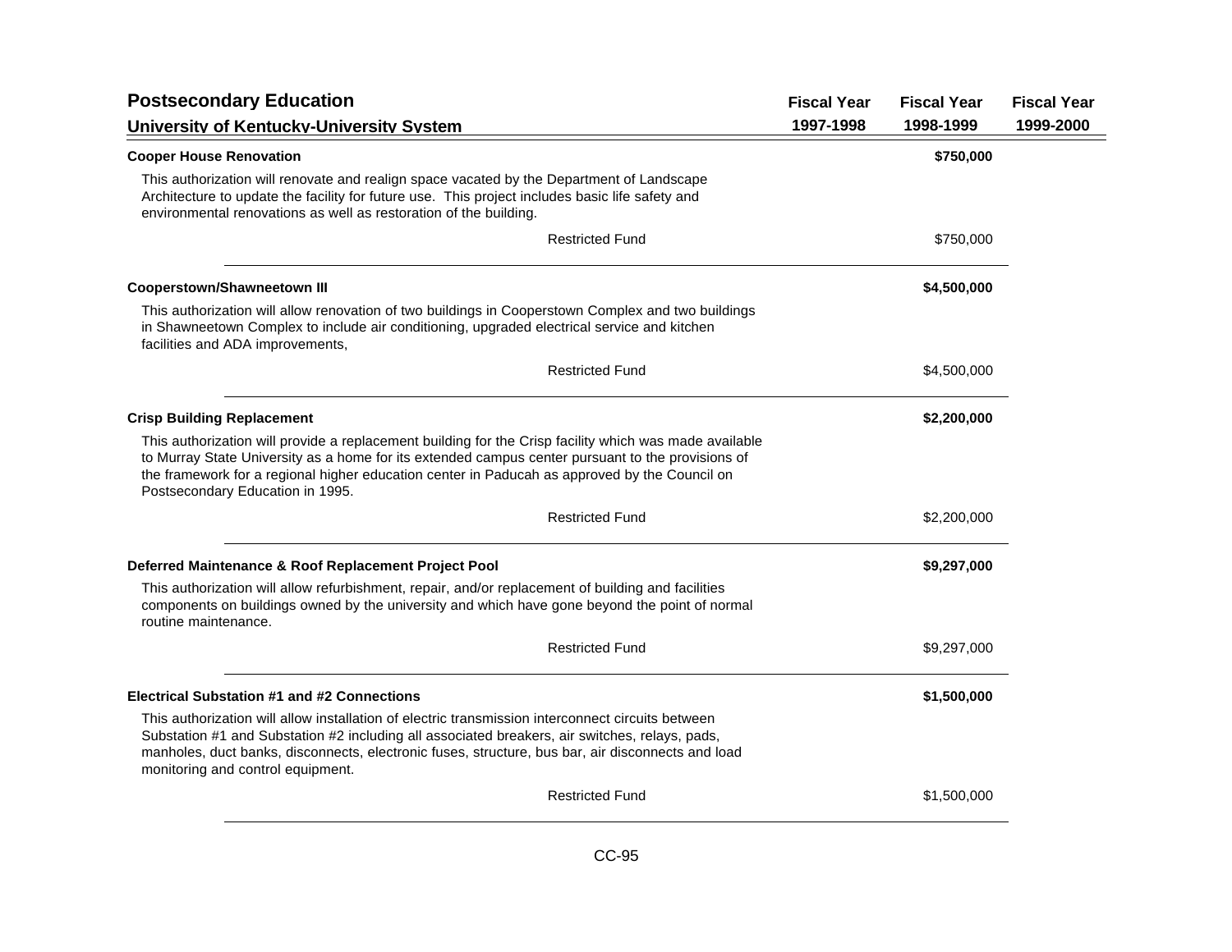## Postsecondary Education

### University of Kentucky-University System

| | Fiscal Year 1997-1998 | Fiscal Year 1998-1999 | Fiscal Year 1999-2000 |
|---|---|---|---|
| **Cooper House Renovation** | | **$750,000** | |
| This authorization will renovate and realign space vacated by the Department of Landscape Architecture to update the facility for future use. This project includes basic life safety and environmental renovations as well as restoration of the building. | | | |
| Restricted Fund | | $750,000 | |
| **Cooperstown/Shawneetown III** | | **$4,500,000** | |
| This authorization will allow renovation of two buildings in Cooperstown Complex and two buildings in Shawneetown Complex to include air conditioning, upgraded electrical service and kitchen facilities and ADA improvements, | | | |
| Restricted Fund | | $4,500,000 | |
| **Crisp Building Replacement** | | **$2,200,000** | |
| This authorization will provide a replacement building for the Crisp facility which was made available to Murray State University as a home for its extended campus center pursuant to the provisions of the framework for a regional higher education center in Paducah as approved by the Council on Postsecondary Education in 1995. | | | |
| Restricted Fund | | $2,200,000 | |
| **Deferred Maintenance & Roof Replacement Project Pool** | | **$9,297,000** | |
| This authorization will allow refurbishment, repair, and/or replacement of building and facilities components on buildings owned by the university and which have gone beyond the point of normal routine maintenance. | | | |
| Restricted Fund | | $9,297,000 | |
| **Electrical Substation #1 and #2 Connections** | | **$1,500,000** | |
| This authorization will allow installation of electric transmission interconnect circuits between Substation #1 and Substation #2 including all associated breakers, air switches, relays, pads, manholes, duct banks, disconnects, electronic fuses, structure, bus bar, air disconnects and load monitoring and control equipment. | | | |
| Restricted Fund | | $1,500,000 | |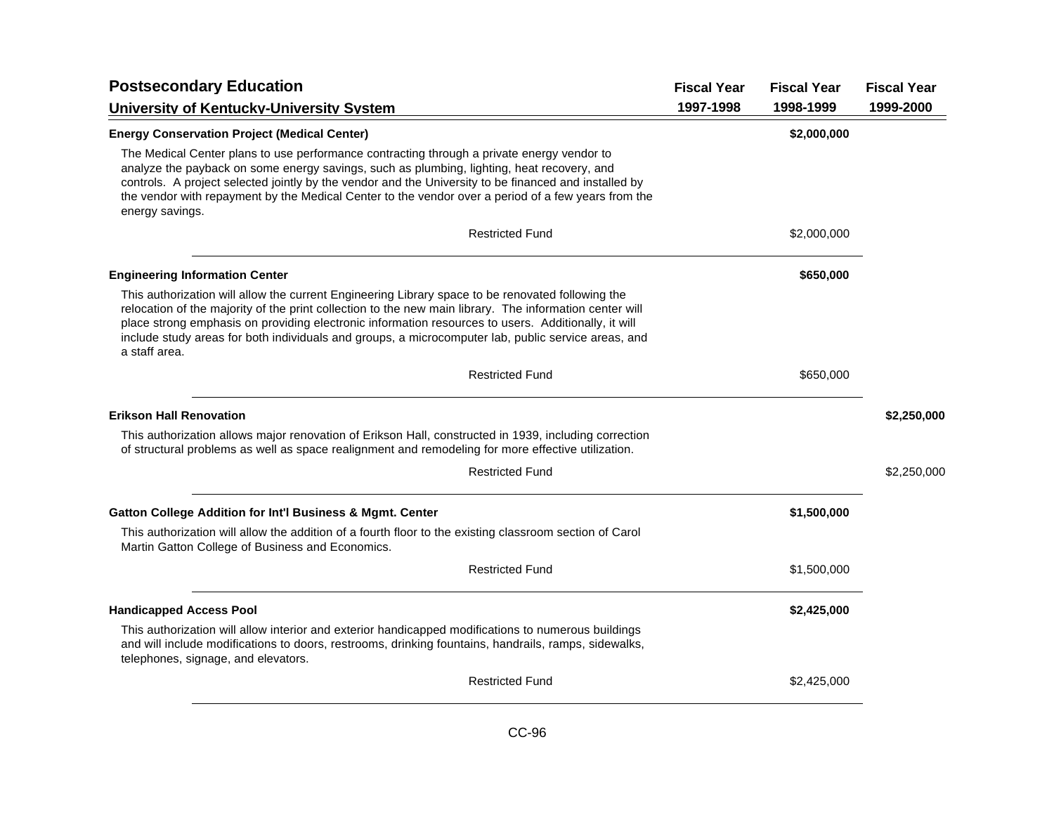## Postsecondary Education

### University of Kentucky-University System

| | Fiscal Year 1997-1998 | Fiscal Year 1998-1999 | Fiscal Year 1999-2000 |
|---|---|---|---|
| **Energy Conservation Project (Medical Center)** | | **$2,000,000** | |
| The Medical Center plans to use performance contracting through a private energy vendor to analyze the payback on some energy savings, such as plumbing, lighting, heat recovery, and controls. A project selected jointly by the vendor and the University to be financed and installed by the vendor with repayment by the Medical Center to the vendor over a period of a few years from the energy savings. | | | |
| Restricted Fund | | $2,000,000 | |
| **Engineering Information Center** | | **$650,000** | |
| This authorization will allow the current Engineering Library space to be renovated following the relocation of the majority of the print collection to the new main library. The information center will place strong emphasis on providing electronic information resources to users. Additionally, it will include study areas for both individuals and groups, a microcomputer lab, public service areas, and a staff area. | | | |
| Restricted Fund | | $650,000 | |
| **Erikson Hall Renovation** | | | **$2,250,000** |
| This authorization allows major renovation of Erikson Hall, constructed in 1939, including correction of structural problems as well as space realignment and remodeling for more effective utilization. | | | |
| Restricted Fund | | | $2,250,000 |
| **Gatton College Addition for Int'l Business & Mgmt. Center** | | **$1,500,000** | |
| This authorization will allow the addition of a fourth floor to the existing classroom section of Carol Martin Gatton College of Business and Economics. | | | |
| Restricted Fund | | $1,500,000 | |
| **Handicapped Access Pool** | | **$2,425,000** | |
| This authorization will allow interior and exterior handicapped modifications to numerous buildings and will include modifications to doors, restrooms, drinking fountains, handrails, ramps, sidewalks, telephones, signage, and elevators. | | | |
| Restricted Fund | | $2,425,000 | |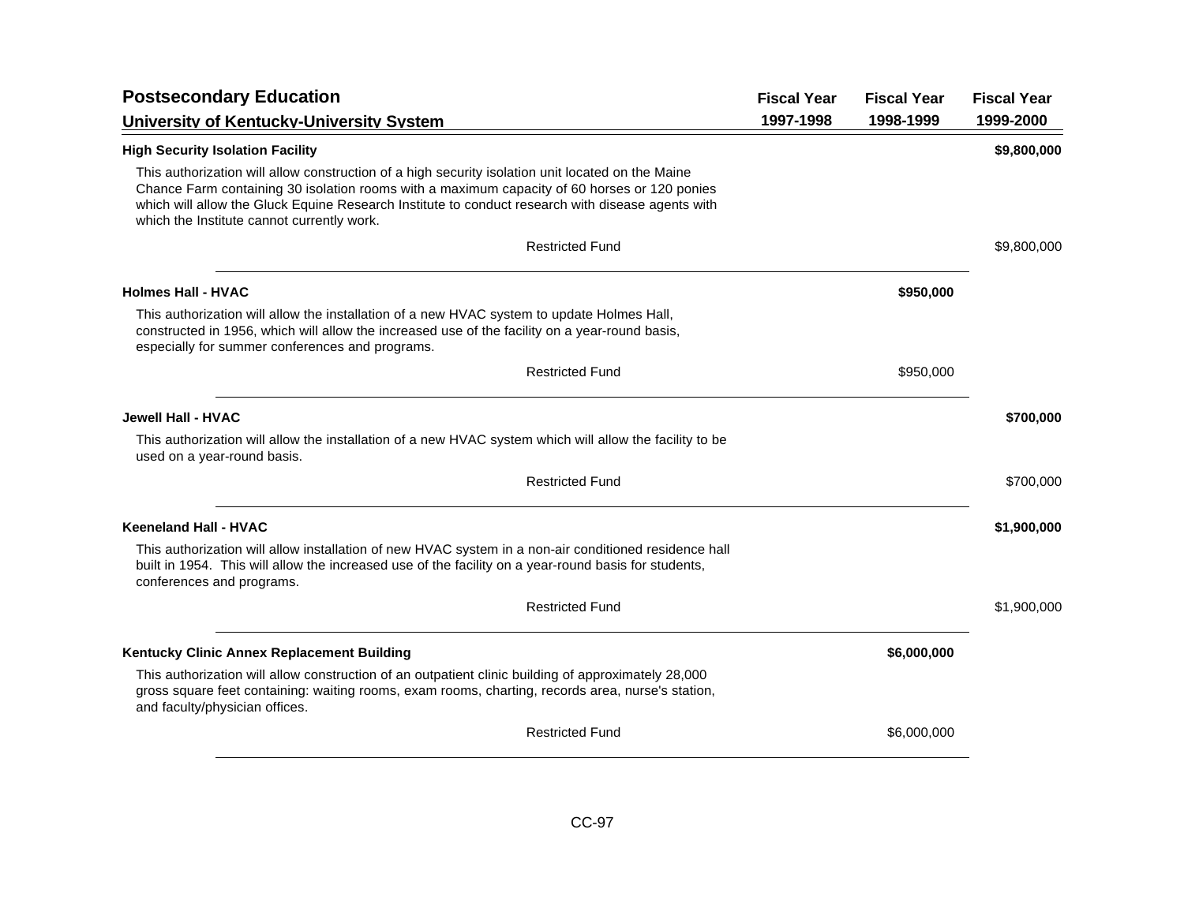## Postsecondary Education

### University of Kentucky-University System

| | Fiscal Year 1997-1998 | Fiscal Year 1998-1999 | Fiscal Year 1999-2000 |
|---|---|---|---|
| **High Security Isolation Facility** | | | **$9,800,000** |
| This authorization will allow construction of a high security isolation unit located on the Maine Chance Farm containing 30 isolation rooms with a maximum capacity of 60 horses or 120 ponies which will allow the Gluck Equine Research Institute to conduct research with disease agents with which the Institute cannot currently work. | | | |
| Restricted Fund | | | $9,800,000 |
| **Holmes Hall - HVAC** | | **$950,000** | |
| This authorization will allow the installation of a new HVAC system to update Holmes Hall, constructed in 1956, which will allow the increased use of the facility on a year-round basis, especially for summer conferences and programs. | | | |
| Restricted Fund | | $950,000 | |
| **Jewell Hall - HVAC** | | | **$700,000** |
| This authorization will allow the installation of a new HVAC system which will allow the facility to be used on a year-round basis. | | | |
| Restricted Fund | | | $700,000 |
| **Keeneland Hall - HVAC** | | | **$1,900,000** |
| This authorization will allow installation of new HVAC system in a non-air conditioned residence hall built in 1954. This will allow the increased use of the facility on a year-round basis for students, conferences and programs. | | | |
| Restricted Fund | | | $1,900,000 |
| **Kentucky Clinic Annex Replacement Building** | | **$6,000,000** | |
| This authorization will allow construction of an outpatient clinic building of approximately 28,000 gross square feet containing: waiting rooms, exam rooms, charting, records area, nurse's station, and faculty/physician offices. | | | |
| Restricted Fund | | $6,000,000 | |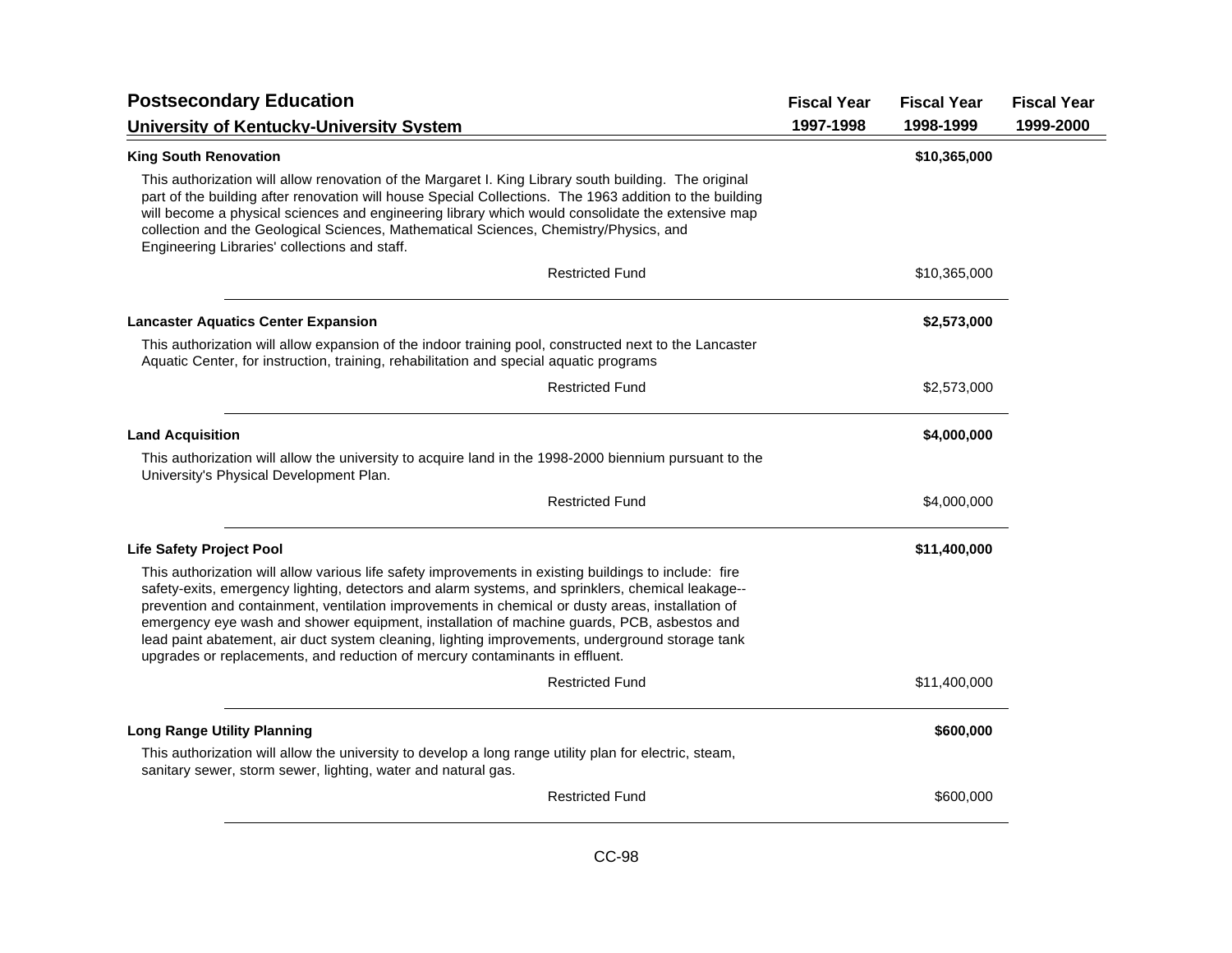## Postsecondary Education

### University of Kentucky-University System

| | Fiscal Year 1997-1998 | Fiscal Year 1998-1999 | Fiscal Year 1999-2000 |
|---|---|---|---|

**King South Renovation** — **$10,365,000**

This authorization will allow renovation of the Margaret I. King Library south building. The original part of the building after renovation will house Special Collections. The 1963 addition to the building will become a physical sciences and engineering library which would consolidate the extensive map collection and the Geological Sciences, Mathematical Sciences, Chemistry/Physics, and Engineering Libraries' collections and staff.

| | Fiscal Year 1997-1998 | Fiscal Year 1998-1999 | Fiscal Year 1999-2000 |
|---|---|---|---|
| Restricted Fund | | $10,365,000 | |

**Lancaster Aquatics Center Expansion** — **$2,573,000**

This authorization will allow expansion of the indoor training pool, constructed next to the Lancaster Aquatic Center, for instruction, training, rehabilitation and special aquatic programs

| | Fiscal Year 1997-1998 | Fiscal Year 1998-1999 | Fiscal Year 1999-2000 |
|---|---|---|---|
| Restricted Fund | | $2,573,000 | |

**Land Acquisition** — **$4,000,000**

This authorization will allow the university to acquire land in the 1998-2000 biennium pursuant to the University's Physical Development Plan.

| | Fiscal Year 1997-1998 | Fiscal Year 1998-1999 | Fiscal Year 1999-2000 |
|---|---|---|---|
| Restricted Fund | | $4,000,000 | |

**Life Safety Project Pool** — **$11,400,000**

This authorization will allow various life safety improvements in existing buildings to include: fire safety-exits, emergency lighting, detectors and alarm systems, and sprinklers, chemical leakage--prevention and containment, ventilation improvements in chemical or dusty areas, installation of emergency eye wash and shower equipment, installation of machine guards, PCB, asbestos and lead paint abatement, air duct system cleaning, lighting improvements, underground storage tank upgrades or replacements, and reduction of mercury contaminants in effluent.

| | Fiscal Year 1997-1998 | Fiscal Year 1998-1999 | Fiscal Year 1999-2000 |
|---|---|---|---|
| Restricted Fund | | $11,400,000 | |

**Long Range Utility Planning** — **$600,000**

This authorization will allow the university to develop a long range utility plan for electric, steam, sanitary sewer, storm sewer, lighting, water and natural gas.

| | Fiscal Year 1997-1998 | Fiscal Year 1998-1999 | Fiscal Year 1999-2000 |
|---|---|---|---|
| Restricted Fund | | $600,000 | |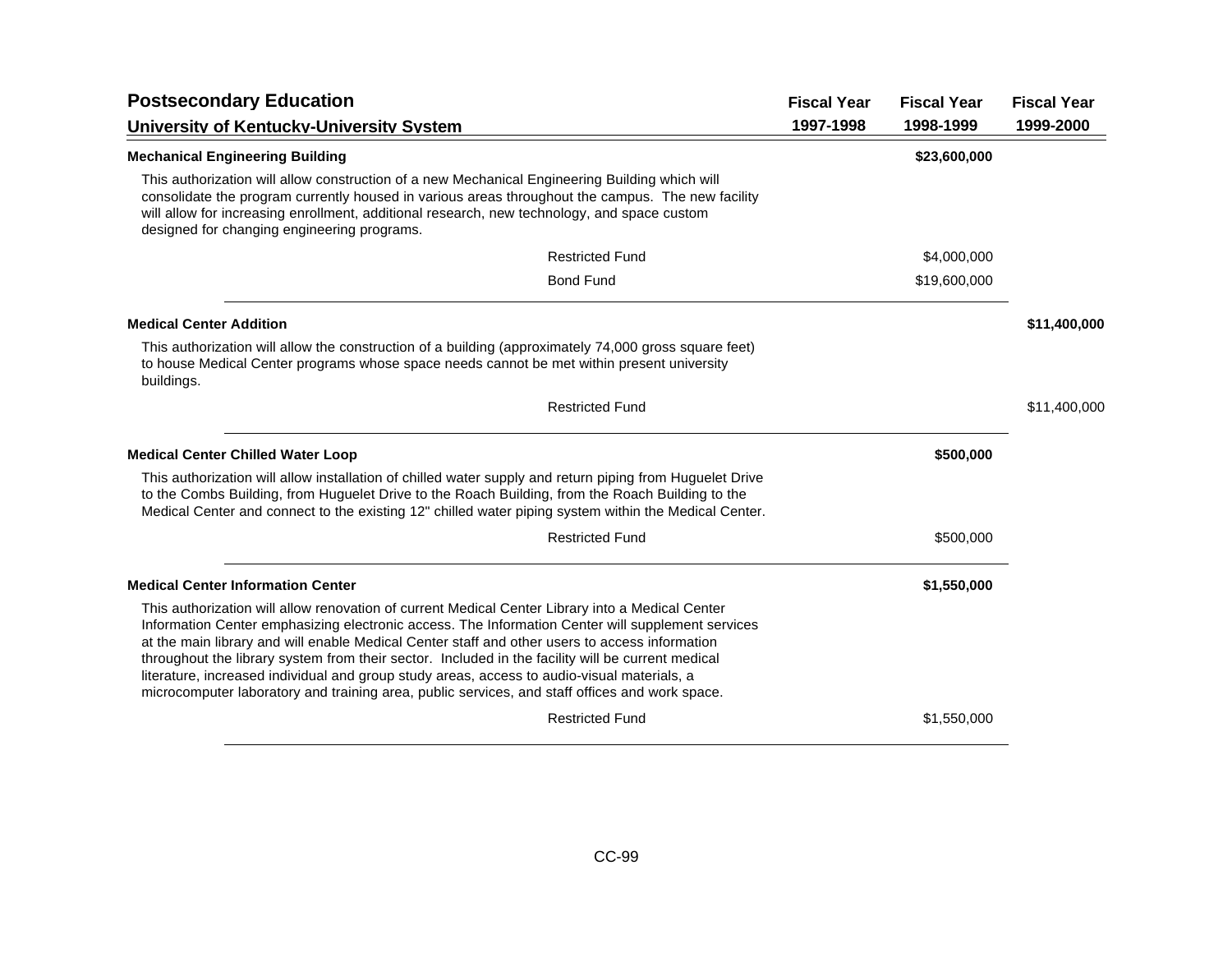## Postsecondary Education

## University of Kentucky-University System

| | Fiscal Year 1997-1998 | Fiscal Year 1998-1999 | Fiscal Year 1999-2000 |
|---|---|---|---|
| **Mechanical Engineering Building** | | **$23,600,000** | |
| This authorization will allow construction of a new Mechanical Engineering Building which will consolidate the program currently housed in various areas throughout the campus. The new facility will allow for increasing enrollment, additional research, new technology, and space custom designed for changing engineering programs. | | | |
| Restricted Fund | | $4,000,000 | |
| Bond Fund | | $19,600,000 | |
| **Medical Center Addition** | | | **$11,400,000** |
| This authorization will allow the construction of a building (approximately 74,000 gross square feet) to house Medical Center programs whose space needs cannot be met within present university buildings. | | | |
| Restricted Fund | | | $11,400,000 |
| **Medical Center Chilled Water Loop** | | **$500,000** | |
| This authorization will allow installation of chilled water supply and return piping from Huguelet Drive to the Combs Building, from Huguelet Drive to the Roach Building, from the Roach Building to the Medical Center and connect to the existing 12" chilled water piping system within the Medical Center. | | | |
| Restricted Fund | | $500,000 | |
| **Medical Center Information Center** | | **$1,550,000** | |
| This authorization will allow renovation of current Medical Center Library into a Medical Center Information Center emphasizing electronic access. The Information Center will supplement services at the main library and will enable Medical Center staff and other users to access information throughout the library system from their sector. Included in the facility will be current medical literature, increased individual and group study areas, access to audio-visual materials, a microcomputer laboratory and training area, public services, and staff offices and work space. | | | |
| Restricted Fund | | $1,550,000 | |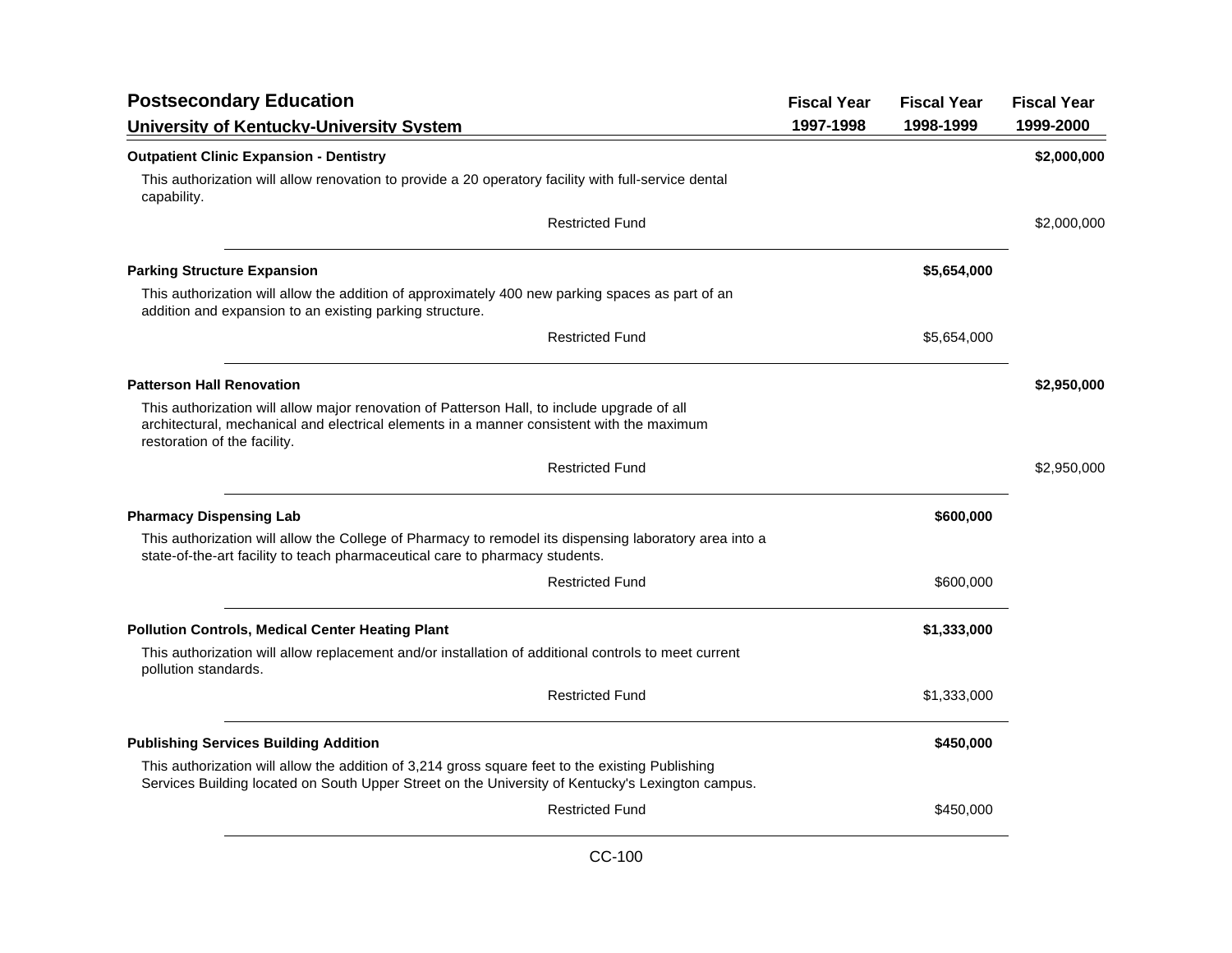| Postsecondary Education<br>University of Kentucky-University System | Fiscal Year 1997-1998 | Fiscal Year 1998-1999 | Fiscal Year 1999-2000 |
|---|---|---|---|
| **Outpatient Clinic Expansion - Dentistry** | | | **$2,000,000** |
| This authorization will allow renovation to provide a 20 operatory facility with full-service dental capability. | | | |
| Restricted Fund | | | $2,000,000 |
| **Parking Structure Expansion** | | **$5,654,000** | |
| This authorization will allow the addition of approximately 400 new parking spaces as part of an addition and expansion to an existing parking structure. | | | |
| Restricted Fund | | $5,654,000 | |
| **Patterson Hall Renovation** | | | **$2,950,000** |
| This authorization will allow major renovation of Patterson Hall, to include upgrade of all architectural, mechanical and electrical elements in a manner consistent with the maximum restoration of the facility. | | | |
| Restricted Fund | | | $2,950,000 |
| **Pharmacy Dispensing Lab** | | **$600,000** | |
| This authorization will allow the College of Pharmacy to remodel its dispensing laboratory area into a state-of-the-art facility to teach pharmaceutical care to pharmacy students. | | | |
| Restricted Fund | | $600,000 | |
| **Pollution Controls, Medical Center Heating Plant** | | **$1,333,000** | |
| This authorization will allow replacement and/or installation of additional controls to meet current pollution standards. | | | |
| Restricted Fund | | $1,333,000 | |
| **Publishing Services Building Addition** | | **$450,000** | |
| This authorization will allow the addition of 3,214 gross square feet to the existing Publishing Services Building located on South Upper Street on the University of Kentucky's Lexington campus. | | | |
| Restricted Fund | | $450,000 | |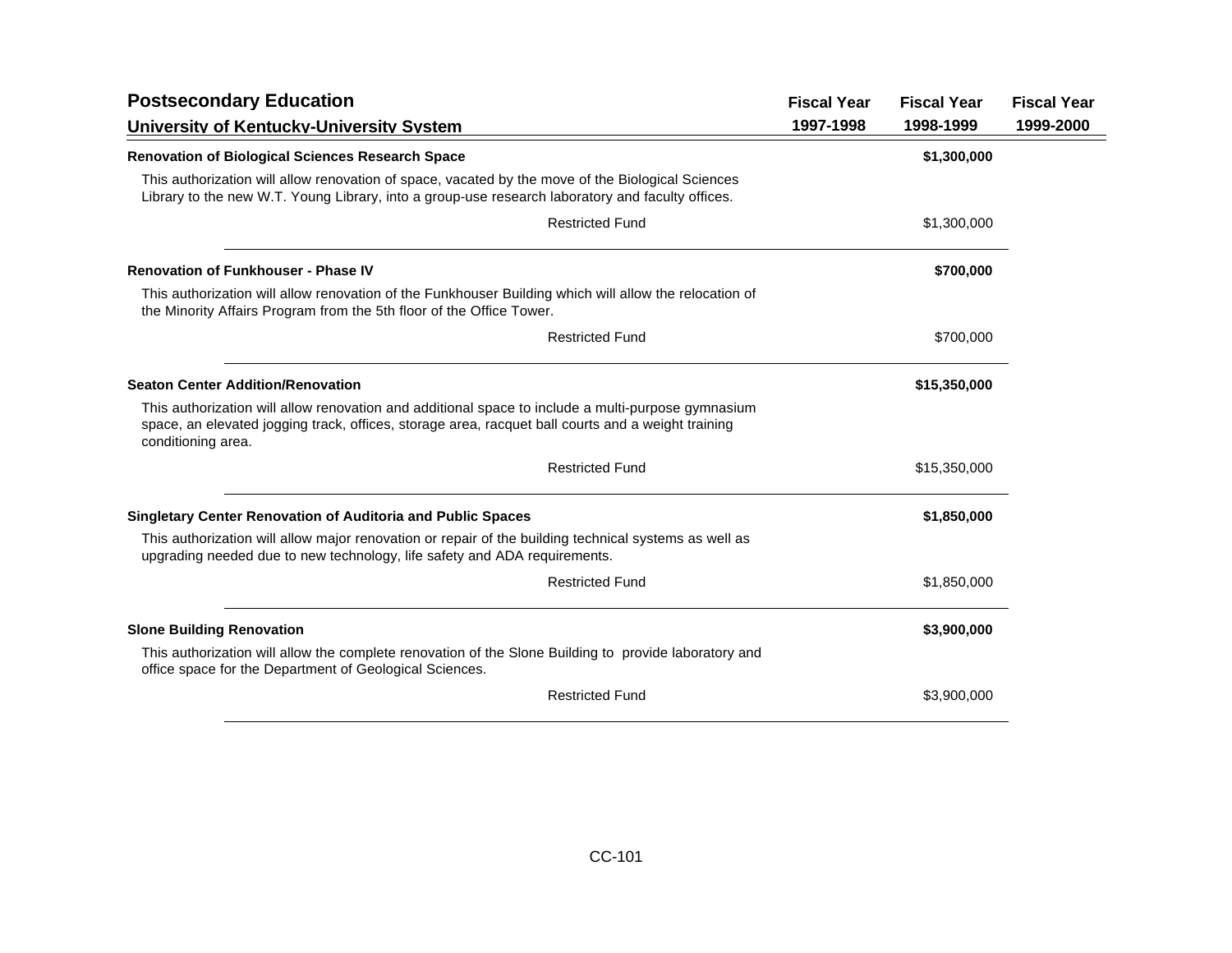## Postsecondary Education

### University of Kentucky-University System

| | Fiscal Year 1997-1998 | Fiscal Year 1998-1999 | Fiscal Year 1999-2000 |
|---|---|---|---|
| **Renovation of Biological Sciences Research Space** | | **$1,300,000** | |
| This authorization will allow renovation of space, vacated by the move of the Biological Sciences Library to the new W.T. Young Library, into a group-use research laboratory and faculty offices. | | | |
| Restricted Fund | | $1,300,000 | |
| **Renovation of Funkhouser - Phase IV** | | **$700,000** | |
| This authorization will allow renovation of the Funkhouser Building which will allow the relocation of the Minority Affairs Program from the 5th floor of the Office Tower. | | | |
| Restricted Fund | | $700,000 | |
| **Seaton Center Addition/Renovation** | | **$15,350,000** | |
| This authorization will allow renovation and additional space to include a multi-purpose gymnasium space, an elevated jogging track, offices, storage area, racquet ball courts and a weight training conditioning area. | | | |
| Restricted Fund | | $15,350,000 | |
| **Singletary Center Renovation of Auditoria and Public Spaces** | | **$1,850,000** | |
| This authorization will allow major renovation or repair of the building technical systems as well as upgrading needed due to new technology, life safety and ADA requirements. | | | |
| Restricted Fund | | $1,850,000 | |
| **Slone Building Renovation** | | **$3,900,000** | |
| This authorization will allow the complete renovation of the Slone Building to provide laboratory and office space for the Department of Geological Sciences. | | | |
| Restricted Fund | | $3,900,000 | |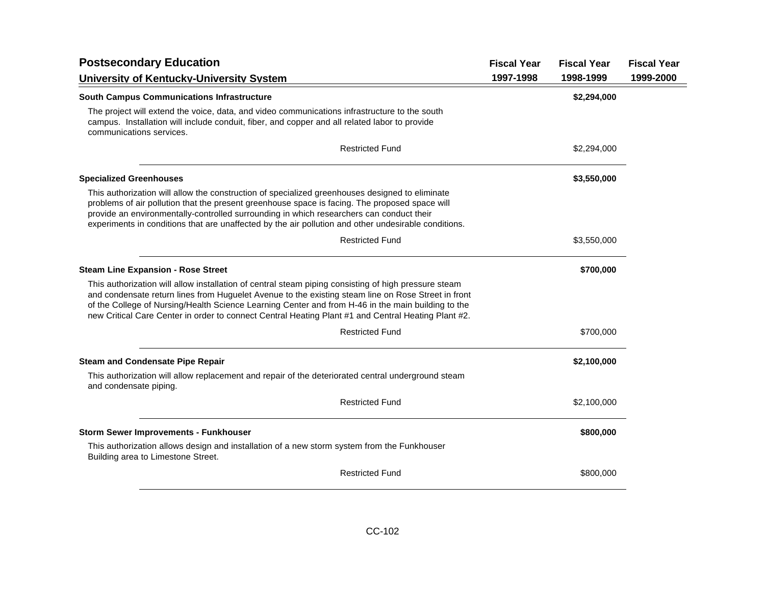## Postsecondary Education

### University of Kentucky-University System

| | Fiscal Year 1997-1998 | Fiscal Year 1998-1999 | Fiscal Year 1999-2000 |
|---|---|---|---|
| **South Campus Communications Infrastructure** | | **$2,294,000** | |
| The project will extend the voice, data, and video communications infrastructure to the south campus. Installation will include conduit, fiber, and copper and all related labor to provide communications services. | | | |
| Restricted Fund | | $2,294,000 | |
| **Specialized Greenhouses** | | **$3,550,000** | |
| This authorization will allow the construction of specialized greenhouses designed to eliminate problems of air pollution that the present greenhouse space is facing. The proposed space will provide an environmentally-controlled surrounding in which researchers can conduct their experiments in conditions that are unaffected by the air pollution and other undesirable conditions. | | | |
| Restricted Fund | | $3,550,000 | |
| **Steam Line Expansion - Rose Street** | | **$700,000** | |
| This authorization will allow installation of central steam piping consisting of high pressure steam and condensate return lines from Huguelet Avenue to the existing steam line on Rose Street in front of the College of Nursing/Health Science Learning Center and from H-46 in the main building to the new Critical Care Center in order to connect Central Heating Plant #1 and Central Heating Plant #2. | | | |
| Restricted Fund | | $700,000 | |
| **Steam and Condensate Pipe Repair** | | **$2,100,000** | |
| This authorization will allow replacement and repair of the deteriorated central underground steam and condensate piping. | | | |
| Restricted Fund | | $2,100,000 | |
| **Storm Sewer Improvements - Funkhouser** | | **$800,000** | |
| This authorization allows design and installation of a new storm system from the Funkhouser Building area to Limestone Street. | | | |
| Restricted Fund | | $800,000 | |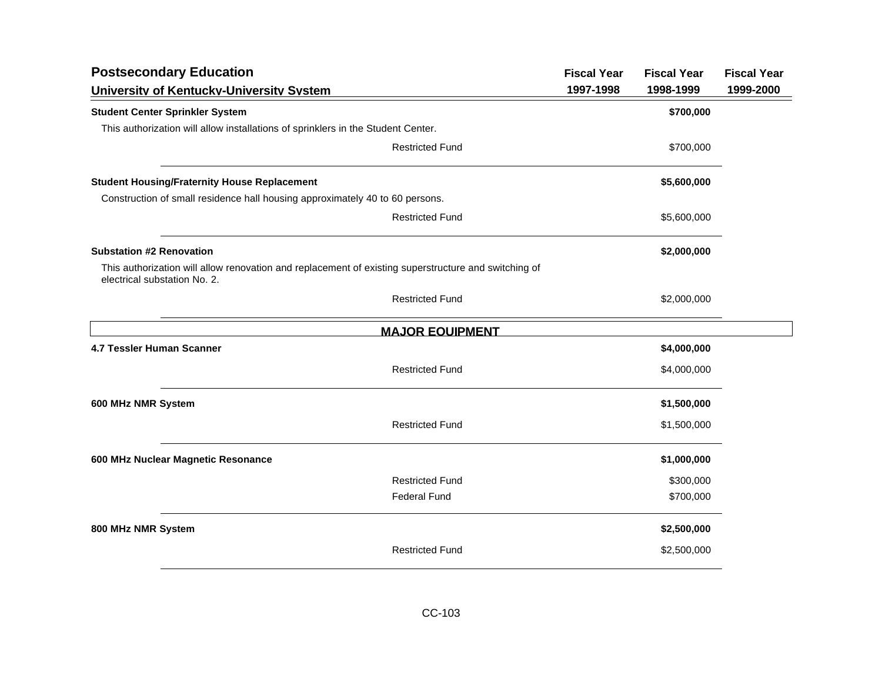## Postsecondary Education

### University of Kentucky-University System

| | Fiscal Year 1997-1998 | Fiscal Year 1998-1999 | Fiscal Year 1999-2000 |
|---|---|---|---|
| **Student Center Sprinkler System** | | **$700,000** | |
| This authorization will allow installations of sprinklers in the Student Center. | | | |
| Restricted Fund | | $700,000 | |
| **Student Housing/Fraternity House Replacement** | | **$5,600,000** | |
| Construction of small residence hall housing approximately 40 to 60 persons. | | | |
| Restricted Fund | | $5,600,000 | |
| **Substation #2 Renovation** | | **$2,000,000** | |
| This authorization will allow renovation and replacement of existing superstructure and switching of electrical substation No. 2. | | | |
| Restricted Fund | | $2,000,000 | |

### MAJOR EQUIPMENT

| | Fiscal Year 1997-1998 | Fiscal Year 1998-1999 | Fiscal Year 1999-2000 |
|---|---|---|---|
| **4.7 Tessler Human Scanner** | | **$4,000,000** | |
| Restricted Fund | | $4,000,000 | |
| **600 MHz NMR System** | | **$1,500,000** | |
| Restricted Fund | | $1,500,000 | |
| **600 MHz Nuclear Magnetic Resonance** | | **$1,000,000** | |
| Restricted Fund | | $300,000 | |
| Federal Fund | | $700,000 | |
| **800 MHz NMR System** | | **$2,500,000** | |
| Restricted Fund | | $2,500,000 | |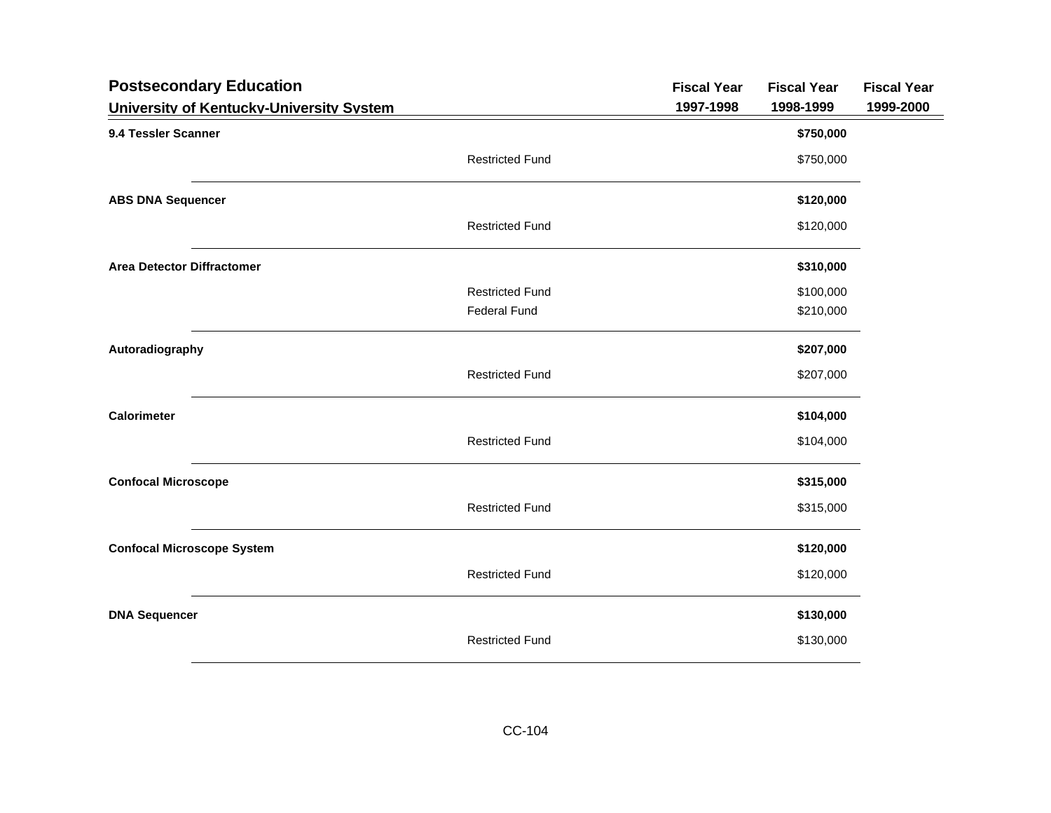## Postsecondary Education

### University of Kentucky-University System

| | | Fiscal Year 1997-1998 | Fiscal Year 1998-1999 | Fiscal Year 1999-2000 |
|---|---|---|---|---|
| **9.4 Tessler Scanner** | | | **$750,000** | |
| | Restricted Fund | | $750,000 | |
| **ABS DNA Sequencer** | | | **$120,000** | |
| | Restricted Fund | | $120,000 | |
| **Area Detector Diffractomer** | | | **$310,000** | |
| | Restricted Fund | | $100,000 | |
| | Federal Fund | | $210,000 | |
| **Autoradiography** | | | **$207,000** | |
| | Restricted Fund | | $207,000 | |
| **Calorimeter** | | | **$104,000** | |
| | Restricted Fund | | $104,000 | |
| **Confocal Microscope** | | | **$315,000** | |
| | Restricted Fund | | $315,000 | |
| **Confocal Microscope System** | | | **$120,000** | |
| | Restricted Fund | | $120,000 | |
| **DNA Sequencer** | | | **$130,000** | |
| | Restricted Fund | | $130,000 | |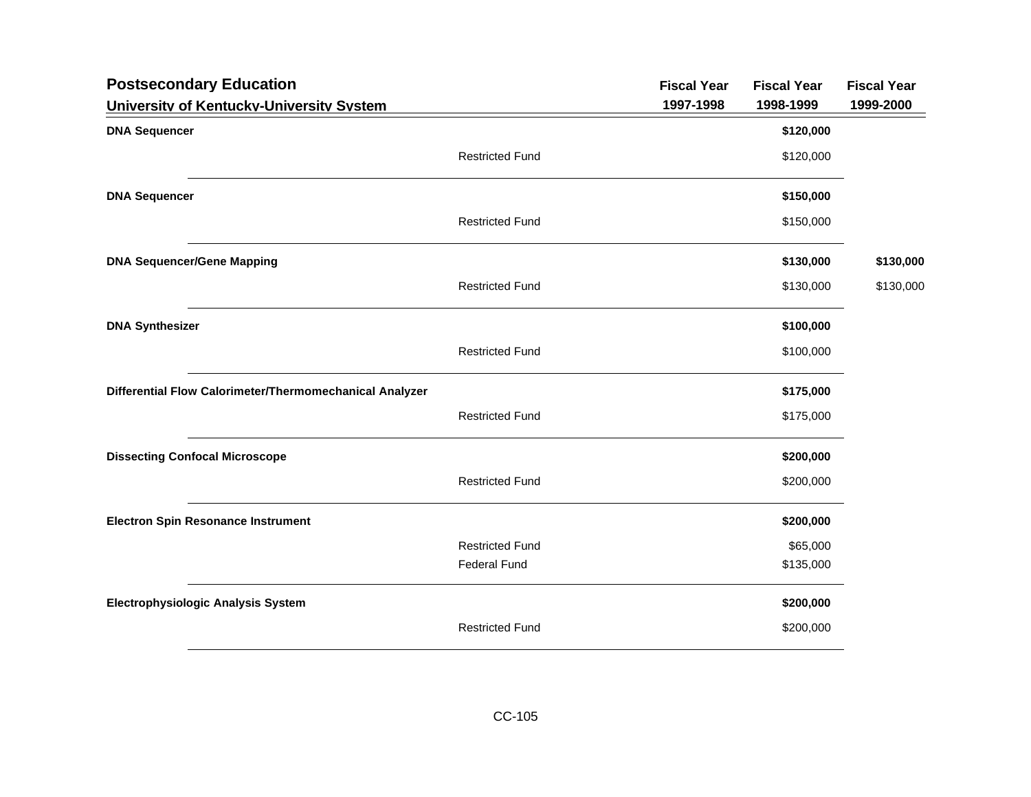## Postsecondary Education

### University of Kentucky-University System

| | | Fiscal Year 1997-1998 | Fiscal Year 1998-1999 | Fiscal Year 1999-2000 |
|---|---|---|---|---|
| **DNA Sequencer** | | | **$120,000** | |
| | Restricted Fund | | $120,000 | |
| **DNA Sequencer** | | | **$150,000** | |
| | Restricted Fund | | $150,000 | |
| **DNA Sequencer/Gene Mapping** | | | **$130,000** | **$130,000** |
| | Restricted Fund | | $130,000 | $130,000 |
| **DNA Synthesizer** | | | **$100,000** | |
| | Restricted Fund | | $100,000 | |
| **Differential Flow Calorimeter/Thermomechanical Analyzer** | | | **$175,000** | |
| | Restricted Fund | | $175,000 | |
| **Dissecting Confocal Microscope** | | | **$200,000** | |
| | Restricted Fund | | $200,000 | |
| **Electron Spin Resonance Instrument** | | | **$200,000** | |
| | Restricted Fund | | $65,000 | |
| | Federal Fund | | $135,000 | |
| **Electrophysiologic Analysis System** | | | **$200,000** | |
| | Restricted Fund | | $200,000 | |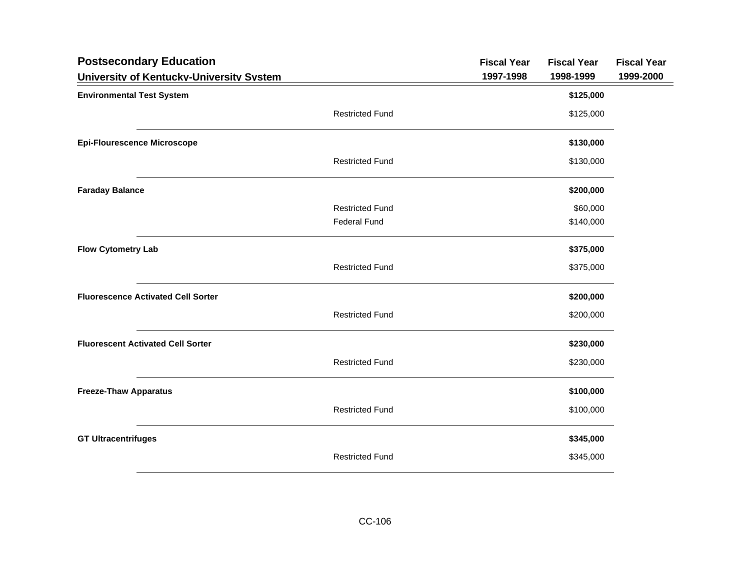## Postsecondary Education

### University of Kentucky-University System

| | | Fiscal Year 1997-1998 | Fiscal Year 1998-1999 | Fiscal Year 1999-2000 |
|---|---|---|---|---|
| **Environmental Test System** | | | **$125,000** | |
| | Restricted Fund | | $125,000 | |
| **Epi-Flourescence Microscope** | | | **$130,000** | |
| | Restricted Fund | | $130,000 | |
| **Faraday Balance** | | | **$200,000** | |
| | Restricted Fund | | $60,000 | |
| | Federal Fund | | $140,000 | |
| **Flow Cytometry Lab** | | | **$375,000** | |
| | Restricted Fund | | $375,000 | |
| **Fluorescence Activated Cell Sorter** | | | **$200,000** | |
| | Restricted Fund | | $200,000 | |
| **Fluorescent Activated Cell Sorter** | | | **$230,000** | |
| | Restricted Fund | | $230,000 | |
| **Freeze-Thaw Apparatus** | | | **$100,000** | |
| | Restricted Fund | | $100,000 | |
| **GT Ultracentrifuges** | | | **$345,000** | |
| | Restricted Fund | | $345,000 | |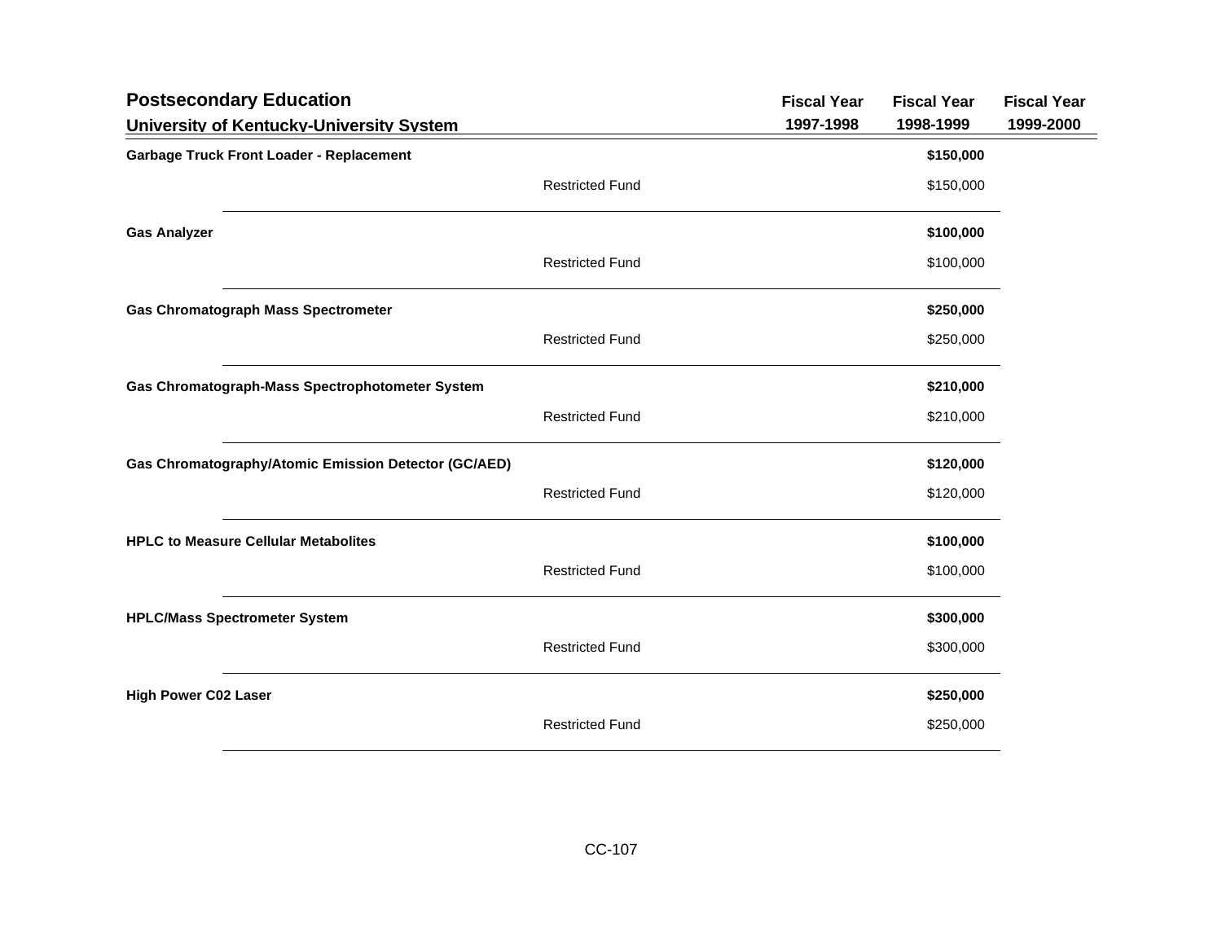## Postsecondary Education

### University of Kentucky-University System

| | | Fiscal Year 1997-1998 | Fiscal Year 1998-1999 | Fiscal Year 1999-2000 |
|---|---|---|---|---|
| **Garbage Truck Front Loader - Replacement** | | | **$150,000** | |
| | Restricted Fund | | $150,000 | |
| **Gas Analyzer** | | | **$100,000** | |
| | Restricted Fund | | $100,000 | |
| **Gas Chromatograph Mass Spectrometer** | | | **$250,000** | |
| | Restricted Fund | | $250,000 | |
| **Gas Chromatograph-Mass Spectrophotometer System** | | | **$210,000** | |
| | Restricted Fund | | $210,000 | |
| **Gas Chromatography/Atomic Emission Detector (GC/AED)** | | | **$120,000** | |
| | Restricted Fund | | $120,000 | |
| **HPLC to Measure Cellular Metabolites** | | | **$100,000** | |
| | Restricted Fund | | $100,000 | |
| **HPLC/Mass Spectrometer System** | | | **$300,000** | |
| | Restricted Fund | | $300,000 | |
| **High Power C02 Laser** | | | **$250,000** | |
| | Restricted Fund | | $250,000 | |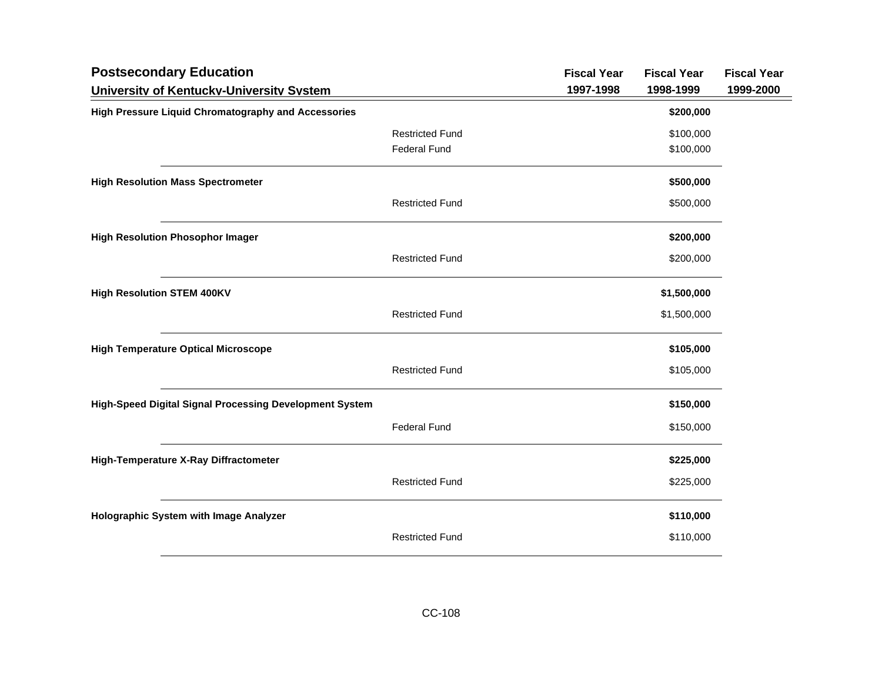## Postsecondary Education

### University of Kentucky-University System

| | | Fiscal Year 1997-1998 | Fiscal Year 1998-1999 | Fiscal Year 1999-2000 |
|---|---|---|---|---|
| **High Pressure Liquid Chromatography and Accessories** | | | **$200,000** | |
| | Restricted Fund | | $100,000 | |
| | Federal Fund | | $100,000 | |
| **High Resolution Mass Spectrometer** | | | **$500,000** | |
| | Restricted Fund | | $500,000 | |
| **High Resolution Phosophor Imager** | | | **$200,000** | |
| | Restricted Fund | | $200,000 | |
| **High Resolution STEM 400KV** | | | **$1,500,000** | |
| | Restricted Fund | | $1,500,000 | |
| **High Temperature Optical Microscope** | | | **$105,000** | |
| | Restricted Fund | | $105,000 | |
| **High-Speed Digital Signal Processing Development System** | | | **$150,000** | |
| | Federal Fund | | $150,000 | |
| **High-Temperature X-Ray Diffractometer** | | | **$225,000** | |
| | Restricted Fund | | $225,000 | |
| **Holographic System with Image Analyzer** | | | **$110,000** | |
| | Restricted Fund | | $110,000 | |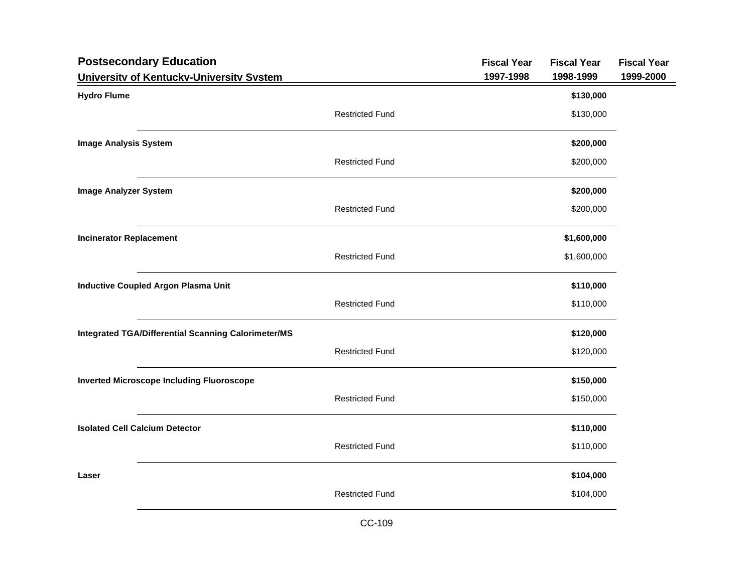## Postsecondary Education

### University of Kentucky-University System

| | | Fiscal Year 1997-1998 | Fiscal Year 1998-1999 | Fiscal Year 1999-2000 |
|---|---|---|---|---|
| **Hydro Flume** | | | **$130,000** | |
| | Restricted Fund | | $130,000 | |
| **Image Analysis System** | | | **$200,000** | |
| | Restricted Fund | | $200,000 | |
| **Image Analyzer System** | | | **$200,000** | |
| | Restricted Fund | | $200,000 | |
| **Incinerator Replacement** | | | **$1,600,000** | |
| | Restricted Fund | | $1,600,000 | |
| **Inductive Coupled Argon Plasma Unit** | | | **$110,000** | |
| | Restricted Fund | | $110,000 | |
| **Integrated TGA/Differential Scanning Calorimeter/MS** | | | **$120,000** | |
| | Restricted Fund | | $120,000 | |
| **Inverted Microscope Including Fluoroscope** | | | **$150,000** | |
| | Restricted Fund | | $150,000 | |
| **Isolated Cell Calcium Detector** | | | **$110,000** | |
| | Restricted Fund | | $110,000 | |
| **Laser** | | | **$104,000** | |
| | Restricted Fund | | $104,000 | |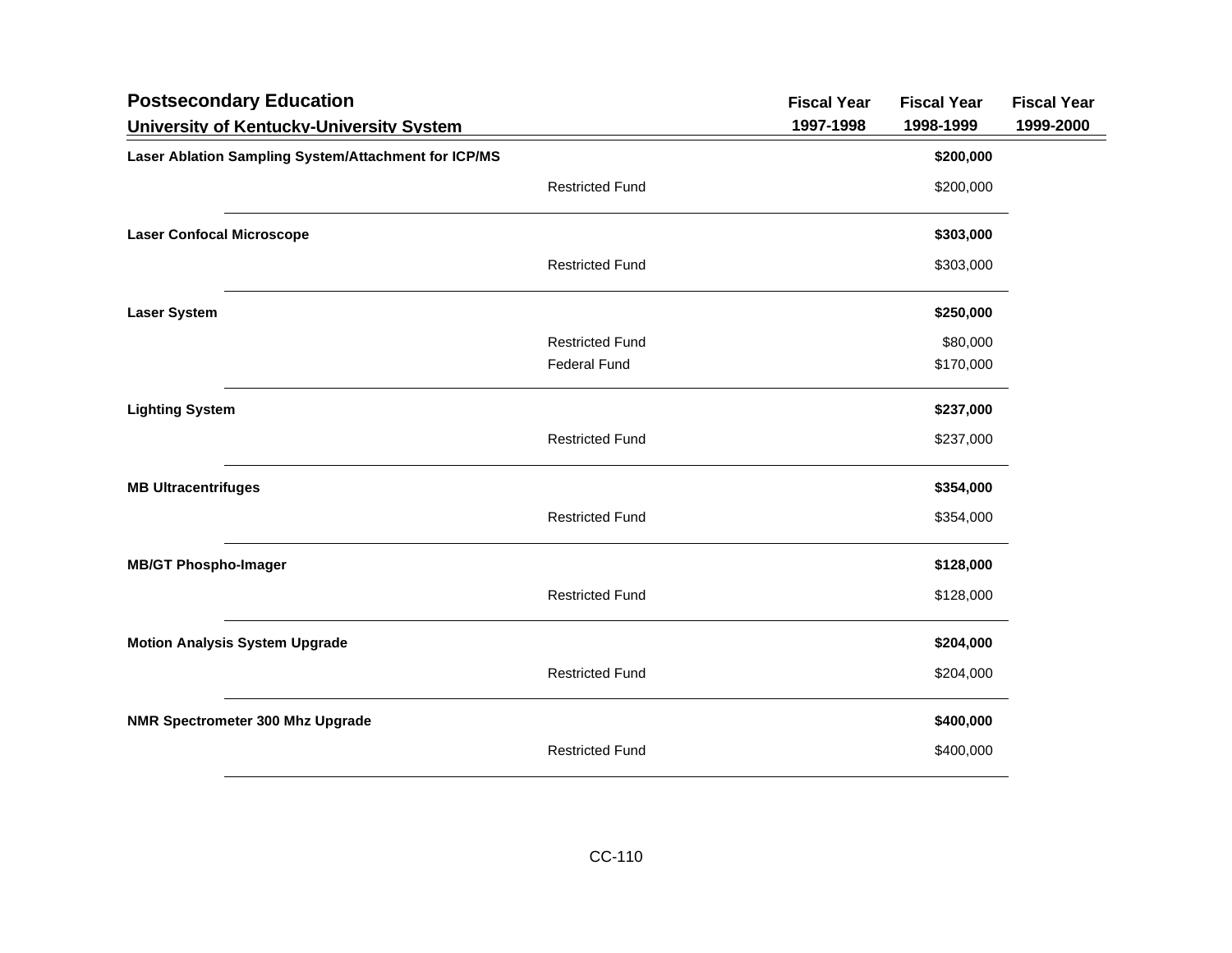## Postsecondary Education

### University of Kentucky-University System

| | | Fiscal Year 1997-1998 | Fiscal Year 1998-1999 | Fiscal Year 1999-2000 |
|---|---|---|---|---|
| **Laser Ablation Sampling System/Attachment for ICP/MS** | | | **$200,000** | |
| | Restricted Fund | | $200,000 | |
| **Laser Confocal Microscope** | | | **$303,000** | |
| | Restricted Fund | | $303,000 | |
| **Laser System** | | | **$250,000** | |
| | Restricted Fund | | $80,000 | |
| | Federal Fund | | $170,000 | |
| **Lighting System** | | | **$237,000** | |
| | Restricted Fund | | $237,000 | |
| **MB Ultracentrifuges** | | | **$354,000** | |
| | Restricted Fund | | $354,000 | |
| **MB/GT Phospho-Imager** | | | **$128,000** | |
| | Restricted Fund | | $128,000 | |
| **Motion Analysis System Upgrade** | | | **$204,000** | |
| | Restricted Fund | | $204,000 | |
| **NMR Spectrometer 300 Mhz Upgrade** | | | **$400,000** | |
| | Restricted Fund | | $400,000 | |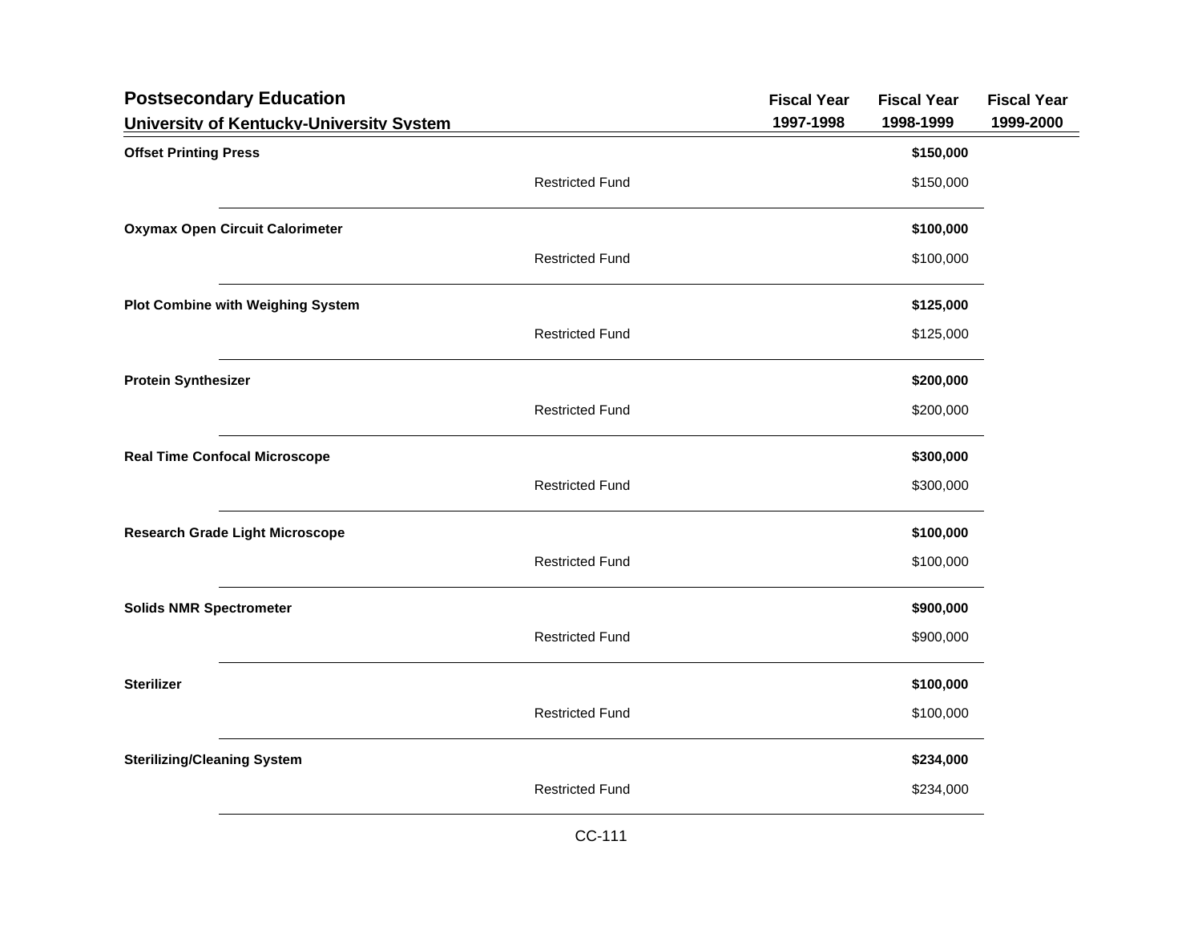## Postsecondary Education

### University of Kentucky-University System

| | | Fiscal Year 1997-1998 | Fiscal Year 1998-1999 | Fiscal Year 1999-2000 |
|---|---|---|---|---|
| **Offset Printing Press** | | | **$150,000** | |
| | Restricted Fund | | $150,000 | |
| **Oxymax Open Circuit Calorimeter** | | | **$100,000** | |
| | Restricted Fund | | $100,000 | |
| **Plot Combine with Weighing System** | | | **$125,000** | |
| | Restricted Fund | | $125,000 | |
| **Protein Synthesizer** | | | **$200,000** | |
| | Restricted Fund | | $200,000 | |
| **Real Time Confocal Microscope** | | | **$300,000** | |
| | Restricted Fund | | $300,000 | |
| **Research Grade Light Microscope** | | | **$100,000** | |
| | Restricted Fund | | $100,000 | |
| **Solids NMR Spectrometer** | | | **$900,000** | |
| | Restricted Fund | | $900,000 | |
| **Sterilizer** | | | **$100,000** | |
| | Restricted Fund | | $100,000 | |
| **Sterilizing/Cleaning System** | | | **$234,000** | |
| | Restricted Fund | | $234,000 | |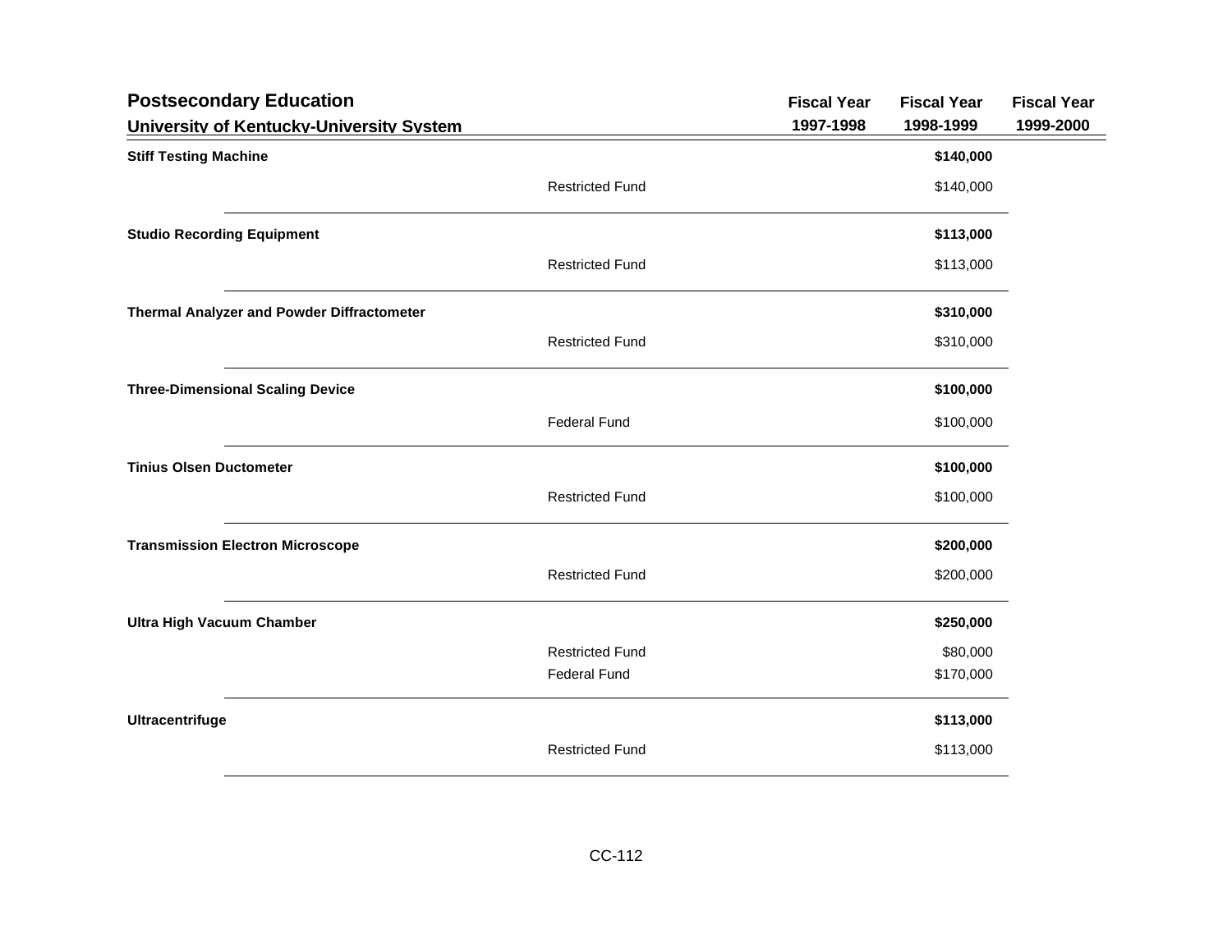## Postsecondary Education

### University of Kentucky-University System

| | | Fiscal Year 1997-1998 | Fiscal Year 1998-1999 | Fiscal Year 1999-2000 |
|---|---|---|---|---|
| **Stiff Testing Machine** | | | **$140,000** | |
| | Restricted Fund | | $140,000 | |
| **Studio Recording Equipment** | | | **$113,000** | |
| | Restricted Fund | | $113,000 | |
| **Thermal Analyzer and Powder Diffractometer** | | | **$310,000** | |
| | Restricted Fund | | $310,000 | |
| **Three-Dimensional Scaling Device** | | | **$100,000** | |
| | Federal Fund | | $100,000 | |
| **Tinius Olsen Ductometer** | | | **$100,000** | |
| | Restricted Fund | | $100,000 | |
| **Transmission Electron Microscope** | | | **$200,000** | |
| | Restricted Fund | | $200,000 | |
| **Ultra High Vacuum Chamber** | | | **$250,000** | |
| | Restricted Fund | | $80,000 | |
| | Federal Fund | | $170,000 | |
| **Ultracentrifuge** | | | **$113,000** | |
| | Restricted Fund | | $113,000 | |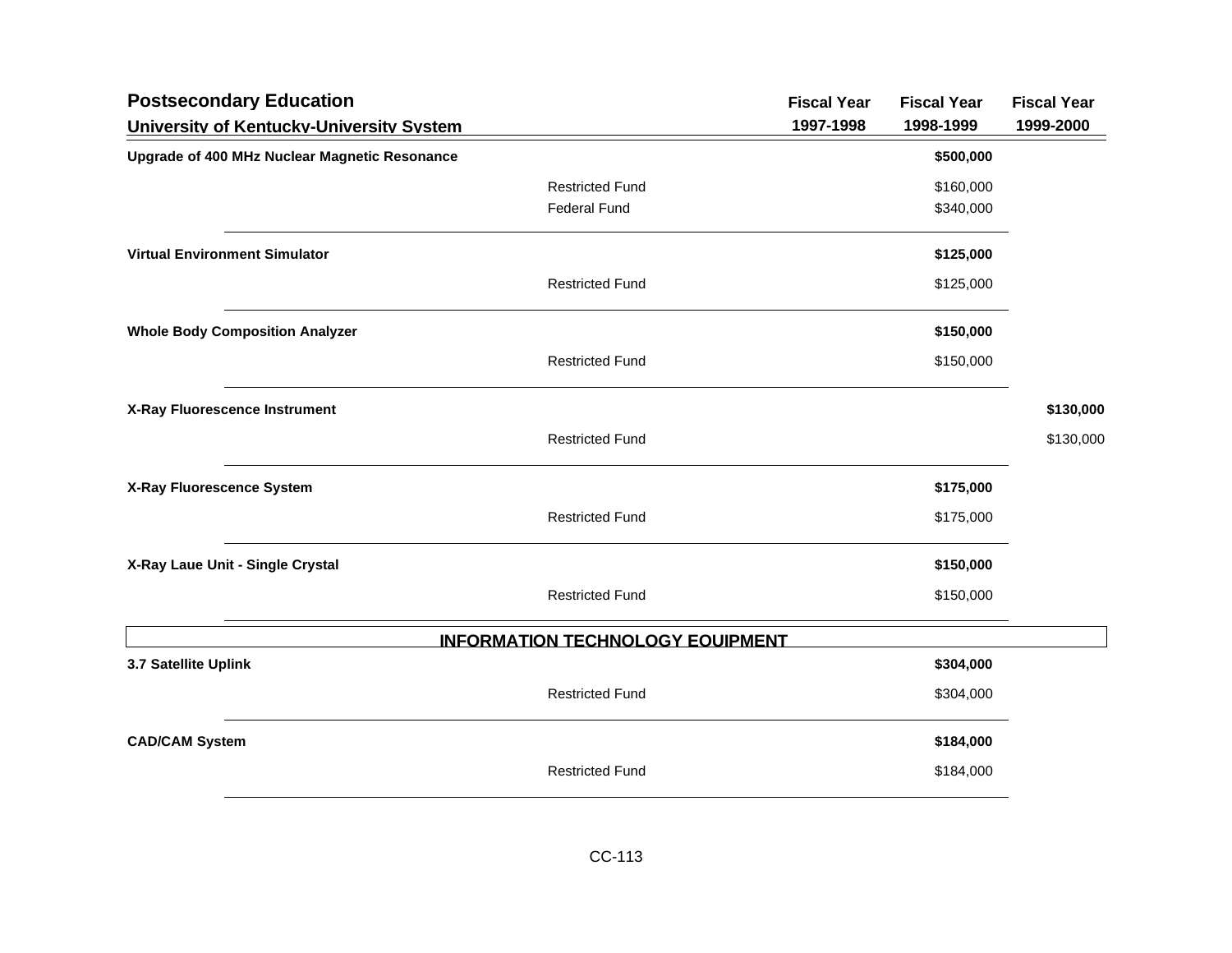| Postsecondary Education<br>University of Kentucky-University System | | Fiscal Year 1997-1998 | Fiscal Year 1998-1999 | Fiscal Year 1999-2000 |
|---|---|---|---|---|
| **Upgrade of 400 MHz Nuclear Magnetic Resonance** | | | **$500,000** | |
| | Restricted Fund | | $160,000 | |
| | Federal Fund | | $340,000 | |
| **Virtual Environment Simulator** | | | **$125,000** | |
| | Restricted Fund | | $125,000 | |
| **Whole Body Composition Analyzer** | | | **$150,000** | |
| | Restricted Fund | | $150,000 | |
| **X-Ray Fluorescence Instrument** | | | | **$130,000** |
| | Restricted Fund | | | $130,000 |
| **X-Ray Fluorescence System** | | | **$175,000** | |
| | Restricted Fund | | $175,000 | |
| **X-Ray Laue Unit - Single Crystal** | | | **$150,000** | |
| | Restricted Fund | | $150,000 | |
| **INFORMATION TECHNOLOGY EQUIPMENT** | | | | |
| **3.7 Satellite Uplink** | | | **$304,000** | |
| | Restricted Fund | | $304,000 | |
| **CAD/CAM System** | | | **$184,000** | |
| | Restricted Fund | | $184,000 | |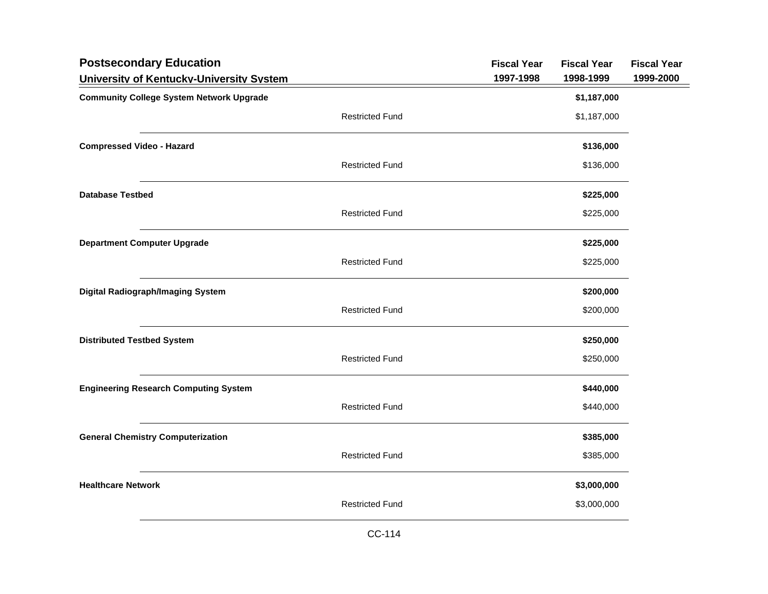## Postsecondary Education

### University of Kentucky-University System

| | | Fiscal Year 1997-1998 | Fiscal Year 1998-1999 | Fiscal Year 1999-2000 |
|---|---|---|---|---|
| **Community College System Network Upgrade** | | | **$1,187,000** | |
| | Restricted Fund | | $1,187,000 | |
| **Compressed Video - Hazard** | | | **$136,000** | |
| | Restricted Fund | | $136,000 | |
| **Database Testbed** | | | **$225,000** | |
| | Restricted Fund | | $225,000 | |
| **Department Computer Upgrade** | | | **$225,000** | |
| | Restricted Fund | | $225,000 | |
| **Digital Radiograph/Imaging System** | | | **$200,000** | |
| | Restricted Fund | | $200,000 | |
| **Distributed Testbed System** | | | **$250,000** | |
| | Restricted Fund | | $250,000 | |
| **Engineering Research Computing System** | | | **$440,000** | |
| | Restricted Fund | | $440,000 | |
| **General Chemistry Computerization** | | | **$385,000** | |
| | Restricted Fund | | $385,000 | |
| **Healthcare Network** | | | **$3,000,000** | |
| | Restricted Fund | | $3,000,000 | |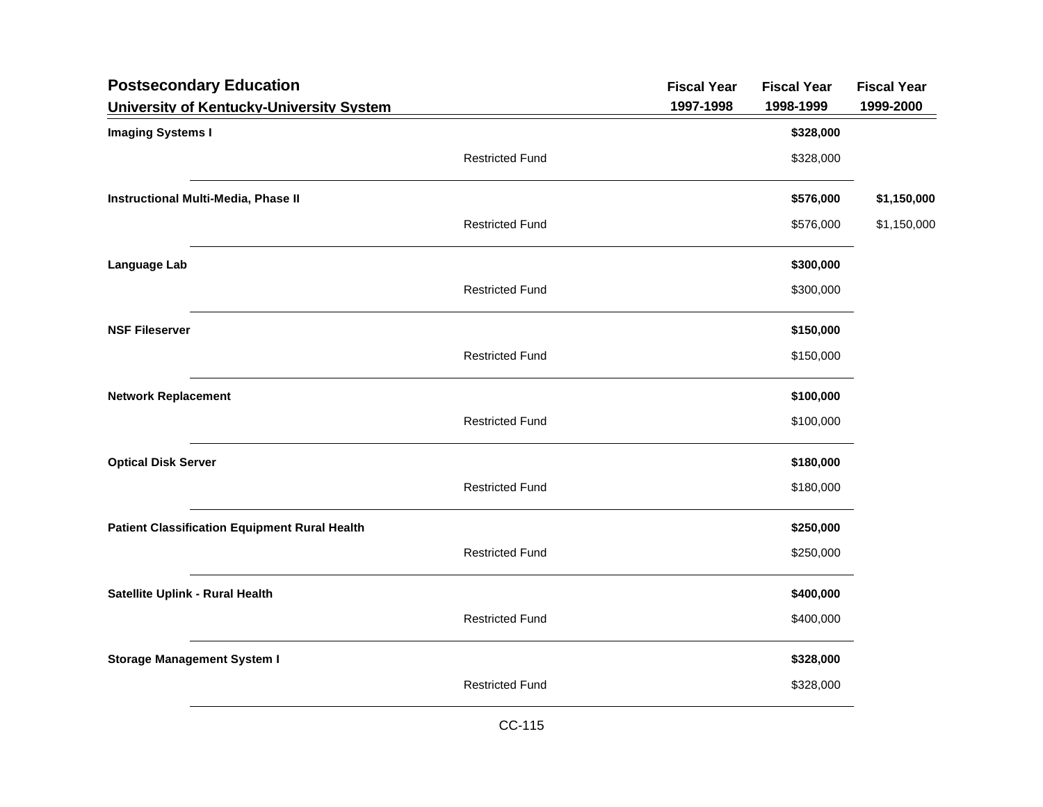## Postsecondary Education

### University of Kentucky-University System

| | | Fiscal Year 1997-1998 | Fiscal Year 1998-1999 | Fiscal Year 1999-2000 |
|---|---|---|---|---|
| **Imaging Systems I** | | | **$328,000** | |
| | Restricted Fund | | $328,000 | |
| **Instructional Multi-Media, Phase II** | | | **$576,000** | **$1,150,000** |
| | Restricted Fund | | $576,000 | $1,150,000 |
| **Language Lab** | | | **$300,000** | |
| | Restricted Fund | | $300,000 | |
| **NSF Fileserver** | | | **$150,000** | |
| | Restricted Fund | | $150,000 | |
| **Network Replacement** | | | **$100,000** | |
| | Restricted Fund | | $100,000 | |
| **Optical Disk Server** | | | **$180,000** | |
| | Restricted Fund | | $180,000 | |
| **Patient Classification Equipment Rural Health** | | | **$250,000** | |
| | Restricted Fund | | $250,000 | |
| **Satellite Uplink - Rural Health** | | | **$400,000** | |
| | Restricted Fund | | $400,000 | |
| **Storage Management System I** | | | **$328,000** | |
| | Restricted Fund | | $328,000 | |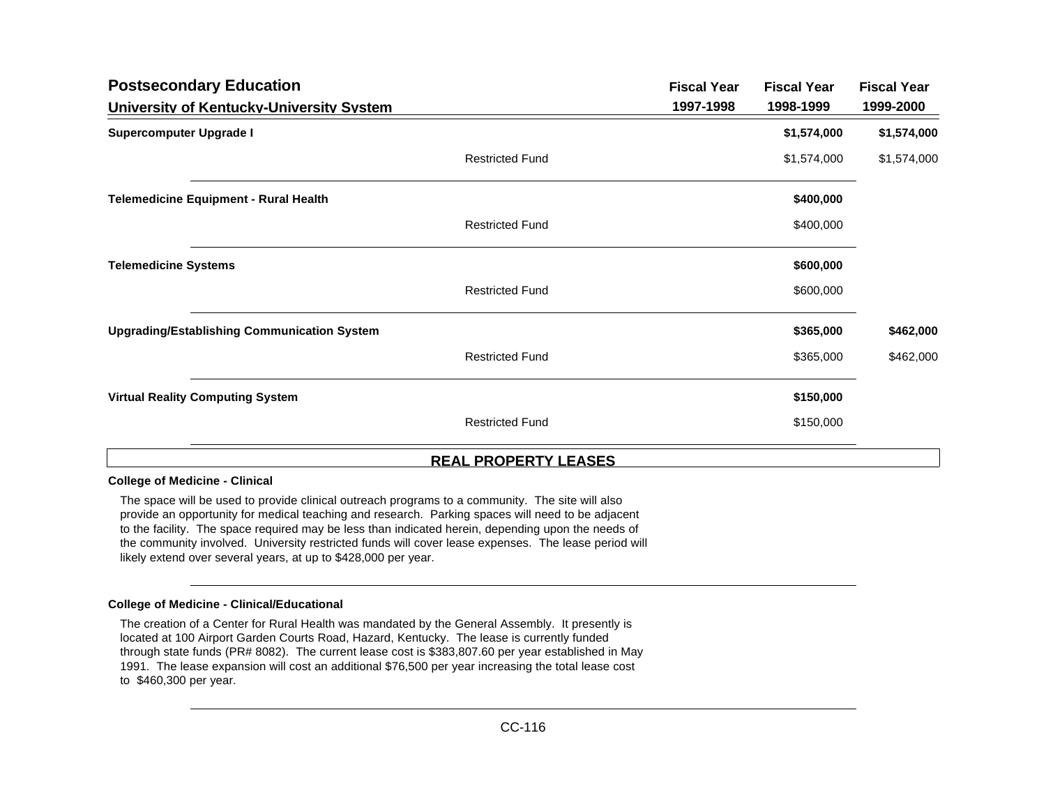## Postsecondary Education

### University of Kentucky-University System

| | | Fiscal Year 1997-1998 | Fiscal Year 1998-1999 | Fiscal Year 1999-2000 |
|---|---|---|---|---|
| **Supercomputer Upgrade I** | | | **$1,574,000** | **$1,574,000** |
| | Restricted Fund | | $1,574,000 | $1,574,000 |
| **Telemedicine Equipment - Rural Health** | | | **$400,000** | |
| | Restricted Fund | | $400,000 | |
| **Telemedicine Systems** | | | **$600,000** | |
| | Restricted Fund | | $600,000 | |
| **Upgrading/Establishing Communication System** | | | **$365,000** | **$462,000** |
| | Restricted Fund | | $365,000 | $462,000 |
| **Virtual Reality Computing System** | | | **$150,000** | |
| | Restricted Fund | | $150,000 | |

## REAL PROPERTY LEASES

**College of Medicine - Clinical**

The space will be used to provide clinical outreach programs to a community. The site will also provide an opportunity for medical teaching and research. Parking spaces will need to be adjacent to the facility. The space required may be less than indicated herein, depending upon the needs of the community involved. University restricted funds will cover lease expenses. The lease period will likely extend over several years, at up to $428,000 per year.

**College of Medicine - Clinical/Educational**

The creation of a Center for Rural Health was mandated by the General Assembly. It presently is located at 100 Airport Garden Courts Road, Hazard, Kentucky. The lease is currently funded through state funds (PR# 8082). The current lease cost is $383,807.60 per year established in May 1991. The lease expansion will cost an additional $76,500 per year increasing the total lease cost to $460,300 per year.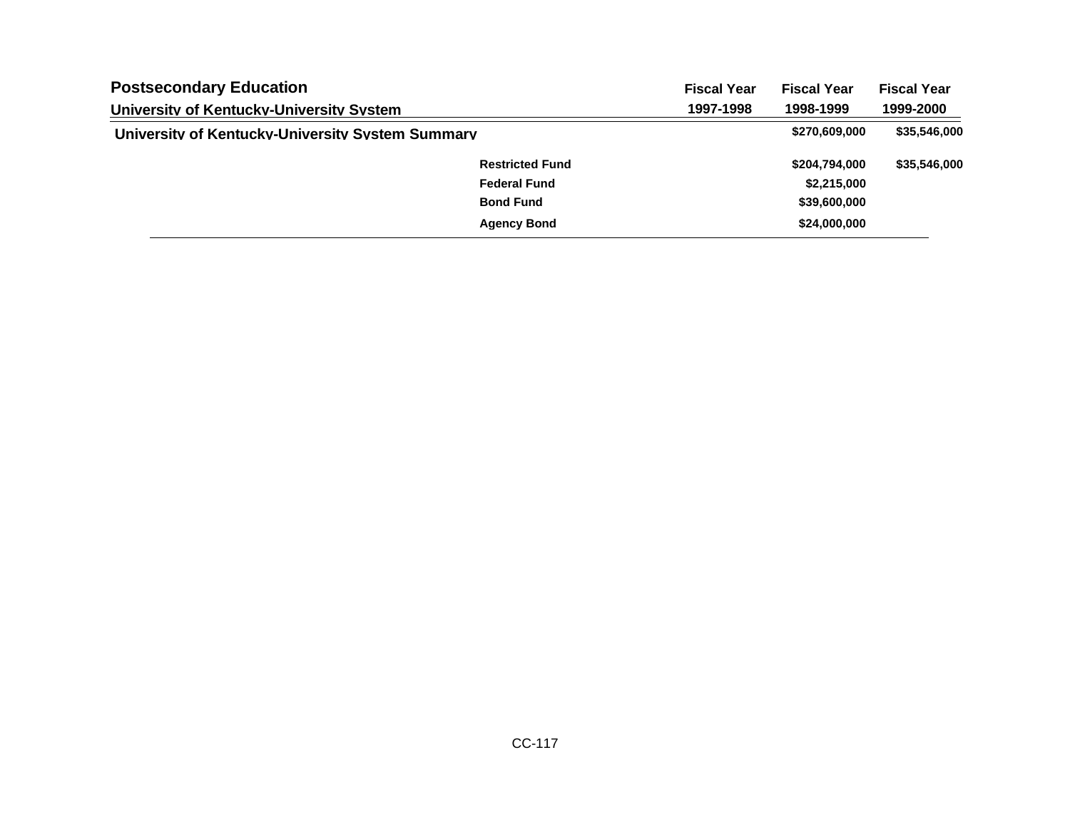# Postsecondary Education

## University of Kentucky-University System

| | | Fiscal Year 1997-1998 | Fiscal Year 1998-1999 | Fiscal Year 1999-2000 |
|---|---|---|---|---|
| **University of Kentucky-University System Summary** | | | $270,609,000 | $35,546,000 |
| | Restricted Fund | | $204,794,000 | $35,546,000 |
| | Federal Fund | | $2,215,000 | |
| | Bond Fund | | $39,600,000 | |
| | Agency Bond | | $24,000,000 | |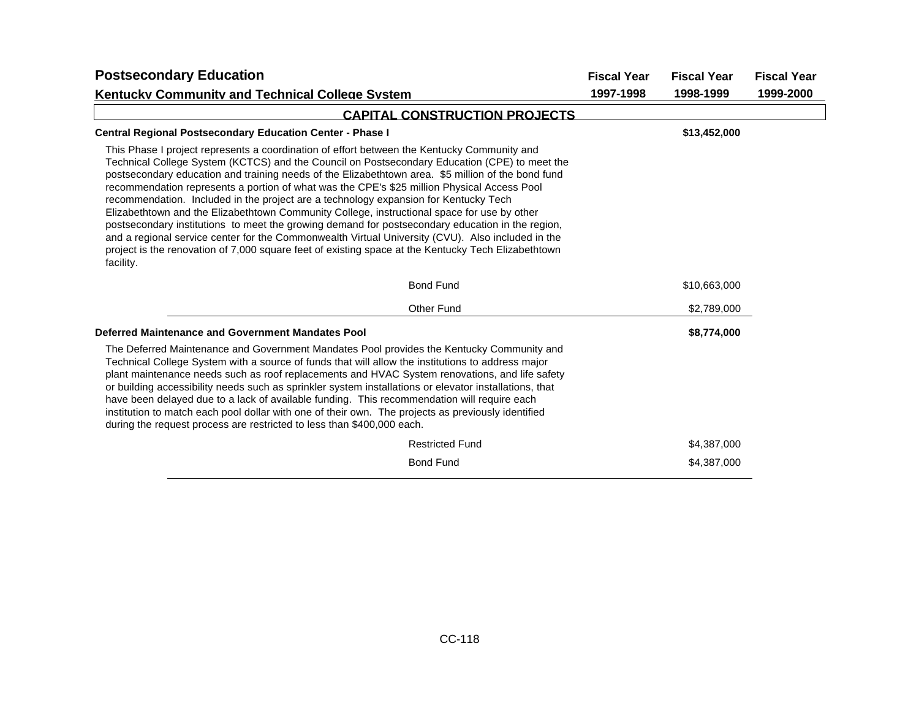# Postsecondary Education

## Kentucky Community and Technical College System

| | Fiscal Year 1997-1998 | Fiscal Year 1998-1999 | Fiscal Year 1999-2000 |
|---|---|---|---|

### CAPITAL CONSTRUCTION PROJECTS

**Central Regional Postsecondary Education Center - Phase I** — 1998-1999: **$13,452,000**

This Phase I project represents a coordination of effort between the Kentucky Community and Technical College System (KCTCS) and the Council on Postsecondary Education (CPE) to meet the postsecondary education and training needs of the Elizabethtown area. $5 million of the bond fund recommendation represents a portion of what was the CPE's $25 million Physical Access Pool recommendation. Included in the project are a technology expansion for Kentucky Tech Elizabethtown and the Elizabethtown Community College, instructional space for use by other postsecondary institutions to meet the growing demand for postsecondary education in the region, and a regional service center for the Commonwealth Virtual University (CVU). Also included in the project is the renovation of 7,000 square feet of existing space at the Kentucky Tech Elizabethtown facility.

| Fund | Fiscal Year 1997-1998 | Fiscal Year 1998-1999 | Fiscal Year 1999-2000 |
|---|---|---|---|
| Bond Fund | | $10,663,000 | |
| Other Fund | | $2,789,000 | |

**Deferred Maintenance and Government Mandates Pool** — 1998-1999: **$8,774,000**

The Deferred Maintenance and Government Mandates Pool provides the Kentucky Community and Technical College System with a source of funds that will allow the institutions to address major plant maintenance needs such as roof replacements and HVAC System renovations, and life safety or building accessibility needs such as sprinkler system installations or elevator installations, that have been delayed due to a lack of available funding. This recommendation will require each institution to match each pool dollar with one of their own. The projects as previously identified during the request process are restricted to less than $400,000 each.

| Fund | Fiscal Year 1997-1998 | Fiscal Year 1998-1999 | Fiscal Year 1999-2000 |
|---|---|---|---|
| Restricted Fund | | $4,387,000 | |
| Bond Fund | | $4,387,000 | |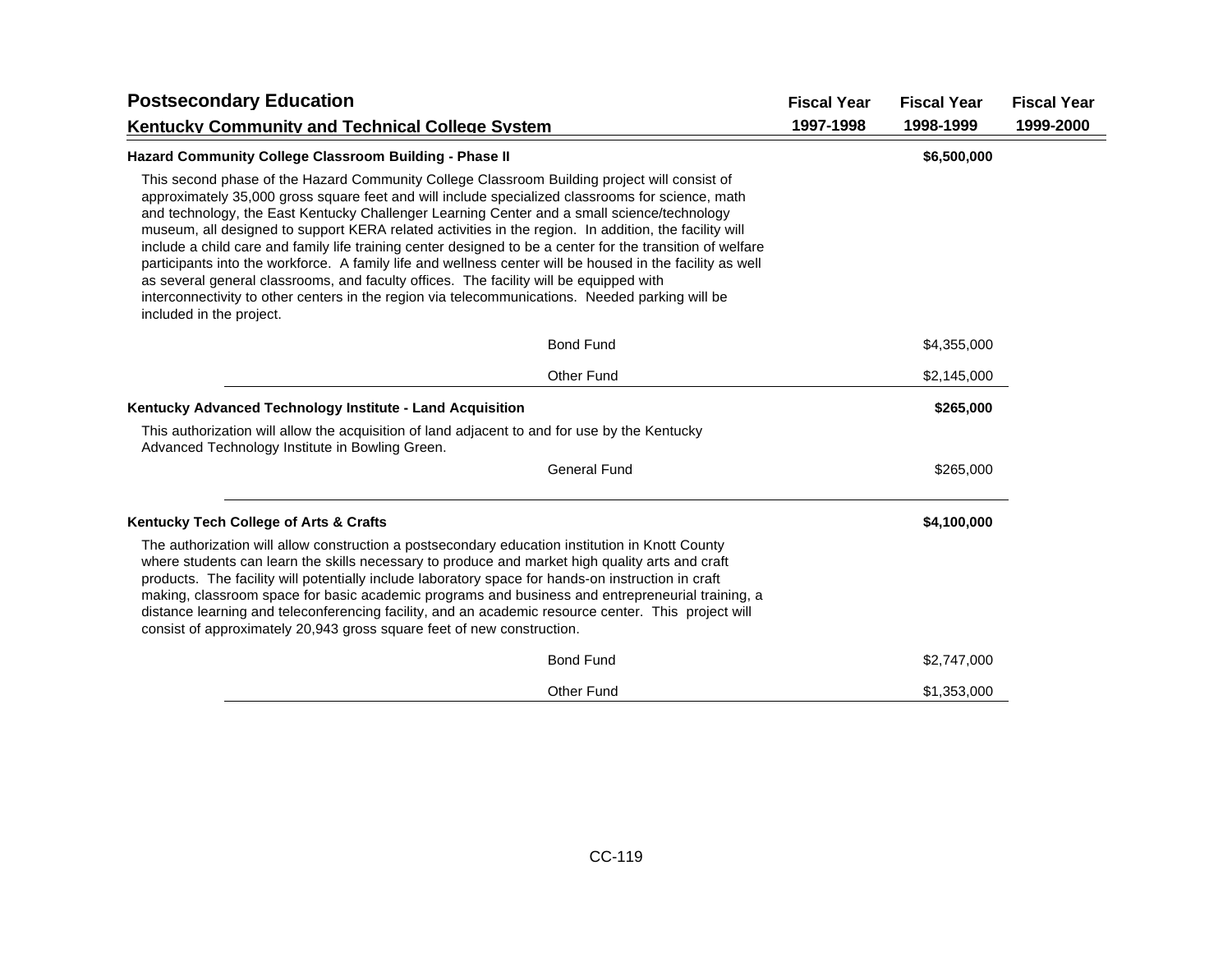## Postsecondary Education

### Kentucky Community and Technical College System

| | Fiscal Year 1997-1998 | Fiscal Year 1998-1999 | Fiscal Year 1999-2000 |
|---|---|---|---|
| **Hazard Community College Classroom Building - Phase II** | | **$6,500,000** | |

This second phase of the Hazard Community College Classroom Building project will consist of approximately 35,000 gross square feet and will include specialized classrooms for science, math and technology, the East Kentucky Challenger Learning Center and a small science/technology museum, all designed to support KERA related activities in the region. In addition, the facility will include a child care and family life training center designed to be a center for the transition of welfare participants into the workforce. A family life and wellness center will be housed in the facility as well as several general classrooms, and faculty offices. The facility will be equipped with interconnectivity to other centers in the region via telecommunications. Needed parking will be included in the project.

| | Fiscal Year 1997-1998 | Fiscal Year 1998-1999 | Fiscal Year 1999-2000 |
|---|---|---|---|
| Bond Fund | | $4,355,000 | |
| Other Fund | | $2,145,000 | |
| **Kentucky Advanced Technology Institute - Land Acquisition** | | **$265,000** | |

This authorization will allow the acquisition of land adjacent to and for use by the Kentucky Advanced Technology Institute in Bowling Green.

| | Fiscal Year 1997-1998 | Fiscal Year 1998-1999 | Fiscal Year 1999-2000 |
|---|---|---|---|
| General Fund | | $265,000 | |
| **Kentucky Tech College of Arts & Crafts** | | **$4,100,000** | |

The authorization will allow construction a postsecondary education institution in Knott County where students can learn the skills necessary to produce and market high quality arts and craft products. The facility will potentially include laboratory space for hands-on instruction in craft making, classroom space for basic academic programs and business and entrepreneurial training, a distance learning and teleconferencing facility, and an academic resource center. This project will consist of approximately 20,943 gross square feet of new construction.

| | Fiscal Year 1997-1998 | Fiscal Year 1998-1999 | Fiscal Year 1999-2000 |
|---|---|---|---|
| Bond Fund | | $2,747,000 | |
| Other Fund | | $1,353,000 | |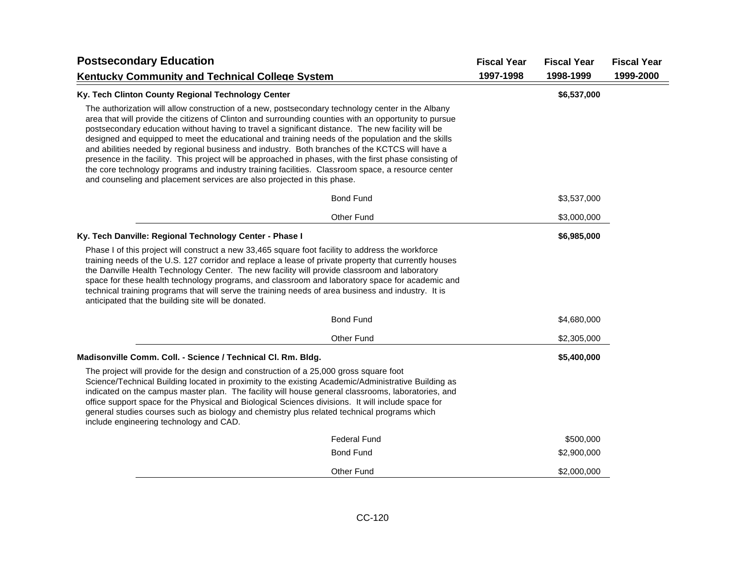## Postsecondary Education

### Kentucky Community and Technical College System

| | Fiscal Year 1997-1998 | Fiscal Year 1998-1999 | Fiscal Year 1999-2000 |
|---|---|---|---|
| **Ky. Tech Clinton County Regional Technology Center** | | **$6,537,000** | |

The authorization will allow construction of a new, postsecondary technology center in the Albany area that will provide the citizens of Clinton and surrounding counties with an opportunity to pursue postsecondary education without having to travel a significant distance. The new facility will be designed and equipped to meet the educational and training needs of the population and the skills and abilities needed by regional business and industry. Both branches of the KCTCS will have a presence in the facility. This project will be approached in phases, with the first phase consisting of the core technology programs and industry training facilities. Classroom space, a resource center and counseling and placement services are also projected in this phase.

| | Fiscal Year 1997-1998 | Fiscal Year 1998-1999 | Fiscal Year 1999-2000 |
|---|---|---|---|
| Bond Fund | | $3,537,000 | |
| Other Fund | | $3,000,000 | |

| | Fiscal Year 1997-1998 | Fiscal Year 1998-1999 | Fiscal Year 1999-2000 |
|---|---|---|---|
| **Ky. Tech Danville: Regional Technology Center - Phase I** | | **$6,985,000** | |

Phase I of this project will construct a new 33,465 square foot facility to address the workforce training needs of the U.S. 127 corridor and replace a lease of private property that currently houses the Danville Health Technology Center. The new facility will provide classroom and laboratory space for these health technology programs, and classroom and laboratory space for academic and technical training programs that will serve the training needs of area business and industry. It is anticipated that the building site will be donated.

| | Fiscal Year 1997-1998 | Fiscal Year 1998-1999 | Fiscal Year 1999-2000 |
|---|---|---|---|
| Bond Fund | | $4,680,000 | |
| Other Fund | | $2,305,000 | |

| | Fiscal Year 1997-1998 | Fiscal Year 1998-1999 | Fiscal Year 1999-2000 |
|---|---|---|---|
| **Madisonville Comm. Coll. - Science / Technical Cl. Rm. Bldg.** | | **$5,400,000** | |

The project will provide for the design and construction of a 25,000 gross square foot Science/Technical Building located in proximity to the existing Academic/Administrative Building as indicated on the campus master plan. The facility will house general classrooms, laboratories, and office support space for the Physical and Biological Sciences divisions. It will include space for general studies courses such as biology and chemistry plus related technical programs which include engineering technology and CAD.

| | Fiscal Year 1997-1998 | Fiscal Year 1998-1999 | Fiscal Year 1999-2000 |
|---|---|---|---|
| Federal Fund | | $500,000 | |
| Bond Fund | | $2,900,000 | |
| Other Fund | | $2,000,000 | |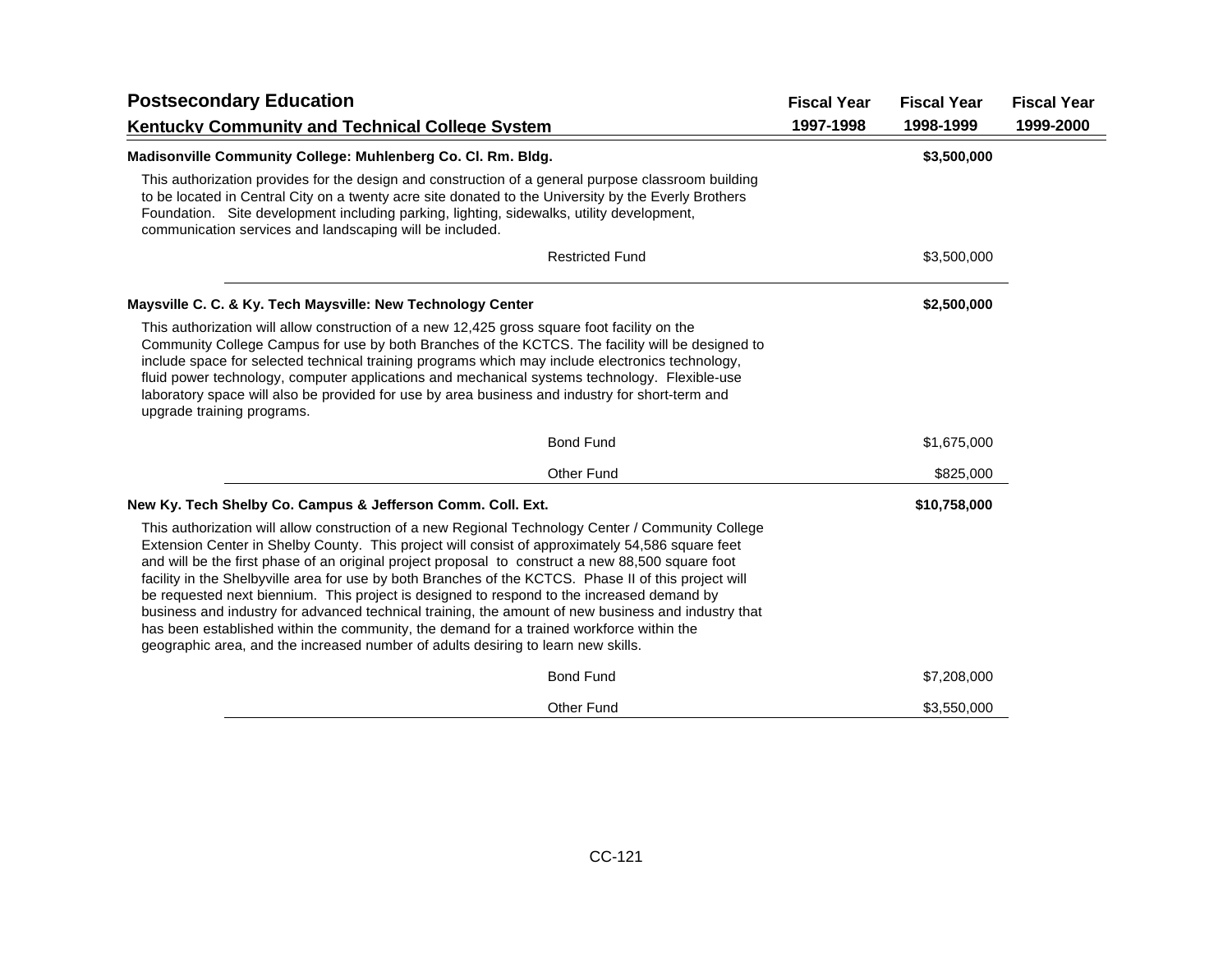## Postsecondary Education

### Kentucky Community and Technical College System

| | Fiscal Year 1997-1998 | Fiscal Year 1998-1999 | Fiscal Year 1999-2000 |
|---|---|---|---|
| **Madisonville Community College: Muhlenberg Co. Cl. Rm. Bldg.** | | **$3,500,000** | |

This authorization provides for the design and construction of a general purpose classroom building to be located in Central City on a twenty acre site donated to the University by the Everly Brothers Foundation. Site development including parking, lighting, sidewalks, utility development, communication services and landscaping will be included.

| | Fiscal Year 1997-1998 | Fiscal Year 1998-1999 | Fiscal Year 1999-2000 |
|---|---|---|---|
| Restricted Fund | | $3,500,000 | |
| **Maysville C. C. & Ky. Tech Maysville: New Technology Center** | | **$2,500,000** | |

This authorization will allow construction of a new 12,425 gross square foot facility on the Community College Campus for use by both Branches of the KCTCS. The facility will be designed to include space for selected technical training programs which may include electronics technology, fluid power technology, computer applications and mechanical systems technology. Flexible-use laboratory space will also be provided for use by area business and industry for short-term and upgrade training programs.

| | Fiscal Year 1997-1998 | Fiscal Year 1998-1999 | Fiscal Year 1999-2000 |
|---|---|---|---|
| Bond Fund | | $1,675,000 | |
| Other Fund | | $825,000 | |
| **New Ky. Tech Shelby Co. Campus & Jefferson Comm. Coll. Ext.** | | **$10,758,000** | |

This authorization will allow construction of a new Regional Technology Center / Community College Extension Center in Shelby County. This project will consist of approximately 54,586 square feet and will be the first phase of an original project proposal to construct a new 88,500 square foot facility in the Shelbyville area for use by both Branches of the KCTCS. Phase II of this project will be requested next biennium. This project is designed to respond to the increased demand by business and industry for advanced technical training, the amount of new business and industry that has been established within the community, the demand for a trained workforce within the geographic area, and the increased number of adults desiring to learn new skills.

| | Fiscal Year 1997-1998 | Fiscal Year 1998-1999 | Fiscal Year 1999-2000 |
|---|---|---|---|
| Bond Fund | | $7,208,000 | |
| Other Fund | | $3,550,000 | |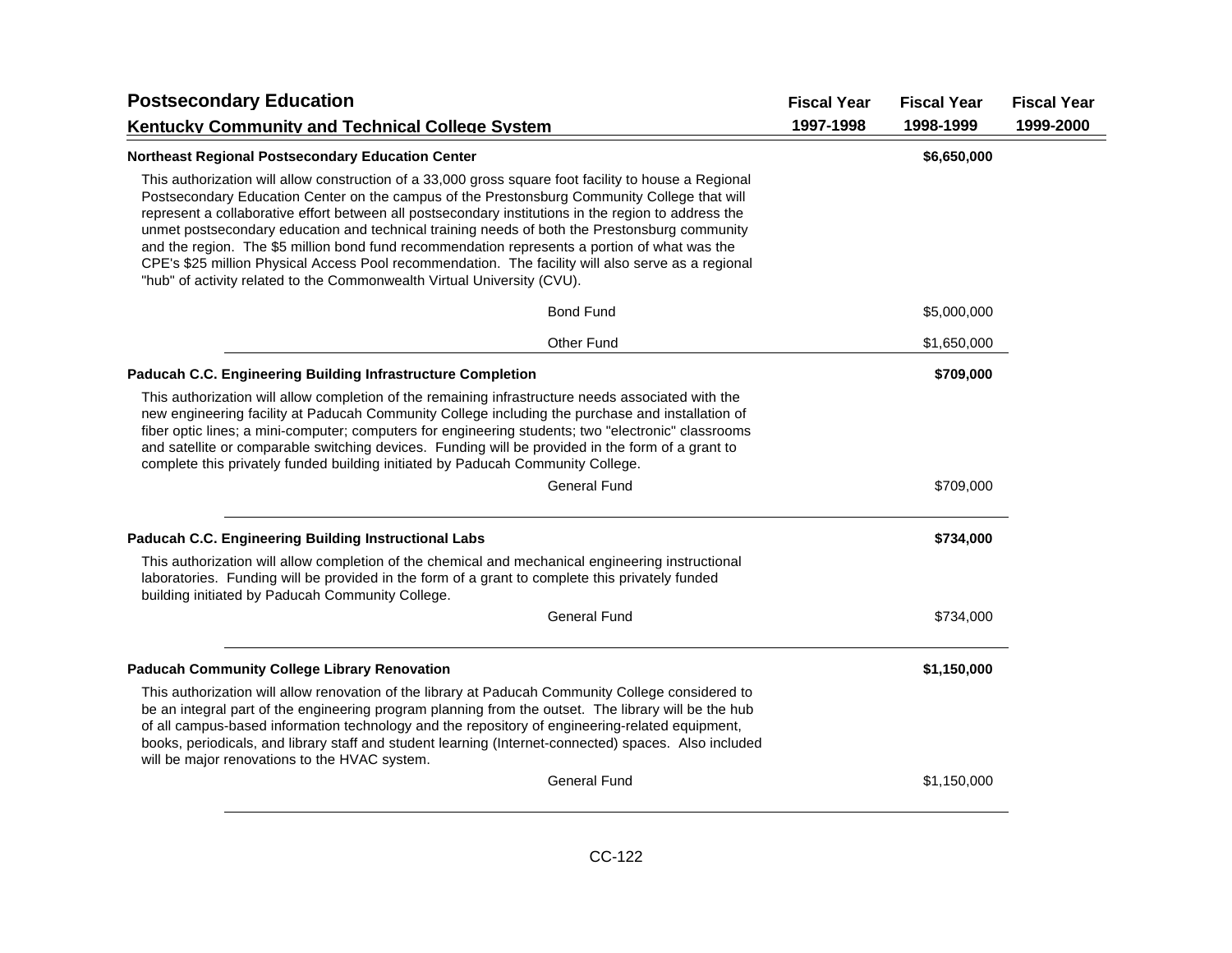# Postsecondary Education

## Kentucky Community and Technical College System

| | Fiscal Year 1997-1998 | Fiscal Year 1998-1999 | Fiscal Year 1999-2000 |
|---|---|---|---|
| **Northeast Regional Postsecondary Education Center** | | **$6,650,000** | |

This authorization will allow construction of a 33,000 gross square foot facility to house a Regional Postsecondary Education Center on the campus of the Prestonsburg Community College that will represent a collaborative effort between all postsecondary institutions in the region to address the unmet postsecondary education and technical training needs of both the Prestonsburg community and the region. The $5 million bond fund recommendation represents a portion of what was the CPE's $25 million Physical Access Pool recommendation. The facility will also serve as a regional "hub" of activity related to the Commonwealth Virtual University (CVU).

| | Fiscal Year 1997-1998 | Fiscal Year 1998-1999 | Fiscal Year 1999-2000 |
|---|---|---|---|
| Bond Fund | | $5,000,000 | |
| Other Fund | | $1,650,000 | |

| | Fiscal Year 1997-1998 | Fiscal Year 1998-1999 | Fiscal Year 1999-2000 |
|---|---|---|---|
| **Paducah C.C. Engineering Building Infrastructure Completion** | | **$709,000** | |

This authorization will allow completion of the remaining infrastructure needs associated with the new engineering facility at Paducah Community College including the purchase and installation of fiber optic lines; a mini-computer; computers for engineering students; two "electronic" classrooms and satellite or comparable switching devices. Funding will be provided in the form of a grant to complete this privately funded building initiated by Paducah Community College.

| | Fiscal Year 1997-1998 | Fiscal Year 1998-1999 | Fiscal Year 1999-2000 |
|---|---|---|---|
| General Fund | | $709,000 | |

| | Fiscal Year 1997-1998 | Fiscal Year 1998-1999 | Fiscal Year 1999-2000 |
|---|---|---|---|
| **Paducah C.C. Engineering Building Instructional Labs** | | **$734,000** | |

This authorization will allow completion of the chemical and mechanical engineering instructional laboratories. Funding will be provided in the form of a grant to complete this privately funded building initiated by Paducah Community College.

| | Fiscal Year 1997-1998 | Fiscal Year 1998-1999 | Fiscal Year 1999-2000 |
|---|---|---|---|
| General Fund | | $734,000 | |

| | Fiscal Year 1997-1998 | Fiscal Year 1998-1999 | Fiscal Year 1999-2000 |
|---|---|---|---|
| **Paducah Community College Library Renovation** | | **$1,150,000** | |

This authorization will allow renovation of the library at Paducah Community College considered to be an integral part of the engineering program planning from the outset. The library will be the hub of all campus-based information technology and the repository of engineering-related equipment, books, periodicals, and library staff and student learning (Internet-connected) spaces. Also included will be major renovations to the HVAC system.

| | Fiscal Year 1997-1998 | Fiscal Year 1998-1999 | Fiscal Year 1999-2000 |
|---|---|---|---|
| General Fund | | $1,150,000 | |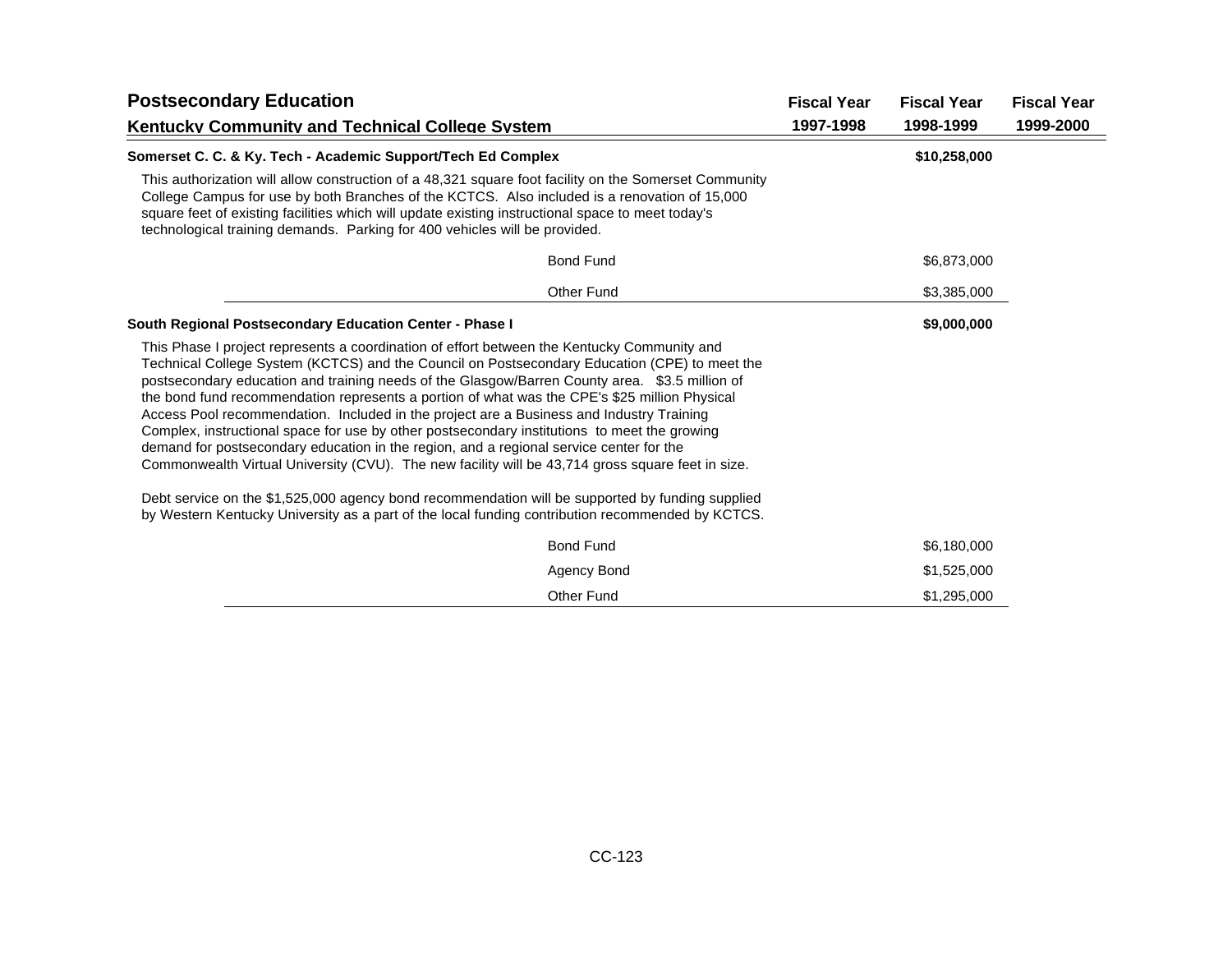## Postsecondary Education

### Kentucky Community and Technical College System

| | Fiscal Year 1997-1998 | Fiscal Year 1998-1999 | Fiscal Year 1999-2000 |
|---|---|---|---|
| **Somerset C. C. & Ky. Tech - Academic Support/Tech Ed Complex** | | **$10,258,000** | |

This authorization will allow construction of a 48,321 square foot facility on the Somerset Community College Campus for use by both Branches of the KCTCS. Also included is a renovation of 15,000 square feet of existing facilities which will update existing instructional space to meet today's technological training demands. Parking for 400 vehicles will be provided.

| | Fiscal Year 1997-1998 | Fiscal Year 1998-1999 | Fiscal Year 1999-2000 |
|---|---|---|---|
| Bond Fund | | $6,873,000 | |
| Other Fund | | $3,385,000 | |

| | Fiscal Year 1997-1998 | Fiscal Year 1998-1999 | Fiscal Year 1999-2000 |
|---|---|---|---|
| **South Regional Postsecondary Education Center - Phase I** | | **$9,000,000** | |

This Phase I project represents a coordination of effort between the Kentucky Community and Technical College System (KCTCS) and the Council on Postsecondary Education (CPE) to meet the postsecondary education and training needs of the Glasgow/Barren County area. $3.5 million of the bond fund recommendation represents a portion of what was the CPE's $25 million Physical Access Pool recommendation. Included in the project are a Business and Industry Training Complex, instructional space for use by other postsecondary institutions to meet the growing demand for postsecondary education in the region, and a regional service center for the Commonwealth Virtual University (CVU). The new facility will be 43,714 gross square feet in size.

Debt service on the $1,525,000 agency bond recommendation will be supported by funding supplied by Western Kentucky University as a part of the local funding contribution recommended by KCTCS.

| | Fiscal Year 1997-1998 | Fiscal Year 1998-1999 | Fiscal Year 1999-2000 |
|---|---|---|---|
| Bond Fund | | $6,180,000 | |
| Agency Bond | | $1,525,000 | |
| Other Fund | | $1,295,000 | |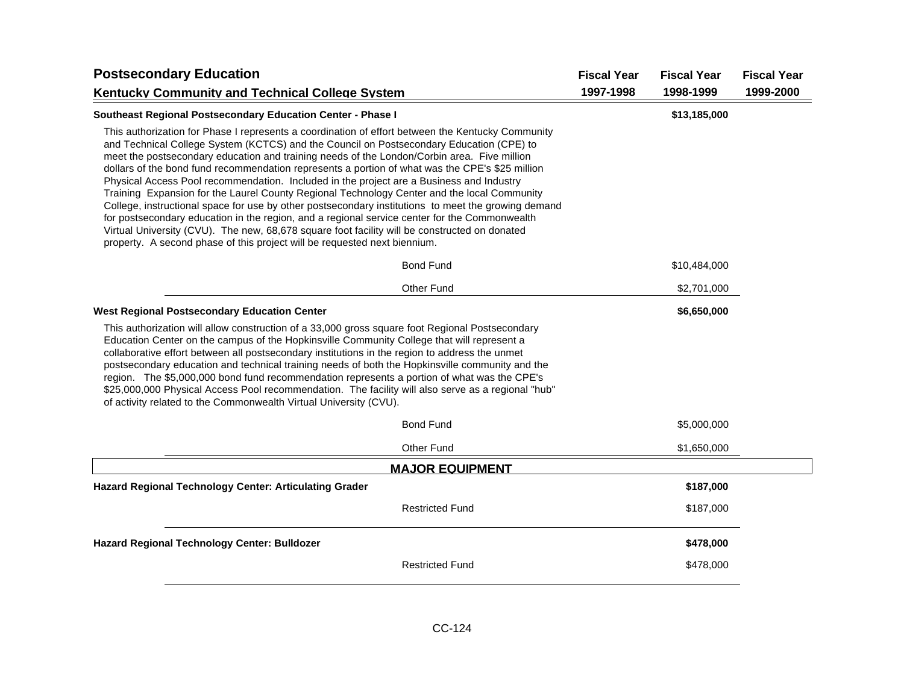# Postsecondary Education

## Kentucky Community and Technical College System

| | Fiscal Year 1997-1998 | Fiscal Year 1998-1999 | Fiscal Year 1999-2000 |
|---|---|---|---|
| **Southeast Regional Postsecondary Education Center - Phase I** | | **$13,185,000** | |

This authorization for Phase I represents a coordination of effort between the Kentucky Community and Technical College System (KCTCS) and the Council on Postsecondary Education (CPE) to meet the postsecondary education and training needs of the London/Corbin area. Five million dollars of the bond fund recommendation represents a portion of what was the CPE's $25 million Physical Access Pool recommendation. Included in the project are a Business and Industry Training Expansion for the Laurel County Regional Technology Center and the local Community College, instructional space for use by other postsecondary institutions to meet the growing demand for postsecondary education in the region, and a regional service center for the Commonwealth Virtual University (CVU). The new, 68,678 square foot facility will be constructed on donated property. A second phase of this project will be requested next biennium.

| | Fiscal Year 1997-1998 | Fiscal Year 1998-1999 | Fiscal Year 1999-2000 |
|---|---|---|---|
| Bond Fund | | $10,484,000 | |
| Other Fund | | $2,701,000 | |

| | Fiscal Year 1997-1998 | Fiscal Year 1998-1999 | Fiscal Year 1999-2000 |
|---|---|---|---|
| **West Regional Postsecondary Education Center** | | **$6,650,000** | |

This authorization will allow construction of a 33,000 gross square foot Regional Postsecondary Education Center on the campus of the Hopkinsville Community College that will represent a collaborative effort between all postsecondary institutions in the region to address the unmet postsecondary education and technical training needs of both the Hopkinsville community and the region. The $5,000,000 bond fund recommendation represents a portion of what was the CPE's $25,000,000 Physical Access Pool recommendation. The facility will also serve as a regional "hub" of activity related to the Commonwealth Virtual University (CVU).

| | Fiscal Year 1997-1998 | Fiscal Year 1998-1999 | Fiscal Year 1999-2000 |
|---|---|---|---|
| Bond Fund | | $5,000,000 | |
| Other Fund | | $1,650,000 | |

### MAJOR EQUIPMENT

| | Fiscal Year 1997-1998 | Fiscal Year 1998-1999 | Fiscal Year 1999-2000 |
|---|---|---|---|
| **Hazard Regional Technology Center: Articulating Grader** | | **$187,000** | |
| Restricted Fund | | $187,000 | |
| **Hazard Regional Technology Center: Bulldozer** | | **$478,000** | |
| Restricted Fund | | $478,000 | |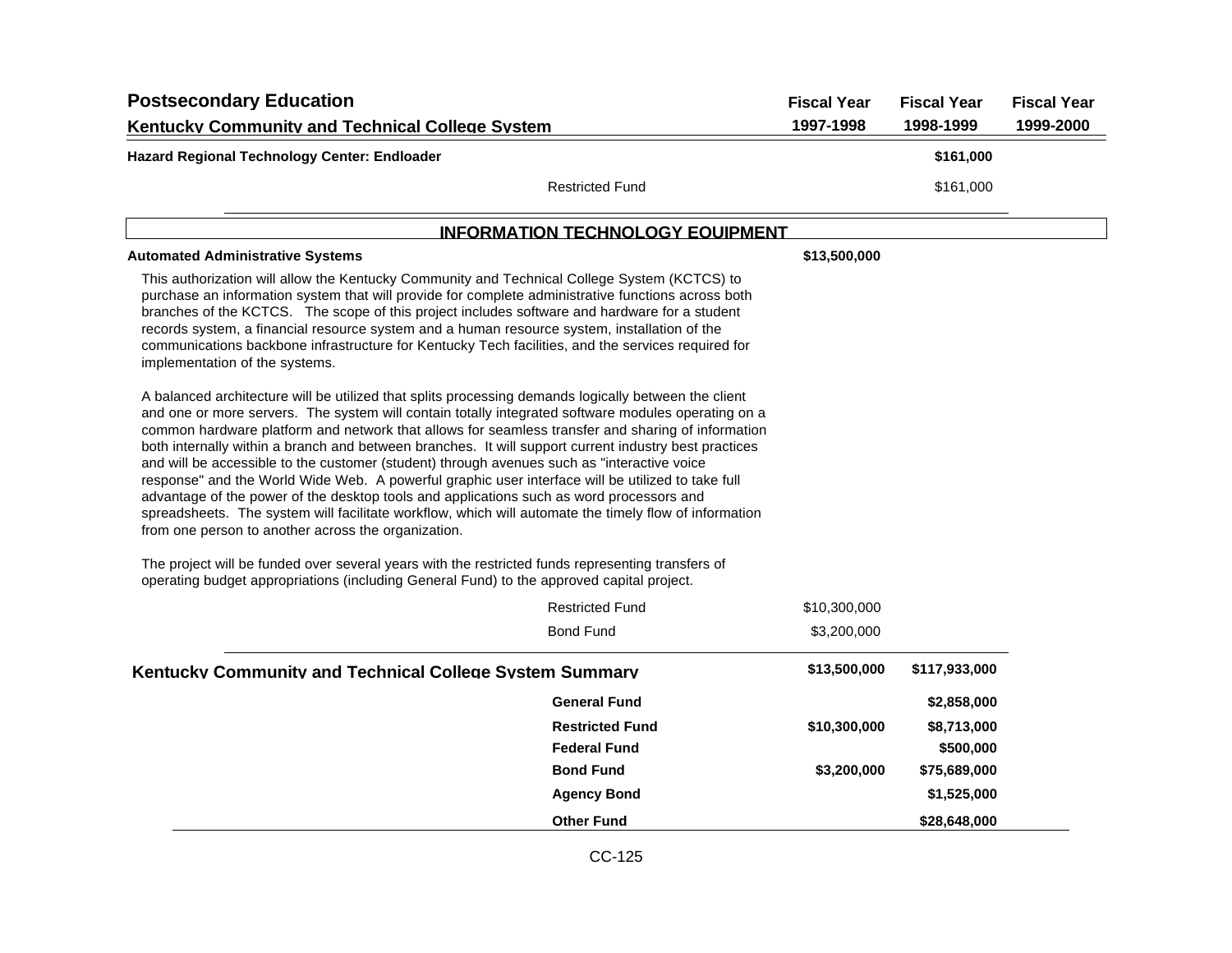# Postsecondary Education

## Kentucky Community and Technical College System

| | Fiscal Year 1997-1998 | Fiscal Year 1998-1999 | Fiscal Year 1999-2000 |
|---|---|---|---|
| **Hazard Regional Technology Center: Endloader** | | **$161,000** | |
| Restricted Fund | | $161,000 | |

## INFORMATION TECHNOLOGY EQUIPMENT

**Automated Administrative Systems** — **$13,500,000** (Fiscal Year 1997-1998)

This authorization will allow the Kentucky Community and Technical College System (KCTCS) to purchase an information system that will provide for complete administrative functions across both branches of the KCTCS. The scope of this project includes software and hardware for a student records system, a financial resource system and a human resource system, installation of the communications backbone infrastructure for Kentucky Tech facilities, and the services required for implementation of the systems.

A balanced architecture will be utilized that splits processing demands logically between the client and one or more servers. The system will contain totally integrated software modules operating on a common hardware platform and network that allows for seamless transfer and sharing of information both internally within a branch and between branches. It will support current industry best practices and will be accessible to the customer (student) through avenues such as "interactive voice response" and the World Wide Web. A powerful graphic user interface will be utilized to take full advantage of the power of the desktop tools and applications such as word processors and spreadsheets. The system will facilitate workflow, which will automate the timely flow of information from one person to another across the organization.

The project will be funded over several years with the restricted funds representing transfers of operating budget appropriations (including General Fund) to the approved capital project.

| | Fiscal Year 1997-1998 | Fiscal Year 1998-1999 | Fiscal Year 1999-2000 |
|---|---|---|---|
| Restricted Fund | $10,300,000 | | |
| Bond Fund | $3,200,000 | | |

## Kentucky Community and Technical College System Summary

| | Fiscal Year 1997-1998 | Fiscal Year 1998-1999 | Fiscal Year 1999-2000 |
|---|---|---|---|
| **Kentucky Community and Technical College System Summary** | **$13,500,000** | **$117,933,000** | |
| **General Fund** | | **$2,858,000** | |
| **Restricted Fund** | **$10,300,000** | **$8,713,000** | |
| **Federal Fund** | | **$500,000** | |
| **Bond Fund** | **$3,200,000** | **$75,689,000** | |
| **Agency Bond** | | **$1,525,000** | |
| **Other Fund** | | **$28,648,000** | |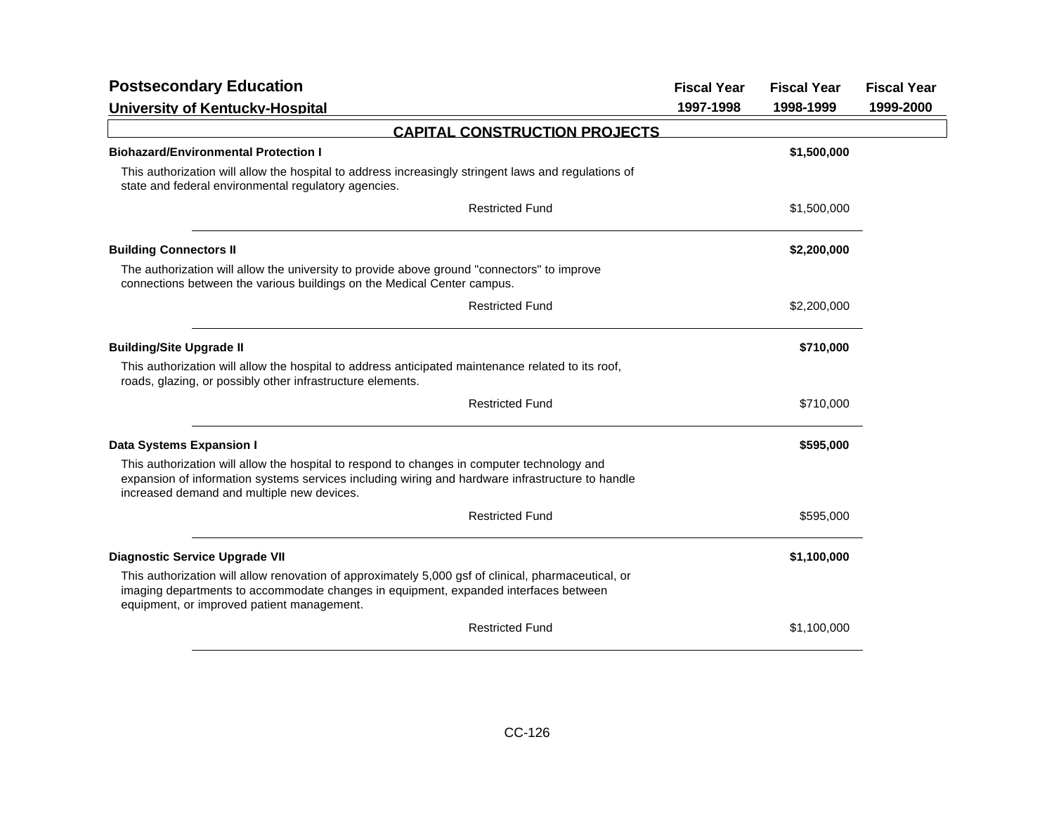## Postsecondary Education

### University of Kentucky-Hospital

| | Fiscal Year 1997-1998 | Fiscal Year 1998-1999 | Fiscal Year 1999-2000 |
|---|---|---|---|

### CAPITAL CONSTRUCTION PROJECTS

**Biohazard/Environmental Protection I** — **$1,500,000**

This authorization will allow the hospital to address increasingly stringent laws and regulations of state and federal environmental regulatory agencies.

| | Fiscal Year 1997-1998 | Fiscal Year 1998-1999 | Fiscal Year 1999-2000 |
|---|---|---|---|
| Restricted Fund | | $1,500,000 | |

**Building Connectors II** — **$2,200,000**

The authorization will allow the university to provide above ground "connectors" to improve connections between the various buildings on the Medical Center campus.

| | Fiscal Year 1997-1998 | Fiscal Year 1998-1999 | Fiscal Year 1999-2000 |
|---|---|---|---|
| Restricted Fund | | $2,200,000 | |

**Building/Site Upgrade II** — **$710,000**

This authorization will allow the hospital to address anticipated maintenance related to its roof, roads, glazing, or possibly other infrastructure elements.

| | Fiscal Year 1997-1998 | Fiscal Year 1998-1999 | Fiscal Year 1999-2000 |
|---|---|---|---|
| Restricted Fund | | $710,000 | |

**Data Systems Expansion I** — **$595,000**

This authorization will allow the hospital to respond to changes in computer technology and expansion of information systems services including wiring and hardware infrastructure to handle increased demand and multiple new devices.

| | Fiscal Year 1997-1998 | Fiscal Year 1998-1999 | Fiscal Year 1999-2000 |
|---|---|---|---|
| Restricted Fund | | $595,000 | |

**Diagnostic Service Upgrade VII** — **$1,100,000**

This authorization will allow renovation of approximately 5,000 gsf of clinical, pharmaceutical, or imaging departments to accommodate changes in equipment, expanded interfaces between equipment, or improved patient management.

| | Fiscal Year 1997-1998 | Fiscal Year 1998-1999 | Fiscal Year 1999-2000 |
|---|---|---|---|
| Restricted Fund | | $1,100,000 | |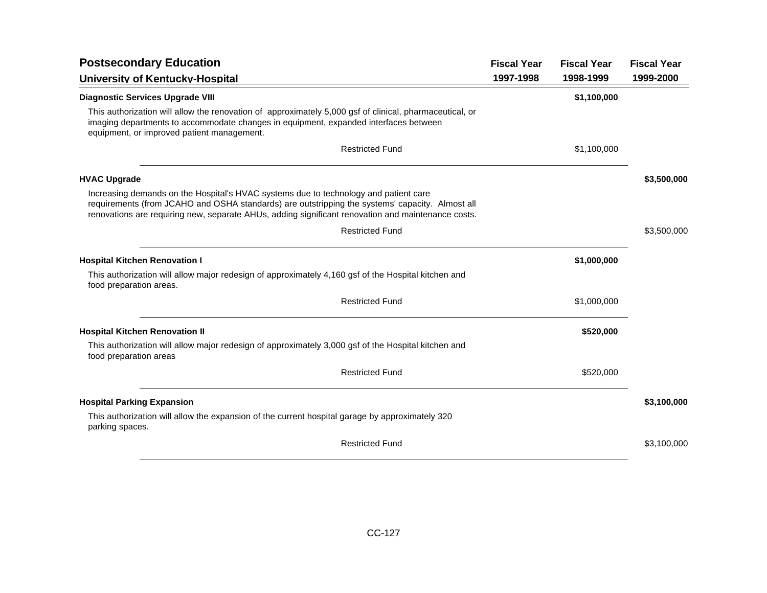## Postsecondary Education

### University of Kentucky-Hospital

| | Fiscal Year 1997-1998 | Fiscal Year 1998-1999 | Fiscal Year 1999-2000 |
|---|---|---|---|
| **Diagnostic Services Upgrade VIII** | | **$1,100,000** | |
| This authorization will allow the renovation of approximately 5,000 gsf of clinical, pharmaceutical, or imaging departments to accommodate changes in equipment, expanded interfaces between equipment, or improved patient management. | | | |
| Restricted Fund | | $1,100,000 | |
| **HVAC Upgrade** | | | **$3,500,000** |
| Increasing demands on the Hospital's HVAC systems due to technology and patient care requirements (from JCAHO and OSHA standards) are outstripping the systems' capacity. Almost all renovations are requiring new, separate AHUs, adding significant renovation and maintenance costs. | | | |
| Restricted Fund | | | $3,500,000 |
| **Hospital Kitchen Renovation I** | | **$1,000,000** | |
| This authorization will allow major redesign of approximately 4,160 gsf of the Hospital kitchen and food preparation areas. | | | |
| Restricted Fund | | $1,000,000 | |
| **Hospital Kitchen Renovation II** | | **$520,000** | |
| This authorization will allow major redesign of approximately 3,000 gsf of the Hospital kitchen and food preparation areas | | | |
| Restricted Fund | | $520,000 | |
| **Hospital Parking Expansion** | | | **$3,100,000** |
| This authorization will allow the expansion of the current hospital garage by approximately 320 parking spaces. | | | |
| Restricted Fund | | | $3,100,000 |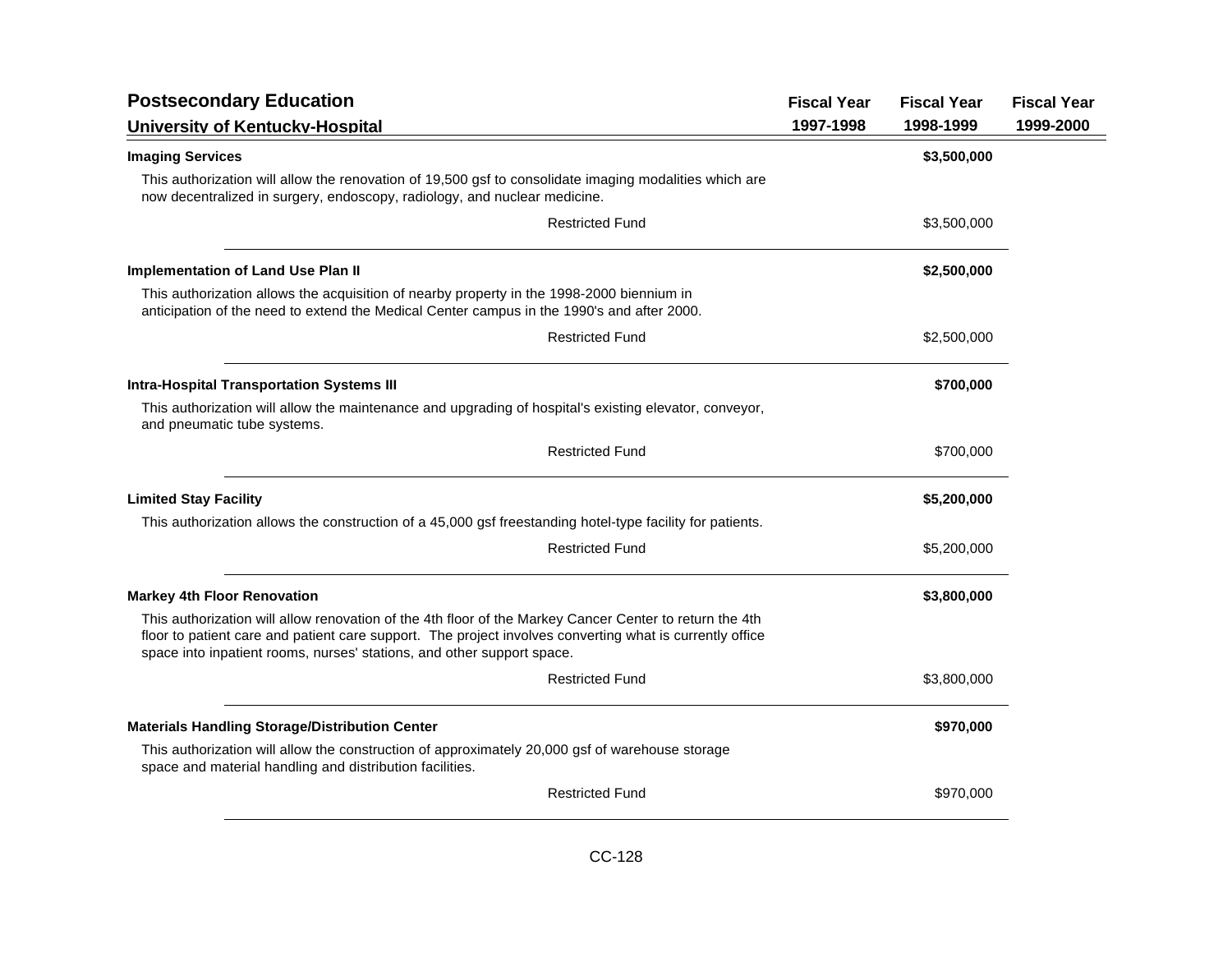## Postsecondary Education

### University of Kentucky-Hospital

| | Fiscal Year 1997-1998 | Fiscal Year 1998-1999 | Fiscal Year 1999-2000 |
|---|---|---|---|
| **Imaging Services** | | **$3,500,000** | |
| This authorization will allow the renovation of 19,500 gsf to consolidate imaging modalities which are now decentralized in surgery, endoscopy, radiology, and nuclear medicine. | | | |
| Restricted Fund | | $3,500,000 | |
| **Implementation of Land Use Plan II** | | **$2,500,000** | |
| This authorization allows the acquisition of nearby property in the 1998-2000 biennium in anticipation of the need to extend the Medical Center campus in the 1990's and after 2000. | | | |
| Restricted Fund | | $2,500,000 | |
| **Intra-Hospital Transportation Systems III** | | **$700,000** | |
| This authorization will allow the maintenance and upgrading of hospital's existing elevator, conveyor, and pneumatic tube systems. | | | |
| Restricted Fund | | $700,000 | |
| **Limited Stay Facility** | | **$5,200,000** | |
| This authorization allows the construction of a 45,000 gsf freestanding hotel-type facility for patients. | | | |
| Restricted Fund | | $5,200,000 | |
| **Markey 4th Floor Renovation** | | **$3,800,000** | |
| This authorization will allow renovation of the 4th floor of the Markey Cancer Center to return the 4th floor to patient care and patient care support. The project involves converting what is currently office space into inpatient rooms, nurses' stations, and other support space. | | | |
| Restricted Fund | | $3,800,000 | |
| **Materials Handling Storage/Distribution Center** | | **$970,000** | |
| This authorization will allow the construction of approximately 20,000 gsf of warehouse storage space and material handling and distribution facilities. | | | |
| Restricted Fund | | $970,000 | |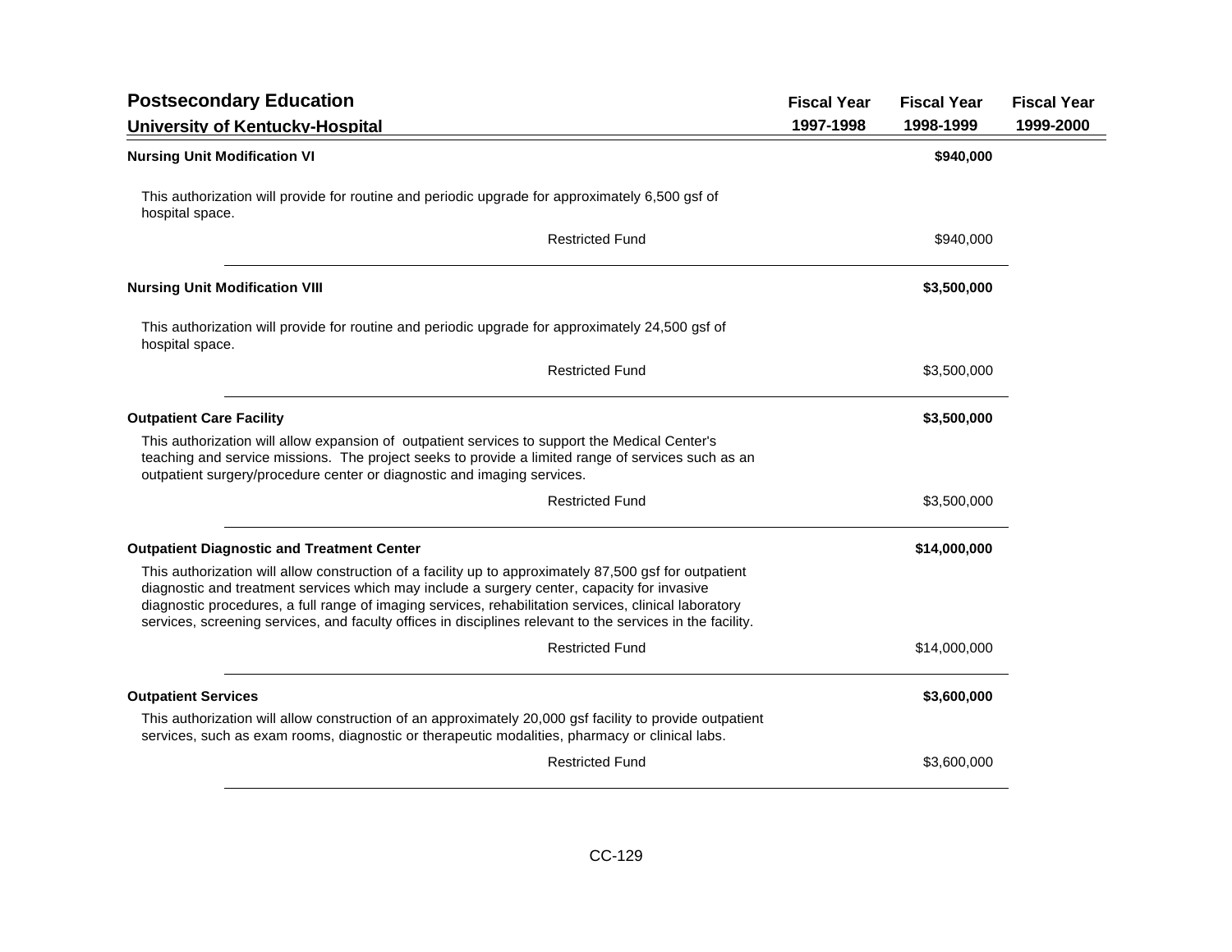## Postsecondary Education

### University of Kentucky-Hospital

| | Fiscal Year 1997-1998 | Fiscal Year 1998-1999 | Fiscal Year 1999-2000 |
|---|---|---|---|
| **Nursing Unit Modification VI** | | **$940,000** | |
| This authorization will provide for routine and periodic upgrade for approximately 6,500 gsf of hospital space. | | | |
| Restricted Fund | | $940,000 | |
| **Nursing Unit Modification VIII** | | **$3,500,000** | |
| This authorization will provide for routine and periodic upgrade for approximately 24,500 gsf of hospital space. | | | |
| Restricted Fund | | $3,500,000 | |
| **Outpatient Care Facility** | | **$3,500,000** | |
| This authorization will allow expansion of outpatient services to support the Medical Center's teaching and service missions. The project seeks to provide a limited range of services such as an outpatient surgery/procedure center or diagnostic and imaging services. | | | |
| Restricted Fund | | $3,500,000 | |
| **Outpatient Diagnostic and Treatment Center** | | **$14,000,000** | |
| This authorization will allow construction of a facility up to approximately 87,500 gsf for outpatient diagnostic and treatment services which may include a surgery center, capacity for invasive diagnostic procedures, a full range of imaging services, rehabilitation services, clinical laboratory services, screening services, and faculty offices in disciplines relevant to the services in the facility. | | | |
| Restricted Fund | | $14,000,000 | |
| **Outpatient Services** | | **$3,600,000** | |
| This authorization will allow construction of an approximately 20,000 gsf facility to provide outpatient services, such as exam rooms, diagnostic or therapeutic modalities, pharmacy or clinical labs. | | | |
| Restricted Fund | | $3,600,000 | |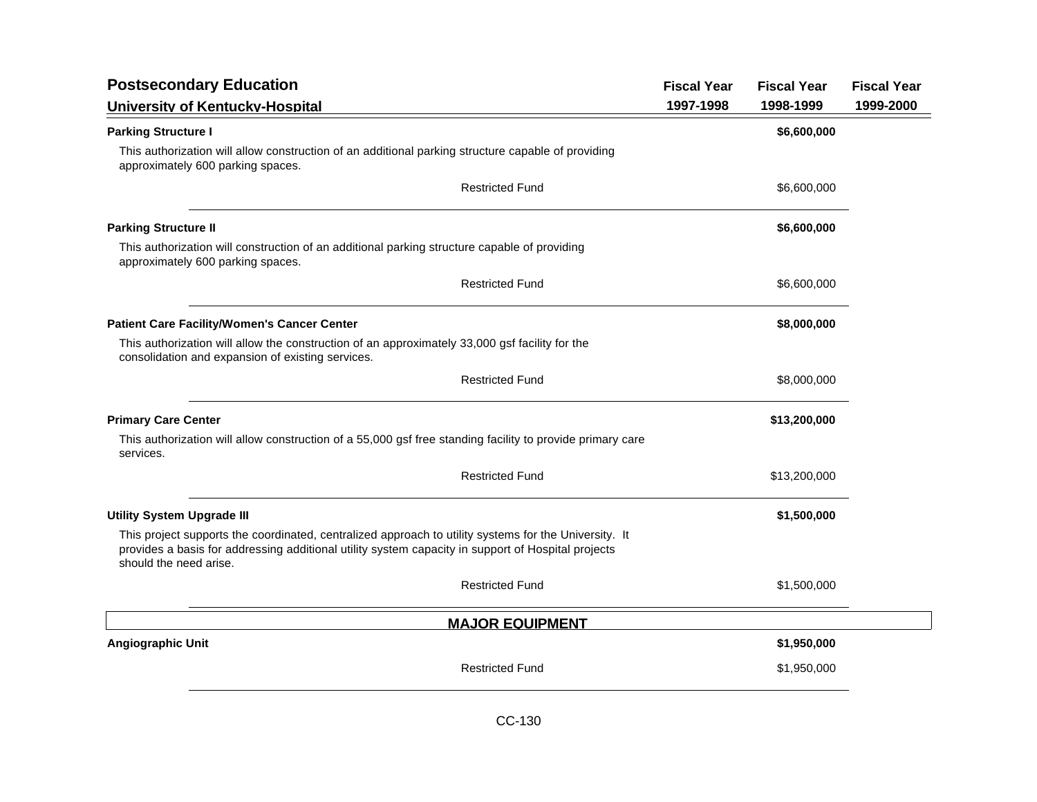## Postsecondary Education

### University of Kentucky-Hospital

| | Fiscal Year 1997-1998 | Fiscal Year 1998-1999 | Fiscal Year 1999-2000 |
|---|---|---|---|
| **Parking Structure I** | | **$6,600,000** | |
| This authorization will allow construction of an additional parking structure capable of providing approximately 600 parking spaces. | | | |
| Restricted Fund | | $6,600,000 | |
| **Parking Structure II** | | **$6,600,000** | |
| This authorization will construction of an additional parking structure capable of providing approximately 600 parking spaces. | | | |
| Restricted Fund | | $6,600,000 | |
| **Patient Care Facility/Women's Cancer Center** | | **$8,000,000** | |
| This authorization will allow the construction of an approximately 33,000 gsf facility for the consolidation and expansion of existing services. | | | |
| Restricted Fund | | $8,000,000 | |
| **Primary Care Center** | | **$13,200,000** | |
| This authorization will allow construction of a 55,000 gsf free standing facility to provide primary care services. | | | |
| Restricted Fund | | $13,200,000 | |
| **Utility System Upgrade III** | | **$1,500,000** | |
| This project supports the coordinated, centralized approach to utility systems for the University. It provides a basis for addressing additional utility system capacity in support of Hospital projects should the need arise. | | | |
| Restricted Fund | | $1,500,000 | |

**MAJOR EQUIPMENT**

| | Fiscal Year 1997-1998 | Fiscal Year 1998-1999 | Fiscal Year 1999-2000 |
|---|---|---|---|
| **Angiographic Unit** | | **$1,950,000** | |
| Restricted Fund | | $1,950,000 | |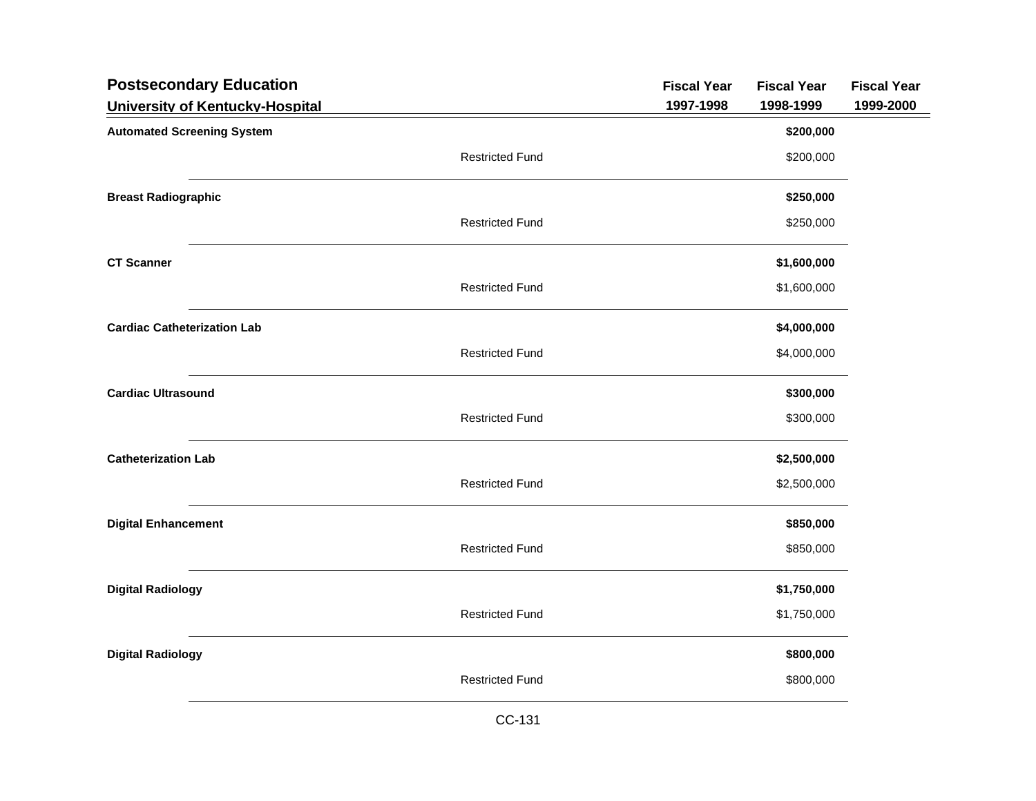## Postsecondary Education

### University of Kentucky-Hospital

| | | Fiscal Year 1997-1998 | Fiscal Year 1998-1999 | Fiscal Year 1999-2000 |
|---|---|---|---|---|
| **Automated Screening System** | | | **$200,000** | |
| | Restricted Fund | | $200,000 | |
| **Breast Radiographic** | | | **$250,000** | |
| | Restricted Fund | | $250,000 | |
| **CT Scanner** | | | **$1,600,000** | |
| | Restricted Fund | | $1,600,000 | |
| **Cardiac Catheterization Lab** | | | **$4,000,000** | |
| | Restricted Fund | | $4,000,000 | |
| **Cardiac Ultrasound** | | | **$300,000** | |
| | Restricted Fund | | $300,000 | |
| **Catheterization Lab** | | | **$2,500,000** | |
| | Restricted Fund | | $2,500,000 | |
| **Digital Enhancement** | | | **$850,000** | |
| | Restricted Fund | | $850,000 | |
| **Digital Radiology** | | | **$1,750,000** | |
| | Restricted Fund | | $1,750,000 | |
| **Digital Radiology** | | | **$800,000** | |
| | Restricted Fund | | $800,000 | |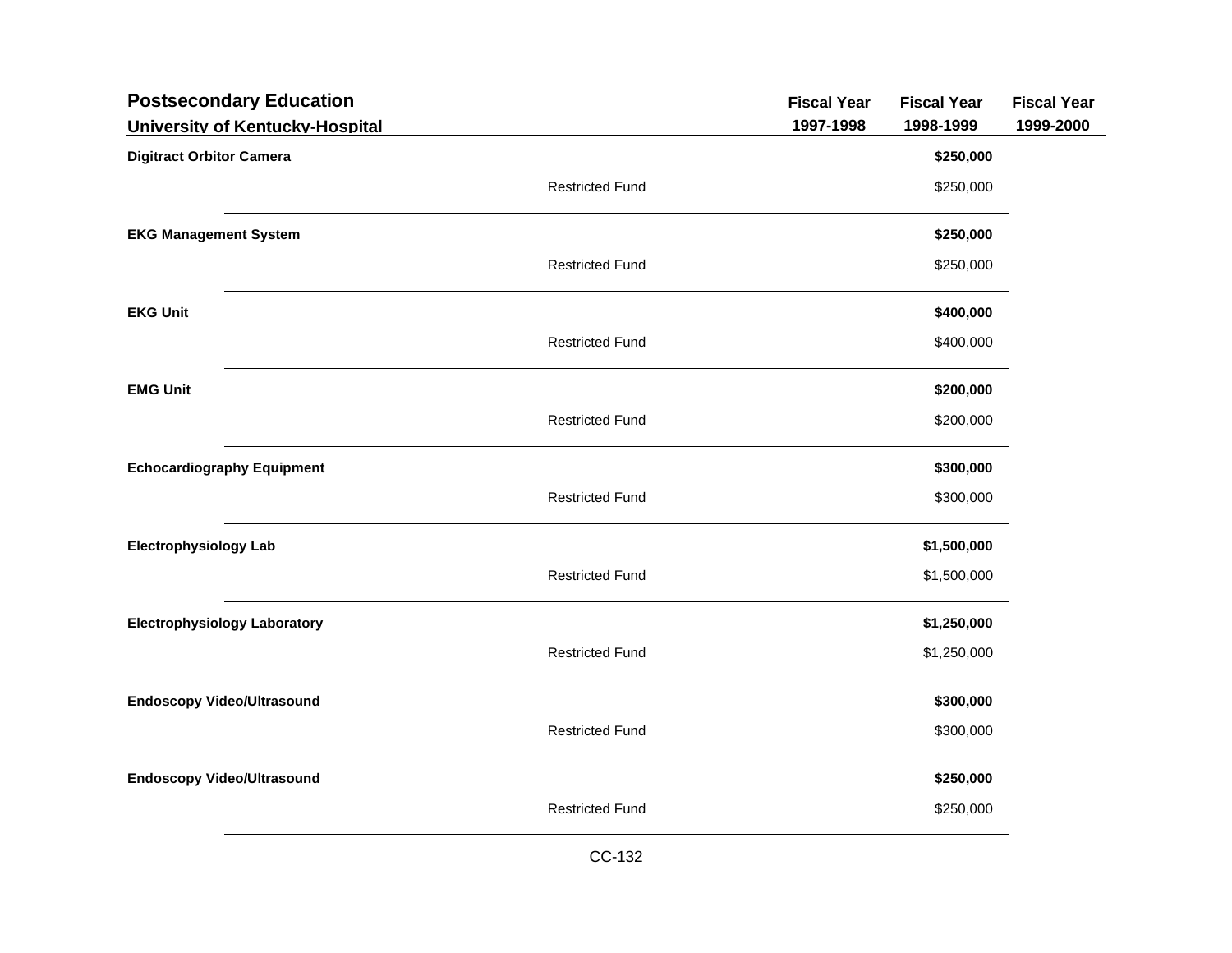## Postsecondary Education

### University of Kentucky-Hospital

| | | Fiscal Year 1997-1998 | Fiscal Year 1998-1999 | Fiscal Year 1999-2000 |
|---|---|---|---|---|
| **Digitract Orbitor Camera** | | | **$250,000** | |
| | Restricted Fund | | $250,000 | |
| **EKG Management System** | | | **$250,000** | |
| | Restricted Fund | | $250,000 | |
| **EKG Unit** | | | **$400,000** | |
| | Restricted Fund | | $400,000 | |
| **EMG Unit** | | | **$200,000** | |
| | Restricted Fund | | $200,000 | |
| **Echocardiography Equipment** | | | **$300,000** | |
| | Restricted Fund | | $300,000 | |
| **Electrophysiology Lab** | | | **$1,500,000** | |
| | Restricted Fund | | $1,500,000 | |
| **Electrophysiology Laboratory** | | | **$1,250,000** | |
| | Restricted Fund | | $1,250,000 | |
| **Endoscopy Video/Ultrasound** | | | **$300,000** | |
| | Restricted Fund | | $300,000 | |
| **Endoscopy Video/Ultrasound** | | | **$250,000** | |
| | Restricted Fund | | $250,000 | |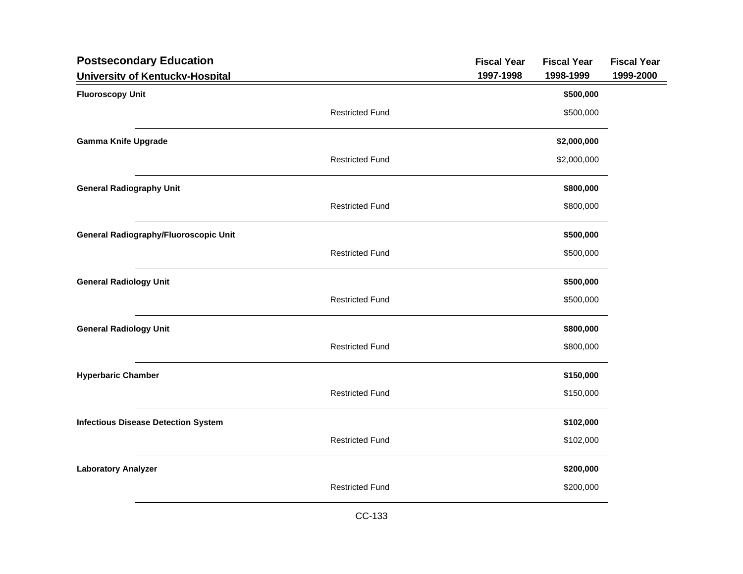## Postsecondary Education

### University of Kentucky-Hospital

| | | Fiscal Year 1997-1998 | Fiscal Year 1998-1999 | Fiscal Year 1999-2000 |
|---|---|---|---|---|
| **Fluoroscopy Unit** | | | **$500,000** | |
| | Restricted Fund | | $500,000 | |
| **Gamma Knife Upgrade** | | | **$2,000,000** | |
| | Restricted Fund | | $2,000,000 | |
| **General Radiography Unit** | | | **$800,000** | |
| | Restricted Fund | | $800,000 | |
| **General Radiography/Fluoroscopic Unit** | | | **$500,000** | |
| | Restricted Fund | | $500,000 | |
| **General Radiology Unit** | | | **$500,000** | |
| | Restricted Fund | | $500,000 | |
| **General Radiology Unit** | | | **$800,000** | |
| | Restricted Fund | | $800,000 | |
| **Hyperbaric Chamber** | | | **$150,000** | |
| | Restricted Fund | | $150,000 | |
| **Infectious Disease Detection System** | | | **$102,000** | |
| | Restricted Fund | | $102,000 | |
| **Laboratory Analyzer** | | | **$200,000** | |
| | Restricted Fund | | $200,000 | |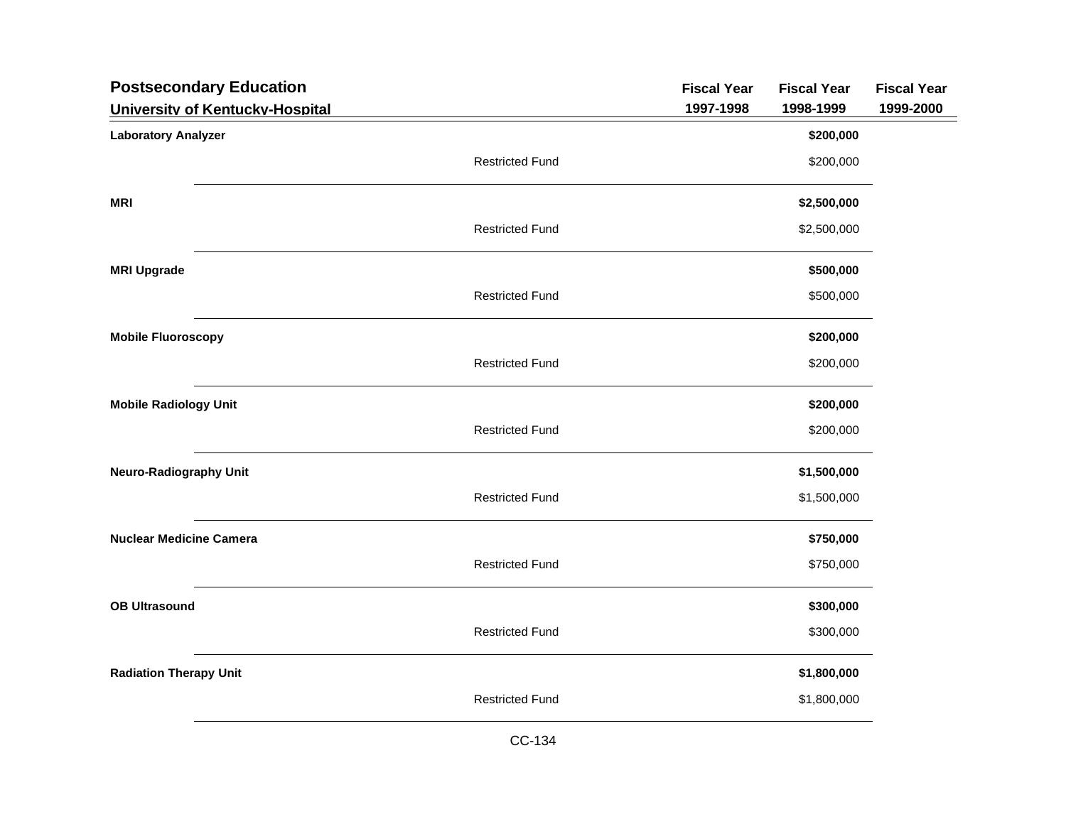## Postsecondary Education

### University of Kentucky-Hospital

| | | Fiscal Year 1997-1998 | Fiscal Year 1998-1999 | Fiscal Year 1999-2000 |
|---|---|---|---|---|
| **Laboratory Analyzer** | | | **$200,000** | |
| | Restricted Fund | | $200,000 | |
| **MRI** | | | **$2,500,000** | |
| | Restricted Fund | | $2,500,000 | |
| **MRI Upgrade** | | | **$500,000** | |
| | Restricted Fund | | $500,000 | |
| **Mobile Fluoroscopy** | | | **$200,000** | |
| | Restricted Fund | | $200,000 | |
| **Mobile Radiology Unit** | | | **$200,000** | |
| | Restricted Fund | | $200,000 | |
| **Neuro-Radiography Unit** | | | **$1,500,000** | |
| | Restricted Fund | | $1,500,000 | |
| **Nuclear Medicine Camera** | | | **$750,000** | |
| | Restricted Fund | | $750,000 | |
| **OB Ultrasound** | | | **$300,000** | |
| | Restricted Fund | | $300,000 | |
| **Radiation Therapy Unit** | | | **$1,800,000** | |
| | Restricted Fund | | $1,800,000 | |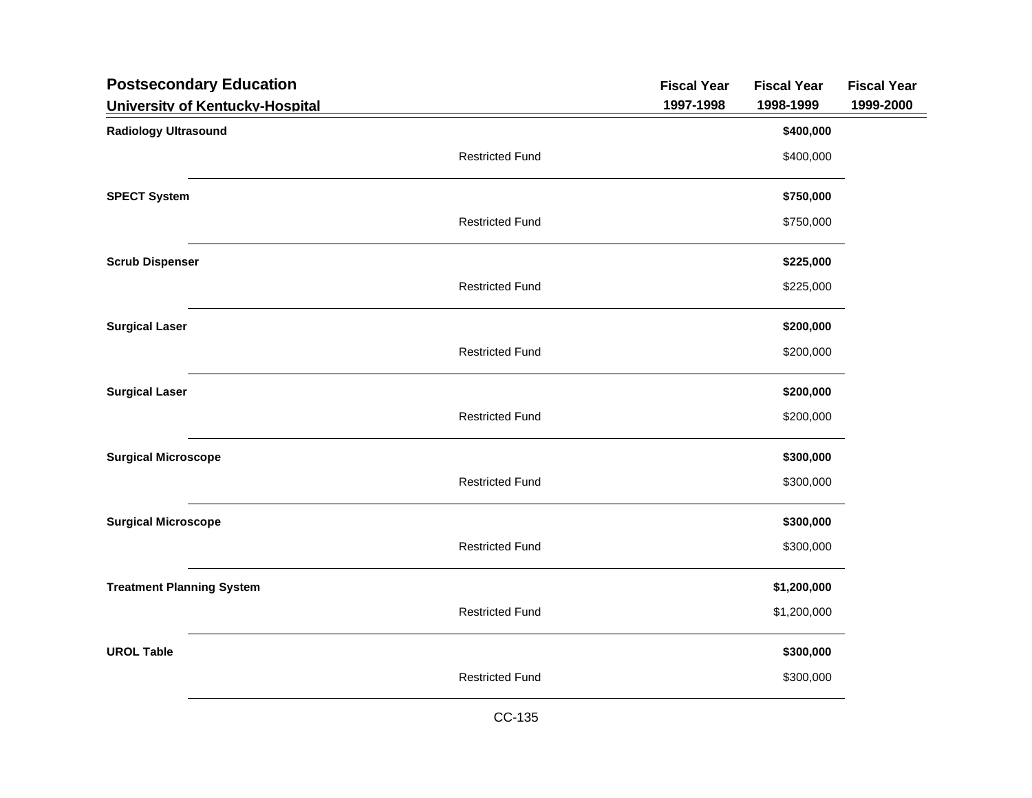## Postsecondary Education

### University of Kentucky-Hospital

| | | Fiscal Year 1997-1998 | Fiscal Year 1998-1999 | Fiscal Year 1999-2000 |
|---|---|---|---|---|
| **Radiology Ultrasound** | | | **$400,000** | |
| | Restricted Fund | | $400,000 | |
| **SPECT System** | | | **$750,000** | |
| | Restricted Fund | | $750,000 | |
| **Scrub Dispenser** | | | **$225,000** | |
| | Restricted Fund | | $225,000 | |
| **Surgical Laser** | | | **$200,000** | |
| | Restricted Fund | | $200,000 | |
| **Surgical Laser** | | | **$200,000** | |
| | Restricted Fund | | $200,000 | |
| **Surgical Microscope** | | | **$300,000** | |
| | Restricted Fund | | $300,000 | |
| **Surgical Microscope** | | | **$300,000** | |
| | Restricted Fund | | $300,000 | |
| **Treatment Planning System** | | | **$1,200,000** | |
| | Restricted Fund | | $1,200,000 | |
| **UROL Table** | | | **$300,000** | |
| | Restricted Fund | | $300,000 | |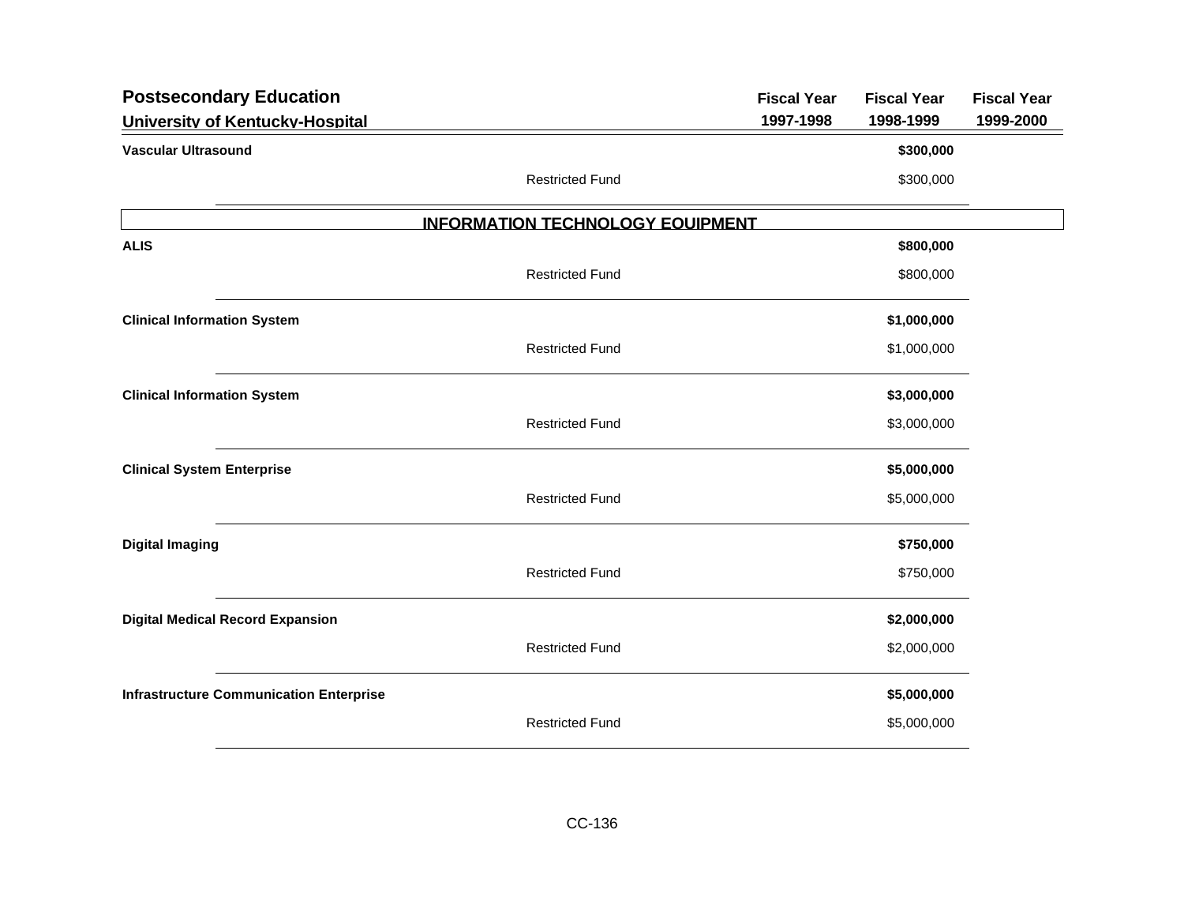# Postsecondary Education

## University of Kentucky-Hospital

| | | Fiscal Year 1997-1998 | Fiscal Year 1998-1999 | Fiscal Year 1999-2000 |
|---|---|---|---|---|
| **Vascular Ultrasound** | | | **$300,000** | |
| | Restricted Fund | | $300,000 | |
| **INFORMATION TECHNOLOGY EQUIPMENT** | | | | |
| **ALIS** | | | **$800,000** | |
| | Restricted Fund | | $800,000 | |
| **Clinical Information System** | | | **$1,000,000** | |
| | Restricted Fund | | $1,000,000 | |
| **Clinical Information System** | | | **$3,000,000** | |
| | Restricted Fund | | $3,000,000 | |
| **Clinical System Enterprise** | | | **$5,000,000** | |
| | Restricted Fund | | $5,000,000 | |
| **Digital Imaging** | | | **$750,000** | |
| | Restricted Fund | | $750,000 | |
| **Digital Medical Record Expansion** | | | **$2,000,000** | |
| | Restricted Fund | | $2,000,000 | |
| **Infrastructure Communication Enterprise** | | | **$5,000,000** | |
| | Restricted Fund | | $5,000,000 | |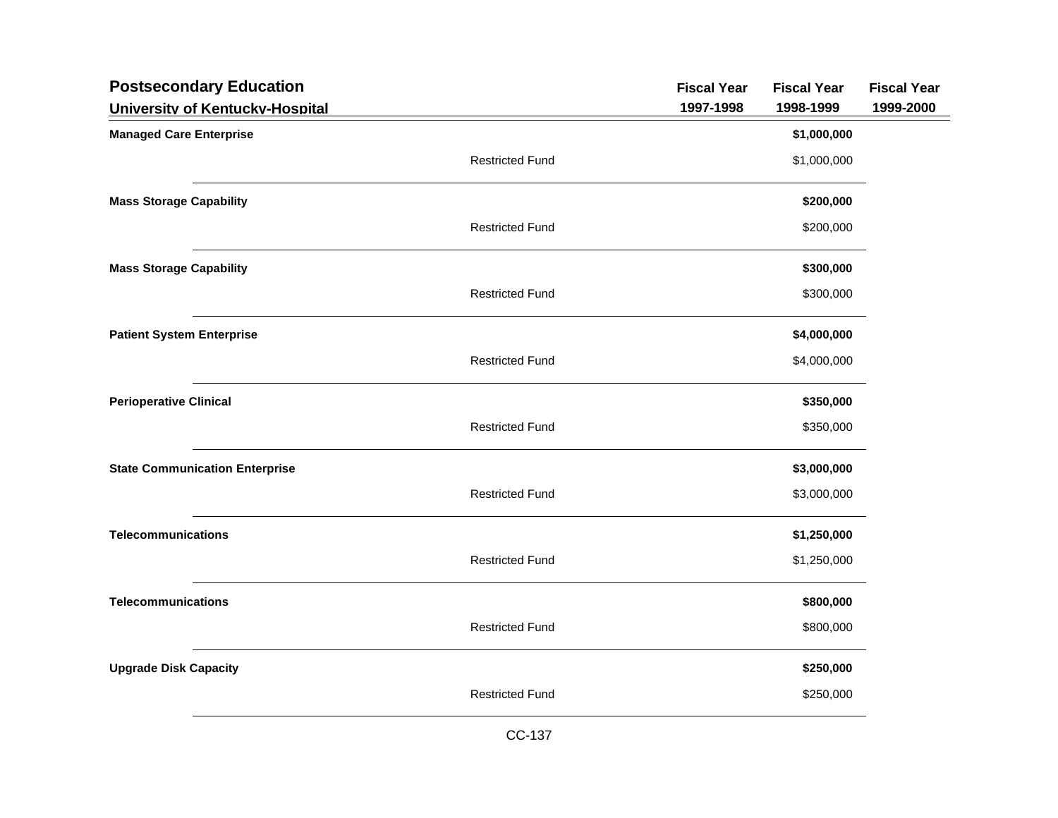## Postsecondary Education

### University of Kentucky-Hospital

| | | Fiscal Year 1997-1998 | Fiscal Year 1998-1999 | Fiscal Year 1999-2000 |
|---|---|---|---|---|
| **Managed Care Enterprise** | | | **$1,000,000** | |
| | Restricted Fund | | $1,000,000 | |
| **Mass Storage Capability** | | | **$200,000** | |
| | Restricted Fund | | $200,000 | |
| **Mass Storage Capability** | | | **$300,000** | |
| | Restricted Fund | | $300,000 | |
| **Patient System Enterprise** | | | **$4,000,000** | |
| | Restricted Fund | | $4,000,000 | |
| **Perioperative Clinical** | | | **$350,000** | |
| | Restricted Fund | | $350,000 | |
| **State Communication Enterprise** | | | **$3,000,000** | |
| | Restricted Fund | | $3,000,000 | |
| **Telecommunications** | | | **$1,250,000** | |
| | Restricted Fund | | $1,250,000 | |
| **Telecommunications** | | | **$800,000** | |
| | Restricted Fund | | $800,000 | |
| **Upgrade Disk Capacity** | | | **$250,000** | |
| | Restricted Fund | | $250,000 | |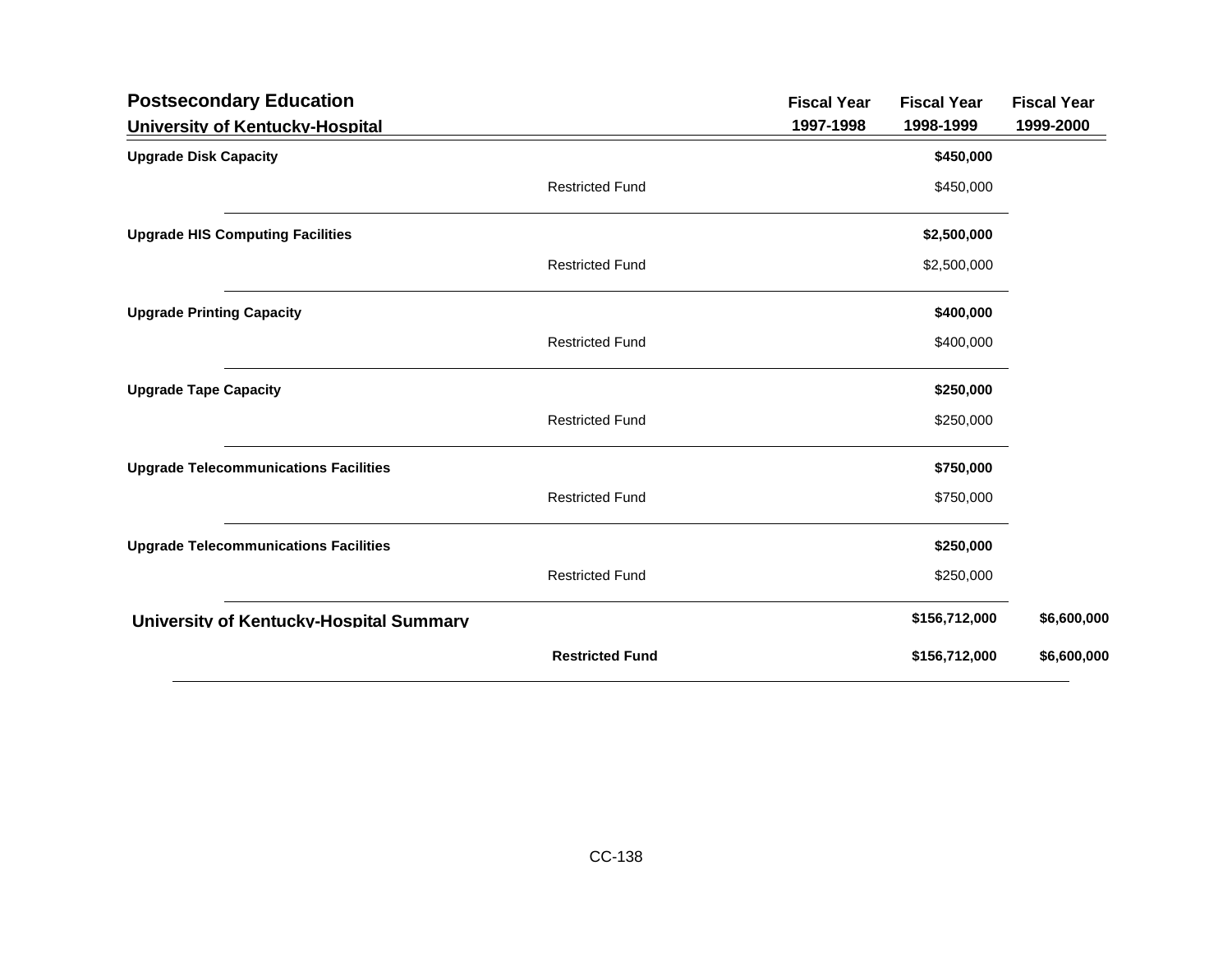## Postsecondary Education

### University of Kentucky-Hospital

| | | Fiscal Year 1997-1998 | Fiscal Year 1998-1999 | Fiscal Year 1999-2000 |
|---|---|---|---|---|
| **Upgrade Disk Capacity** | | | **$450,000** | |
| | Restricted Fund | | $450,000 | |
| **Upgrade HIS Computing Facilities** | | | **$2,500,000** | |
| | Restricted Fund | | $2,500,000 | |
| **Upgrade Printing Capacity** | | | **$400,000** | |
| | Restricted Fund | | $400,000 | |
| **Upgrade Tape Capacity** | | | **$250,000** | |
| | Restricted Fund | | $250,000 | |
| **Upgrade Telecommunications Facilities** | | | **$750,000** | |
| | Restricted Fund | | $750,000 | |
| **Upgrade Telecommunications Facilities** | | | **$250,000** | |
| | Restricted Fund | | $250,000 | |
| **University of Kentucky-Hospital Summary** | | | **$156,712,000** | **$6,600,000** |
| | **Restricted Fund** | | **$156,712,000** | **$6,600,000** |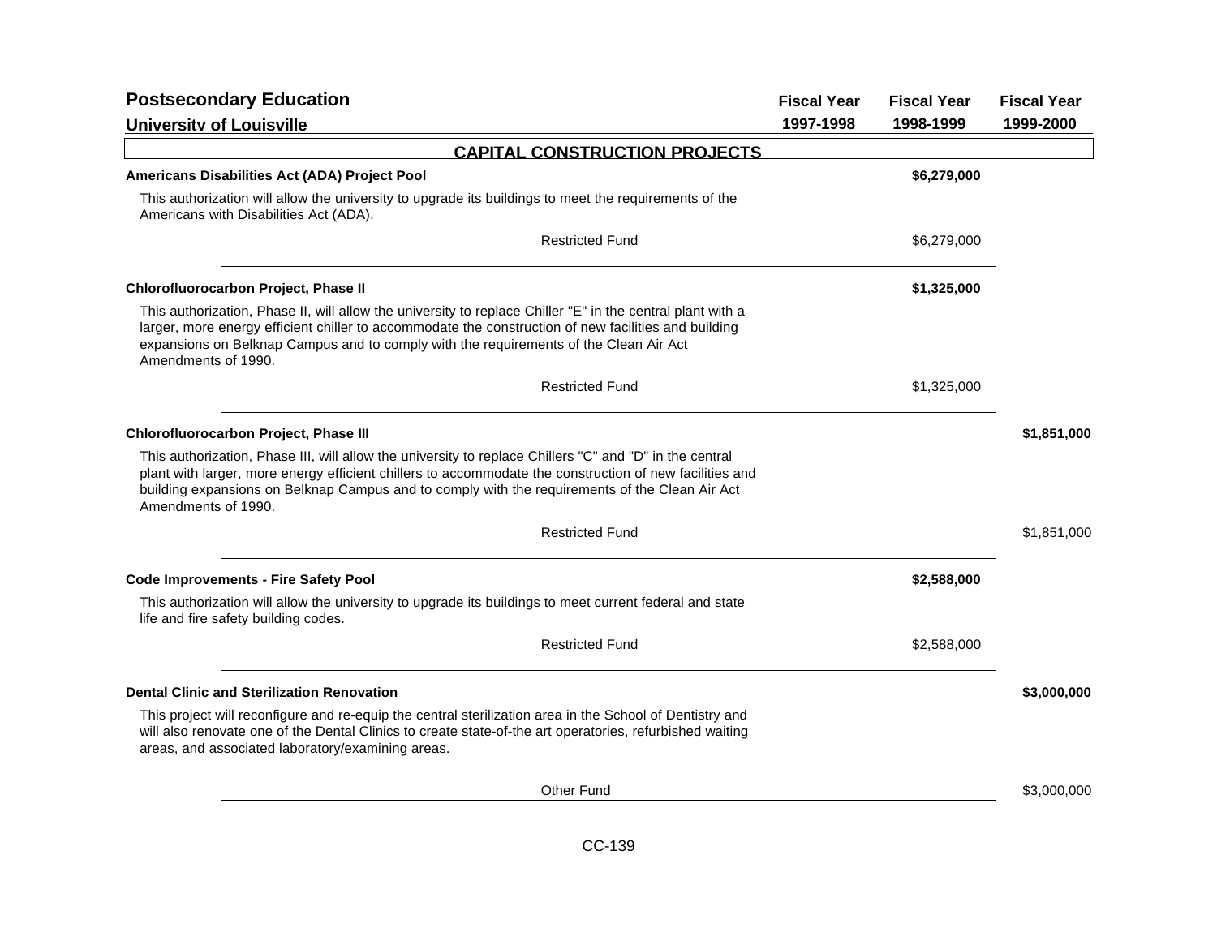## Postsecondary Education

### University of Louisville

| | Fiscal Year 1997-1998 | Fiscal Year 1998-1999 | Fiscal Year 1999-2000 |
|---|---|---|---|

### CAPITAL CONSTRUCTION PROJECTS

| | Fiscal Year 1997-1998 | Fiscal Year 1998-1999 | Fiscal Year 1999-2000 |
|---|---|---|---|
| **Americans Disabilities Act (ADA) Project Pool** | | **$6,279,000** | |
| This authorization will allow the university to upgrade its buildings to meet the requirements of the Americans with Disabilities Act (ADA). | | | |
| Restricted Fund | | $6,279,000 | |
| **Chlorofluorocarbon Project, Phase II** | | **$1,325,000** | |
| This authorization, Phase II, will allow the university to replace Chiller "E" in the central plant with a larger, more energy efficient chiller to accommodate the construction of new facilities and building expansions on Belknap Campus and to comply with the requirements of the Clean Air Act Amendments of 1990. | | | |
| Restricted Fund | | $1,325,000 | |
| **Chlorofluorocarbon Project, Phase III** | | | **$1,851,000** |
| This authorization, Phase III, will allow the university to replace Chillers "C" and "D" in the central plant with larger, more energy efficient chillers to accommodate the construction of new facilities and building expansions on Belknap Campus and to comply with the requirements of the Clean Air Act Amendments of 1990. | | | |
| Restricted Fund | | | $1,851,000 |
| **Code Improvements - Fire Safety Pool** | | **$2,588,000** | |
| This authorization will allow the university to upgrade its buildings to meet current federal and state life and fire safety building codes. | | | |
| Restricted Fund | | $2,588,000 | |
| **Dental Clinic and Sterilization Renovation** | | | **$3,000,000** |
| This project will reconfigure and re-equip the central sterilization area in the School of Dentistry and will also renovate one of the Dental Clinics to create state-of-the art operatories, refurbished waiting areas, and associated laboratory/examining areas. | | | |
| Other Fund | | | $3,000,000 |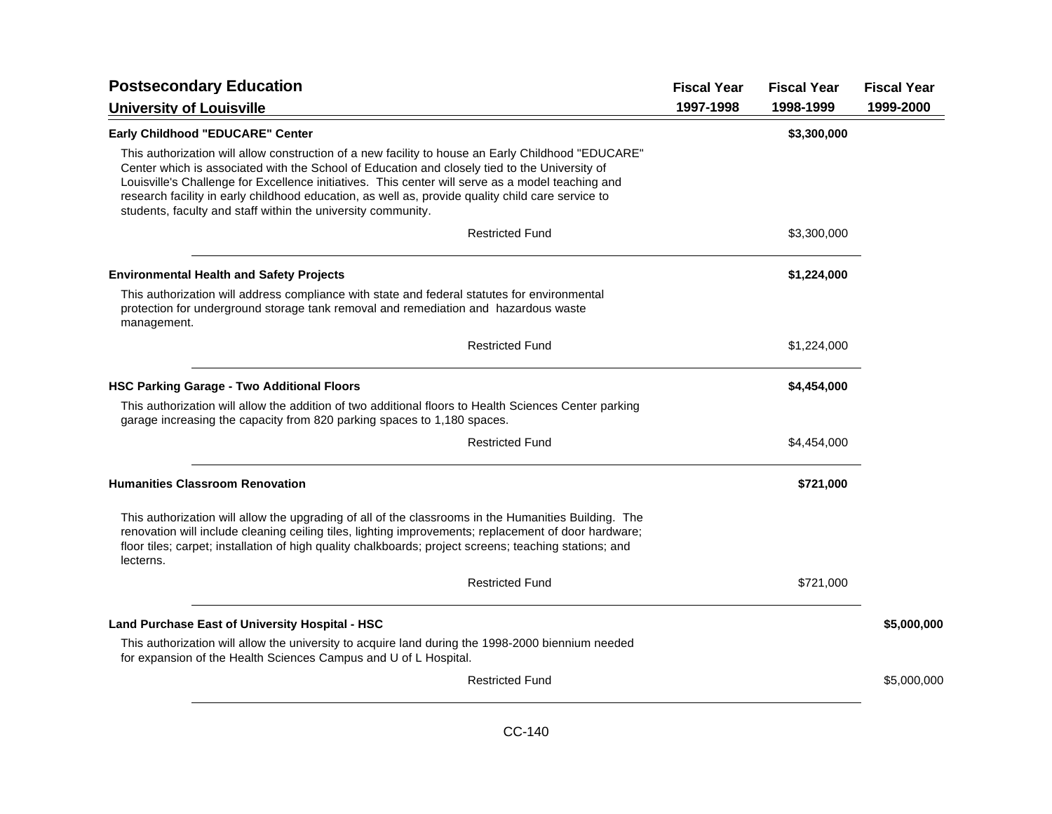## Postsecondary Education

### University of Louisville

| | Fiscal Year 1997-1998 | Fiscal Year 1998-1999 | Fiscal Year 1999-2000 |
|---|---|---|---|
| **Early Childhood "EDUCARE" Center** | | **$3,300,000** | |
| This authorization will allow construction of a new facility to house an Early Childhood "EDUCARE" Center which is associated with the School of Education and closely tied to the University of Louisville's Challenge for Excellence initiatives. This center will serve as a model teaching and research facility in early childhood education, as well as, provide quality child care service to students, faculty and staff within the university community. | | | |
| Restricted Fund | | $3,300,000 | |
| **Environmental Health and Safety Projects** | | **$1,224,000** | |
| This authorization will address compliance with state and federal statutes for environmental protection for underground storage tank removal and remediation and hazardous waste management. | | | |
| Restricted Fund | | $1,224,000 | |
| **HSC Parking Garage - Two Additional Floors** | | **$4,454,000** | |
| This authorization will allow the addition of two additional floors to Health Sciences Center parking garage increasing the capacity from 820 parking spaces to 1,180 spaces. | | | |
| Restricted Fund | | $4,454,000 | |
| **Humanities Classroom Renovation** | | **$721,000** | |
| This authorization will allow the upgrading of all of the classrooms in the Humanities Building. The renovation will include cleaning ceiling tiles, lighting improvements; replacement of door hardware; floor tiles; carpet; installation of high quality chalkboards; project screens; teaching stations; and lecterns. | | | |
| Restricted Fund | | $721,000 | |
| **Land Purchase East of University Hospital - HSC** | | | **$5,000,000** |
| This authorization will allow the university to acquire land during the 1998-2000 biennium needed for expansion of the Health Sciences Campus and U of L Hospital. | | | |
| Restricted Fund | | | $5,000,000 |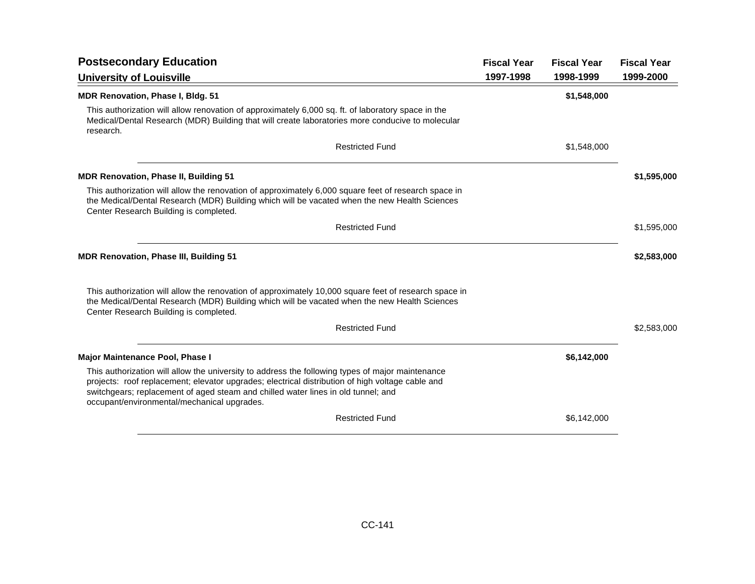## Postsecondary Education

### University of Louisville

| | Fiscal Year 1997-1998 | Fiscal Year 1998-1999 | Fiscal Year 1999-2000 |
|---|---|---|---|
| **MDR Renovation, Phase I, Bldg. 51** | | **$1,548,000** | |
| This authorization will allow renovation of approximately 6,000 sq. ft. of laboratory space in the Medical/Dental Research (MDR) Building that will create laboratories more conducive to molecular research. | | | |
| Restricted Fund | | $1,548,000 | |
| **MDR Renovation, Phase II, Building 51** | | | **$1,595,000** |
| This authorization will allow the renovation of approximately 6,000 square feet of research space in the Medical/Dental Research (MDR) Building which will be vacated when the new Health Sciences Center Research Building is completed. | | | |
| Restricted Fund | | | $1,595,000 |
| **MDR Renovation, Phase III, Building 51** | | | **$2,583,000** |
| This authorization will allow the renovation of approximately 10,000 square feet of research space in the Medical/Dental Research (MDR) Building which will be vacated when the new Health Sciences Center Research Building is completed. | | | |
| Restricted Fund | | | $2,583,000 |
| **Major Maintenance Pool, Phase I** | | **$6,142,000** | |
| This authorization will allow the university to address the following types of major maintenance projects: roof replacement; elevator upgrades; electrical distribution of high voltage cable and switchgears; replacement of aged steam and chilled water lines in old tunnel; and occupant/environmental/mechanical upgrades. | | | |
| Restricted Fund | | $6,142,000 | |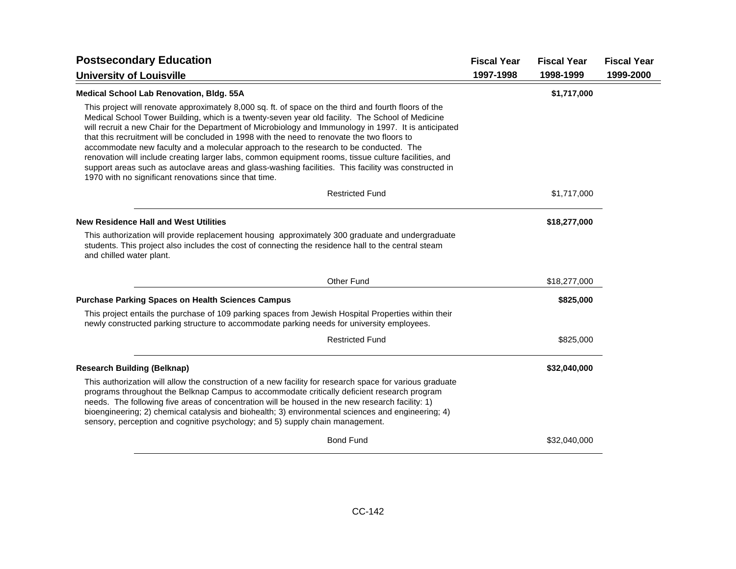## Postsecondary Education

### University of Louisville

| | Fiscal Year 1997-1998 | Fiscal Year 1998-1999 | Fiscal Year 1999-2000 |
|---|---|---|---|
| **Medical School Lab Renovation, Bldg. 55A** | | **$1,717,000** | |
| This project will renovate approximately 8,000 sq. ft. of space on the third and fourth floors of the Medical School Tower Building, which is a twenty-seven year old facility. The School of Medicine will recruit a new Chair for the Department of Microbiology and Immunology in 1997. It is anticipated that this recruitment will be concluded in 1998 with the need to renovate the two floors to accommodate new faculty and a molecular approach to the research to be conducted. The renovation will include creating larger labs, common equipment rooms, tissue culture facilities, and support areas such as autoclave areas and glass-washing facilities. This facility was constructed in 1970 with no significant renovations since that time. | | | |
| Restricted Fund | | $1,717,000 | |
| **New Residence Hall and West Utilities** | | **$18,277,000** | |
| This authorization will provide replacement housing approximately 300 graduate and undergraduate students. This project also includes the cost of connecting the residence hall to the central steam and chilled water plant. | | | |
| Other Fund | | $18,277,000 | |
| **Purchase Parking Spaces on Health Sciences Campus** | | **$825,000** | |
| This project entails the purchase of 109 parking spaces from Jewish Hospital Properties within their newly constructed parking structure to accommodate parking needs for university employees. | | | |
| Restricted Fund | | $825,000 | |
| **Research Building (Belknap)** | | **$32,040,000** | |
| This authorization will allow the construction of a new facility for research space for various graduate programs throughout the Belknap Campus to accommodate critically deficient research program needs. The following five areas of concentration will be housed in the new research facility: 1) bioengineering; 2) chemical catalysis and biohealth; 3) environmental sciences and engineering; 4) sensory, perception and cognitive psychology; and 5) supply chain management. | | | |
| Bond Fund | | $32,040,000 | |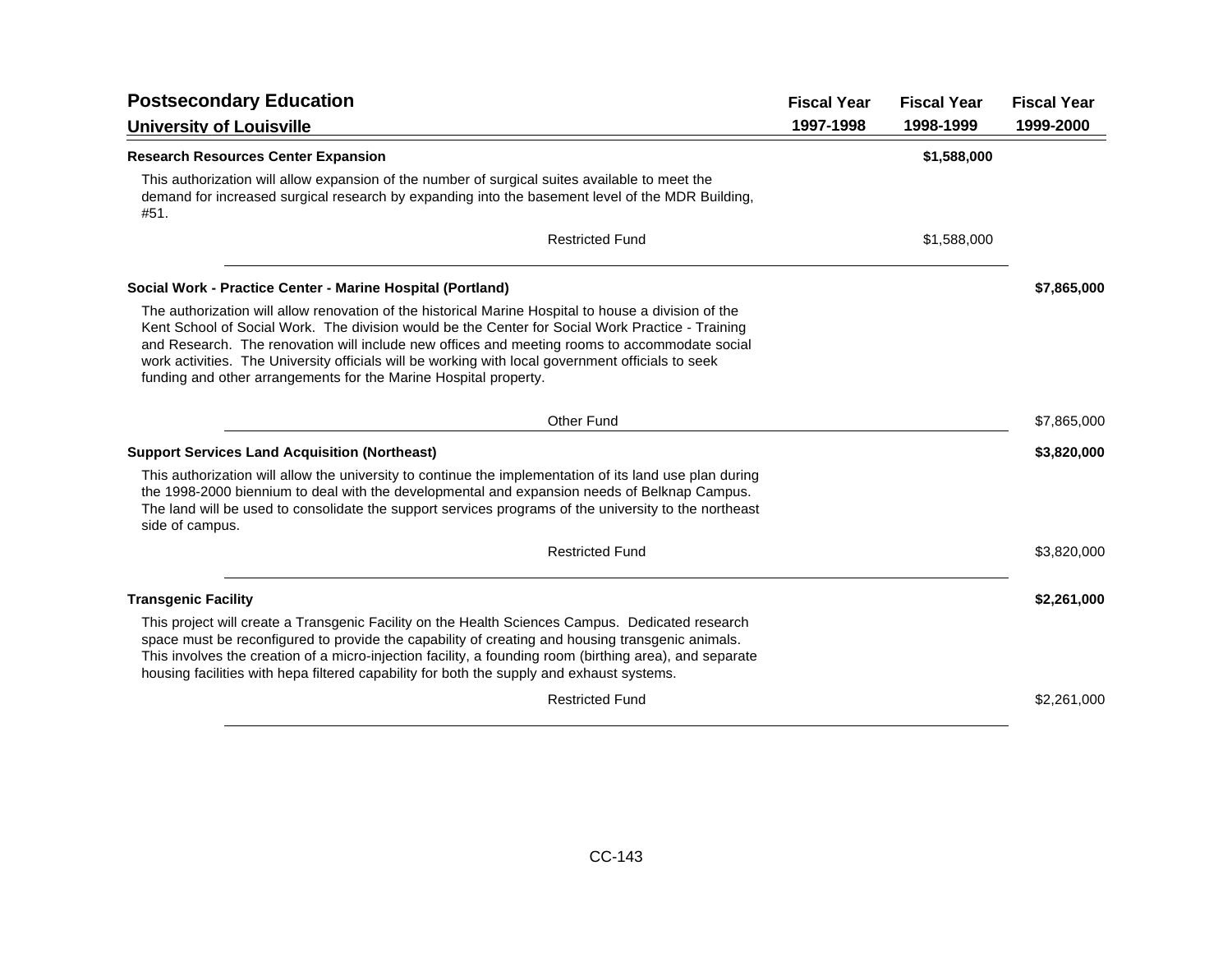## Postsecondary Education

### University of Louisville

| | Fiscal Year 1997-1998 | Fiscal Year 1998-1999 | Fiscal Year 1999-2000 |
|---|---|---|---|
| **Research Resources Center Expansion** | | **$1,588,000** | |
| This authorization will allow expansion of the number of surgical suites available to meet the demand for increased surgical research by expanding into the basement level of the MDR Building, #51. | | | |
| Restricted Fund | | $1,588,000 | |
| **Social Work - Practice Center - Marine Hospital (Portland)** | | | **$7,865,000** |
| The authorization will allow renovation of the historical Marine Hospital to house a division of the Kent School of Social Work. The division would be the Center for Social Work Practice - Training and Research. The renovation will include new offices and meeting rooms to accommodate social work activities. The University officials will be working with local government officials to seek funding and other arrangements for the Marine Hospital property. | | | |
| Other Fund | | | $7,865,000 |
| **Support Services Land Acquisition (Northeast)** | | | **$3,820,000** |
| This authorization will allow the university to continue the implementation of its land use plan during the 1998-2000 biennium to deal with the developmental and expansion needs of Belknap Campus. The land will be used to consolidate the support services programs of the university to the northeast side of campus. | | | |
| Restricted Fund | | | $3,820,000 |
| **Transgenic Facility** | | | **$2,261,000** |
| This project will create a Transgenic Facility on the Health Sciences Campus. Dedicated research space must be reconfigured to provide the capability of creating and housing transgenic animals. This involves the creation of a micro-injection facility, a founding room (birthing area), and separate housing facilities with hepa filtered capability for both the supply and exhaust systems. | | | |
| Restricted Fund | | | $2,261,000 |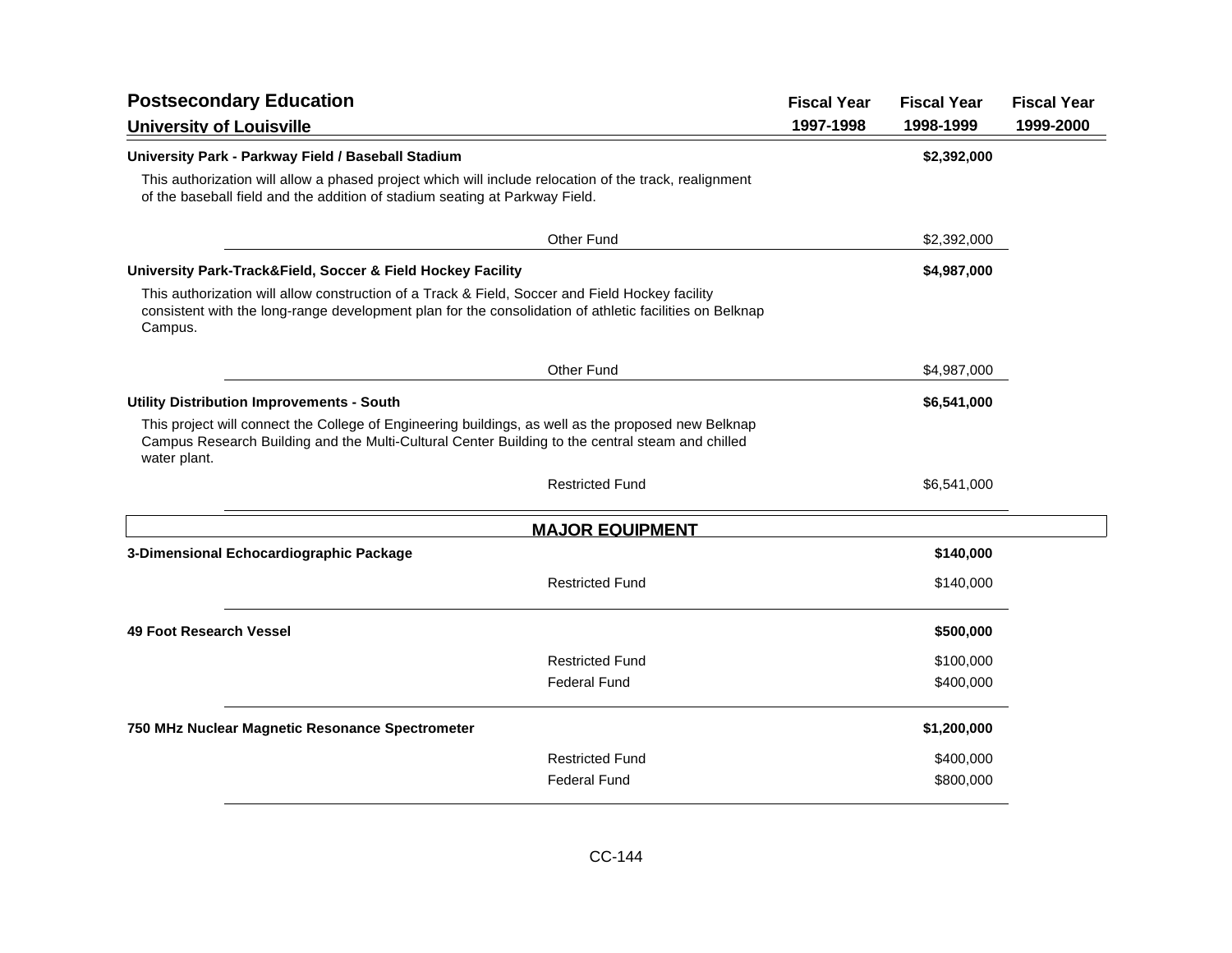## Postsecondary Education

### University of Louisville

| | Fiscal Year 1997-1998 | Fiscal Year 1998-1999 | Fiscal Year 1999-2000 |
|---|---|---|---|
| **University Park - Parkway Field / Baseball Stadium** | | **$2,392,000** | |
| This authorization will allow a phased project which will include relocation of the track, realignment of the baseball field and the addition of stadium seating at Parkway Field. | | | |
| Other Fund | | $2,392,000 | |
| **University Park-Track&Field, Soccer & Field Hockey Facility** | | **$4,987,000** | |
| This authorization will allow construction of a Track & Field, Soccer and Field Hockey facility consistent with the long-range development plan for the consolidation of athletic facilities on Belknap Campus. | | | |
| Other Fund | | $4,987,000 | |
| **Utility Distribution Improvements - South** | | **$6,541,000** | |
| This project will connect the College of Engineering buildings, as well as the proposed new Belknap Campus Research Building and the Multi-Cultural Center Building to the central steam and chilled water plant. | | | |
| Restricted Fund | | $6,541,000 | |

### MAJOR EQUIPMENT

| | Fiscal Year 1997-1998 | Fiscal Year 1998-1999 | Fiscal Year 1999-2000 |
|---|---|---|---|
| **3-Dimensional Echocardiographic Package** | | **$140,000** | |
| Restricted Fund | | $140,000 | |
| **49 Foot Research Vessel** | | **$500,000** | |
| Restricted Fund | | $100,000 | |
| Federal Fund | | $400,000 | |
| **750 MHz Nuclear Magnetic Resonance Spectrometer** | | **$1,200,000** | |
| Restricted Fund | | $400,000 | |
| Federal Fund | | $800,000 | |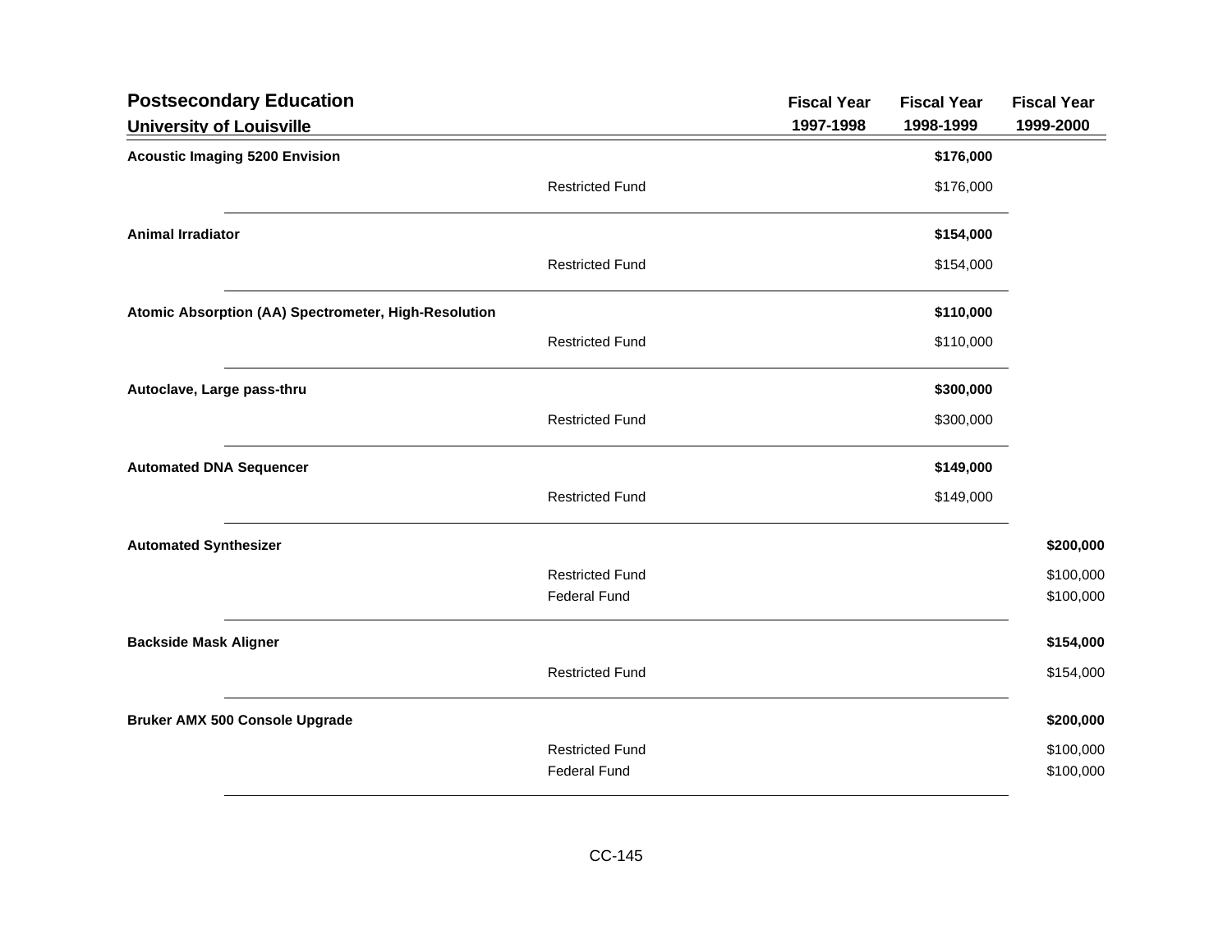## Postsecondary Education

### University of Louisville

| | | Fiscal Year 1997-1998 | Fiscal Year 1998-1999 | Fiscal Year 1999-2000 |
|---|---|---|---|---|
| **Acoustic Imaging 5200 Envision** | | | **$176,000** | |
| | Restricted Fund | | $176,000 | |
| **Animal Irradiator** | | | **$154,000** | |
| | Restricted Fund | | $154,000 | |
| **Atomic Absorption (AA) Spectrometer, High-Resolution** | | | **$110,000** | |
| | Restricted Fund | | $110,000 | |
| **Autoclave, Large pass-thru** | | | **$300,000** | |
| | Restricted Fund | | $300,000 | |
| **Automated DNA Sequencer** | | | **$149,000** | |
| | Restricted Fund | | $149,000 | |
| **Automated Synthesizer** | | | | **$200,000** |
| | Restricted Fund | | | $100,000 |
| | Federal Fund | | | $100,000 |
| **Backside Mask Aligner** | | | | **$154,000** |
| | Restricted Fund | | | $154,000 |
| **Bruker AMX 500 Console Upgrade** | | | | **$200,000** |
| | Restricted Fund | | | $100,000 |
| | Federal Fund | | | $100,000 |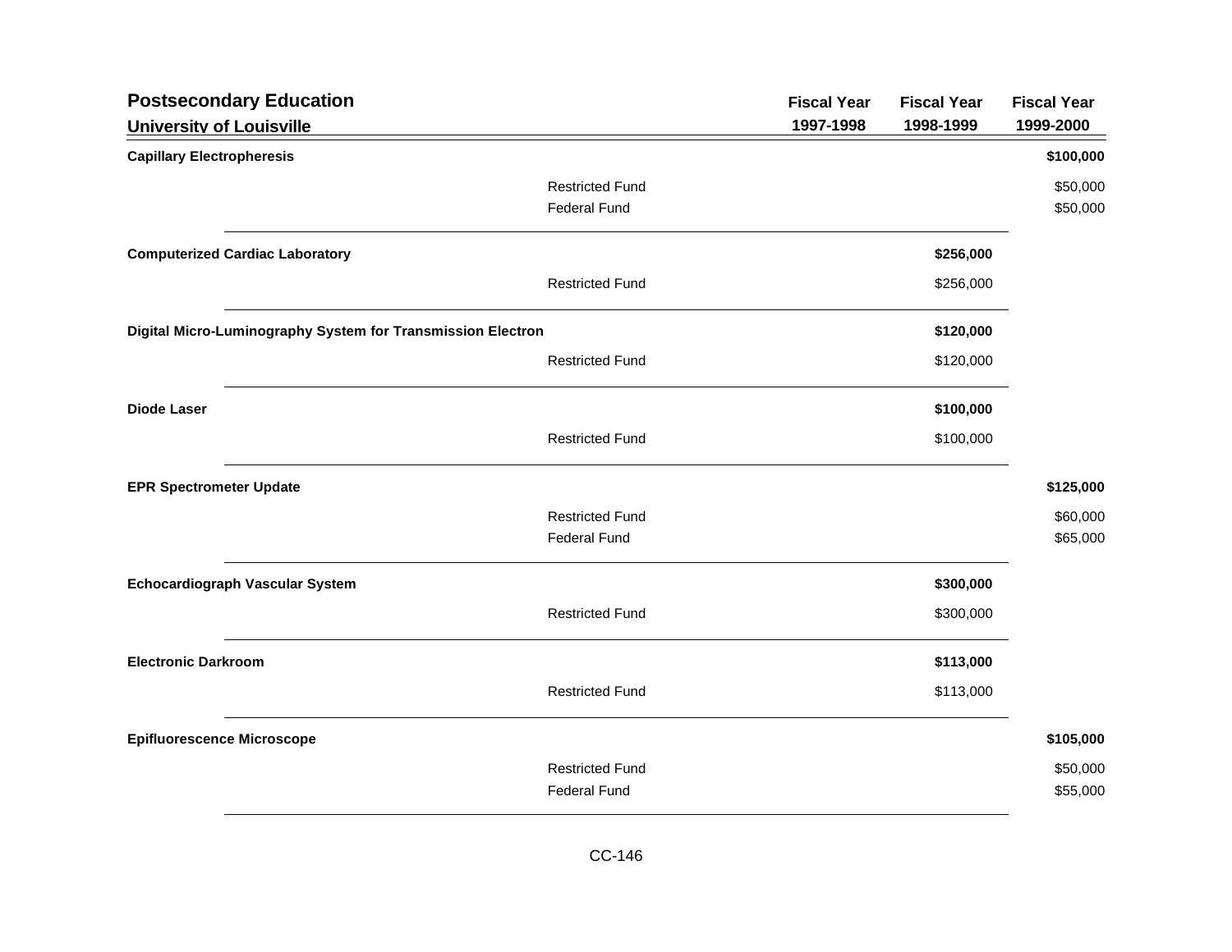## Postsecondary Education

### University of Louisville

| | | Fiscal Year 1997-1998 | Fiscal Year 1998-1999 | Fiscal Year 1999-2000 |
|---|---|---|---|---|
| **Capillary Electropheresis** | | | | **$100,000** |
| | Restricted Fund | | | $50,000 |
| | Federal Fund | | | $50,000 |
| **Computerized Cardiac Laboratory** | | | **$256,000** | |
| | Restricted Fund | | $256,000 | |
| **Digital Micro-Luminography System for Transmission Electron** | | | **$120,000** | |
| | Restricted Fund | | $120,000 | |
| **Diode Laser** | | | **$100,000** | |
| | Restricted Fund | | $100,000 | |
| **EPR Spectrometer Update** | | | | **$125,000** |
| | Restricted Fund | | | $60,000 |
| | Federal Fund | | | $65,000 |
| **Echocardiograph Vascular System** | | | **$300,000** | |
| | Restricted Fund | | $300,000 | |
| **Electronic Darkroom** | | | **$113,000** | |
| | Restricted Fund | | $113,000 | |
| **Epifluorescence Microscope** | | | | **$105,000** |
| | Restricted Fund | | | $50,000 |
| | Federal Fund | | | $55,000 |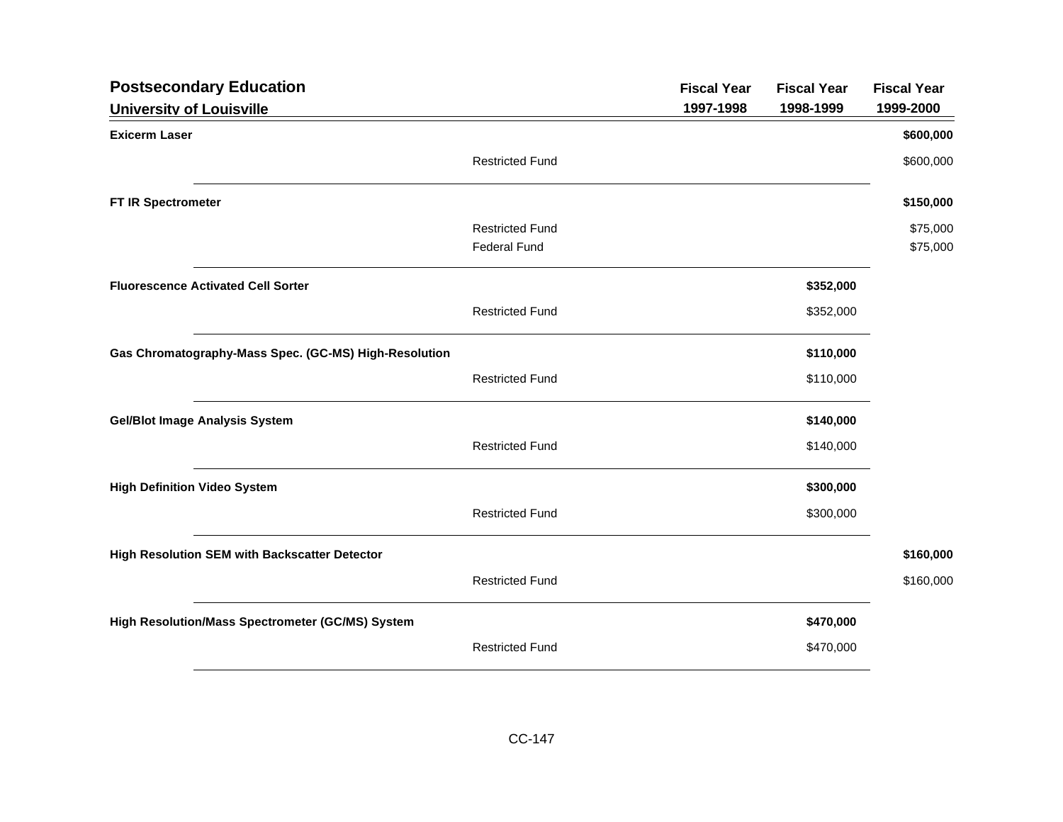## Postsecondary Education

### University of Louisville

| | | Fiscal Year 1997-1998 | Fiscal Year 1998-1999 | Fiscal Year 1999-2000 |
|---|---|---|---|---|
| **Exicerm Laser** | | | | **$600,000** |
| | Restricted Fund | | | $600,000 |
| **FT IR Spectrometer** | | | | **$150,000** |
| | Restricted Fund | | | $75,000 |
| | Federal Fund | | | $75,000 |
| **Fluorescence Activated Cell Sorter** | | | **$352,000** | |
| | Restricted Fund | | $352,000 | |
| **Gas Chromatography-Mass Spec. (GC-MS) High-Resolution** | | | **$110,000** | |
| | Restricted Fund | | $110,000 | |
| **Gel/Blot Image Analysis System** | | | **$140,000** | |
| | Restricted Fund | | $140,000 | |
| **High Definition Video System** | | | **$300,000** | |
| | Restricted Fund | | $300,000 | |
| **High Resolution SEM with Backscatter Detector** | | | | **$160,000** |
| | Restricted Fund | | | $160,000 |
| **High Resolution/Mass Spectrometer (GC/MS) System** | | | **$470,000** | |
| | Restricted Fund | | $470,000 | |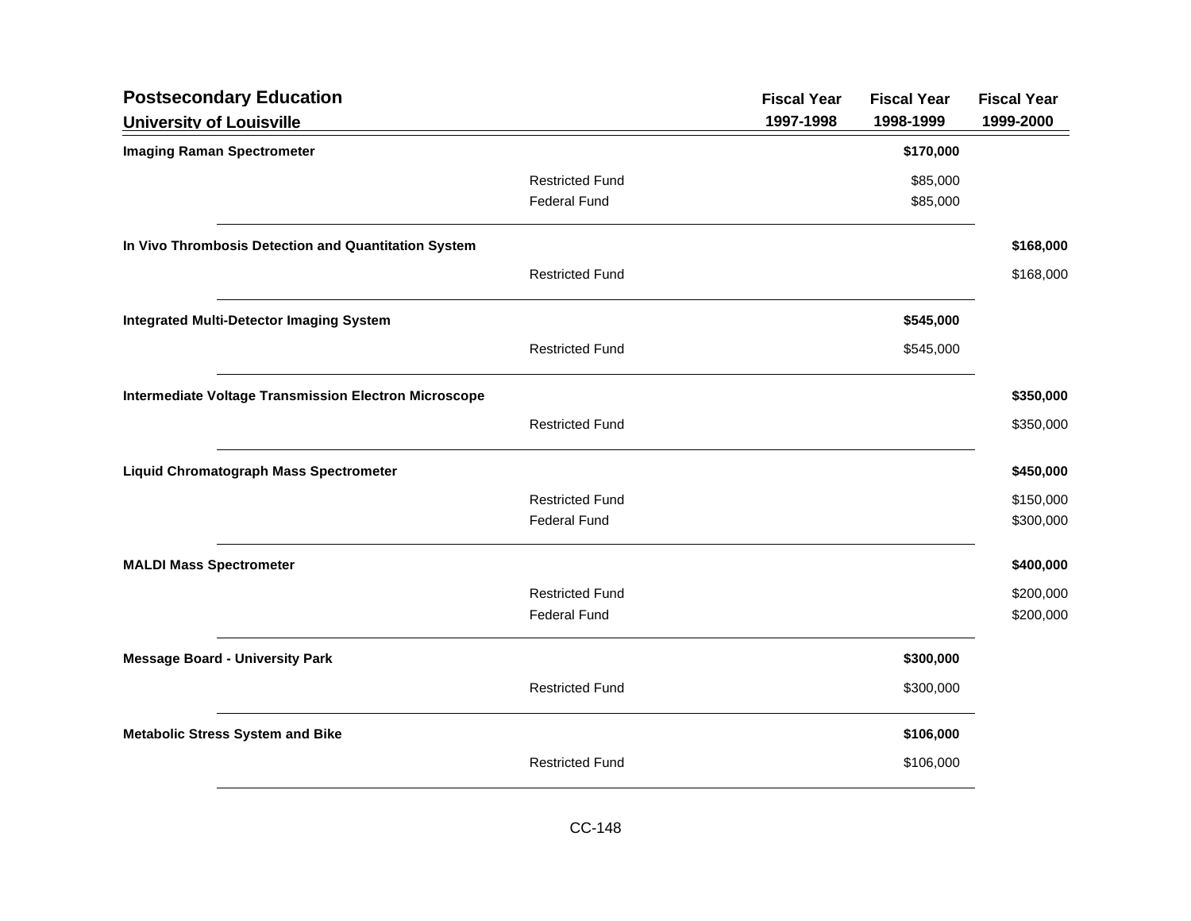## Postsecondary Education

### University of Louisville

| | | Fiscal Year 1997-1998 | Fiscal Year 1998-1999 | Fiscal Year 1999-2000 |
|---|---|---|---|---|
| **Imaging Raman Spectrometer** | | | **$170,000** | |
| | Restricted Fund | | $85,000 | |
| | Federal Fund | | $85,000 | |
| **In Vivo Thrombosis Detection and Quantitation System** | | | | **$168,000** |
| | Restricted Fund | | | $168,000 |
| **Integrated Multi-Detector Imaging System** | | | **$545,000** | |
| | Restricted Fund | | $545,000 | |
| **Intermediate Voltage Transmission Electron Microscope** | | | | **$350,000** |
| | Restricted Fund | | | $350,000 |
| **Liquid Chromatograph Mass Spectrometer** | | | | **$450,000** |
| | Restricted Fund | | | $150,000 |
| | Federal Fund | | | $300,000 |
| **MALDI Mass Spectrometer** | | | | **$400,000** |
| | Restricted Fund | | | $200,000 |
| | Federal Fund | | | $200,000 |
| **Message Board - University Park** | | | **$300,000** | |
| | Restricted Fund | | $300,000 | |
| **Metabolic Stress System and Bike** | | | **$106,000** | |
| | Restricted Fund | | $106,000 | |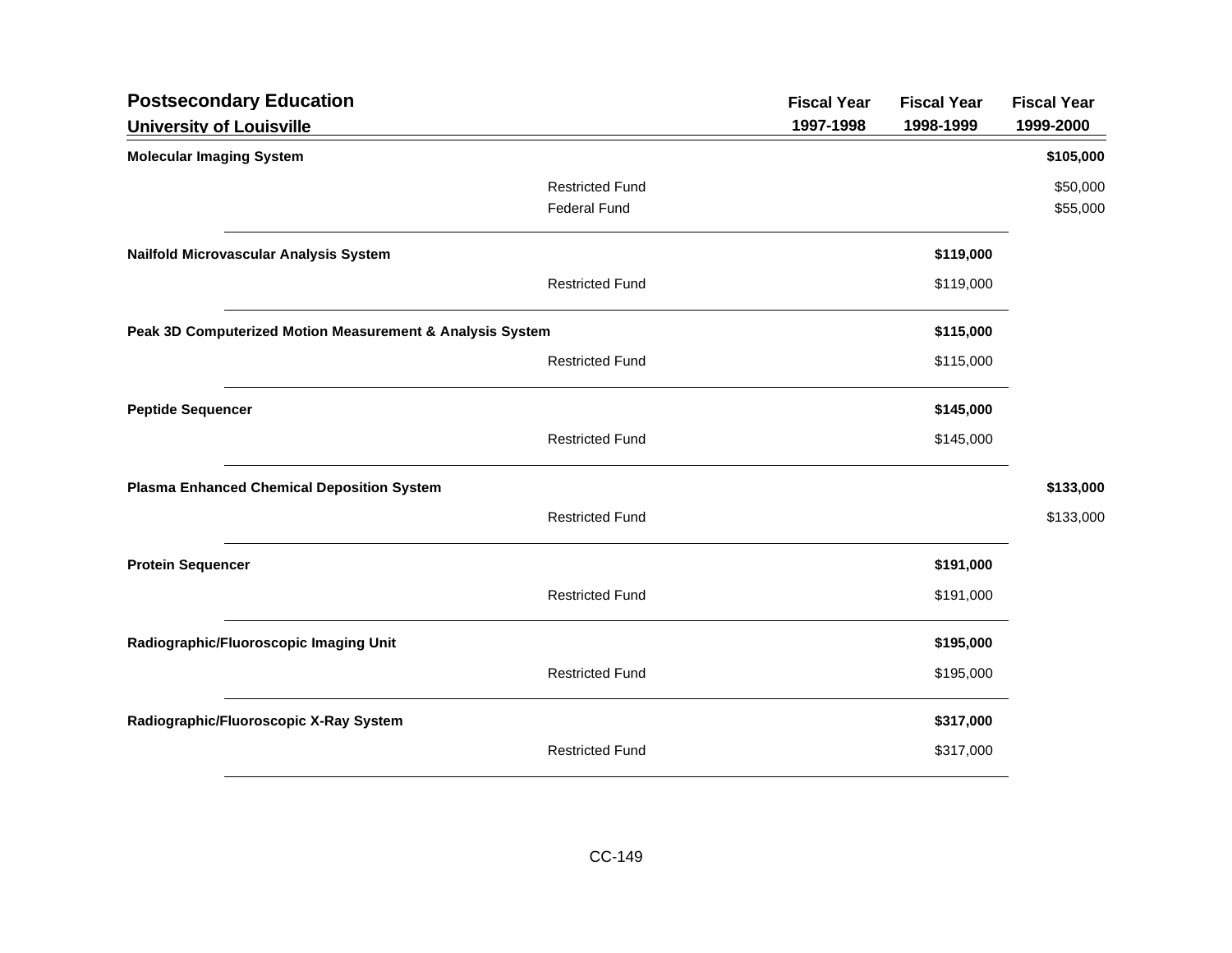## Postsecondary Education

### University of Louisville

| | | Fiscal Year 1997-1998 | Fiscal Year 1998-1999 | Fiscal Year 1999-2000 |
|---|---|---|---|---|
| **Molecular Imaging System** | | | | **$105,000** |
| | Restricted Fund | | | $50,000 |
| | Federal Fund | | | $55,000 |
| **Nailfold Microvascular Analysis System** | | | **$119,000** | |
| | Restricted Fund | | $119,000 | |
| **Peak 3D Computerized Motion Measurement & Analysis System** | | | **$115,000** | |
| | Restricted Fund | | $115,000 | |
| **Peptide Sequencer** | | | **$145,000** | |
| | Restricted Fund | | $145,000 | |
| **Plasma Enhanced Chemical Deposition System** | | | | **$133,000** |
| | Restricted Fund | | | $133,000 |
| **Protein Sequencer** | | | **$191,000** | |
| | Restricted Fund | | $191,000 | |
| **Radiographic/Fluoroscopic Imaging Unit** | | | **$195,000** | |
| | Restricted Fund | | $195,000 | |
| **Radiographic/Fluoroscopic X-Ray System** | | | **$317,000** | |
| | Restricted Fund | | $317,000 | |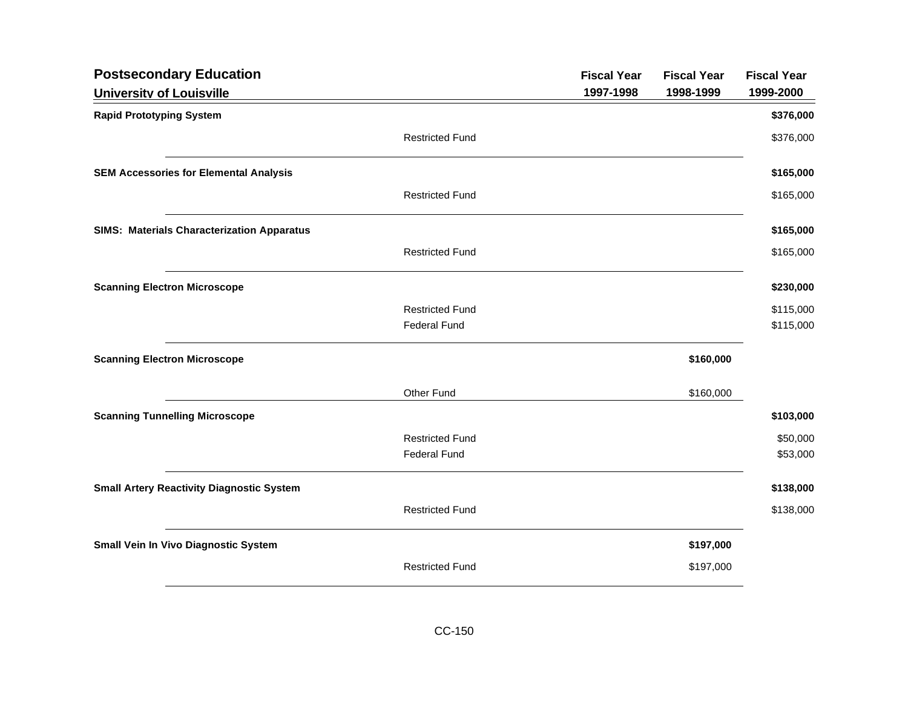## Postsecondary Education

### University of Louisville

| | | Fiscal Year 1997-1998 | Fiscal Year 1998-1999 | Fiscal Year 1999-2000 |
|---|---|---|---|---|
| **Rapid Prototyping System** | | | | **$376,000** |
| | Restricted Fund | | | $376,000 |
| **SEM Accessories for Elemental Analysis** | | | | **$165,000** |
| | Restricted Fund | | | $165,000 |
| **SIMS: Materials Characterization Apparatus** | | | | **$165,000** |
| | Restricted Fund | | | $165,000 |
| **Scanning Electron Microscope** | | | | **$230,000** |
| | Restricted Fund | | | $115,000 |
| | Federal Fund | | | $115,000 |
| **Scanning Electron Microscope** | | | **$160,000** | |
| | Other Fund | | $160,000 | |
| **Scanning Tunnelling Microscope** | | | | **$103,000** |
| | Restricted Fund | | | $50,000 |
| | Federal Fund | | | $53,000 |
| **Small Artery Reactivity Diagnostic System** | | | | **$138,000** |
| | Restricted Fund | | | $138,000 |
| **Small Vein In Vivo Diagnostic System** | | | **$197,000** | |
| | Restricted Fund | | $197,000 | |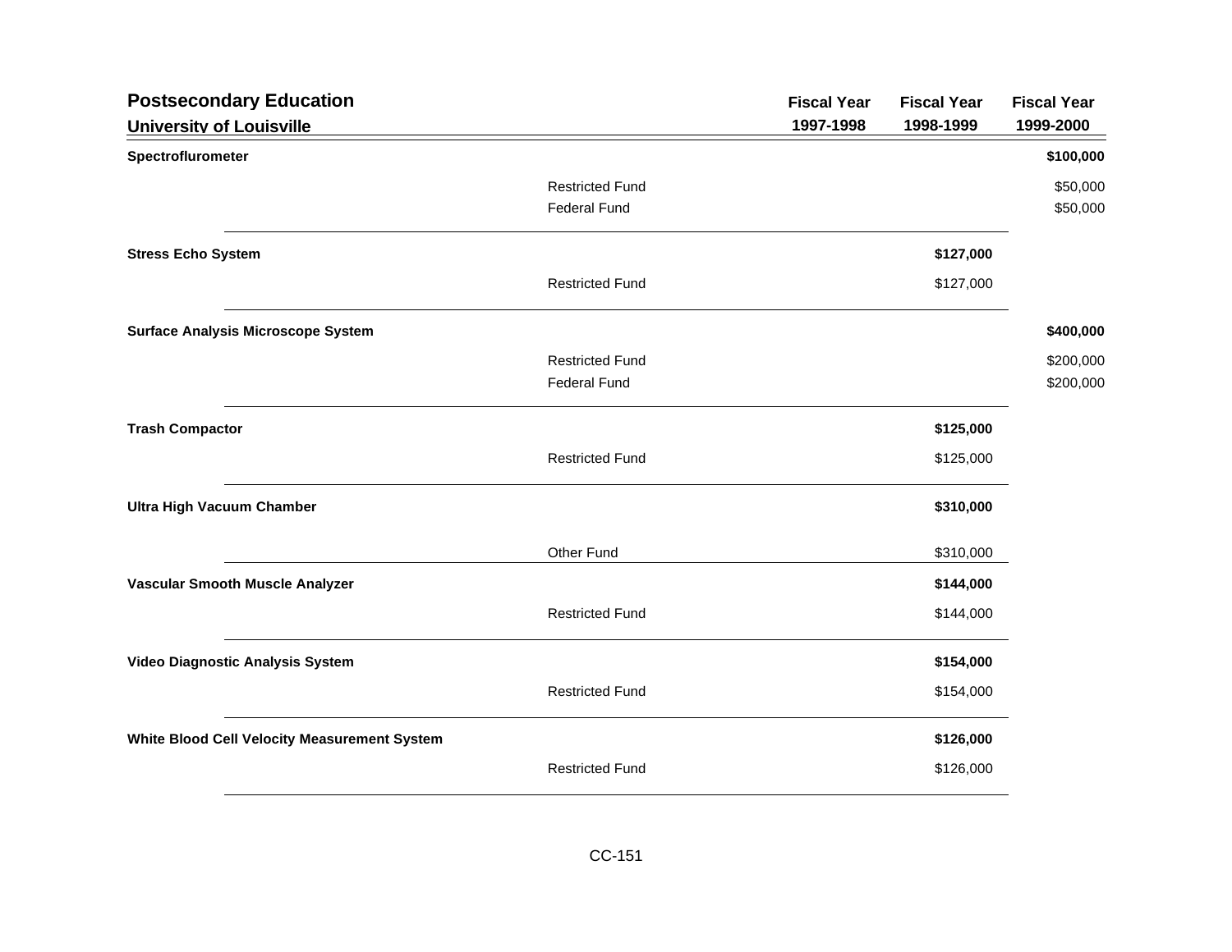## Postsecondary Education

### University of Louisville

| | | Fiscal Year 1997-1998 | Fiscal Year 1998-1999 | Fiscal Year 1999-2000 |
|---|---|---|---|---|
| **Spectroflurometer** | | | | **$100,000** |
| | Restricted Fund | | | $50,000 |
| | Federal Fund | | | $50,000 |
| **Stress Echo System** | | | **$127,000** | |
| | Restricted Fund | | $127,000 | |
| **Surface Analysis Microscope System** | | | | **$400,000** |
| | Restricted Fund | | | $200,000 |
| | Federal Fund | | | $200,000 |
| **Trash Compactor** | | | **$125,000** | |
| | Restricted Fund | | $125,000 | |
| **Ultra High Vacuum Chamber** | | | **$310,000** | |
| | Other Fund | | $310,000 | |
| **Vascular Smooth Muscle Analyzer** | | | **$144,000** | |
| | Restricted Fund | | $144,000 | |
| **Video Diagnostic Analysis System** | | | **$154,000** | |
| | Restricted Fund | | $154,000 | |
| **White Blood Cell Velocity Measurement System** | | | **$126,000** | |
| | Restricted Fund | | $126,000 | |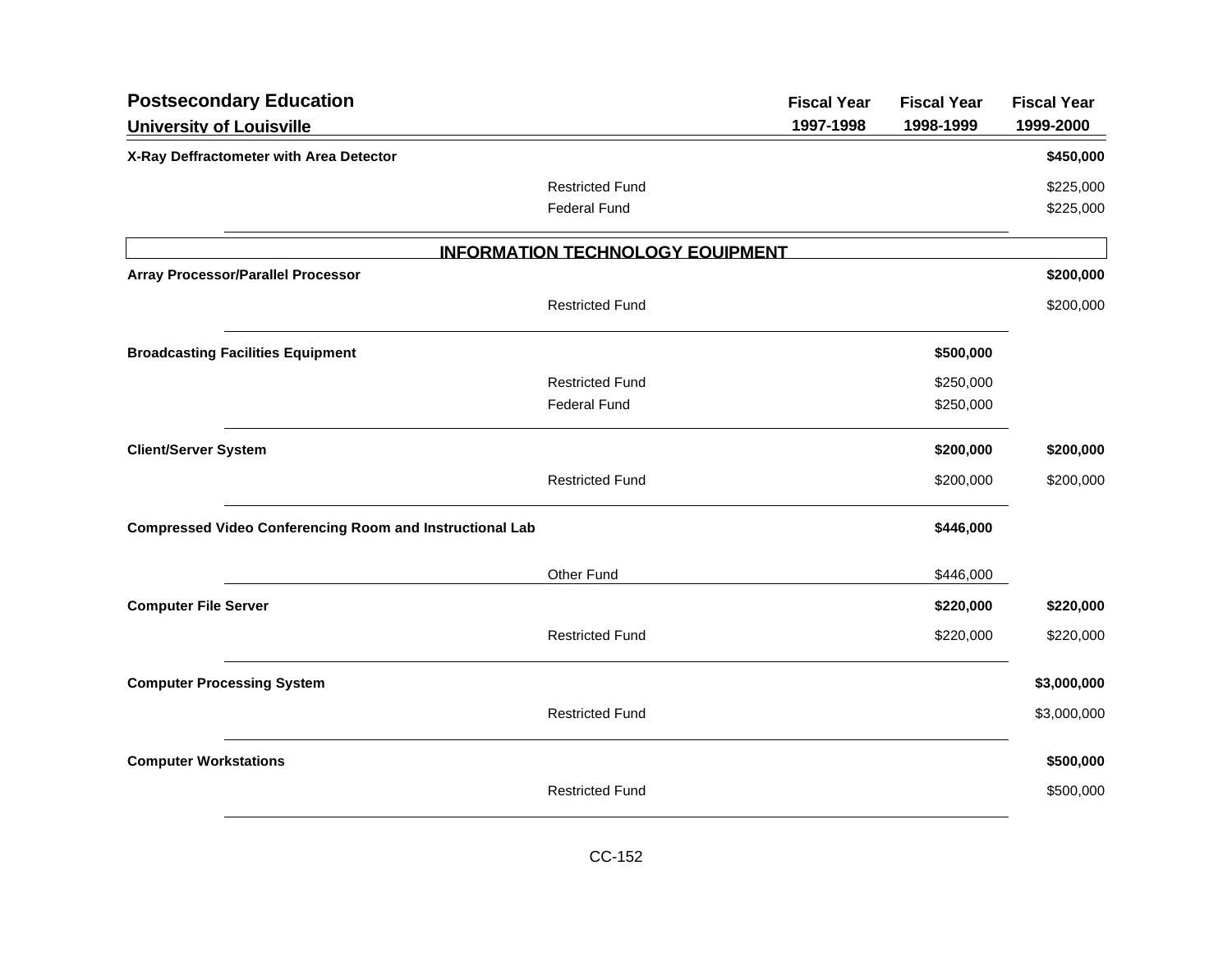## Postsecondary Education

### University of Louisville

| | | Fiscal Year 1997-1998 | Fiscal Year 1998-1999 | Fiscal Year 1999-2000 |
|---|---|---|---|---|
| **X-Ray Deffractometer with Area Detector** | | | | **$450,000** |
| | Restricted Fund | | | $225,000 |
| | Federal Fund | | | $225,000 |
| **INFORMATION TECHNOLOGY EQUIPMENT** | | | | |
| **Array Processor/Parallel Processor** | | | | **$200,000** |
| | Restricted Fund | | | $200,000 |
| **Broadcasting Facilities Equipment** | | | **$500,000** | |
| | Restricted Fund | | $250,000 | |
| | Federal Fund | | $250,000 | |
| **Client/Server System** | | | **$200,000** | **$200,000** |
| | Restricted Fund | | $200,000 | $200,000 |
| **Compressed Video Conferencing Room and Instructional Lab** | | | **$446,000** | |
| | Other Fund | | $446,000 | |
| **Computer File Server** | | | **$220,000** | **$220,000** |
| | Restricted Fund | | $220,000 | $220,000 |
| **Computer Processing System** | | | | **$3,000,000** |
| | Restricted Fund | | | $3,000,000 |
| **Computer Workstations** | | | | **$500,000** |
| | Restricted Fund | | | $500,000 |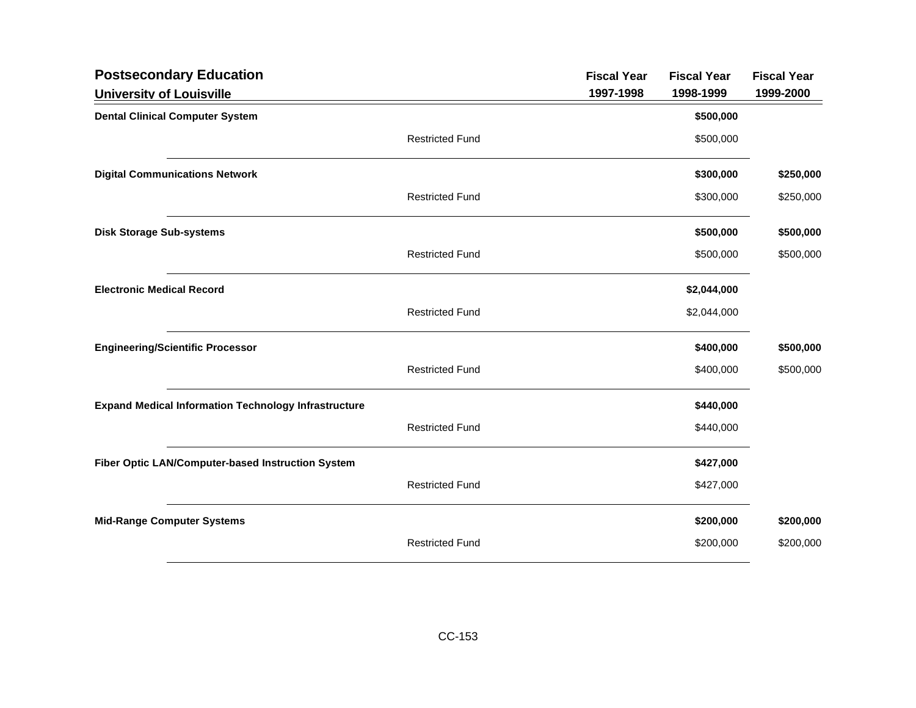## Postsecondary Education

### University of Louisville

| | | Fiscal Year 1997-1998 | Fiscal Year 1998-1999 | Fiscal Year 1999-2000 |
|---|---|---|---|---|
| **Dental Clinical Computer System** | | | **$500,000** | |
| | Restricted Fund | | $500,000 | |
| **Digital Communications Network** | | | **$300,000** | **$250,000** |
| | Restricted Fund | | $300,000 | $250,000 |
| **Disk Storage Sub-systems** | | | **$500,000** | **$500,000** |
| | Restricted Fund | | $500,000 | $500,000 |
| **Electronic Medical Record** | | | **$2,044,000** | |
| | Restricted Fund | | $2,044,000 | |
| **Engineering/Scientific Processor** | | | **$400,000** | **$500,000** |
| | Restricted Fund | | $400,000 | $500,000 |
| **Expand Medical Information Technology Infrastructure** | | | **$440,000** | |
| | Restricted Fund | | $440,000 | |
| **Fiber Optic LAN/Computer-based Instruction System** | | | **$427,000** | |
| | Restricted Fund | | $427,000 | |
| **Mid-Range Computer Systems** | | | **$200,000** | **$200,000** |
| | Restricted Fund | | $200,000 | $200,000 |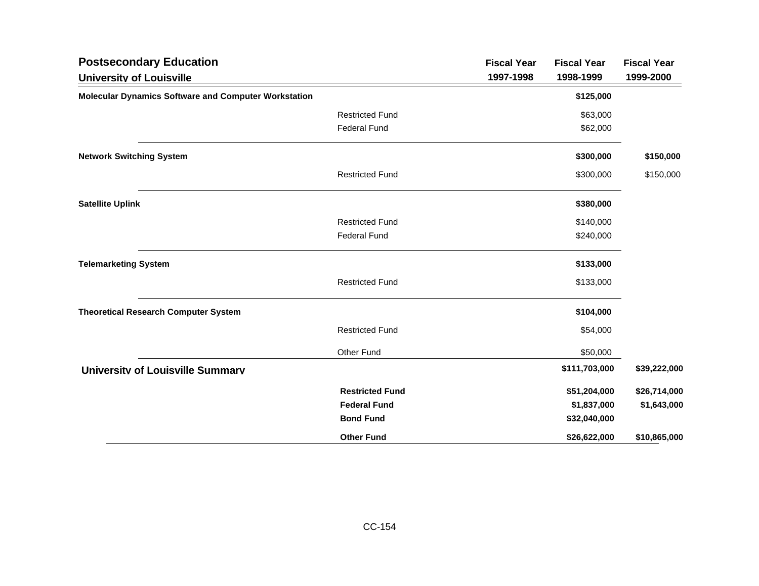## Postsecondary Education

### University of Louisville

| | | Fiscal Year 1997-1998 | Fiscal Year 1998-1999 | Fiscal Year 1999-2000 |
|---|---|---|---|---|
| **Molecular Dynamics Software and Computer Workstation** | | | **$125,000** | |
| | Restricted Fund | | $63,000 | |
| | Federal Fund | | $62,000 | |
| **Network Switching System** | | | **$300,000** | **$150,000** |
| | Restricted Fund | | $300,000 | $150,000 |
| **Satellite Uplink** | | | **$380,000** | |
| | Restricted Fund | | $140,000 | |
| | Federal Fund | | $240,000 | |
| **Telemarketing System** | | | **$133,000** | |
| | Restricted Fund | | $133,000 | |
| **Theoretical Research Computer System** | | | **$104,000** | |
| | Restricted Fund | | $54,000 | |
| | Other Fund | | $50,000 | |
| **University of Louisville Summary** | | | **$111,703,000** | **$39,222,000** |
| | **Restricted Fund** | | **$51,204,000** | **$26,714,000** |
| | **Federal Fund** | | **$1,837,000** | **$1,643,000** |
| | **Bond Fund** | | **$32,040,000** | |
| | **Other Fund** | | **$26,622,000** | **$10,865,000** |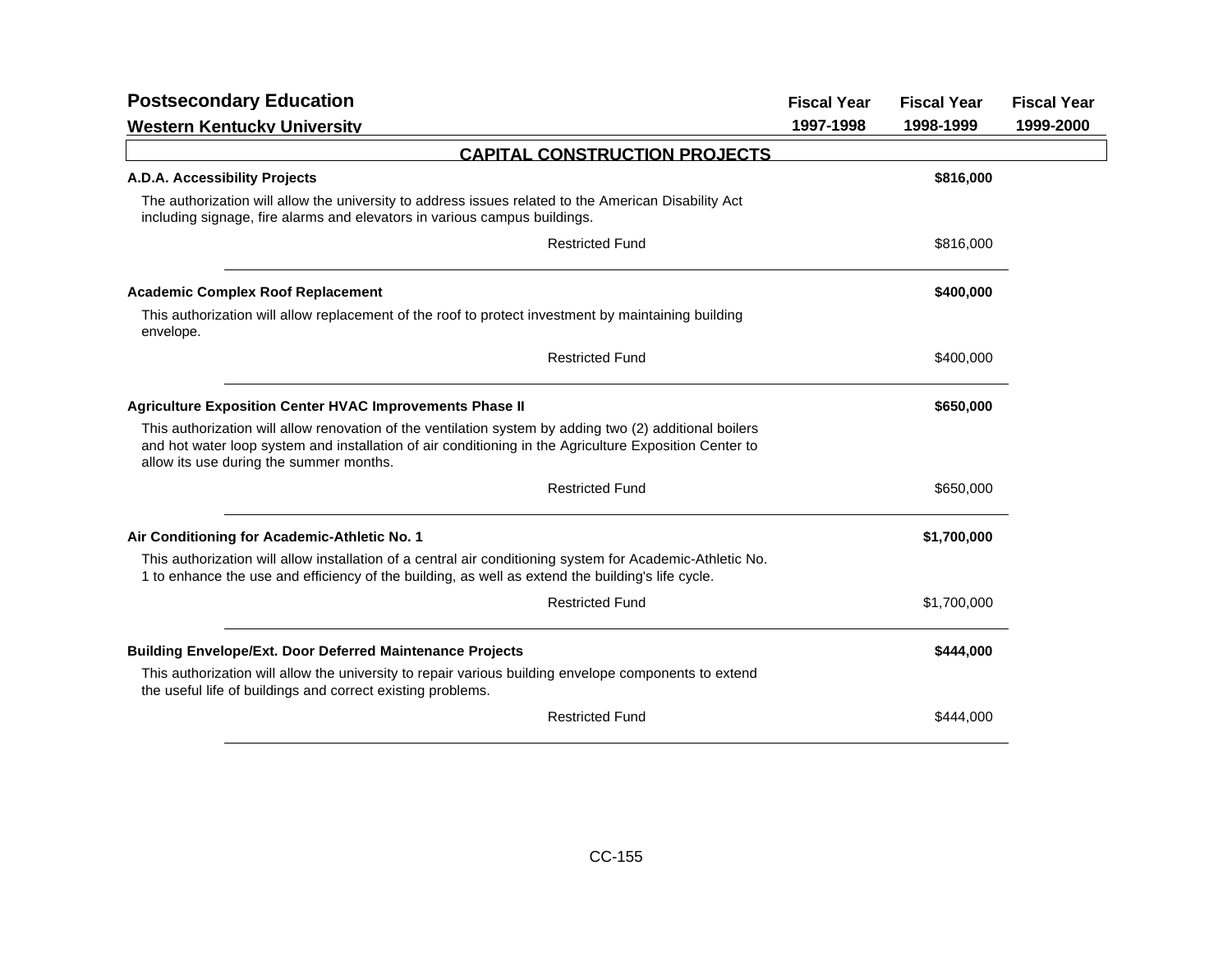# Postsecondary Education

## Western Kentucky University

| | Fiscal Year 1997-1998 | Fiscal Year 1998-1999 | Fiscal Year 1999-2000 |
|---|---|---|---|

## CAPITAL CONSTRUCTION PROJECTS

| | Fiscal Year 1997-1998 | Fiscal Year 1998-1999 | Fiscal Year 1999-2000 |
|---|---|---|---|
| **A.D.A. Accessibility Projects** | | **$816,000** | |
| The authorization will allow the university to address issues related to the American Disability Act including signage, fire alarms and elevators in various campus buildings. | | | |
| Restricted Fund | | $816,000 | |
| **Academic Complex Roof Replacement** | | **$400,000** | |
| This authorization will allow replacement of the roof to protect investment by maintaining building envelope. | | | |
| Restricted Fund | | $400,000 | |
| **Agriculture Exposition Center HVAC Improvements Phase II** | | **$650,000** | |
| This authorization will allow renovation of the ventilation system by adding two (2) additional boilers and hot water loop system and installation of air conditioning in the Agriculture Exposition Center to allow its use during the summer months. | | | |
| Restricted Fund | | $650,000 | |
| **Air Conditioning for Academic-Athletic No. 1** | | **$1,700,000** | |
| This authorization will allow installation of a central air conditioning system for Academic-Athletic No. 1 to enhance the use and efficiency of the building, as well as extend the building's life cycle. | | | |
| Restricted Fund | | $1,700,000 | |
| **Building Envelope/Ext. Door Deferred Maintenance Projects** | | **$444,000** | |
| This authorization will allow the university to repair various building envelope components to extend the useful life of buildings and correct existing problems. | | | |
| Restricted Fund | | $444,000 | |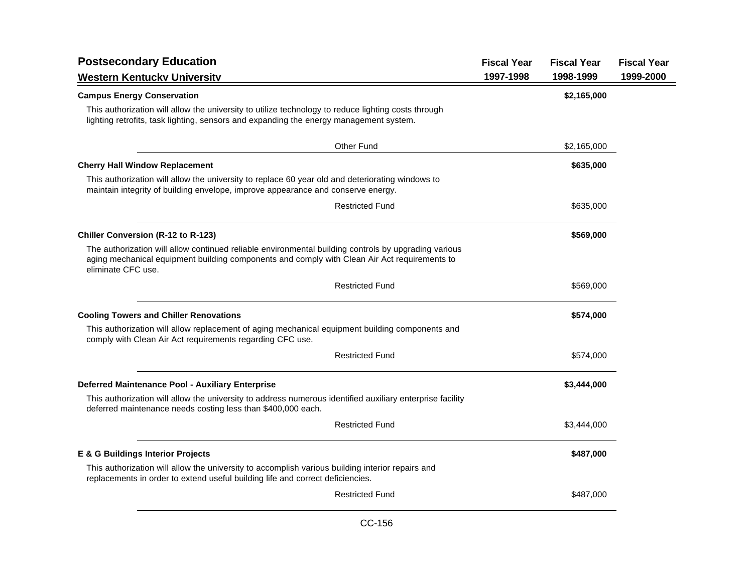## Postsecondary Education

### Western Kentucky University

| | Fiscal Year 1997-1998 | Fiscal Year 1998-1999 | Fiscal Year 1999-2000 |
|---|---|---|---|
| **Campus Energy Conservation** | | **$2,165,000** | |
| This authorization will allow the university to utilize technology to reduce lighting costs through lighting retrofits, task lighting, sensors and expanding the energy management system. | | | |
| Other Fund | | $2,165,000 | |
| **Cherry Hall Window Replacement** | | **$635,000** | |
| This authorization will allow the university to replace 60 year old and deteriorating windows to maintain integrity of building envelope, improve appearance and conserve energy. | | | |
| Restricted Fund | | $635,000 | |
| **Chiller Conversion (R-12 to R-123)** | | **$569,000** | |
| The authorization will allow continued reliable environmental building controls by upgrading various aging mechanical equipment building components and comply with Clean Air Act requirements to eliminate CFC use. | | | |
| Restricted Fund | | $569,000 | |
| **Cooling Towers and Chiller Renovations** | | **$574,000** | |
| This authorization will allow replacement of aging mechanical equipment building components and comply with Clean Air Act requirements regarding CFC use. | | | |
| Restricted Fund | | $574,000 | |
| **Deferred Maintenance Pool - Auxiliary Enterprise** | | **$3,444,000** | |
| This authorization will allow the university to address numerous identified auxiliary enterprise facility deferred maintenance needs costing less than $400,000 each. | | | |
| Restricted Fund | | $3,444,000 | |
| **E & G Buildings Interior Projects** | | **$487,000** | |
| This authorization will allow the university to accomplish various building interior repairs and replacements in order to extend useful building life and correct deficiencies. | | | |
| Restricted Fund | | $487,000 | |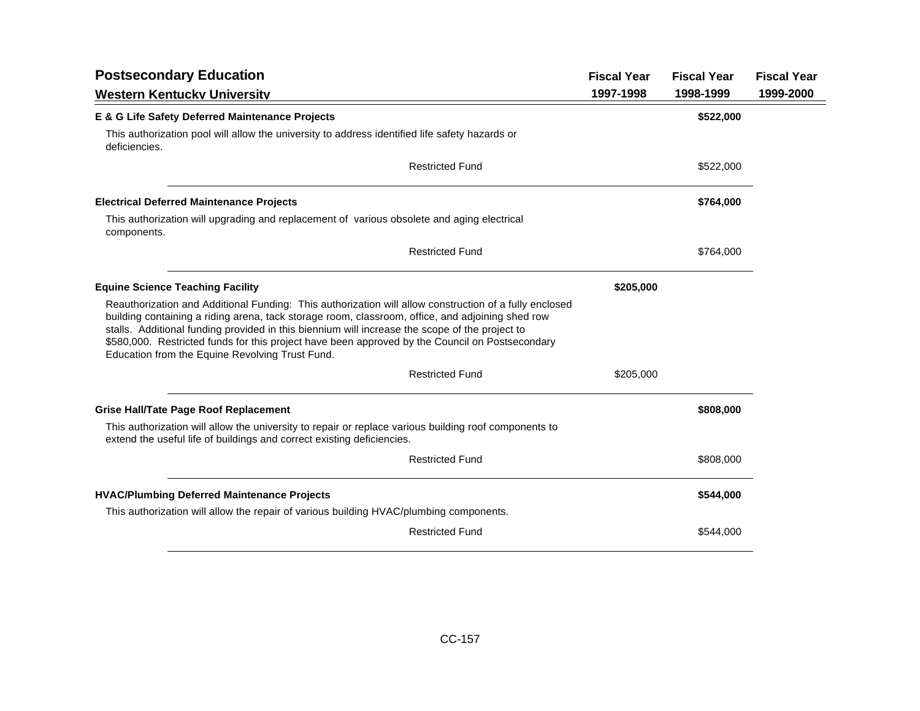## Postsecondary Education

### Western Kentucky University

| | Fiscal Year 1997-1998 | Fiscal Year 1998-1999 | Fiscal Year 1999-2000 |
|---|---|---|---|
| **E & G Life Safety Deferred Maintenance Projects** | | **$522,000** | |
| This authorization pool will allow the university to address identified life safety hazards or deficiencies. | | | |
| Restricted Fund | | $522,000 | |
| **Electrical Deferred Maintenance Projects** | | **$764,000** | |
| This authorization will upgrading and replacement of various obsolete and aging electrical components. | | | |
| Restricted Fund | | $764,000 | |
| **Equine Science Teaching Facility** | **$205,000** | | |
| Reauthorization and Additional Funding: This authorization will allow construction of a fully enclosed building containing a riding arena, tack storage room, classroom, office, and adjoining shed row stalls. Additional funding provided in this biennium will increase the scope of the project to $580,000. Restricted funds for this project have been approved by the Council on Postsecondary Education from the Equine Revolving Trust Fund. | | | |
| Restricted Fund | $205,000 | | |
| **Grise Hall/Tate Page Roof Replacement** | | **$808,000** | |
| This authorization will allow the university to repair or replace various building roof components to extend the useful life of buildings and correct existing deficiencies. | | | |
| Restricted Fund | | $808,000 | |
| **HVAC/Plumbing Deferred Maintenance Projects** | | **$544,000** | |
| This authorization will allow the repair of various building HVAC/plumbing components. | | | |
| Restricted Fund | | $544,000 | |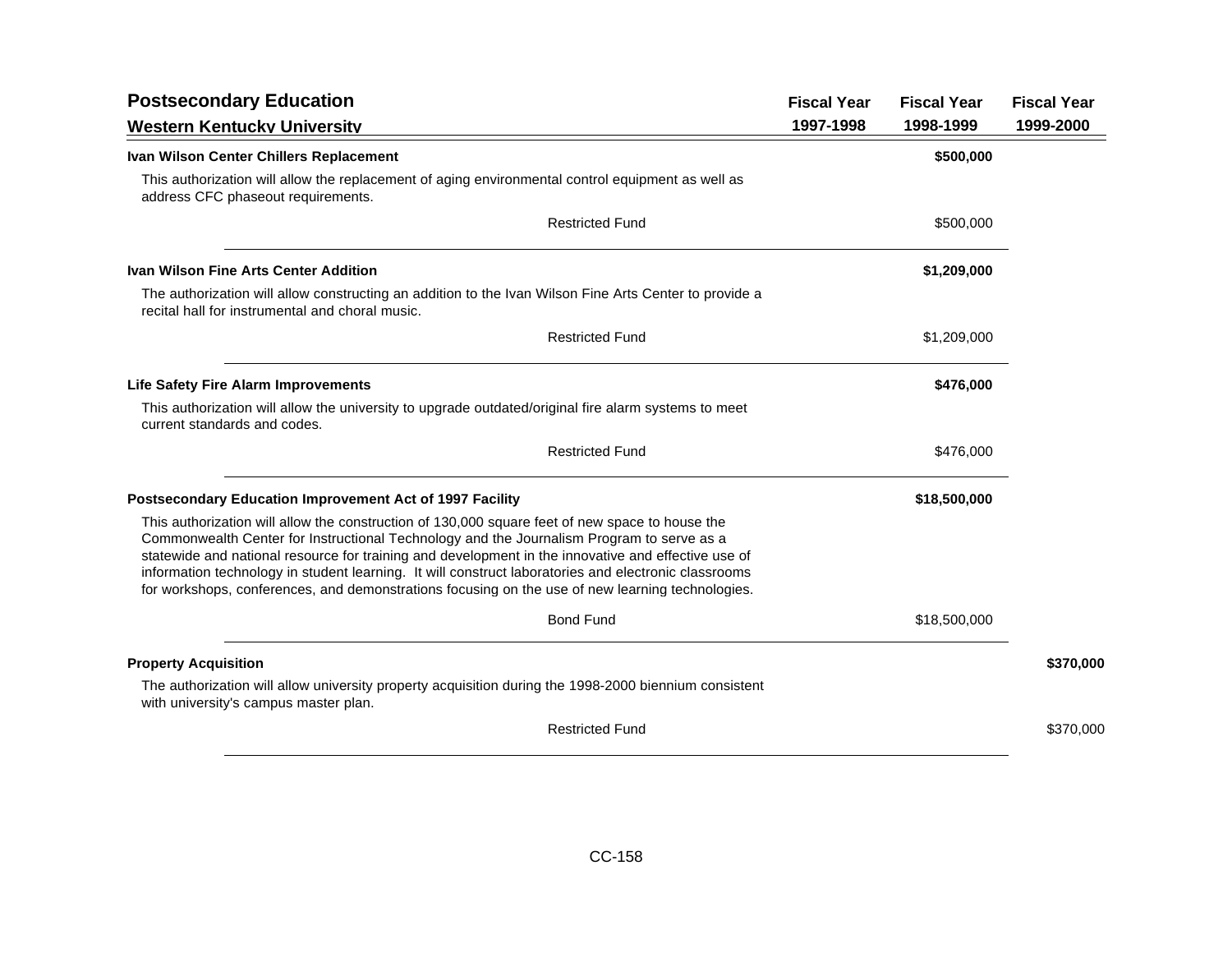## Postsecondary Education

### Western Kentucky University

| | Fiscal Year 1997-1998 | Fiscal Year 1998-1999 | Fiscal Year 1999-2000 |
|---|---|---|---|
| **Ivan Wilson Center Chillers Replacement** | | **$500,000** | |
| This authorization will allow the replacement of aging environmental control equipment as well as address CFC phaseout requirements. | | | |
| Restricted Fund | | $500,000 | |
| **Ivan Wilson Fine Arts Center Addition** | | **$1,209,000** | |
| The authorization will allow constructing an addition to the Ivan Wilson Fine Arts Center to provide a recital hall for instrumental and choral music. | | | |
| Restricted Fund | | $1,209,000 | |
| **Life Safety Fire Alarm Improvements** | | **$476,000** | |
| This authorization will allow the university to upgrade outdated/original fire alarm systems to meet current standards and codes. | | | |
| Restricted Fund | | $476,000 | |
| **Postsecondary Education Improvement Act of 1997 Facility** | | **$18,500,000** | |
| This authorization will allow the construction of 130,000 square feet of new space to house the Commonwealth Center for Instructional Technology and the Journalism Program to serve as a statewide and national resource for training and development in the innovative and effective use of information technology in student learning. It will construct laboratories and electronic classrooms for workshops, conferences, and demonstrations focusing on the use of new learning technologies. | | | |
| Bond Fund | | $18,500,000 | |
| **Property Acquisition** | | | **$370,000** |
| The authorization will allow university property acquisition during the 1998-2000 biennium consistent with university's campus master plan. | | | |
| Restricted Fund | | | $370,000 |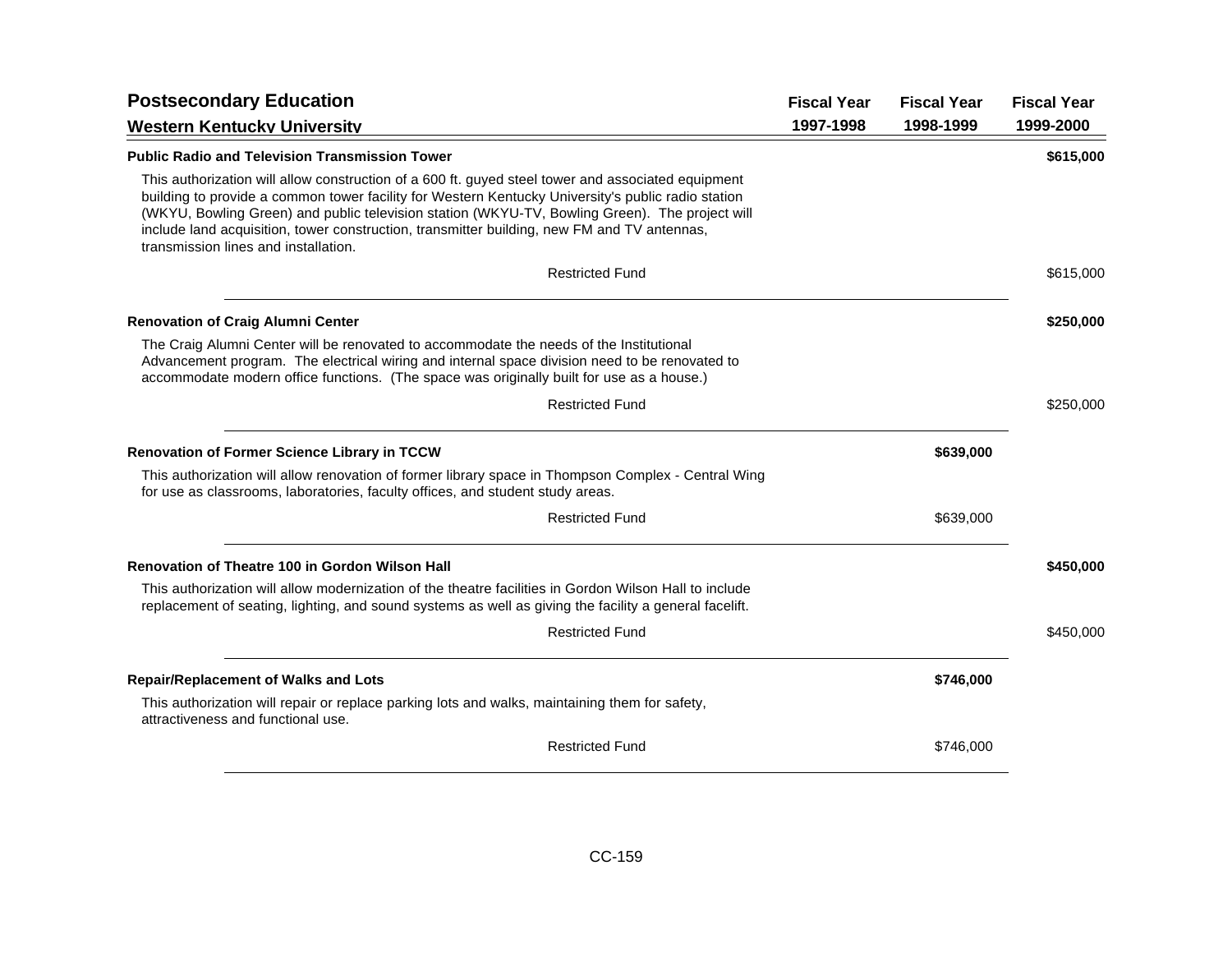## Postsecondary Education

### Western Kentucky University

| | Fiscal Year 1997-1998 | Fiscal Year 1998-1999 | Fiscal Year 1999-2000 |
|---|---|---|---|
| **Public Radio and Television Transmission Tower** | | | **$615,000** |
| This authorization will allow construction of a 600 ft. guyed steel tower and associated equipment building to provide a common tower facility for Western Kentucky University's public radio station (WKYU, Bowling Green) and public television station (WKYU-TV, Bowling Green). The project will include land acquisition, tower construction, transmitter building, new FM and TV antennas, transmission lines and installation. | | | |
| Restricted Fund | | | $615,000 |
| **Renovation of Craig Alumni Center** | | | **$250,000** |
| The Craig Alumni Center will be renovated to accommodate the needs of the Institutional Advancement program. The electrical wiring and internal space division need to be renovated to accommodate modern office functions. (The space was originally built for use as a house.) | | | |
| Restricted Fund | | | $250,000 |
| **Renovation of Former Science Library in TCCW** | | **$639,000** | |
| This authorization will allow renovation of former library space in Thompson Complex - Central Wing for use as classrooms, laboratories, faculty offices, and student study areas. | | | |
| Restricted Fund | | $639,000 | |
| **Renovation of Theatre 100 in Gordon Wilson Hall** | | | **$450,000** |
| This authorization will allow modernization of the theatre facilities in Gordon Wilson Hall to include replacement of seating, lighting, and sound systems as well as giving the facility a general facelift. | | | |
| Restricted Fund | | | $450,000 |
| **Repair/Replacement of Walks and Lots** | | **$746,000** | |
| This authorization will repair or replace parking lots and walks, maintaining them for safety, attractiveness and functional use. | | | |
| Restricted Fund | | $746,000 | |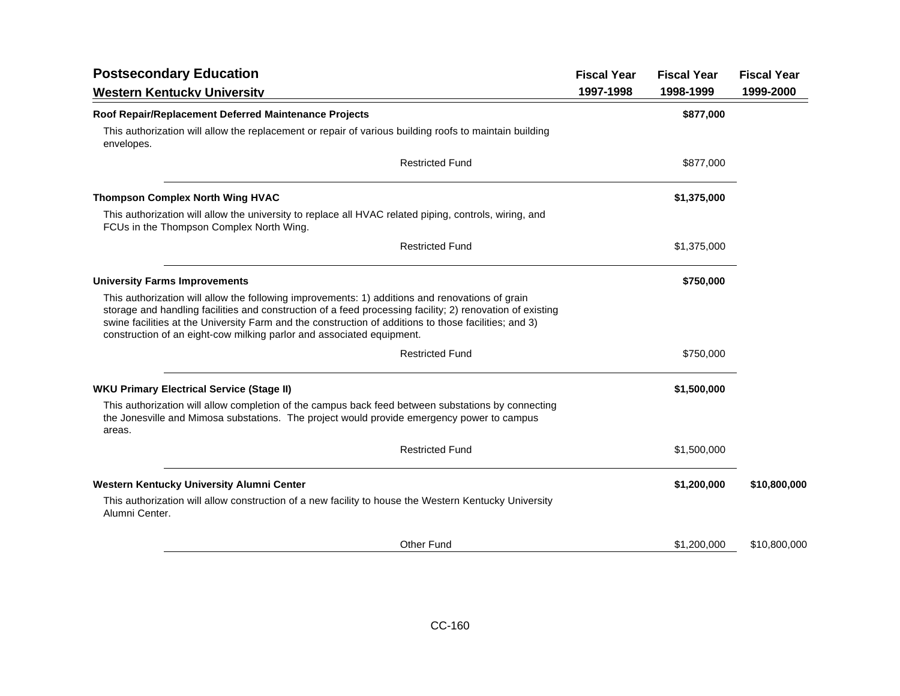## Postsecondary Education

### Western Kentucky University

| | Fiscal Year 1997-1998 | Fiscal Year 1998-1999 | Fiscal Year 1999-2000 |
|---|---|---|---|
| **Roof Repair/Replacement Deferred Maintenance Projects** | | **$877,000** | |
| This authorization will allow the replacement or repair of various building roofs to maintain building envelopes. | | | |
| Restricted Fund | | $877,000 | |
| **Thompson Complex North Wing HVAC** | | **$1,375,000** | |
| This authorization will allow the university to replace all HVAC related piping, controls, wiring, and FCUs in the Thompson Complex North Wing. | | | |
| Restricted Fund | | $1,375,000 | |
| **University Farms Improvements** | | **$750,000** | |
| This authorization will allow the following improvements: 1) additions and renovations of grain storage and handling facilities and construction of a feed processing facility; 2) renovation of existing swine facilities at the University Farm and the construction of additions to those facilities; and 3) construction of an eight-cow milking parlor and associated equipment. | | | |
| Restricted Fund | | $750,000 | |
| **WKU Primary Electrical Service (Stage II)** | | **$1,500,000** | |
| This authorization will allow completion of the campus back feed between substations by connecting the Jonesville and Mimosa substations. The project would provide emergency power to campus areas. | | | |
| Restricted Fund | | $1,500,000 | |
| **Western Kentucky University Alumni Center** | | **$1,200,000** | **$10,800,000** |
| This authorization will allow construction of a new facility to house the Western Kentucky University Alumni Center. | | | |
| Other Fund | | $1,200,000 | $10,800,000 |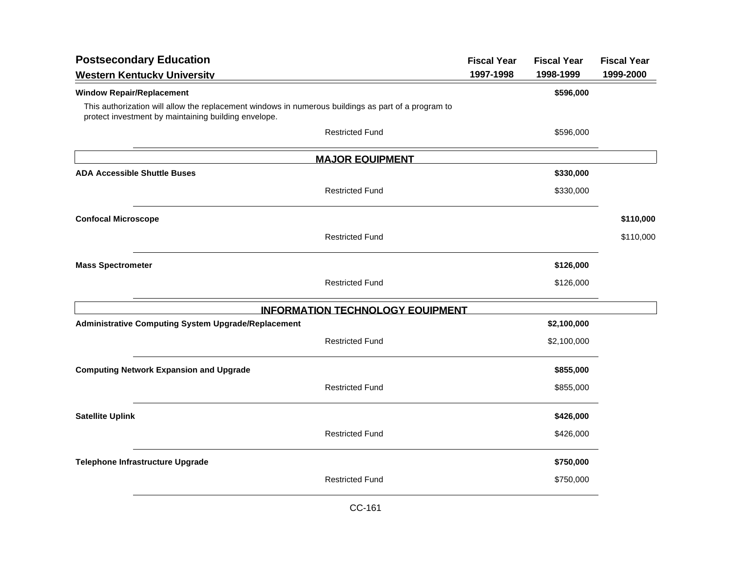## Postsecondary Education

### Western Kentucky University

| | Fiscal Year 1997-1998 | Fiscal Year 1998-1999 | Fiscal Year 1999-2000 |
|---|---|---|---|
| **Window Repair/Replacement** | | **$596,000** | |
| This authorization will allow the replacement windows in numerous buildings as part of a program to protect investment by maintaining building envelope. | | | |
| Restricted Fund | | $596,000 | |
| **MAJOR EQUIPMENT** | | | |
| **ADA Accessible Shuttle Buses** | | **$330,000** | |
| Restricted Fund | | $330,000 | |
| **Confocal Microscope** | | | **$110,000** |
| Restricted Fund | | | $110,000 |
| **Mass Spectrometer** | | **$126,000** | |
| Restricted Fund | | $126,000 | |
| **INFORMATION TECHNOLOGY EQUIPMENT** | | | |
| **Administrative Computing System Upgrade/Replacement** | | **$2,100,000** | |
| Restricted Fund | | $2,100,000 | |
| **Computing Network Expansion and Upgrade** | | **$855,000** | |
| Restricted Fund | | $855,000 | |
| **Satellite Uplink** | | **$426,000** | |
| Restricted Fund | | $426,000 | |
| **Telephone Infrastructure Upgrade** | | **$750,000** | |
| Restricted Fund | | $750,000 | |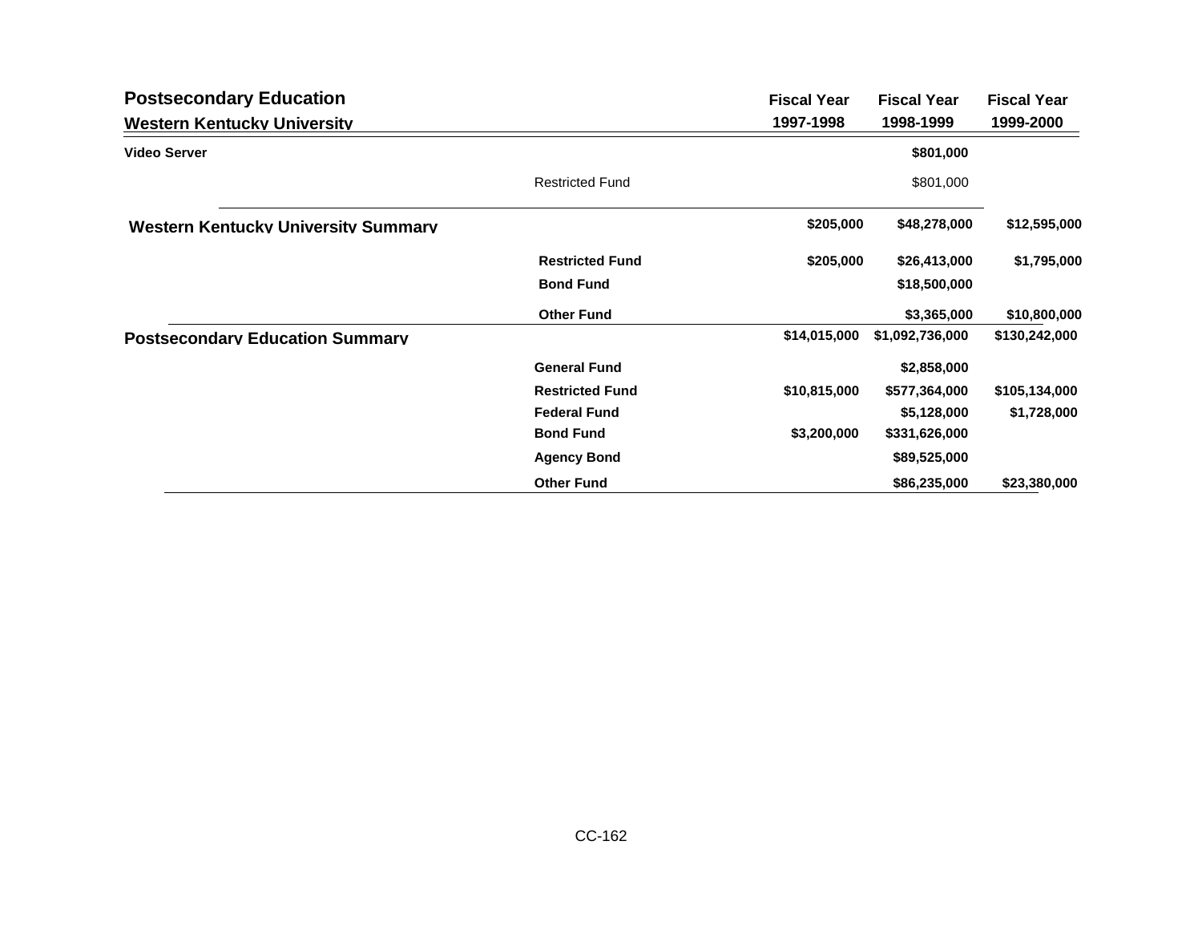## Postsecondary Education

### Western Kentucky University

| | | Fiscal Year 1997-1998 | Fiscal Year 1998-1999 | Fiscal Year 1999-2000 |
|---|---|---|---|---|
| **Video Server** | | | **$801,000** | |
| | Restricted Fund | | $801,000 | |
| **Western Kentucky University Summary** | | **$205,000** | **$48,278,000** | **$12,595,000** |
| | **Restricted Fund** | **$205,000** | **$26,413,000** | **$1,795,000** |
| | **Bond Fund** | | **$18,500,000** | |
| | **Other Fund** | | **$3,365,000** | **$10,800,000** |
| **Postsecondary Education Summary** | | **$14,015,000** | **$1,092,736,000** | **$130,242,000** |
| | **General Fund** | | **$2,858,000** | |
| | **Restricted Fund** | **$10,815,000** | **$577,364,000** | **$105,134,000** |
| | **Federal Fund** | | **$5,128,000** | **$1,728,000** |
| | **Bond Fund** | **$3,200,000** | **$331,626,000** | |
| | **Agency Bond** | | **$89,525,000** | |
| | **Other Fund** | | **$86,235,000** | **$23,380,000** |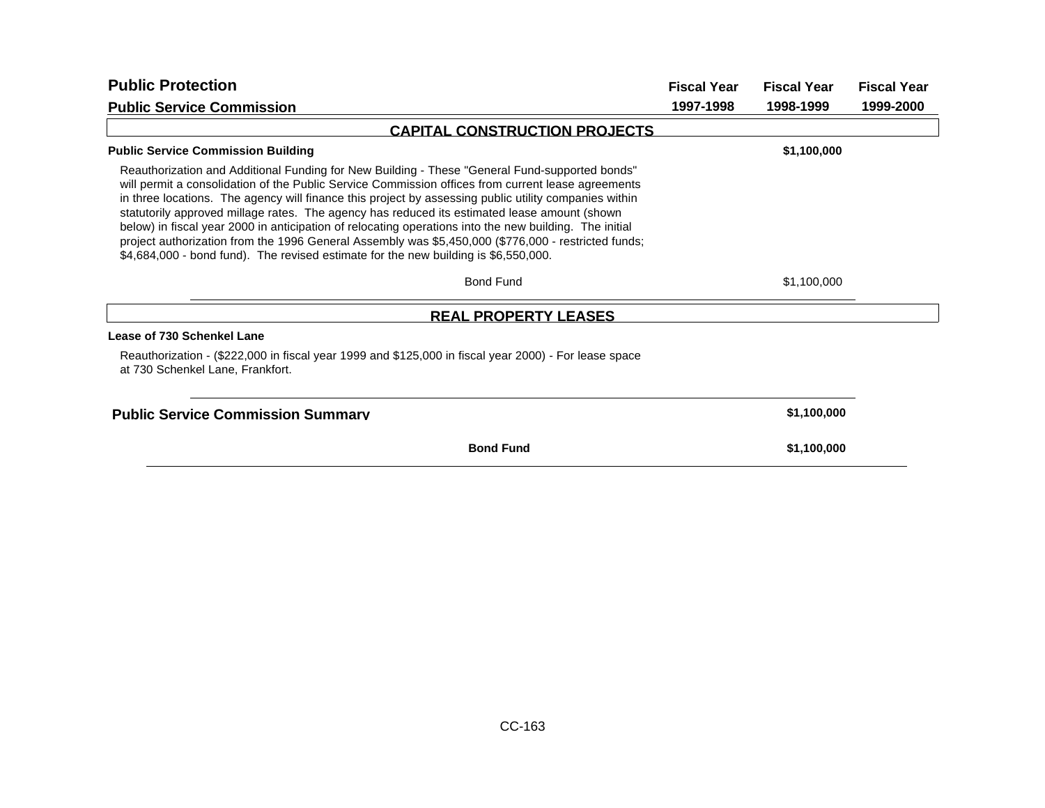## Public Protection

### Public Service Commission

| | Fiscal Year 1997-1998 | Fiscal Year 1998-1999 | Fiscal Year 1999-2000 |
|---|---|---|---|

#### CAPITAL CONSTRUCTION PROJECTS

| | Fiscal Year 1997-1998 | Fiscal Year 1998-1999 | Fiscal Year 1999-2000 |
|---|---|---|---|
| **Public Service Commission Building** | | **$1,100,000** | |

Reauthorization and Additional Funding for New Building - These "General Fund-supported bonds" will permit a consolidation of the Public Service Commission offices from current lease agreements in three locations. The agency will finance this project by assessing public utility companies within statutorily approved millage rates. The agency has reduced its estimated lease amount (shown below) in fiscal year 2000 in anticipation of relocating operations into the new building. The initial project authorization from the 1996 General Assembly was $5,450,000 ($776,000 - restricted funds; $4,684,000 - bond fund). The revised estimate for the new building is $6,550,000.

| | Fiscal Year 1997-1998 | Fiscal Year 1998-1999 | Fiscal Year 1999-2000 |
|---|---|---|---|
| Bond Fund | | $1,100,000 | |

#### REAL PROPERTY LEASES

**Lease of 730 Schenkel Lane**

Reauthorization - ($222,000 in fiscal year 1999 and $125,000 in fiscal year 2000) - For lease space at 730 Schenkel Lane, Frankfort.

| | Fiscal Year 1997-1998 | Fiscal Year 1998-1999 | Fiscal Year 1999-2000 |
|---|---|---|---|
| **Public Service Commission Summary** | | **$1,100,000** | |
| **Bond Fund** | | **$1,100,000** | |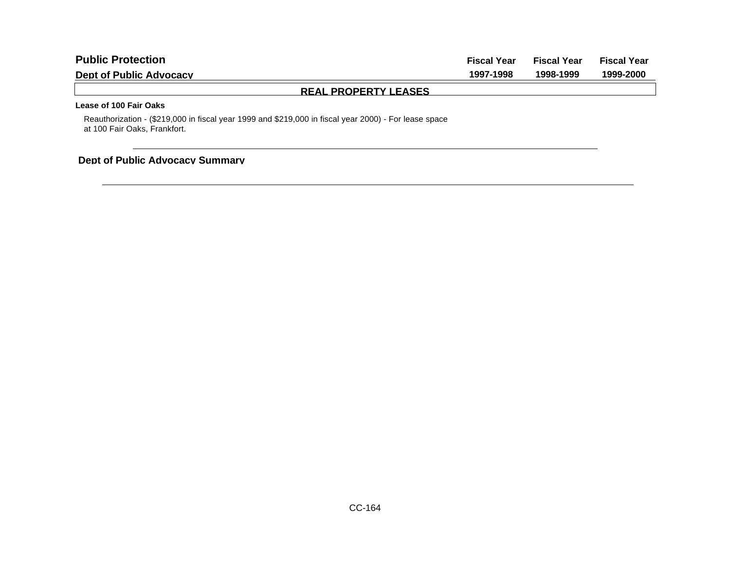## Public Protection

### Dept of Public Advocacy

| | Fiscal Year 1997-1998 | Fiscal Year 1998-1999 | Fiscal Year 1999-2000 |
|---|---|---|---|

### REAL PROPERTY LEASES

**Lease of 100 Fair Oaks**

Reauthorization - ($219,000 in fiscal year 1999 and $219,000 in fiscal year 2000) - For lease space at 100 Fair Oaks, Frankfort.

**Dept of Public Advocacy Summary**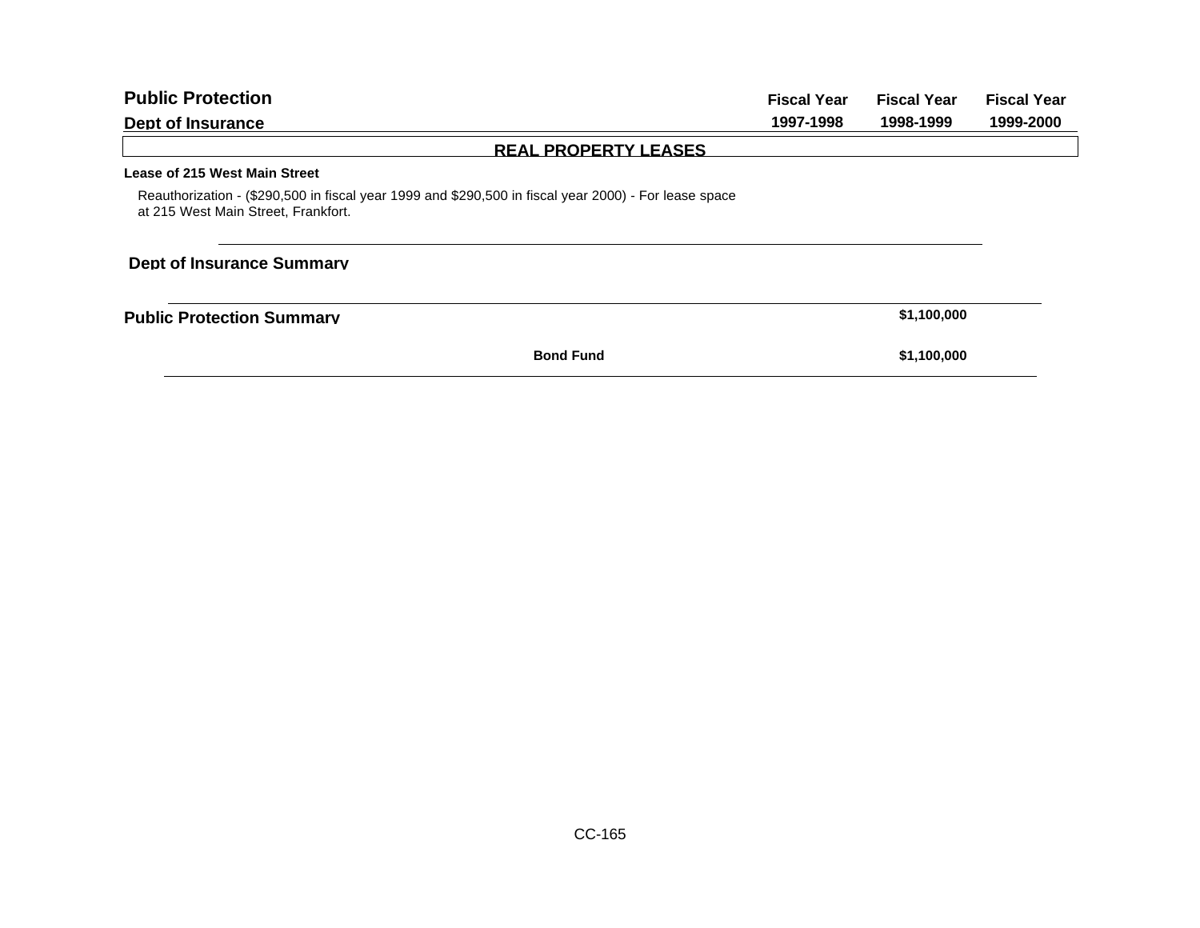| Public Protection<br>Dept of Insurance | Fiscal Year 1997-1998 | Fiscal Year 1998-1999 | Fiscal Year 1999-2000 |
|---|---|---|---|

## REAL PROPERTY LEASES

**Lease of 215 West Main Street**

Reauthorization - ($290,500 in fiscal year 1999 and $290,500 in fiscal year 2000) - For lease space at 215 West Main Street, Frankfort.

**Dept of Insurance Summary**

| | Fiscal Year 1997-1998 | Fiscal Year 1998-1999 | Fiscal Year 1999-2000 |
|---|---|---|---|
| **Public Protection Summary** | | **$1,100,000** | |
| **Bond Fund** | | **$1,100,000** | |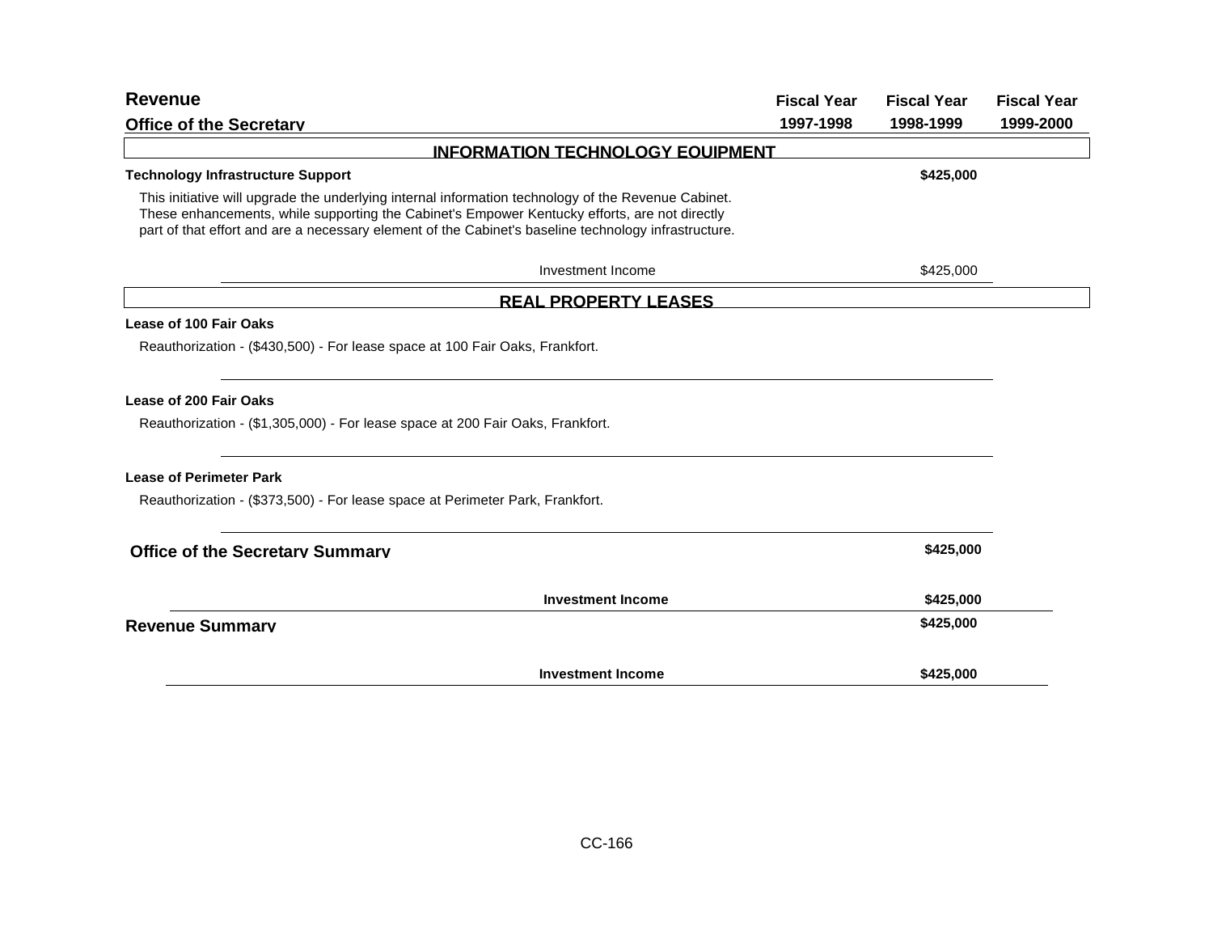# Revenue

## Office of the Secretary

| | Fiscal Year 1997-1998 | Fiscal Year 1998-1999 | Fiscal Year 1999-2000 |
|---|---|---|---|

### INFORMATION TECHNOLOGY EQUIPMENT

| | Fiscal Year 1997-1998 | Fiscal Year 1998-1999 | Fiscal Year 1999-2000 |
|---|---|---|---|
| **Technology Infrastructure Support** | | **$425,000** | |
| Investment Income | | $425,000 | |

This initiative will upgrade the underlying internal information technology of the Revenue Cabinet. These enhancements, while supporting the Cabinet's Empower Kentucky efforts, are not directly part of that effort and are a necessary element of the Cabinet's baseline technology infrastructure.

### REAL PROPERTY LEASES

**Lease of 100 Fair Oaks**

Reauthorization - ($430,500) - For lease space at 100 Fair Oaks, Frankfort.

**Lease of 200 Fair Oaks**

Reauthorization - ($1,305,000) - For lease space at 200 Fair Oaks, Frankfort.

**Lease of Perimeter Park**

Reauthorization - ($373,500) - For lease space at Perimeter Park, Frankfort.

| | Fiscal Year 1997-1998 | Fiscal Year 1998-1999 | Fiscal Year 1999-2000 |
|---|---|---|---|
| **Office of the Secretary Summary** | | **$425,000** | |
| **Investment Income** | | **$425,000** | |
| **Revenue Summary** | | **$425,000** | |
| **Investment Income** | | **$425,000** | |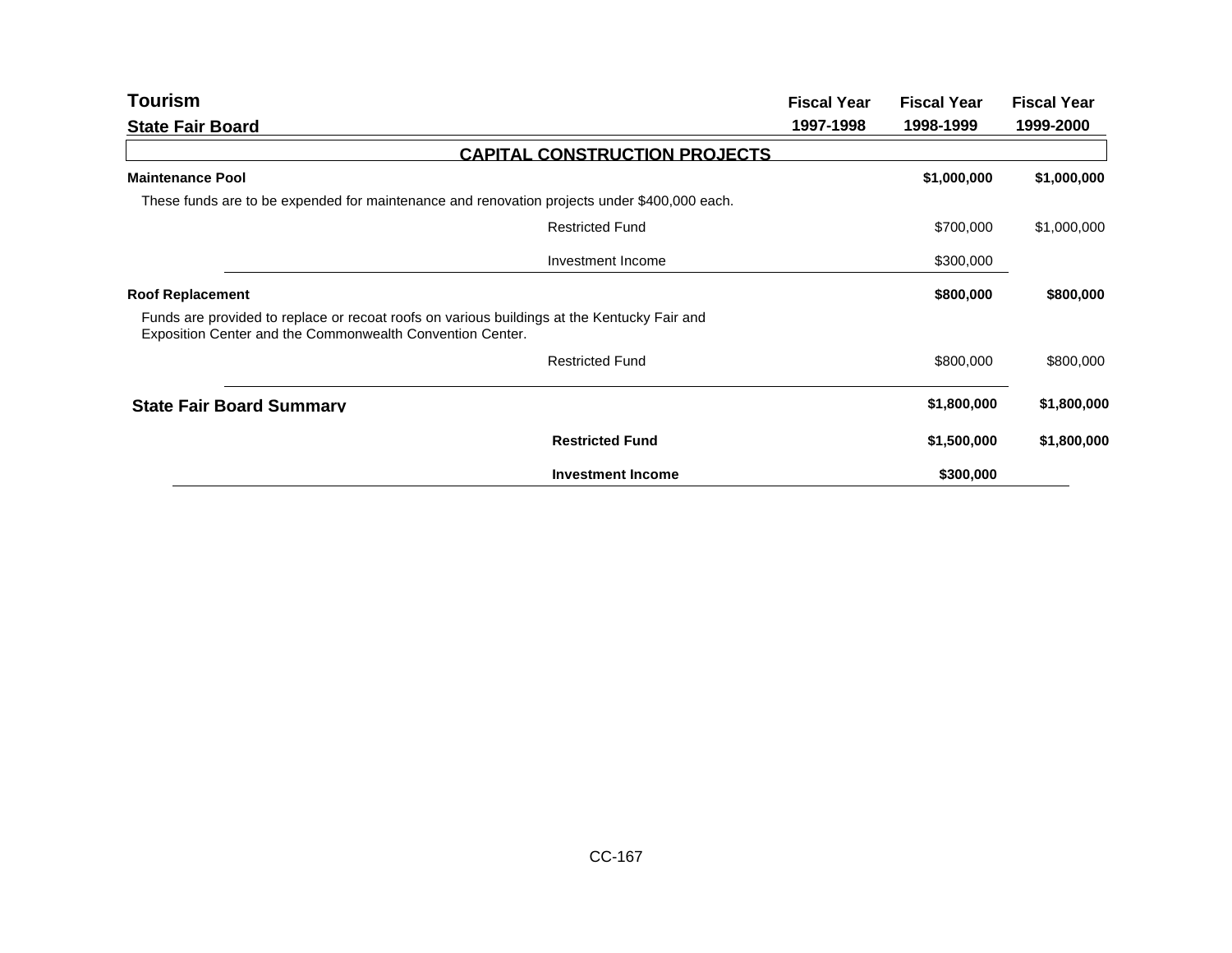# Tourism

## State Fair Board

### CAPITAL CONSTRUCTION PROJECTS

| | Fiscal Year 1997-1998 | Fiscal Year 1998-1999 | Fiscal Year 1999-2000 |
|---|---|---|---|
| **Maintenance Pool** | | **$1,000,000** | **$1,000,000** |
| These funds are to be expended for maintenance and renovation projects under $400,000 each. | | | |
| Restricted Fund | | $700,000 | $1,000,000 |
| Investment Income | | $300,000 | |
| **Roof Replacement** | | **$800,000** | **$800,000** |
| Funds are provided to replace or recoat roofs on various buildings at the Kentucky Fair and Exposition Center and the Commonwealth Convention Center. | | | |
| Restricted Fund | | $800,000 | $800,000 |
| **State Fair Board Summary** | | **$1,800,000** | **$1,800,000** |
| **Restricted Fund** | | **$1,500,000** | **$1,800,000** |
| **Investment Income** | | **$300,000** | |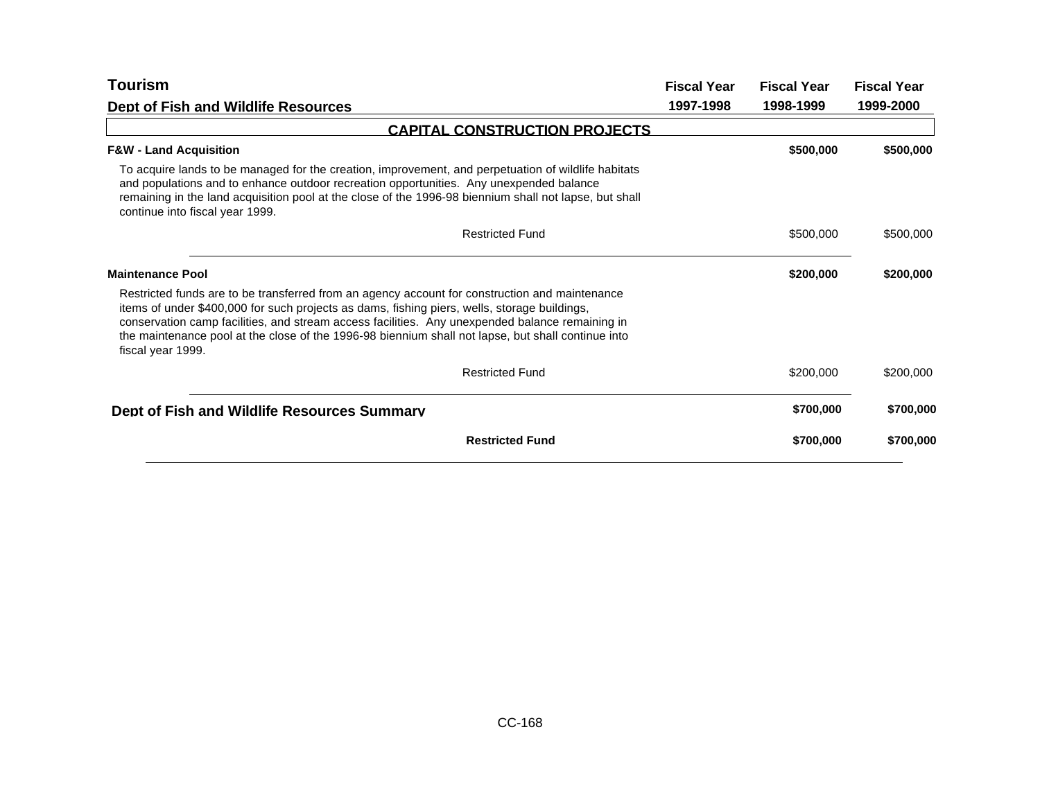# Tourism

## Dept of Fish and Wildlife Resources

| | Fiscal Year 1997-1998 | Fiscal Year 1998-1999 | Fiscal Year 1999-2000 |
|---|---|---|---|

### CAPITAL CONSTRUCTION PROJECTS

| | Fiscal Year 1997-1998 | Fiscal Year 1998-1999 | Fiscal Year 1999-2000 |
|---|---|---|---|
| **F&W - Land Acquisition** | | **$500,000** | **$500,000** |
| To acquire lands to be managed for the creation, improvement, and perpetuation of wildlife habitats and populations and to enhance outdoor recreation opportunities. Any unexpended balance remaining in the land acquisition pool at the close of the 1996-98 biennium shall not lapse, but shall continue into fiscal year 1999. | | | |
| Restricted Fund | | $500,000 | $500,000 |
| **Maintenance Pool** | | **$200,000** | **$200,000** |
| Restricted funds are to be transferred from an agency account for construction and maintenance items of under $400,000 for such projects as dams, fishing piers, wells, storage buildings, conservation camp facilities, and stream access facilities. Any unexpended balance remaining in the maintenance pool at the close of the 1996-98 biennium shall not lapse, but shall continue into fiscal year 1999. | | | |
| Restricted Fund | | $200,000 | $200,000 |
| **Dept of Fish and Wildlife Resources Summary** | | **$700,000** | **$700,000** |
| **Restricted Fund** | | **$700,000** | **$700,000** |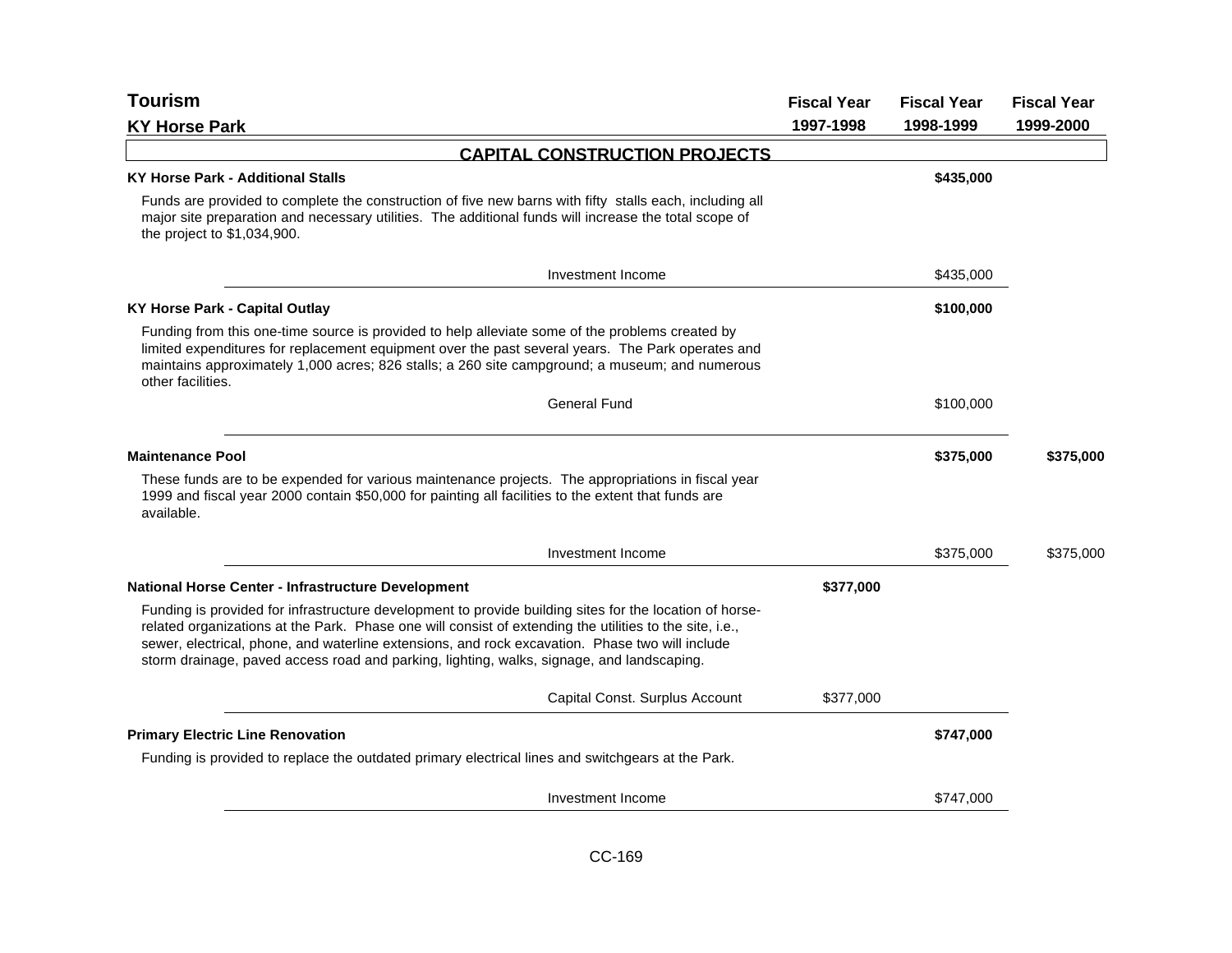# Tourism

## KY Horse Park

| | Fiscal Year 1997-1998 | Fiscal Year 1998-1999 | Fiscal Year 1999-2000 |
|---|---|---|---|

### CAPITAL CONSTRUCTION PROJECTS

**KY Horse Park - Additional Stalls** — **1998-1999: $435,000**

Funds are provided to complete the construction of five new barns with fifty stalls each, including all major site preparation and necessary utilities. The additional funds will increase the total scope of the project to $1,034,900.

| Source | Fiscal Year 1997-1998 | Fiscal Year 1998-1999 | Fiscal Year 1999-2000 |
|---|---|---|---|
| Investment Income | | $435,000 | |

**KY Horse Park - Capital Outlay** — **1998-1999: $100,000**

Funding from this one-time source is provided to help alleviate some of the problems created by limited expenditures for replacement equipment over the past several years. The Park operates and maintains approximately 1,000 acres; 826 stalls; a 260 site campground; a museum; and numerous other facilities.

| Source | Fiscal Year 1997-1998 | Fiscal Year 1998-1999 | Fiscal Year 1999-2000 |
|---|---|---|---|
| General Fund | | $100,000 | |

**Maintenance Pool** — **1998-1999: $375,000; 1999-2000: $375,000**

These funds are to be expended for various maintenance projects. The appropriations in fiscal year 1999 and fiscal year 2000 contain $50,000 for painting all facilities to the extent that funds are available.

| Source | Fiscal Year 1997-1998 | Fiscal Year 1998-1999 | Fiscal Year 1999-2000 |
|---|---|---|---|
| Investment Income | | $375,000 | $375,000 |

**National Horse Center - Infrastructure Development** — **1997-1998: $377,000**

Funding is provided for infrastructure development to provide building sites for the location of horse-related organizations at the Park. Phase one will consist of extending the utilities to the site, i.e., sewer, electrical, phone, and waterline extensions, and rock excavation. Phase two will include storm drainage, paved access road and parking, lighting, walks, signage, and landscaping.

| Source | Fiscal Year 1997-1998 | Fiscal Year 1998-1999 | Fiscal Year 1999-2000 |
|---|---|---|---|
| Capital Const. Surplus Account | $377,000 | | |

**Primary Electric Line Renovation** — **1998-1999: $747,000**

Funding is provided to replace the outdated primary electrical lines and switchgears at the Park.

| Source | Fiscal Year 1997-1998 | Fiscal Year 1998-1999 | Fiscal Year 1999-2000 |
|---|---|---|---|
| Investment Income | | $747,000 | |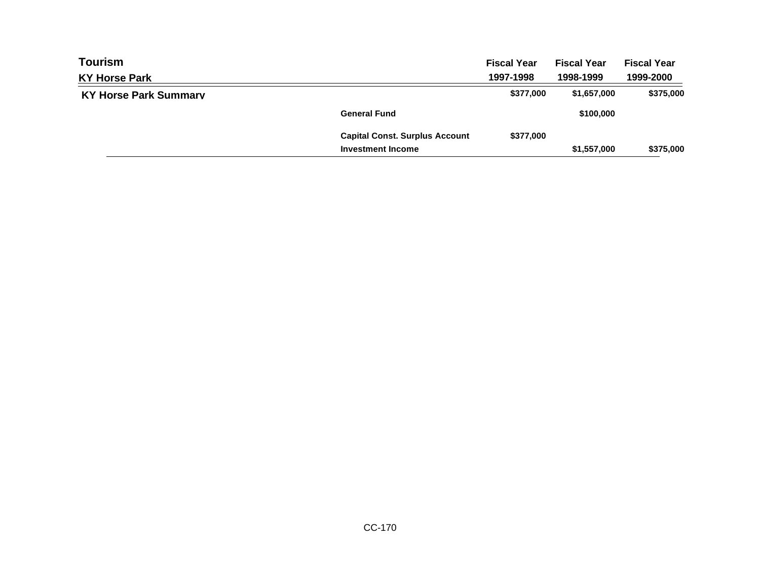## Tourism

| KY Horse Park | | Fiscal Year 1997-1998 | Fiscal Year 1998-1999 | Fiscal Year 1999-2000 |
|---|---|---|---|---|
| **KY Horse Park Summary** | | $377,000 | $1,657,000 | $375,000 |
| | General Fund | | $100,000 | |
| | Capital Const. Surplus Account | $377,000 | | |
| | Investment Income | | $1,557,000 | $375,000 |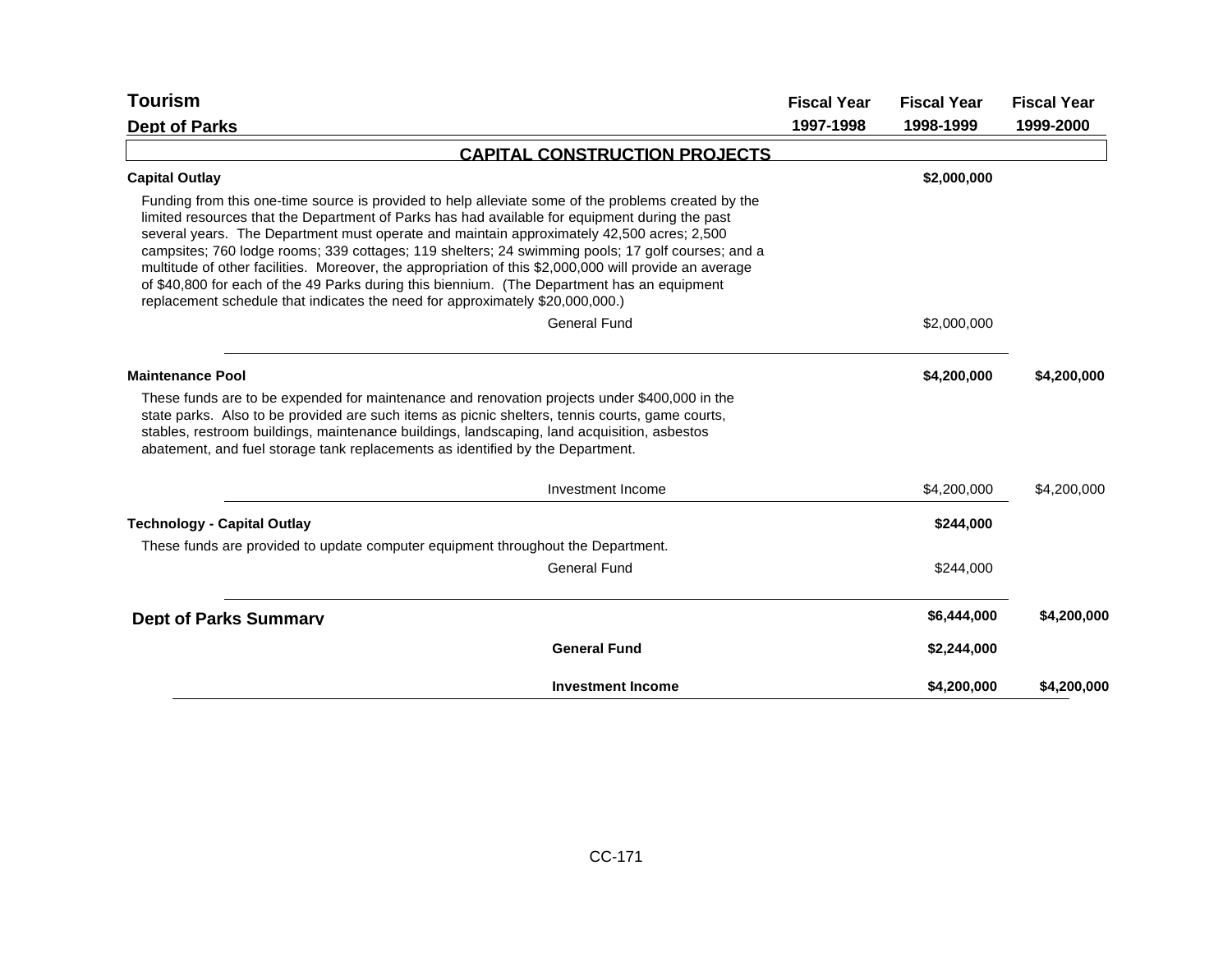**Tourism**

**Dept of Parks**

| | Fiscal Year 1997-1998 | Fiscal Year 1998-1999 | Fiscal Year 1999-2000 |
|---|---|---|---|

## CAPITAL CONSTRUCTION PROJECTS

| | Fiscal Year 1997-1998 | Fiscal Year 1998-1999 | Fiscal Year 1999-2000 |
|---|---|---|---|
| **Capital Outlay** | | **$2,000,000** | |
| Funding from this one-time source is provided to help alleviate some of the problems created by the limited resources that the Department of Parks has had available for equipment during the past several years. The Department must operate and maintain approximately 42,500 acres; 2,500 campsites; 760 lodge rooms; 339 cottages; 119 shelters; 24 swimming pools; 17 golf courses; and a multitude of other facilities. Moreover, the appropriation of this $2,000,000 will provide an average of $40,800 for each of the 49 Parks during this biennium. (The Department has an equipment replacement schedule that indicates the need for approximately $20,000,000.) | | | |
| General Fund | | $2,000,000 | |
| **Maintenance Pool** | | **$4,200,000** | **$4,200,000** |
| These funds are to be expended for maintenance and renovation projects under $400,000 in the state parks. Also to be provided are such items as picnic shelters, tennis courts, game courts, stables, restroom buildings, maintenance buildings, landscaping, land acquisition, asbestos abatement, and fuel storage tank replacements as identified by the Department. | | | |
| Investment Income | | $4,200,000 | $4,200,000 |
| **Technology - Capital Outlay** | | **$244,000** | |
| These funds are provided to update computer equipment throughout the Department. | | | |
| General Fund | | $244,000 | |
| **Dept of Parks Summary** | | **$6,444,000** | **$4,200,000** |
| **General Fund** | | **$2,244,000** | |
| **Investment Income** | | **$4,200,000** | **$4,200,000** |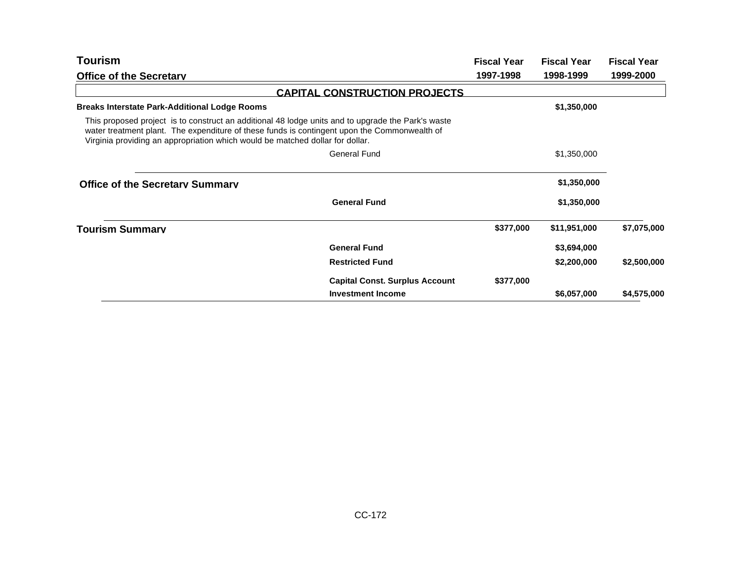| Tourism<br>Office of the Secretary | | Fiscal Year<br>1997-1998 | Fiscal Year<br>1998-1999 | Fiscal Year<br>1999-2000 |
|---|---|---|---|---|
| **CAPITAL CONSTRUCTION PROJECTS** | | | | |
| **Breaks Interstate Park-Additional Lodge Rooms** | | | **$1,350,000** | |
| This proposed project is to construct an additional 48 lodge units and to upgrade the Park's waste water treatment plant. The expenditure of these funds is contingent upon the Commonwealth of Virginia providing an appropriation which would be matched dollar for dollar. | | | | |
| | General Fund | | $1,350,000 | |
| **Office of the Secretary Summary** | | | **$1,350,000** | |
| | **General Fund** | | **$1,350,000** | |
| **Tourism Summary** | | **$377,000** | **$11,951,000** | **$7,075,000** |
| | **General Fund** | | **$3,694,000** | |
| | **Restricted Fund** | | **$2,200,000** | **$2,500,000** |
| | **Capital Const. Surplus Account** | **$377,000** | | |
| | **Investment Income** | | **$6,057,000** | **$4,575,000** |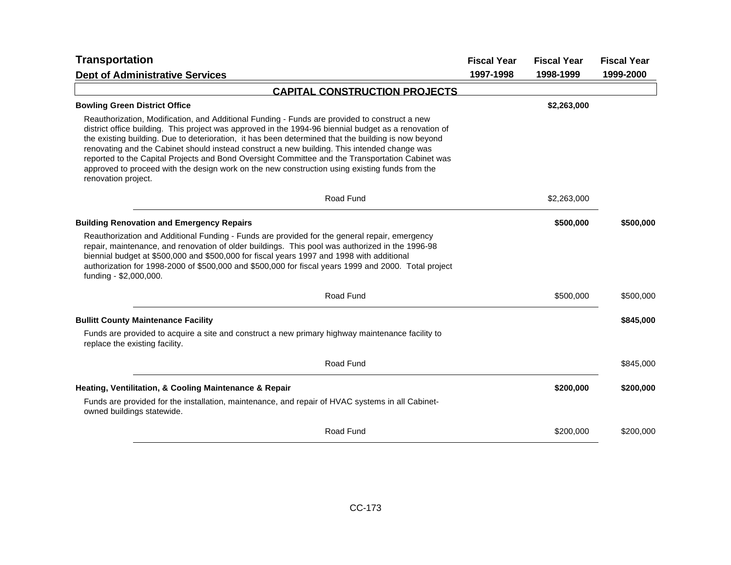## Transportation

### Dept of Administrative Services

| | Fiscal Year 1997-1998 | Fiscal Year 1998-1999 | Fiscal Year 1999-2000 |
|---|---|---|---|

### CAPITAL CONSTRUCTION PROJECTS

**Bowling Green District Office** — **$2,263,000** (FY 1998-1999)

Reauthorization, Modification, and Additional Funding - Funds are provided to construct a new district office building. This project was approved in the 1994-96 biennial budget as a renovation of the existing building. Due to deterioration, it has been determined that the building is now beyond renovating and the Cabinet should instead construct a new building. This intended change was reported to the Capital Projects and Bond Oversight Committee and the Transportation Cabinet was approved to proceed with the design work on the new construction using existing funds from the renovation project.

| | Fiscal Year 1997-1998 | Fiscal Year 1998-1999 | Fiscal Year 1999-2000 |
|---|---|---|---|
| Road Fund | | $2,263,000 | |

**Building Renovation and Emergency Repairs** — **$500,000** (FY 1998-1999), **$500,000** (FY 1999-2000)

Reauthorization and Additional Funding - Funds are provided for the general repair, emergency repair, maintenance, and renovation of older buildings. This pool was authorized in the 1996-98 biennial budget at $500,000 and $500,000 for fiscal years 1997 and 1998 with additional authorization for 1998-2000 of $500,000 and $500,000 for fiscal years 1999 and 2000. Total project funding - $2,000,000.

| | Fiscal Year 1997-1998 | Fiscal Year 1998-1999 | Fiscal Year 1999-2000 |
|---|---|---|---|
| Road Fund | | $500,000 | $500,000 |

**Bullitt County Maintenance Facility** — **$845,000** (FY 1999-2000)

Funds are provided to acquire a site and construct a new primary highway maintenance facility to replace the existing facility.

| | Fiscal Year 1997-1998 | Fiscal Year 1998-1999 | Fiscal Year 1999-2000 |
|---|---|---|---|
| Road Fund | | | $845,000 |

**Heating, Ventilitation, & Cooling Maintenance & Repair** — **$200,000** (FY 1998-1999), **$200,000** (FY 1999-2000)

Funds are provided for the installation, maintenance, and repair of HVAC systems in all Cabinet-owned buildings statewide.

| | Fiscal Year 1997-1998 | Fiscal Year 1998-1999 | Fiscal Year 1999-2000 |
|---|---|---|---|
| Road Fund | | $200,000 | $200,000 |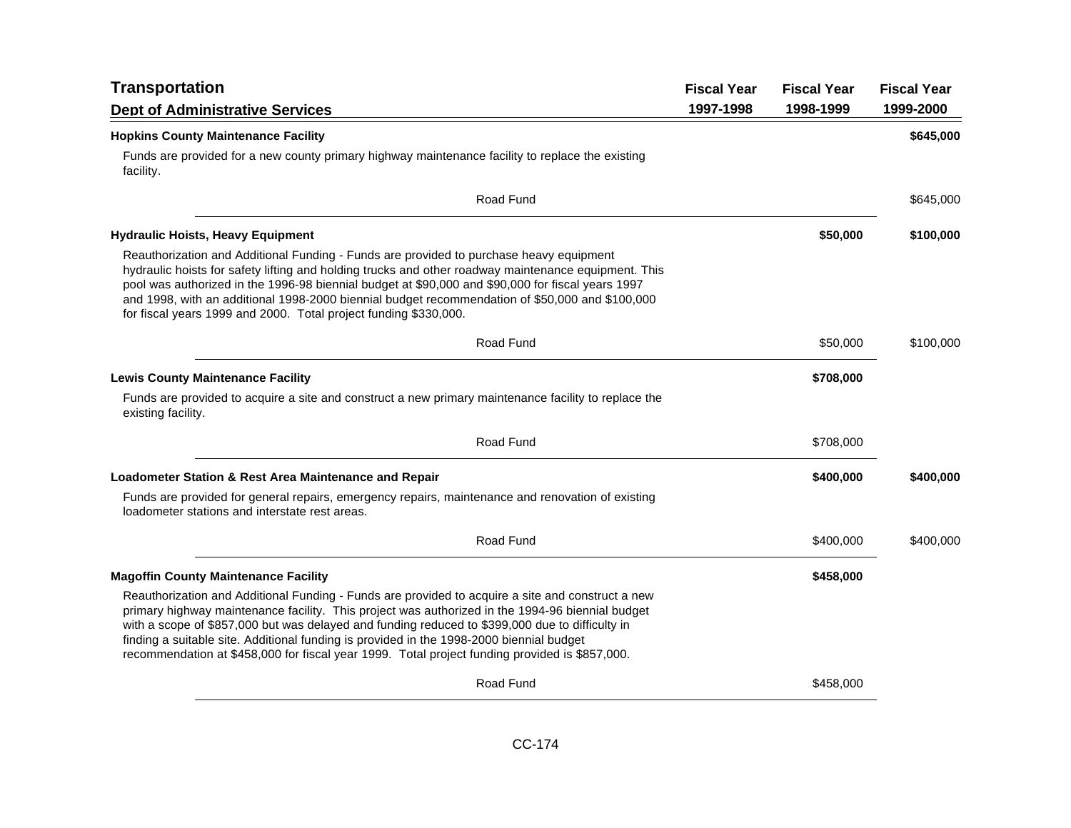| **Transportation**<br>**Dept of Administrative Services** | **Fiscal Year 1997-1998** | **Fiscal Year 1998-1999** | **Fiscal Year 1999-2000** |
|---|---|---|---|
| **Hopkins County Maintenance Facility** | | | **$645,000** |
| Funds are provided for a new county primary highway maintenance facility to replace the existing facility. | | | |
| Road Fund | | | $645,000 |
| **Hydraulic Hoists, Heavy Equipment** | | **$50,000** | **$100,000** |
| Reauthorization and Additional Funding - Funds are provided to purchase heavy equipment hydraulic hoists for safety lifting and holding trucks and other roadway maintenance equipment. This pool was authorized in the 1996-98 biennial budget at $90,000 and $90,000 for fiscal years 1997 and 1998, with an additional 1998-2000 biennial budget recommendation of $50,000 and $100,000 for fiscal years 1999 and 2000. Total project funding $330,000. | | | |
| Road Fund | | $50,000 | $100,000 |
| **Lewis County Maintenance Facility** | | **$708,000** | |
| Funds are provided to acquire a site and construct a new primary maintenance facility to replace the existing facility. | | | |
| Road Fund | | $708,000 | |
| **Loadometer Station & Rest Area Maintenance and Repair** | | **$400,000** | **$400,000** |
| Funds are provided for general repairs, emergency repairs, maintenance and renovation of existing loadometer stations and interstate rest areas. | | | |
| Road Fund | | $400,000 | $400,000 |
| **Magoffin County Maintenance Facility** | | **$458,000** | |
| Reauthorization and Additional Funding - Funds are provided to acquire a site and construct a new primary highway maintenance facility. This project was authorized in the 1994-96 biennial budget with a scope of $857,000 but was delayed and funding reduced to $399,000 due to difficulty in finding a suitable site. Additional funding is provided in the 1998-2000 biennial budget recommendation at $458,000 for fiscal year 1999. Total project funding provided is $857,000. | | | |
| Road Fund | | $458,000 | |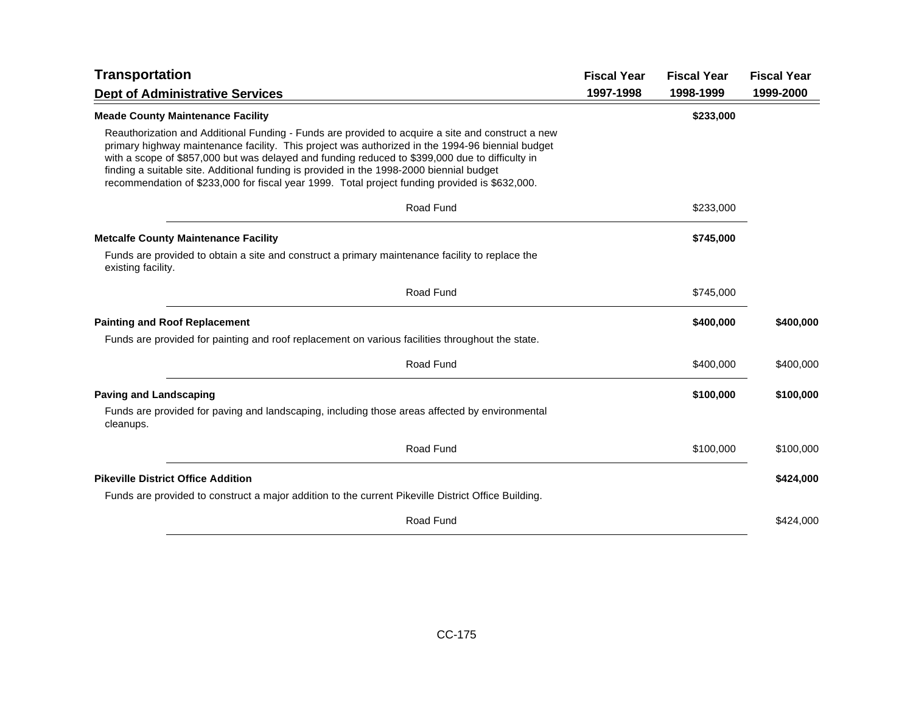## Transportation

### Dept of Administrative Services

| | Fiscal Year 1997-1998 | Fiscal Year 1998-1999 | Fiscal Year 1999-2000 |
|---|---|---|---|
| **Meade County Maintenance Facility** | | **$233,000** | |
| Reauthorization and Additional Funding - Funds are provided to acquire a site and construct a new primary highway maintenance facility. This project was authorized in the 1994-96 biennial budget with a scope of $857,000 but was delayed and funding reduced to $399,000 due to difficulty in finding a suitable site. Additional funding is provided in the 1998-2000 biennial budget recommendation of $233,000 for fiscal year 1999. Total project funding provided is $632,000. | | | |
| Road Fund | | $233,000 | |
| **Metcalfe County Maintenance Facility** | | **$745,000** | |
| Funds are provided to obtain a site and construct a primary maintenance facility to replace the existing facility. | | | |
| Road Fund | | $745,000 | |
| **Painting and Roof Replacement** | | **$400,000** | **$400,000** |
| Funds are provided for painting and roof replacement on various facilities throughout the state. | | | |
| Road Fund | | $400,000 | $400,000 |
| **Paving and Landscaping** | | **$100,000** | **$100,000** |
| Funds are provided for paving and landscaping, including those areas affected by environmental cleanups. | | | |
| Road Fund | | $100,000 | $100,000 |
| **Pikeville District Office Addition** | | | **$424,000** |
| Funds are provided to construct a major addition to the current Pikeville District Office Building. | | | |
| Road Fund | | | $424,000 |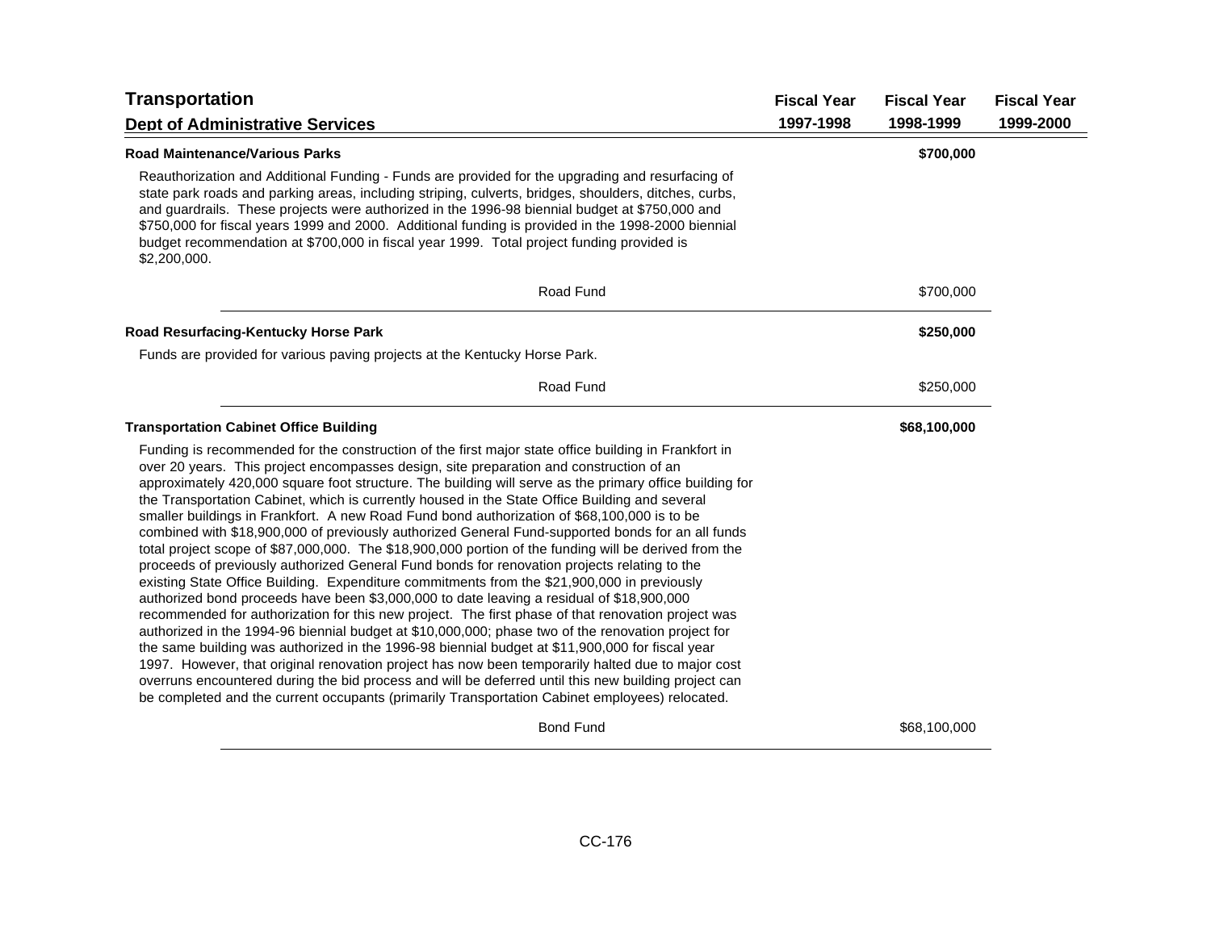| Transportation<br>Dept of Administrative Services | Fiscal Year 1997-1998 | Fiscal Year 1998-1999 | Fiscal Year 1999-2000 |
|---|---|---|---|
| **Road Maintenance/Various Parks** | | **$700,000** | |
| Reauthorization and Additional Funding - Funds are provided for the upgrading and resurfacing of state park roads and parking areas, including striping, culverts, bridges, shoulders, ditches, curbs, and guardrails. These projects were authorized in the 1996-98 biennial budget at $750,000 and $750,000 for fiscal years 1999 and 2000. Additional funding is provided in the 1998-2000 biennial budget recommendation at $700,000 in fiscal year 1999. Total project funding provided is $2,200,000. | | | |
| Road Fund | | $700,000 | |
| **Road Resurfacing-Kentucky Horse Park** | | **$250,000** | |
| Funds are provided for various paving projects at the Kentucky Horse Park. | | | |
| Road Fund | | $250,000 | |
| **Transportation Cabinet Office Building** | | **$68,100,000** | |
| Funding is recommended for the construction of the first major state office building in Frankfort in over 20 years. This project encompasses design, site preparation and construction of an approximately 420,000 square foot structure. The building will serve as the primary office building for the Transportation Cabinet, which is currently housed in the State Office Building and several smaller buildings in Frankfort. A new Road Fund bond authorization of $68,100,000 is to be combined with $18,900,000 of previously authorized General Fund-supported bonds for an all funds total project scope of $87,000,000. The $18,900,000 portion of the funding will be derived from the proceeds of previously authorized General Fund bonds for renovation projects relating to the existing State Office Building. Expenditure commitments from the $21,900,000 in previously authorized bond proceeds have been $3,000,000 to date leaving a residual of $18,900,000 recommended for authorization for this new project. The first phase of that renovation project was authorized in the 1994-96 biennial budget at $10,000,000; phase two of the renovation project for the same building was authorized in the 1996-98 biennial budget at $11,900,000 for fiscal year 1997. However, that original renovation project has now been temporarily halted due to major cost overruns encountered during the bid process and will be deferred until this new building project can be completed and the current occupants (primarily Transportation Cabinet employees) relocated. | | | |
| Bond Fund | | $68,100,000 | |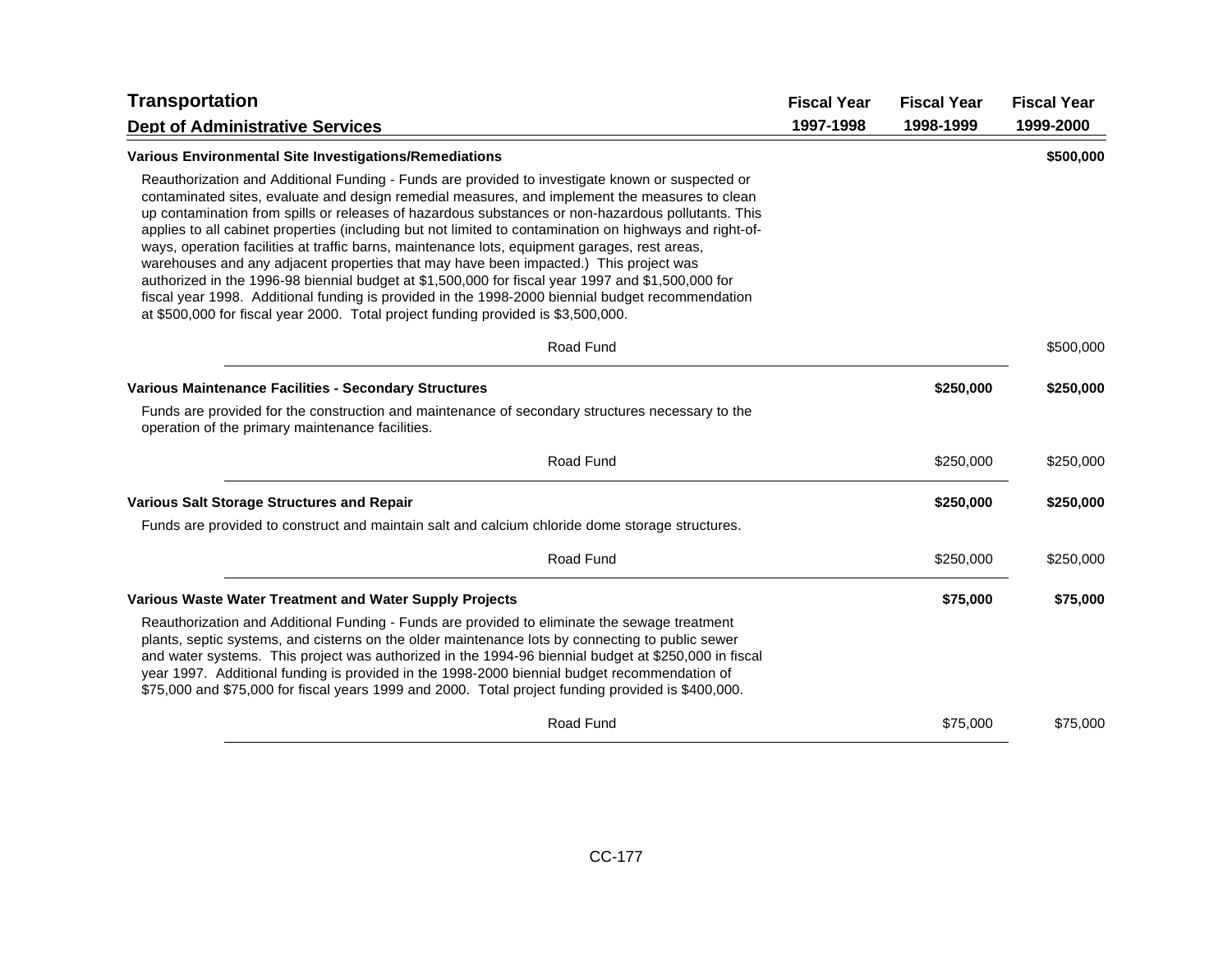## Transportation

### Dept of Administrative Services

| | Fiscal Year 1997-1998 | Fiscal Year 1998-1999 | Fiscal Year 1999-2000 |
|---|---|---|---|
| **Various Environmental Site Investigations/Remediations** | | | **$500,000** |

Reauthorization and Additional Funding - Funds are provided to investigate known or suspected or contaminated sites, evaluate and design remedial measures, and implement the measures to clean up contamination from spills or releases of hazardous substances or non-hazardous pollutants. This applies to all cabinet properties (including but not limited to contamination on highways and right-of-ways, operation facilities at traffic barns, maintenance lots, equipment garages, rest areas, warehouses and any adjacent properties that may have been impacted.) This project was authorized in the 1996-98 biennial budget at $1,500,000 for fiscal year 1997 and $1,500,000 for fiscal year 1998. Additional funding is provided in the 1998-2000 biennial budget recommendation at $500,000 for fiscal year 2000. Total project funding provided is $3,500,000.

| | Fiscal Year 1997-1998 | Fiscal Year 1998-1999 | Fiscal Year 1999-2000 |
|---|---|---|---|
| Road Fund | | | $500,000 |

| | Fiscal Year 1997-1998 | Fiscal Year 1998-1999 | Fiscal Year 1999-2000 |
|---|---|---|---|
| **Various Maintenance Facilities - Secondary Structures** | | **$250,000** | **$250,000** |

Funds are provided for the construction and maintenance of secondary structures necessary to the operation of the primary maintenance facilities.

| | Fiscal Year 1997-1998 | Fiscal Year 1998-1999 | Fiscal Year 1999-2000 |
|---|---|---|---|
| Road Fund | | $250,000 | $250,000 |

| | Fiscal Year 1997-1998 | Fiscal Year 1998-1999 | Fiscal Year 1999-2000 |
|---|---|---|---|
| **Various Salt Storage Structures and Repair** | | **$250,000** | **$250,000** |

Funds are provided to construct and maintain salt and calcium chloride dome storage structures.

| | Fiscal Year 1997-1998 | Fiscal Year 1998-1999 | Fiscal Year 1999-2000 |
|---|---|---|---|
| Road Fund | | $250,000 | $250,000 |

| | Fiscal Year 1997-1998 | Fiscal Year 1998-1999 | Fiscal Year 1999-2000 |
|---|---|---|---|
| **Various Waste Water Treatment and Water Supply Projects** | | **$75,000** | **$75,000** |

Reauthorization and Additional Funding - Funds are provided to eliminate the sewage treatment plants, septic systems, and cisterns on the older maintenance lots by connecting to public sewer and water systems. This project was authorized in the 1994-96 biennial budget at $250,000 in fiscal year 1997. Additional funding is provided in the 1998-2000 biennial budget recommendation of $75,000 and $75,000 for fiscal years 1999 and 2000. Total project funding provided is $400,000.

| | Fiscal Year 1997-1998 | Fiscal Year 1998-1999 | Fiscal Year 1999-2000 |
|---|---|---|---|
| Road Fund | | $75,000 | $75,000 |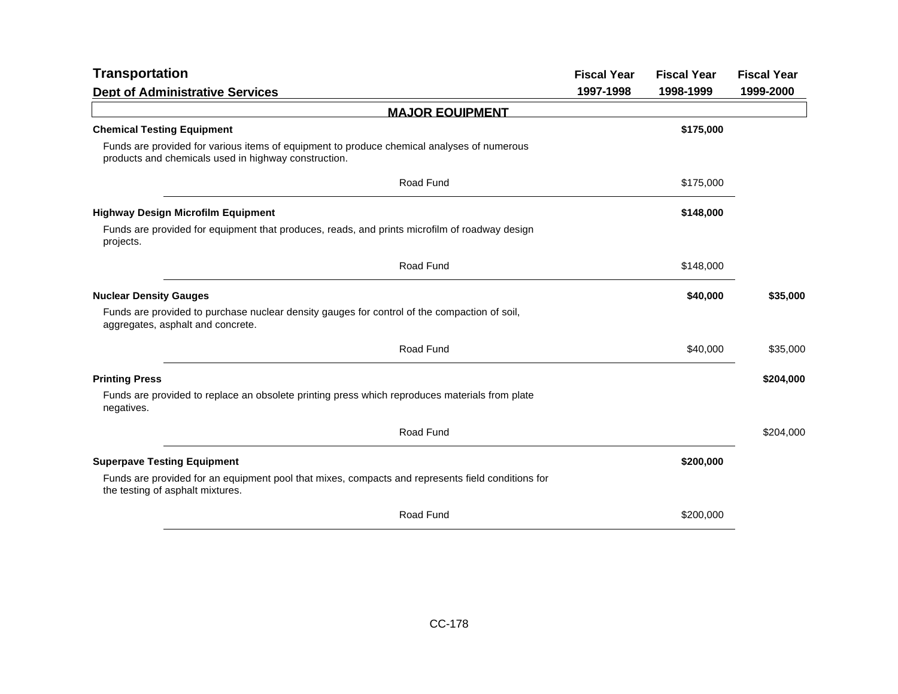## Transportation

### Dept of Administrative Services

| | Fiscal Year 1997-1998 | Fiscal Year 1998-1999 | Fiscal Year 1999-2000 |
|---|---|---|---|

### MAJOR EQUIPMENT

| | Fiscal Year 1997-1998 | Fiscal Year 1998-1999 | Fiscal Year 1999-2000 |
|---|---|---|---|
| **Chemical Testing Equipment** | | **$175,000** | |
| Funds are provided for various items of equipment to produce chemical analyses of numerous products and chemicals used in highway construction. | | | |
| Road Fund | | $175,000 | |
| **Highway Design Microfilm Equipment** | | **$148,000** | |
| Funds are provided for equipment that produces, reads, and prints microfilm of roadway design projects. | | | |
| Road Fund | | $148,000 | |
| **Nuclear Density Gauges** | | **$40,000** | **$35,000** |
| Funds are provided to purchase nuclear density gauges for control of the compaction of soil, aggregates, asphalt and concrete. | | | |
| Road Fund | | $40,000 | $35,000 |
| **Printing Press** | | | **$204,000** |
| Funds are provided to replace an obsolete printing press which reproduces materials from plate negatives. | | | |
| Road Fund | | | $204,000 |
| **Superpave Testing Equipment** | | **$200,000** | |
| Funds are provided for an equipment pool that mixes, compacts and represents field conditions for the testing of asphalt mixtures. | | | |
| Road Fund | | $200,000 | |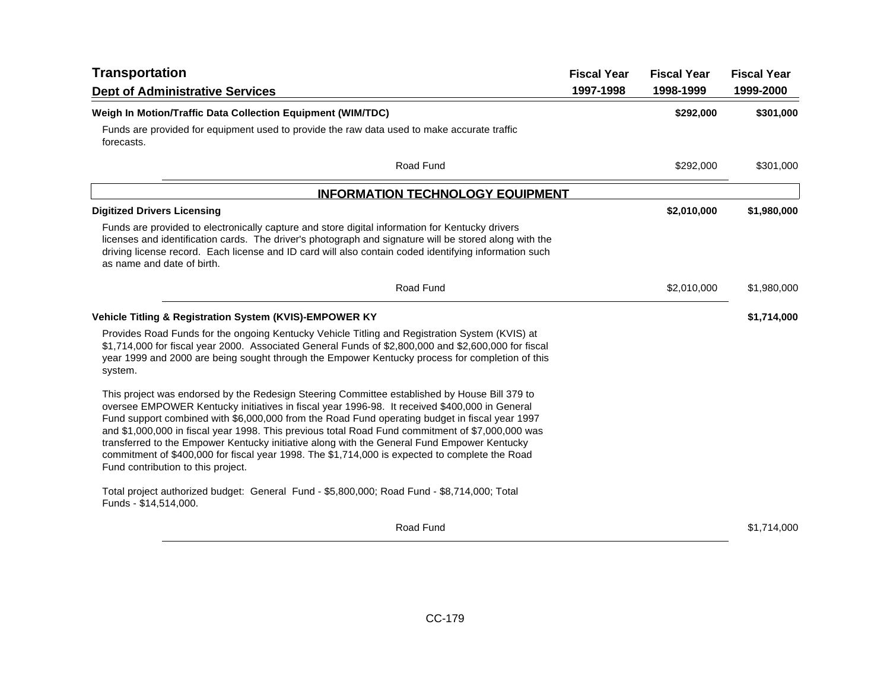## Transportation

### Dept of Administrative Services

| | Fiscal Year 1997-1998 | Fiscal Year 1998-1999 | Fiscal Year 1999-2000 |
|---|---|---|---|
| **Weigh In Motion/Traffic Data Collection Equipment (WIM/TDC)** | | **$292,000** | **$301,000** |

Funds are provided for equipment used to provide the raw data used to make accurate traffic forecasts.

| | Fiscal Year 1997-1998 | Fiscal Year 1998-1999 | Fiscal Year 1999-2000 |
|---|---|---|---|
| Road Fund | | $292,000 | $301,000 |

## INFORMATION TECHNOLOGY EQUIPMENT

| | Fiscal Year 1997-1998 | Fiscal Year 1998-1999 | Fiscal Year 1999-2000 |
|---|---|---|---|
| **Digitized Drivers Licensing** | | **$2,010,000** | **$1,980,000** |

Funds are provided to electronically capture and store digital information for Kentucky drivers licenses and identification cards. The driver's photograph and signature will be stored along with the driving license record. Each license and ID card will also contain coded identifying information such as name and date of birth.

| | Fiscal Year 1997-1998 | Fiscal Year 1998-1999 | Fiscal Year 1999-2000 |
|---|---|---|---|
| Road Fund | | $2,010,000 | $1,980,000 |

| | Fiscal Year 1997-1998 | Fiscal Year 1998-1999 | Fiscal Year 1999-2000 |
|---|---|---|---|
| **Vehicle Titling & Registration System (KVIS)-EMPOWER KY** | | | **$1,714,000** |

Provides Road Funds for the ongoing Kentucky Vehicle Titling and Registration System (KVIS) at $1,714,000 for fiscal year 2000. Associated General Funds of $2,800,000 and $2,600,000 for fiscal year 1999 and 2000 are being sought through the Empower Kentucky process for completion of this system.

This project was endorsed by the Redesign Steering Committee established by House Bill 379 to oversee EMPOWER Kentucky initiatives in fiscal year 1996-98. It received $400,000 in General Fund support combined with $6,000,000 from the Road Fund operating budget in fiscal year 1997 and $1,000,000 in fiscal year 1998. This previous total Road Fund commitment of $7,000,000 was transferred to the Empower Kentucky initiative along with the General Fund Empower Kentucky commitment of $400,000 for fiscal year 1998. The $1,714,000 is expected to complete the Road Fund contribution to this project.

Total project authorized budget: General Fund - $5,800,000; Road Fund - $8,714,000; Total Funds - $14,514,000.

| | Fiscal Year 1997-1998 | Fiscal Year 1998-1999 | Fiscal Year 1999-2000 |
|---|---|---|---|
| Road Fund | | | $1,714,000 |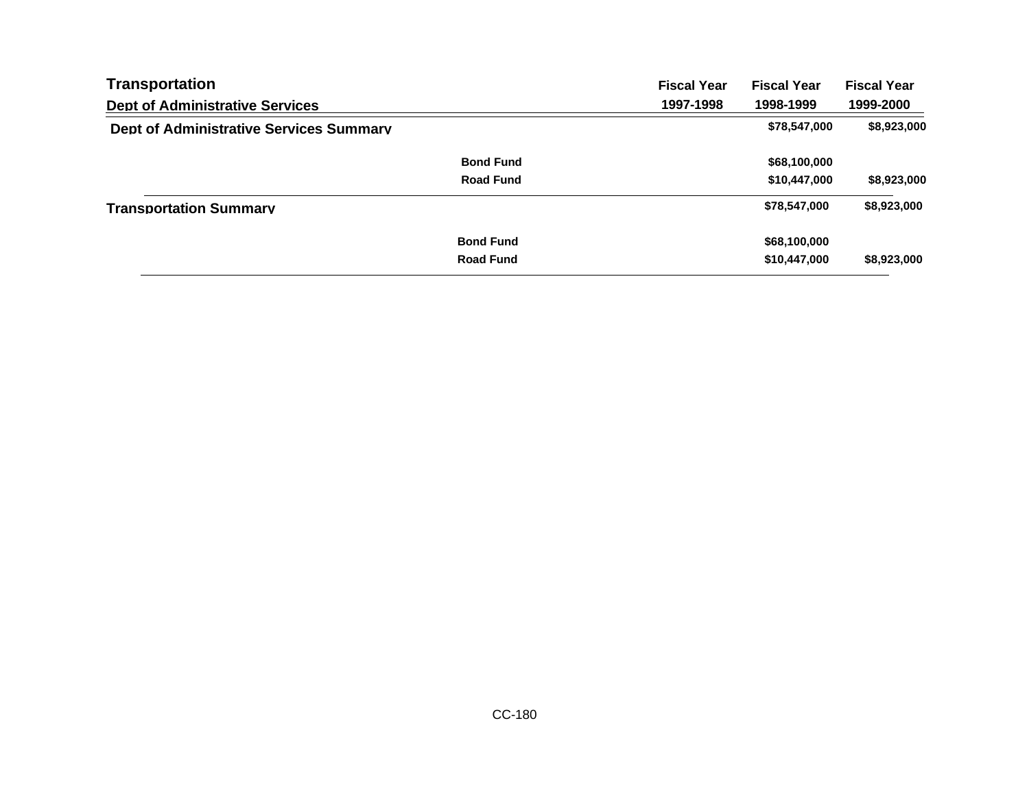## Transportation

| Dept of Administrative Services | | Fiscal Year 1997-1998 | Fiscal Year 1998-1999 | Fiscal Year 1999-2000 |
|---|---|---|---|---|
| **Dept of Administrative Services Summary** | | | $78,547,000 | $8,923,000 |
| | Bond Fund | | $68,100,000 | |
| | Road Fund | | $10,447,000 | $8,923,000 |
| **Transportation Summary** | | | $78,547,000 | $8,923,000 |
| | Bond Fund | | $68,100,000 | |
| | Road Fund | | $10,447,000 | $8,923,000 |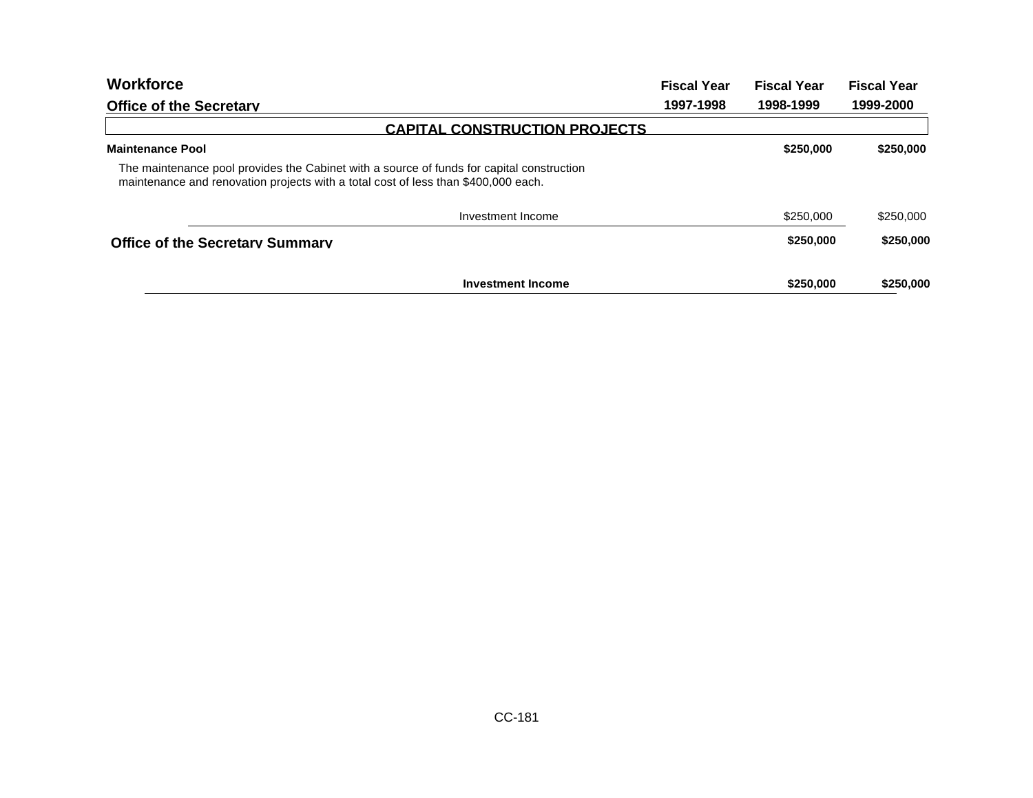## Workforce

### Office of the Secretary

| | Fiscal Year 1997-1998 | Fiscal Year 1998-1999 | Fiscal Year 1999-2000 |
|---|---|---|---|
| **CAPITAL CONSTRUCTION PROJECTS** | | | |
| **Maintenance Pool** | | **$250,000** | **$250,000** |
| The maintenance pool provides the Cabinet with a source of funds for capital construction maintenance and renovation projects with a total cost of less than $400,000 each. | | | |
| Investment Income | | $250,000 | $250,000 |
| **Office of the Secretary Summary** | | **$250,000** | **$250,000** |
| **Investment Income** | | **$250,000** | **$250,000** |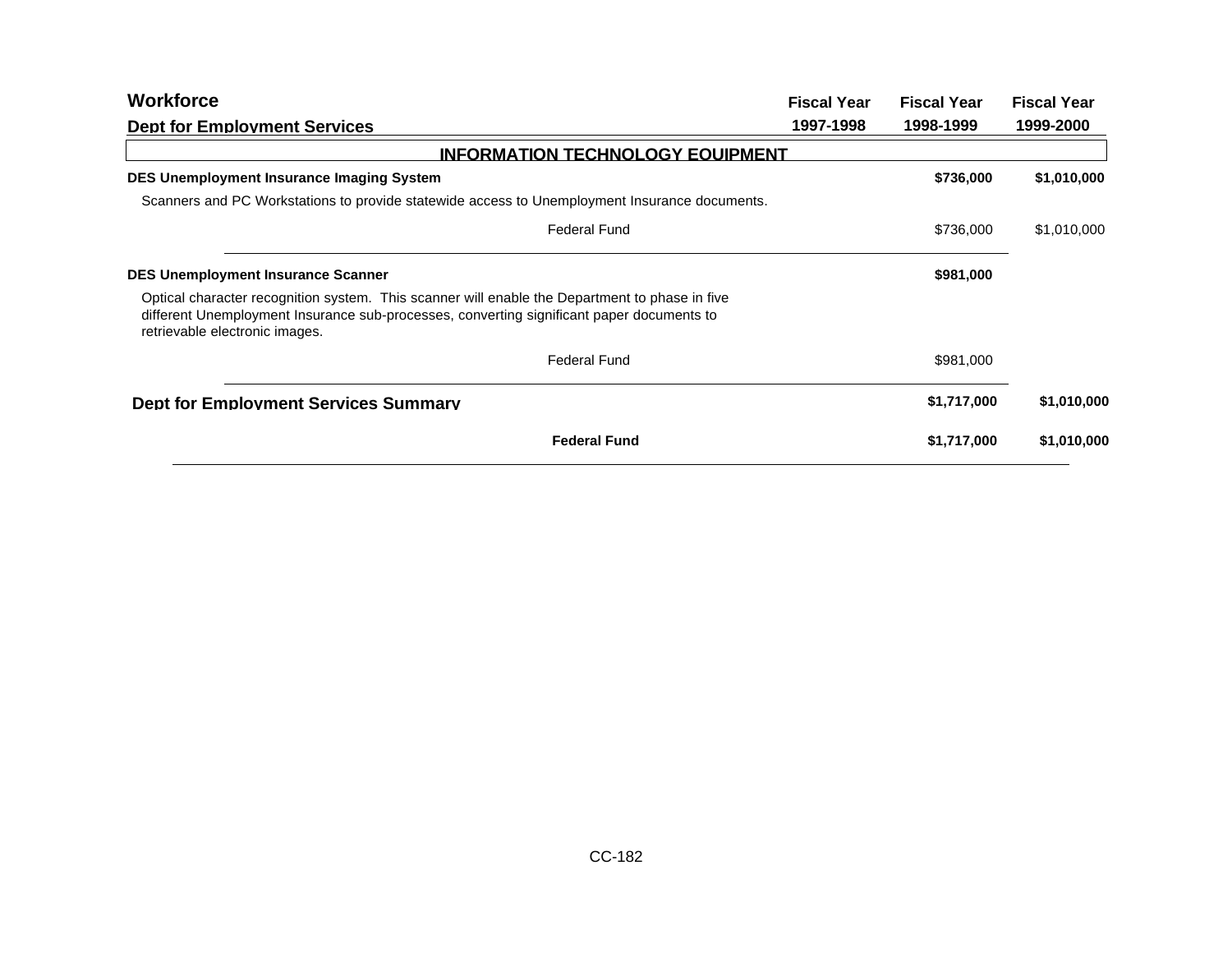# Workforce

## Dept for Employment Services

| | Fiscal Year 1997-1998 | Fiscal Year 1998-1999 | Fiscal Year 1999-2000 |
|---|---|---|---|
| **INFORMATION TECHNOLOGY EQUIPMENT** | | | |
| **DES Unemployment Insurance Imaging System** | | **$736,000** | **$1,010,000** |
| Scanners and PC Workstations to provide statewide access to Unemployment Insurance documents. | | | |
| Federal Fund | | $736,000 | $1,010,000 |
| **DES Unemployment Insurance Scanner** | | **$981,000** | |
| Optical character recognition system. This scanner will enable the Department to phase in five different Unemployment Insurance sub-processes, converting significant paper documents to retrievable electronic images. | | | |
| Federal Fund | | $981,000 | |
| **Dept for Employment Services Summary** | | **$1,717,000** | **$1,010,000** |
| **Federal Fund** | | **$1,717,000** | **$1,010,000** |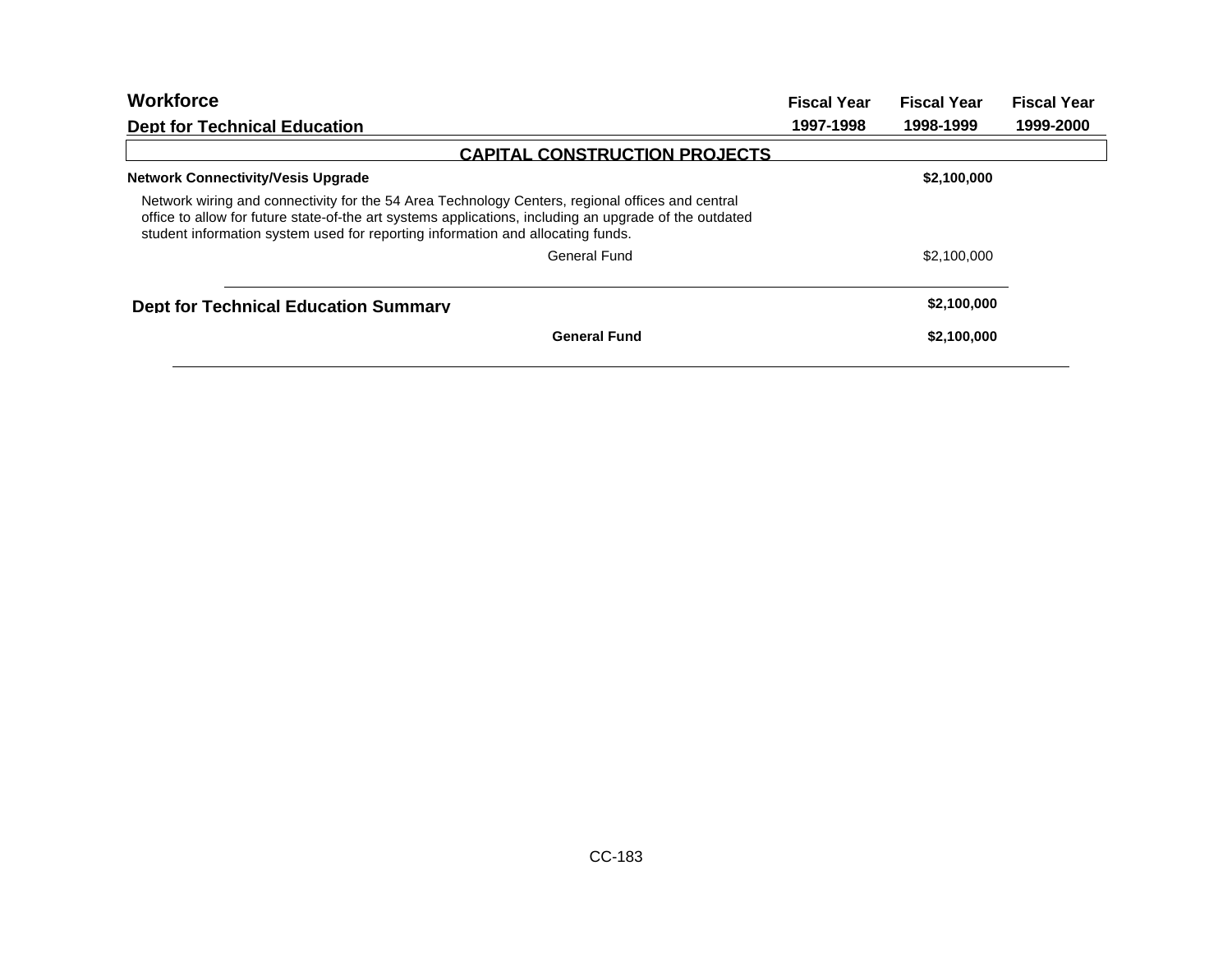**Workforce**

**Dept for Technical Education**

| | Fiscal Year 1997-1998 | Fiscal Year 1998-1999 | Fiscal Year 1999-2000 |
|---|---|---|---|
| **CAPITAL CONSTRUCTION PROJECTS** | | | |
| **Network Connectivity/Vesis Upgrade** | | **$2,100,000** | |
| Network wiring and connectivity for the 54 Area Technology Centers, regional offices and central office to allow for future state-of-the art systems applications, including an upgrade of the outdated student information system used for reporting information and allocating funds. | | | |
| General Fund | | $2,100,000 | |
| **Dept for Technical Education Summary** | | **$2,100,000** | |
| **General Fund** | | **$2,100,000** | |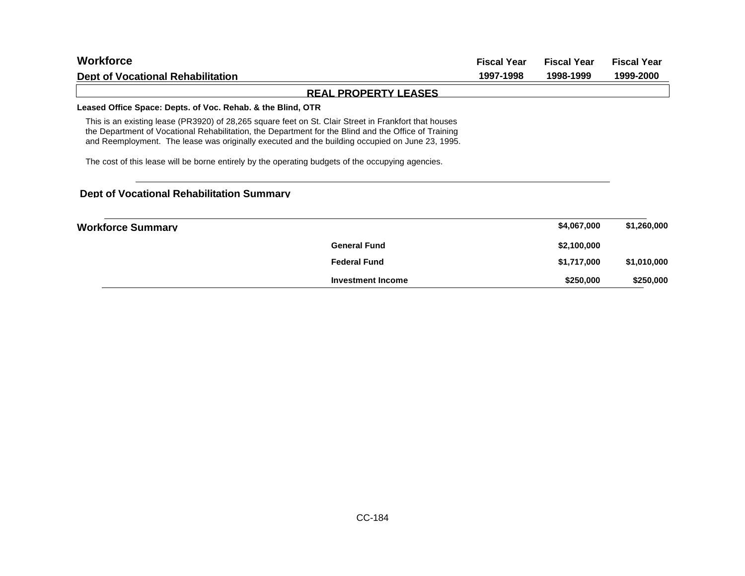## Workforce

### Dept of Vocational Rehabilitation

| | Fiscal Year 1997-1998 | Fiscal Year 1998-1999 | Fiscal Year 1999-2000 |
|---|---|---|---|

### REAL PROPERTY LEASES

**Leased Office Space: Depts. of Voc. Rehab. & the Blind, OTR**

This is an existing lease (PR3920) of 28,265 square feet on St. Clair Street in Frankfort that houses the Department of Vocational Rehabilitation, the Department for the Blind and the Office of Training and Reemployment. The lease was originally executed and the building occupied on June 23, 1995.

The cost of this lease will be borne entirely by the operating budgets of the occupying agencies.

### Dept of Vocational Rehabilitation Summary

| | | Fiscal Year 1997-1998 | Fiscal Year 1998-1999 | Fiscal Year 1999-2000 |
|---|---|---|---|---|
| **Workforce Summary** | | | **$4,067,000** | **$1,260,000** |
| | **General Fund** | | **$2,100,000** | |
| | **Federal Fund** | | **$1,717,000** | **$1,010,000** |
| | **Investment Income** | | **$250,000** | **$250,000** |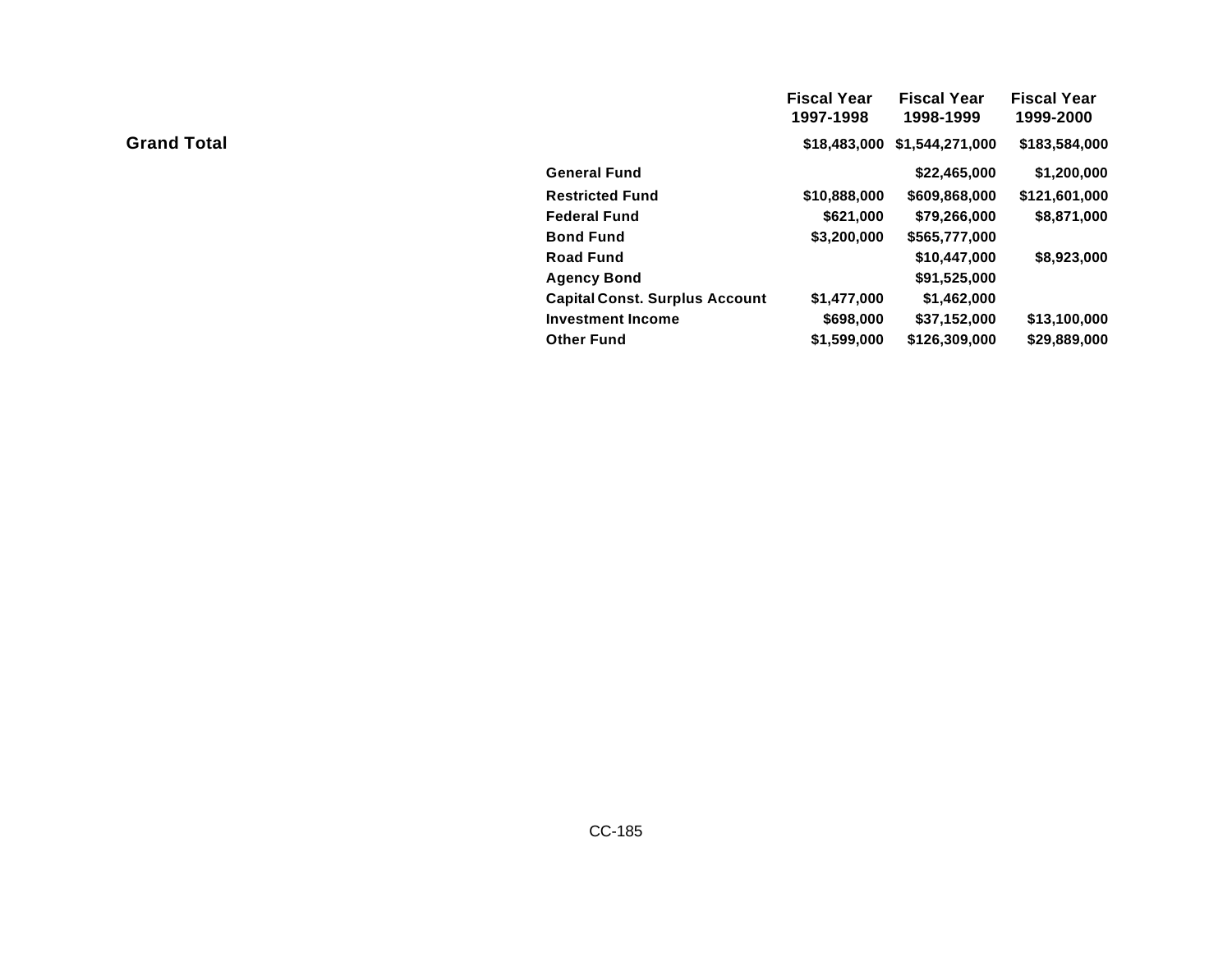| | | Fiscal Year 1997-1998 | Fiscal Year 1998-1999 | Fiscal Year 1999-2000 |
|---|---|---|---|---|
| **Grand Total** | | $18,483,000 | $1,544,271,000 | $183,584,000 |
| | General Fund | | $22,465,000 | $1,200,000 |
| | Restricted Fund | $10,888,000 | $609,868,000 | $121,601,000 |
| | Federal Fund | $621,000 | $79,266,000 | $8,871,000 |
| | Bond Fund | $3,200,000 | $565,777,000 | |
| | Road Fund | | $10,447,000 | $8,923,000 |
| | Agency Bond | | $91,525,000 | |
| | Capital Const. Surplus Account | $1,477,000 | $1,462,000 | |
| | Investment Income | $698,000 | $37,152,000 | $13,100,000 |
| | Other Fund | $1,599,000 | $126,309,000 | $29,889,000 |